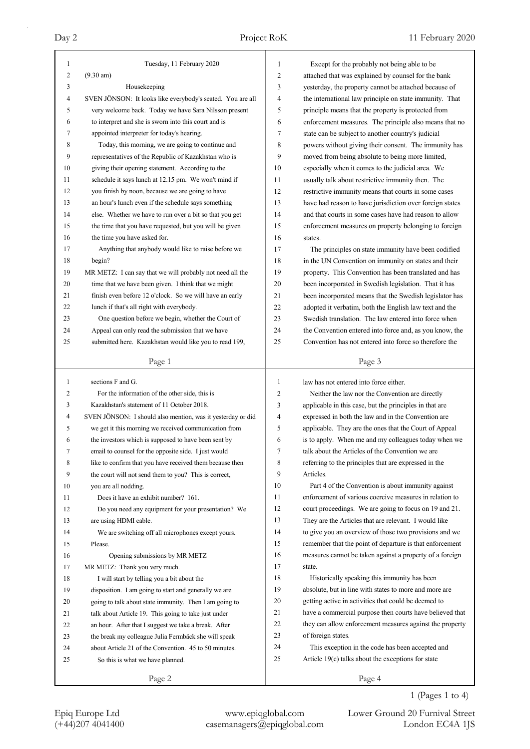Tuesday, 11 February 2020

(9.30 am)

### Housekeeping

SVEN JÖNSON: It looks like everybody's seated. You are all very welcome back. Today we have Sara Nilsson present to interpret and she is sworn into this court and is appointed interpreter for today's hearing.

Today, this morning, we are going to continue and representatives of the Republic of Kazakhstan who is giving their opening statement. According to the schedule it says lunch at 12.15 pm. We won't mind if you finish by noon, because we are going to have an hour's lunch even if the schedule says something else. Whether we have to run over a bit so that you get the time that you have requested, but you will be given the time you have asked for.

Anything that anybody would like to raise before we begin?

MR METZ: I can say that we will probably not need all the time that we have been given. I think that we might finish even before 12 o'clock. So we will have an early lunch if that's all right with everybody.

One question before we begin, whether the Court of Appeal can only read the submission that we have submitted here. Kazakhstan would like you to read 199, sections F and G.

For the information of the other side, this is Kazakhstan's statement of 11 October 2018.

SVEN JÖNSON: I should also mention, was it yesterday or did we get it this morning we received communication from the investors which is supposed to have been sent by email to counsel for the opposite side. I just would like to confirm that you have received them because then the court will not send them to you? This is correct, you are all nodding.

Does it have an exhibit number? 161.

Do you need any equipment for your presentation? We are using HDMI cable.

We are switching off all microphones except yours. Please.

### Opening submissions by MR METZ

MR METZ: Thank you very much.

I will start by telling you a bit about the disposition. I am going to start and generally we are going to talk about state immunity. Then I am going to talk about Article 19. This going to take just under an hour. After that I suggest we take a break. After the break my colleague Julia Fermbäck she will speak about Article 21 of the Convention. 45 to 50 minutes.

So this is what we have planned.

Except for the probably not being able to be attached that was explained by counsel for the bank yesterday, the property cannot be attached because of the international law principle on state immunity. That principle means that the property is protected from enforcement measures. The principle also means that no state can be subject to another country's judicial powers without giving their consent. The immunity has moved from being absolute to being more limited, especially when it comes to the judicial area. We usually talk about restrictive immunity then. The restrictive immunity means that courts in some cases have had reason to have jurisdiction over foreign states and that courts in some cases have had reason to allow enforcement measures on property belonging to foreign states.

The principles on state immunity have been codified in the UN Convention on immunity on states and their property. This Convention has been translated and has been incorporated in Swedish legislation. That it has been incorporated means that the Swedish legislator has adopted it verbatim, both the English law text and the Swedish translation. The law entered into force when the Convention entered into force and, as you know, the Convention has not entered into force so therefore the law has not entered into force either.

Neither the law nor the Convention are directly applicable in this case, but the principles in that are expressed in both the law and in the Convention are applicable. They are the ones that the Court of Appeal is to apply. When me and my colleagues today when we talk about the Articles of the Convention we are referring to the principles that are expressed in the Articles.

Part 4 of the Convention is about immunity against enforcement of various coercive measures in relation to court proceedings. We are going to focus on 19 and 21. They are the Articles that are relevant. I would like to give you an overview of those two provisions and we remember that the point of departure is that enforcement measures cannot be taken against a property of a foreign state.

Historically speaking this immunity has been absolute, but in line with states to more and more are getting active in activities that could be deemed to have a commercial purpose then courts have believed that they can allow enforcement measures against the property of foreign states.

This exception in the code has been accepted and Article 19(c) talks about the exceptions for state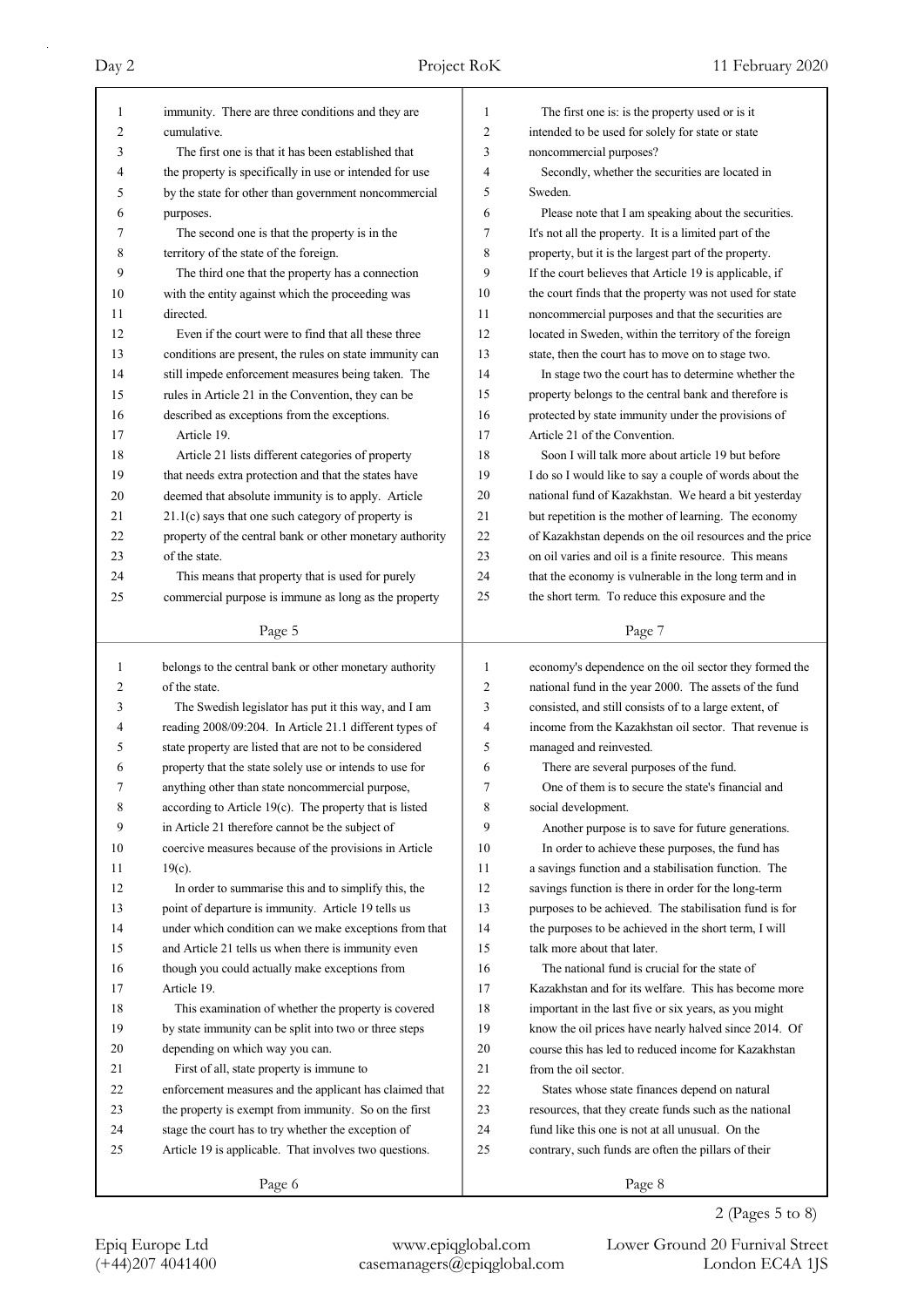immunity. There are three conditions and they are cumulative.

The first one is that it has been established that the property is specifically in use or intended for use by the state for other than government noncommercial purposes.

The second one is that the property is in the territory of the state of the foreign.

The third one that the property has a connection with the entity against which the proceeding was directed.

Even if the court were to find that all these three conditions are present, the rules on state immunity can still impede enforcement measures being taken. The rules in Article 21 in the Convention, they can be described as exceptions from the exceptions.

Article 19.

Article 21 lists different categories of property that needs extra protection and that the states have deemed that absolute immunity is to apply. Article 21.1(c) says that one such category of property is property of the central bank or other monetary authority of the state.

This means that property that is used for purely commercial purpose is immune as long as the property belongs to the central bank or other monetary authority of the state.

The Swedish legislator has put it this way, and I am reading 2008/09:204. In Article 21.1 different types of state property are listed that are not to be considered property that the state solely use or intends to use for anything other than state noncommercial purpose, according to Article 19(c). The property that is listed in Article 21 therefore cannot be the subject of coercive measures because of the provisions in Article 19(c).

In order to summarise this and to simplify this, the point of departure is immunity. Article 19 tells us under which condition can we make exceptions from that and Article 21 tells us when there is immunity even though you could actually make exceptions from Article 19.

This examination of whether the property is covered by state immunity can be split into two or three steps depending on which way you can.

First of all, state property is immune to enforcement measures and the applicant has claimed that the property is exempt from immunity. So on the first stage the court has to try whether the exception of Article 19 is applicable. That involves two questions.

The first one is: is the property used or is it intended to be used for solely for state or state noncommercial purposes?

Secondly, whether the securities are located in Sweden.

Please note that I am speaking about the securities. It's not all the property. It is a limited part of the property, but it is the largest part of the property. If the court believes that Article 19 is applicable, if the court finds that the property was not used for state noncommercial purposes and that the securities are located in Sweden, within the territory of the foreign state, then the court has to move on to stage two.

In stage two the court has to determine whether the property belongs to the central bank and therefore is protected by state immunity under the provisions of Article 21 of the Convention.

Soon I will talk more about article 19 but before I do so I would like to say a couple of words about the national fund of Kazakhstan. We heard a bit yesterday but repetition is the mother of learning. The economy of Kazakhstan depends on the oil resources and the price on oil varies and oil is a finite resource. This means that the economy is vulnerable in the long term and in the short term. To reduce this exposure and the economy's dependence on the oil sector they formed the national fund in the year 2000. The assets of the fund consisted, and still consists of to a large extent, of income from the Kazakhstan oil sector. That revenue is managed and reinvested.

There are several purposes of the fund.

One of them is to secure the state's financial and social development.

Another purpose is to save for future generations.

In order to achieve these purposes, the fund has a savings function and a stabilisation function. The savings function is there in order for the long-term purposes to be achieved. The stabilisation fund is for the purposes to be achieved in the short term, I will talk more about that later.

The national fund is crucial for the state of Kazakhstan and for its welfare. This has become more important in the last five or six years, as you might know the oil prices have nearly halved since 2014. Of course this has led to reduced income for Kazakhstan from the oil sector.

States whose state finances depend on natural resources, that they create funds such as the national fund like this one is not at all unusual. On the contrary, such funds are often the pillars of their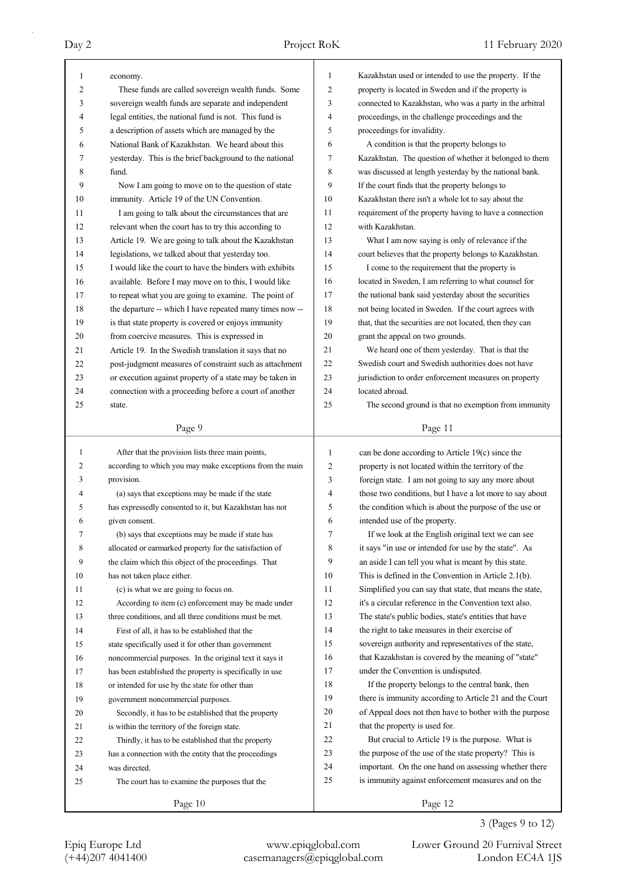economy.

These funds are called sovereign wealth funds. Some sovereign wealth funds are separate and independent legal entities, the national fund is not. This fund is a description of assets which are managed by the National Bank of Kazakhstan. We heard about this yesterday. This is the brief background to the national fund.

Now I am going to move on to the question of state immunity. Article 19 of the UN Convention.

I am going to talk about the circumstances that are relevant when the court has to try this according to Article 19. We are going to talk about the Kazakhstan legislations, we talked about that yesterday too. I would like the court to have the binders with exhibits available. Before I may move on to this, I would like to repeat what you are going to examine. The point of the departure -- which I have repeated many times now -- is that state property is covered or enjoys immunity from coercive measures. This is expressed in Article 19. In the Swedish translation it says that no post-judgment measures of constraint such as attachment or execution against property of a state may be taken in connection with a proceeding before a court of another state.

After that the provision lists three main points, according to which you may make exceptions from the main provision.

(a) says that exceptions may be made if the state has expressedly consented to it, but Kazakhstan has not given consent.

(b) says that exceptions may be made if state has allocated or earmarked property for the satisfaction of the claim which this object of the proceedings. That has not taken place either.

(c) is what we are going to focus on.

According to item (c) enforcement may be made under three conditions, and all three conditions must be met.

First of all, it has to be established that the state specifically used it for other than government noncommercial purposes. In the original text it says it has been established that the property is specifically in use or intended for use by the state for other than government noncommercial purposes.

Secondly, it has to be established that the property is within the territory of the foreign state.

Thirdly, it has to be established that the property has a connection with the entity that the proceedings was directed.

The court has to examine the purposes that the Kazakhstan used or intended to use the property. If the property is located in Sweden and if the property is connected to Kazakhstan, who was a party in the arbitral proceedings, in the challenge proceedings and the proceedings for invalidity.

A condition is that the property belongs to Kazakhstan. The question of whether it belonged to them was discussed at length yesterday by the national bank. If the court finds that the property belongs to Kazakhstan there isn't a whole lot to say about the requirement of the property having to have a connection with Kazakhstan.

What I am now saying is only of relevance if the court believes that the property belongs to Kazakhstan.

I come to the requirement that the property is located in Sweden, I am referring to what counsel for the national bank said yesterday about the securities not being located in Sweden. If the court agrees with that, that the securities are not located, then they can grant the appeal on two grounds.

We heard one of them yesterday. That is that the Swedish court and Swedish authorities does not have jurisdiction to order enforcement measures on property located abroad.

The second ground is that no exemption from immunity can be done according to Article 19(c) since the property is not located within the territory of the foreign state. I am not going to say any more about those two conditions, but I have a lot more to say about the condition which is about the purpose of the use or intended use of the property.

If we look at the English original text we can see it says "in use or intended for use by the state". As an aside I can tell you what is meant by this state. This is defined in the Convention in Article 2.1(b). Simplified you can say that state, that means the state, it's a circular reference in the Convention text also. The state's public bodies, state's entities that have the right to take measures in their exercise of sovereign authority and representatives of the state, that Kazakhstan is covered by the meaning of "state" under the Convention is undisputed.

If the property belongs to the central bank, then there is immunity according to Article 21 and the Court of Appeal does not then have to bother with the purpose that the property is used for.

But crucial to Article 19 is the purpose. What is the purpose of the use of the state property? This is important. On the one hand on assessing whether there is immunity against enforcement measures and on the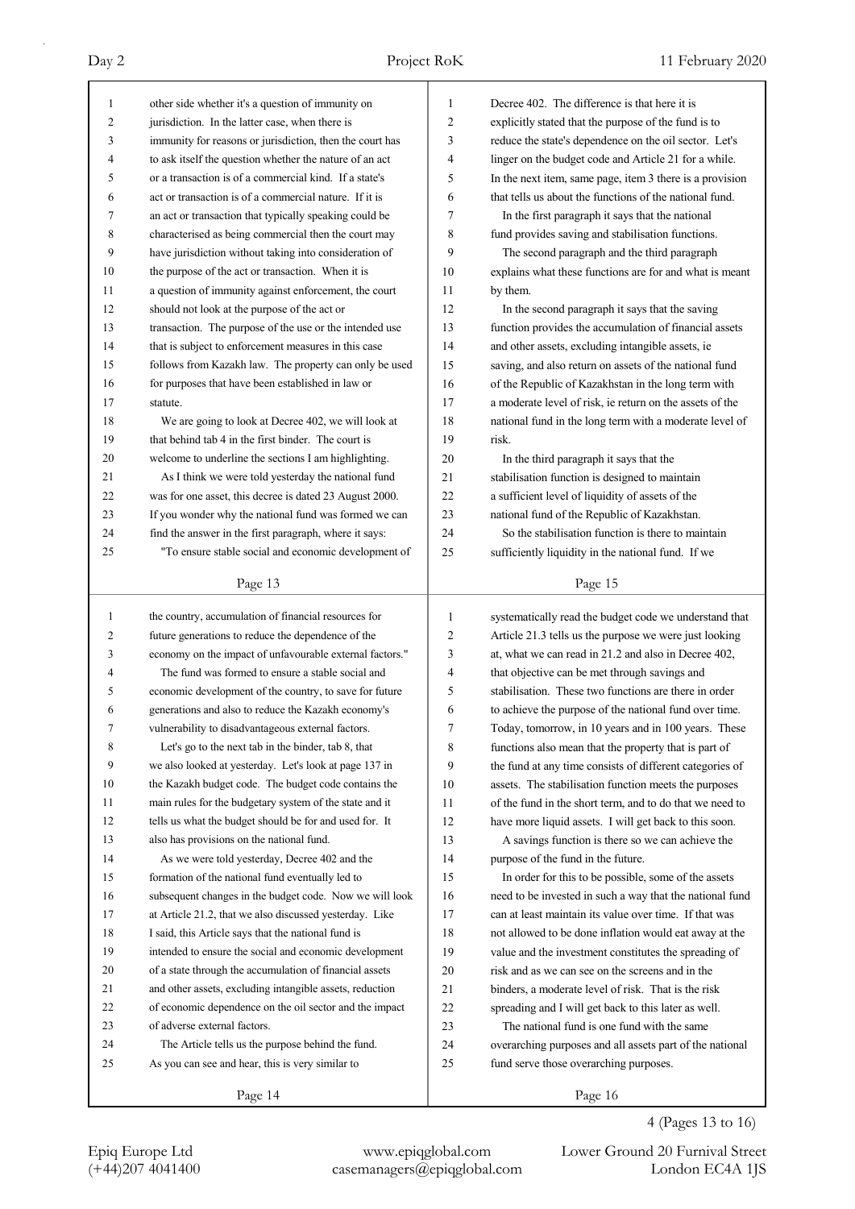other side whether it's a question of immunity on jurisdiction. In the latter case, when there is immunity for reasons or jurisdiction, then the court has to ask itself the question whether the nature of an act or a transaction is of a commercial kind. If a state's act or transaction is of a commercial nature. If it is an act or transaction that typically speaking could be characterised as being commercial then the court may have jurisdiction without taking into consideration of the purpose of the act or transaction. When it is a question of immunity against enforcement, the court should not look at the purpose of the act or transaction. The purpose of the use or the intended use that is subject to enforcement measures in this case follows from Kazakh law. The property can only be used for purposes that have been established in law or statute.

We are going to look at Decree 402, we will look at that behind tab 4 in the first binder. The court is welcome to underline the sections I am highlighting.

As I think we were told yesterday the national fund was for one asset, this decree is dated 23 August 2000. If you wonder why the national fund was formed we can find the answer in the first paragraph, where it says:

"To ensure stable social and economic development of the country, accumulation of financial resources for future generations to reduce the dependence of the economy on the impact of unfavourable external factors."

The fund was formed to ensure a stable social and economic development of the country, to save for future generations and also to reduce the Kazakh economy's vulnerability to disadvantageous external factors.

Let's go to the next tab in the binder, tab 8, that we also looked at yesterday. Let's look at page 137 in the Kazakh budget code. The budget code contains the main rules for the budgetary system of the state and it tells us what the budget should be for and used for. It also has provisions on the national fund.

As we were told yesterday, Decree 402 and the formation of the national fund eventually led to subsequent changes in the budget code. Now we will look at Article 21.2, that we also discussed yesterday. Like I said, this Article says that the national fund is intended to ensure the social and economic development of a state through the accumulation of financial assets and other assets, excluding intangible assets, reduction of economic dependence on the oil sector and the impact of adverse external factors.

The Article tells us the purpose behind the fund. As you can see and hear, this is very similar to Decree 402. The difference is that here it is explicitly stated that the purpose of the fund is to reduce the state's dependence on the oil sector. Let's linger on the budget code and Article 21 for a while. In the next item, same page, item 3 there is a provision that tells us about the functions of the national fund.

In the first paragraph it says that the national fund provides saving and stabilisation functions.

The second paragraph and the third paragraph explains what these functions are for and what is meant by them.

In the second paragraph it says that the saving function provides the accumulation of financial assets and other assets, excluding intangible assets, ie saving, and also return on assets of the national fund of the Republic of Kazakhstan in the long term with a moderate level of risk, ie return on the assets of the national fund in the long term with a moderate level of risk.

In the third paragraph it says that the stabilisation function is designed to maintain a sufficient level of liquidity of assets of the national fund of the Republic of Kazakhstan.

So the stabilisation function is there to maintain sufficiently liquidity in the national fund. If we systematically read the budget code we understand that Article 21.3 tells us the purpose we were just looking at, what we can read in 21.2 and also in Decree 402, that objective can be met through savings and stabilisation. These two functions are there in order to achieve the purpose of the national fund over time. Today, tomorrow, in 10 years and in 100 years. These functions also mean that the property that is part of the fund at any time consists of different categories of assets. The stabilisation function meets the purposes of the fund in the short term, and to do that we need to have more liquid assets. I will get back to this soon.

A savings function is there so we can achieve the purpose of the fund in the future.

In order for this to be possible, some of the assets need to be invested in such a way that the national fund can at least maintain its value over time. If that was not allowed to be done inflation would eat away at the value and the investment constitutes the spreading of risk and as we can see on the screens and in the binders, a moderate level of risk. That is the risk spreading and I will get back to this later as well.

The national fund is one fund with the same overarching purposes and all assets part of the national fund serve those overarching purposes.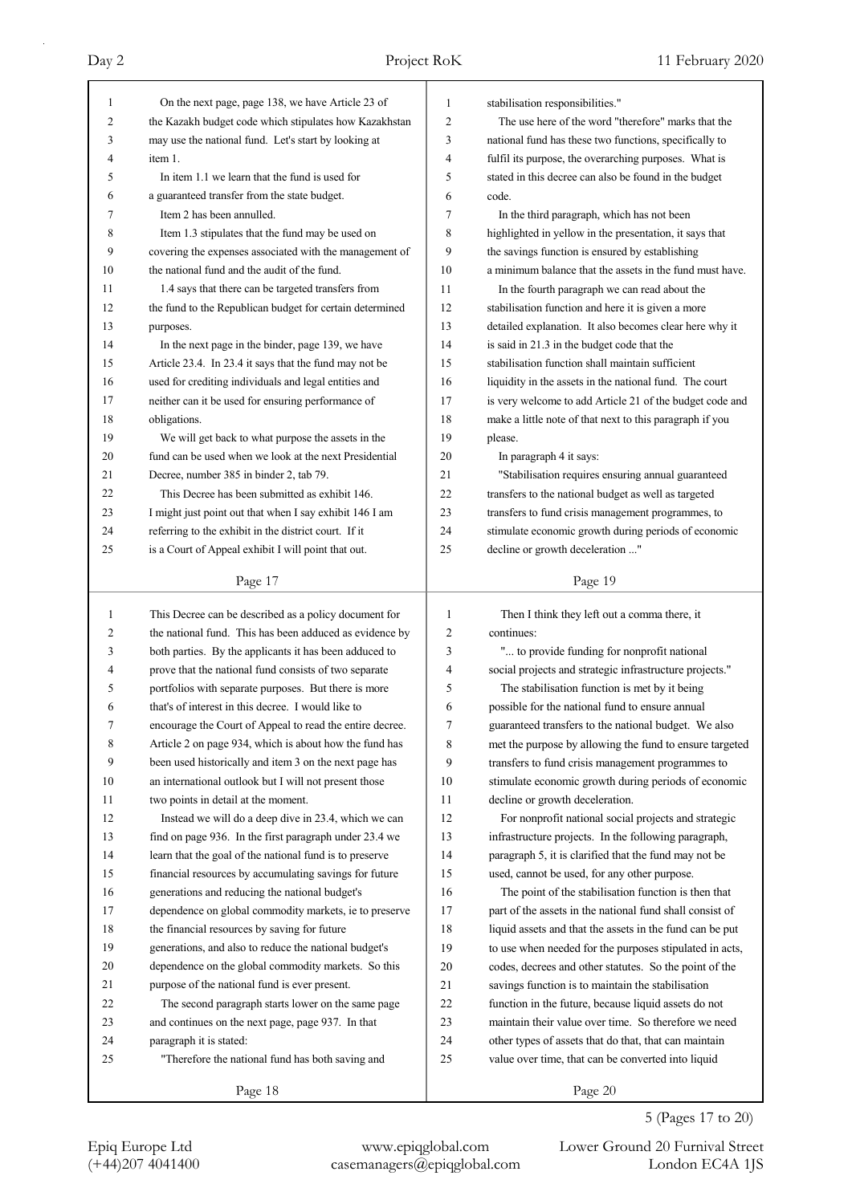On the next page, page 138, we have Article 23 of the Kazakh budget code which stipulates how Kazakhstan may use the national fund. Let's start by looking at item 1.

In item 1.1 we learn that the fund is used for a guaranteed transfer from the state budget.

Item 2 has been annulled.

Item 1.3 stipulates that the fund may be used on covering the expenses associated with the management of the national fund and the audit of the fund.

1.4 says that there can be targeted transfers from the fund to the Republican budget for certain determined purposes.

In the next page in the binder, page 139, we have Article 23.4. In 23.4 it says that the fund may not be used for crediting individuals and legal entities and neither can it be used for ensuring performance of obligations.

We will get back to what purpose the assets in the fund can be used when we look at the next Presidential Decree, number 385 in binder 2, tab 79.

This Decree has been submitted as exhibit 146. I might just point out that when I say exhibit 146 I am referring to the exhibit in the district court. If it is a Court of Appeal exhibit I will point that out.

This Decree can be described as a policy document for the national fund. This has been adduced as evidence by both parties. By the applicants it has been adduced to prove that the national fund consists of two separate portfolios with separate purposes. But there is more that's of interest in this decree. I would like to encourage the Court of Appeal to read the entire decree. Article 2 on page 934, which is about how the fund has been used historically and item 3 on the next page has an international outlook but I will not present those two points in detail at the moment.

Instead we will do a deep dive in 23.4, which we can find on page 936. In the first paragraph under 23.4 we learn that the goal of the national fund is to preserve financial resources by accumulating savings for future generations and reducing the national budget's dependence on global commodity markets, ie to preserve the financial resources by saving for future generations, and also to reduce the national budget's dependence on the global commodity markets. So this purpose of the national fund is ever present.

The second paragraph starts lower on the same page and continues on the next page, page 937. In that paragraph it is stated:

"Therefore the national fund has both saving and stabilisation responsibilities."

The use here of the word "therefore" marks that the national fund has these two functions, specifically to fulfil its purpose, the overarching purposes. What is stated in this decree can also be found in the budget code.

In the third paragraph, which has not been highlighted in yellow in the presentation, it says that the savings function is ensured by establishing a minimum balance that the assets in the fund must have.

In the fourth paragraph we can read about the stabilisation function and here it is given a more detailed explanation. It also becomes clear here why it is said in 21.3 in the budget code that the stabilisation function shall maintain sufficient liquidity in the assets in the national fund. The court is very welcome to add Article 21 of the budget code and make a little note of that next to this paragraph if you please.

In paragraph 4 it says:

"Stabilisation requires ensuring annual guaranteed transfers to the national budget as well as targeted transfers to fund crisis management programmes, to stimulate economic growth during periods of economic decline or growth deceleration ..."

Then I think they left out a comma there, it continues:

"... to provide funding for nonprofit national social projects and strategic infrastructure projects."

The stabilisation function is met by it being possible for the national fund to ensure annual guaranteed transfers to the national budget. We also met the purpose by allowing the fund to ensure targeted transfers to fund crisis management programmes to stimulate economic growth during periods of economic decline or growth deceleration.

For nonprofit national social projects and strategic infrastructure projects. In the following paragraph, paragraph 5, it is clarified that the fund may not be used, cannot be used, for any other purpose.

The point of the stabilisation function is then that part of the assets in the national fund shall consist of liquid assets and that the assets in the fund can be put to use when needed for the purposes stipulated in acts, codes, decrees and other statutes. So the point of the savings function is to maintain the stabilisation function in the future, because liquid assets do not maintain their value over time. So therefore we need other types of assets that do that, that can maintain value over time, that can be converted into liquid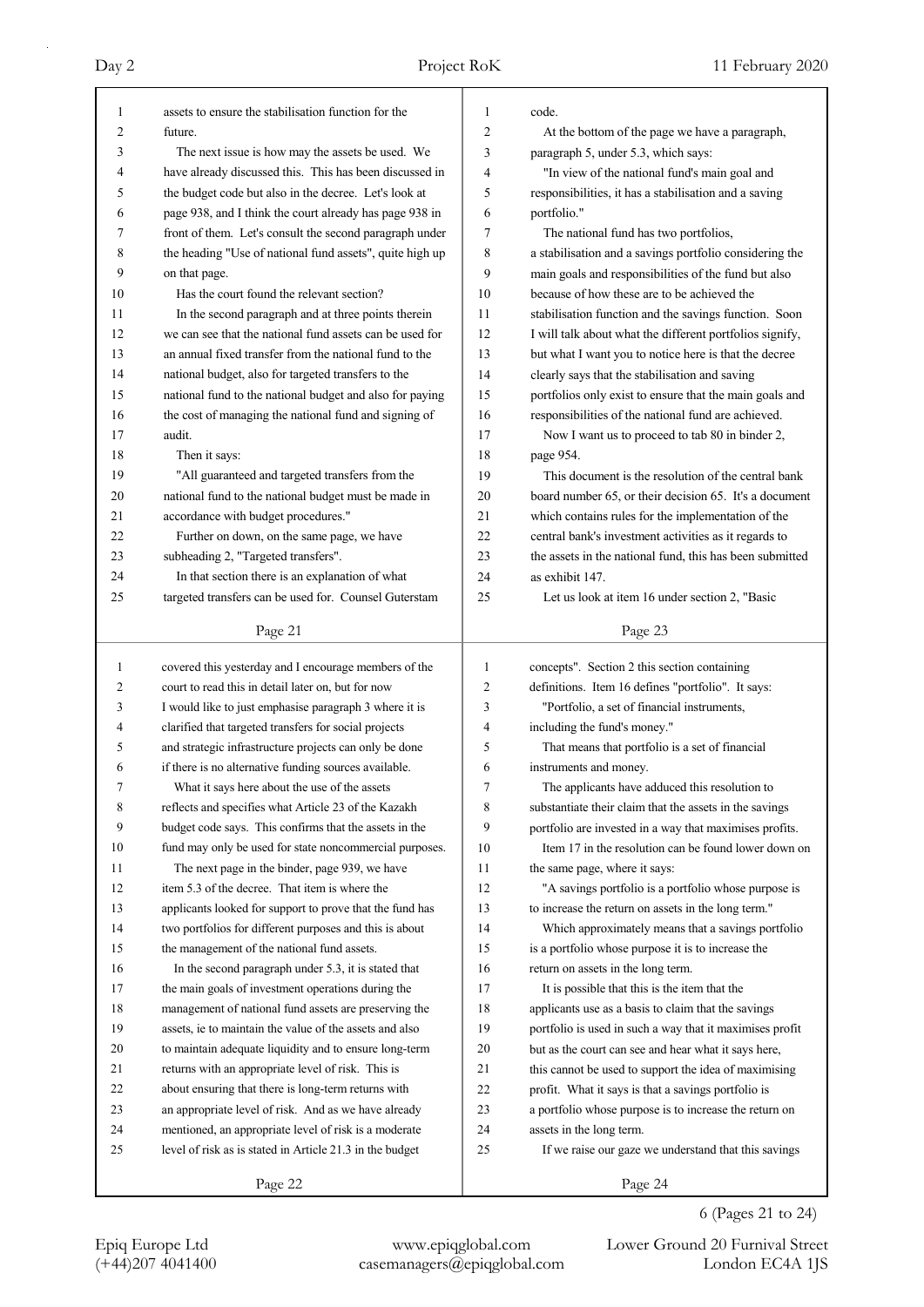assets to ensure the stabilisation function for the future.

The next issue is how may the assets be used. We have already discussed this. This has been discussed in the budget code but also in the decree. Let's look at page 938, and I think the court already has page 938 in front of them. Let's consult the second paragraph under the heading "Use of national fund assets", quite high up on that page.

Has the court found the relevant section?

In the second paragraph and at three points therein we can see that the national fund assets can be used for an annual fixed transfer from the national fund to the national budget, also for targeted transfers to the national fund to the national budget and also for paying the cost of managing the national fund and signing of audit.

Then it says:

"All guaranteed and targeted transfers from the national fund to the national budget must be made in accordance with budget procedures."

Further on down, on the same page, we have subheading 2, "Targeted transfers".

In that section there is an explanation of what targeted transfers can be used for. Counsel Guterstam covered this yesterday and I encourage members of the court to read this in detail later on, but for now I would like to just emphasise paragraph 3 where it is clarified that targeted transfers for social projects and strategic infrastructure projects can only be done if there is no alternative funding sources available.

What it says here about the use of the assets reflects and specifies what Article 23 of the Kazakh budget code says. This confirms that the assets in the fund may only be used for state noncommercial purposes.

The next page in the binder, page 939, we have item 5.3 of the decree. That item is where the applicants looked for support to prove that the fund has two portfolios for different purposes and this is about the management of the national fund assets.

In the second paragraph under 5.3, it is stated that the main goals of investment operations during the management of national fund assets are preserving the assets, ie to maintain the value of the assets and also to maintain adequate liquidity and to ensure long-term returns with an appropriate level of risk. This is about ensuring that there is long-term returns with an appropriate level of risk. And as we have already mentioned, an appropriate level of risk is a moderate level of risk as is stated in Article 21.3 in the budget code.

At the bottom of the page we have a paragraph, paragraph 5, under 5.3, which says:

"In view of the national fund's main goal and responsibilities, it has a stabilisation and a saving portfolio."

The national fund has two portfolios, a stabilisation and a savings portfolio considering the main goals and responsibilities of the fund but also because of how these are to be achieved the stabilisation function and the savings function. Soon I will talk about what the different portfolios signify, but what I want you to notice here is that the decree clearly says that the stabilisation and saving portfolios only exist to ensure that the main goals and responsibilities of the national fund are achieved.

Now I want us to proceed to tab 80 in binder 2, page 954.

This document is the resolution of the central bank board number 65, or their decision 65. It's a document which contains rules for the implementation of the central bank's investment activities as it regards to the assets in the national fund, this has been submitted as exhibit 147.

Let us look at item 16 under section 2, "Basic concepts". Section 2 this section containing definitions. Item 16 defines "portfolio". It says:

"Portfolio, a set of financial instruments, including the fund's money."

That means that portfolio is a set of financial instruments and money.

The applicants have adduced this resolution to substantiate their claim that the assets in the savings portfolio are invested in a way that maximises profits.

Item 17 in the resolution can be found lower down on the same page, where it says:

"A savings portfolio is a portfolio whose purpose is to increase the return on assets in the long term."

Which approximately means that a savings portfolio is a portfolio whose purpose it is to increase the return on assets in the long term.

It is possible that this is the item that the applicants use as a basis to claim that the savings portfolio is used in such a way that it maximises profit but as the court can see and hear what it says here, this cannot be used to support the idea of maximising profit. What it says is that a savings portfolio is a portfolio whose purpose is to increase the return on assets in the long term.

If we raise our gaze we understand that this savings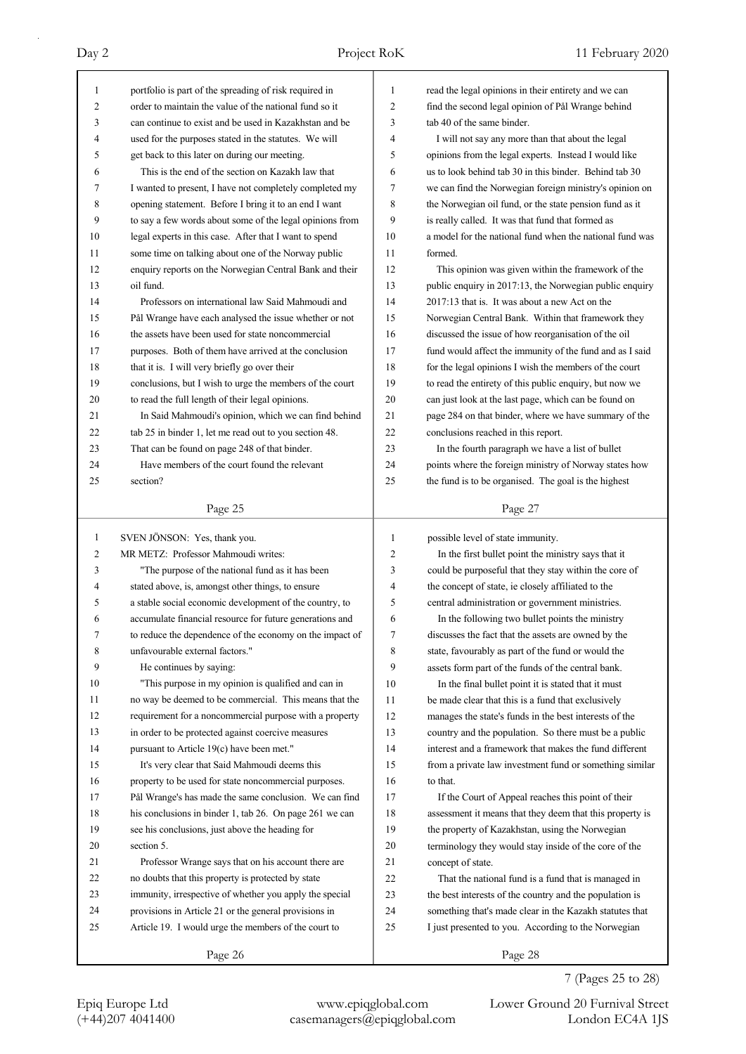portfolio is part of the spreading of risk required in order to maintain the value of the national fund so it can continue to exist and be used in Kazakhstan and be used for the purposes stated in the statutes. We will get back to this later on during our meeting.

This is the end of the section on Kazakh law that I wanted to present, I have not completely completed my opening statement. Before I bring it to an end I want to say a few words about some of the legal opinions from legal experts in this case. After that I want to spend some time on talking about one of the Norway public enquiry reports on the Norwegian Central Bank and their oil fund.

Professors on international law Said Mahmoudi and Pål Wrange have each analysed the issue whether or not the assets have been used for state noncommercial purposes. Both of them have arrived at the conclusion that it is. I will very briefly go over their conclusions, but I wish to urge the members of the court to read the full length of their legal opinions.

In Said Mahmoudi's opinion, which we can find behind tab 25 in binder 1, let me read out to you section 48. That can be found on page 248 of that binder.

Have members of the court found the relevant section?

SVEN JÖNSON: Yes, thank you.

MR METZ: Professor Mahmoudi writes:

"The purpose of the national fund as it has been stated above, is, amongst other things, to ensure a stable social economic development of the country, to accumulate financial resource for future generations and to reduce the dependence of the economy on the impact of unfavourable external factors."

He continues by saying:

"This purpose in my opinion is qualified and can in no way be deemed to be commercial. This means that the requirement for a noncommercial purpose with a property in order to be protected against coercive measures pursuant to Article 19(c) have been met."

It's very clear that Said Mahmoudi deems this property to be used for state noncommercial purposes. Pål Wrange's has made the same conclusion. We can find his conclusions in binder 1, tab 26. On page 261 we can see his conclusions, just above the heading for section 5.

Professor Wrange says that on his account there are no doubts that this property is protected by state immunity, irrespective of whether you apply the special provisions in Article 21 or the general provisions in Article 19. I would urge the members of the court to read the legal opinions in their entirety and we can find the second legal opinion of Pål Wrange behind tab 40 of the same binder.

I will not say any more than that about the legal opinions from the legal experts. Instead I would like us to look behind tab 30 in this binder. Behind tab 30 we can find the Norwegian foreign ministry's opinion on the Norwegian oil fund, or the state pension fund as it is really called. It was that fund that formed as a model for the national fund when the national fund was formed.

This opinion was given within the framework of the public enquiry in 2017:13, the Norwegian public enquiry 2017:13 that is. It was about a new Act on the Norwegian Central Bank. Within that framework they discussed the issue of how reorganisation of the oil fund would affect the immunity of the fund and as I said for the legal opinions I wish the members of the court to read the entirety of this public enquiry, but now we can just look at the last page, which can be found on page 284 on that binder, where we have summary of the conclusions reached in this report.

In the fourth paragraph we have a list of bullet points where the foreign ministry of Norway states how the fund is to be organised. The goal is the highest possible level of state immunity.

In the first bullet point the ministry says that it could be purposeful that they stay within the core of the concept of state, ie closely affiliated to the central administration or government ministries.

In the following two bullet points the ministry discusses the fact that the assets are owned by the state, favourably as part of the fund or would the assets form part of the funds of the central bank.

In the final bullet point it is stated that it must be made clear that this is a fund that exclusively manages the state's funds in the best interests of the country and the population. So there must be a public interest and a framework that makes the fund different from a private law investment fund or something similar to that.

If the Court of Appeal reaches this point of their assessment it means that they deem that this property is the property of Kazakhstan, using the Norwegian terminology they would stay inside of the core of the concept of state.

That the national fund is a fund that is managed in the best interests of the country and the population is something that's made clear in the Kazakh statutes that I just presented to you. According to the Norwegian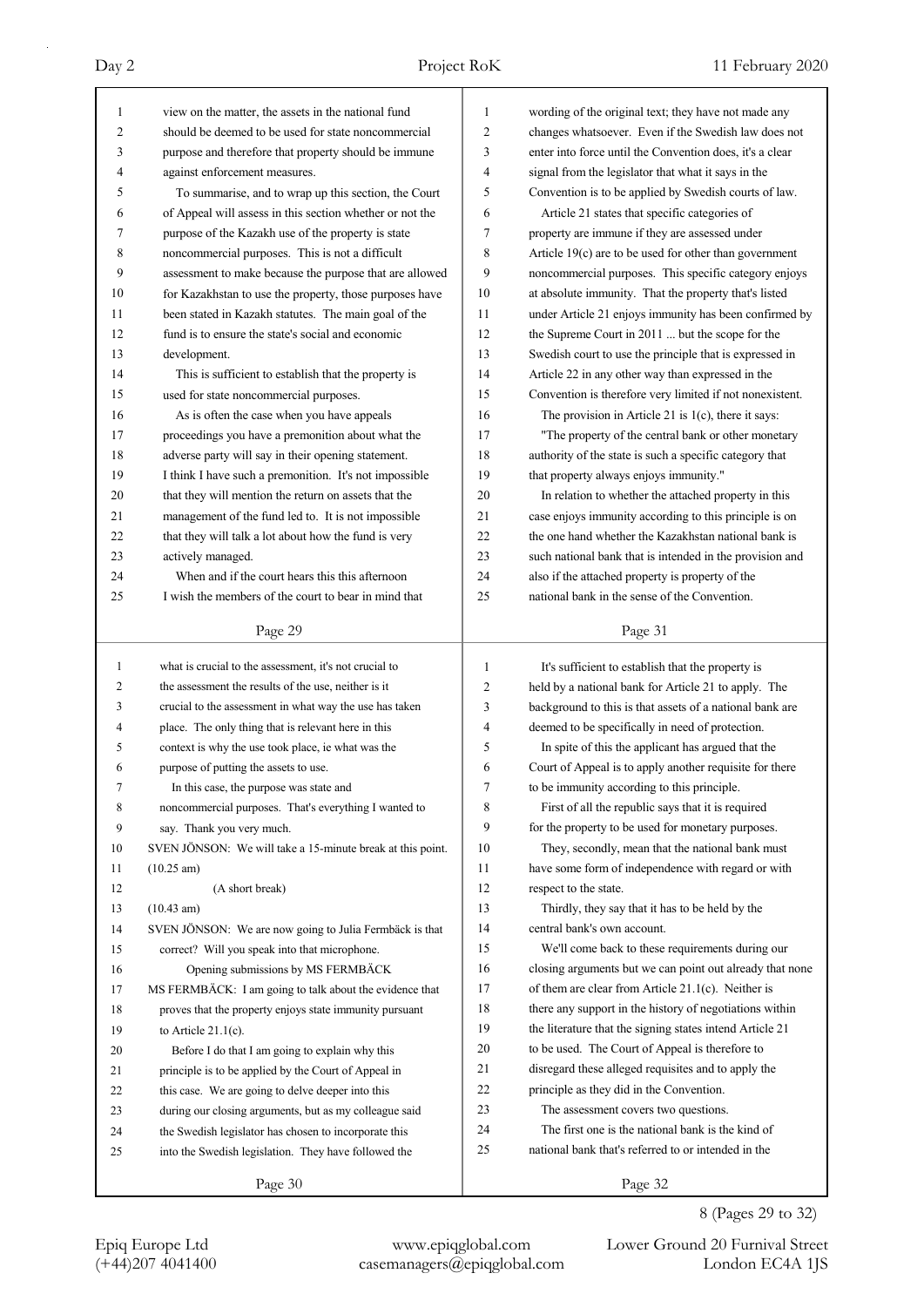view on the matter, the assets in the national fund should be deemed to be used for state noncommercial purpose and therefore that property should be immune against enforcement measures.

To summarise, and to wrap up this section, the Court of Appeal will assess in this section whether or not the purpose of the Kazakh use of the property is state noncommercial purposes. This is not a difficult assessment to make because the purpose that are allowed for Kazakhstan to use the property, those purposes have been stated in Kazakh statutes. The main goal of the fund is to ensure the state's social and economic development.

This is sufficient to establish that the property is used for state noncommercial purposes.

As is often the case when you have appeals proceedings you have a premonition about what the adverse party will say in their opening statement. I think I have such a premonition. It's not impossible that they will mention the return on assets that the management of the fund led to. It is not impossible that they will talk a lot about how the fund is very actively managed.

When and if the court hears this this afternoon I wish the members of the court to bear in mind that what is crucial to the assessment, it's not crucial to the assessment the results of the use, neither is it crucial to the assessment in what way the use has taken place. The only thing that is relevant here in this context is why the use took place, ie what was the purpose of putting the assets to use.

In this case, the purpose was state and noncommercial purposes. That's everything I wanted to say. Thank you very much.

SVEN JÖNSON: We will take a 15-minute break at this point.

(10.25 am)

(A short break)

(10.43 am)

SVEN JÖNSON: We are now going to Julia Fermbäck is that correct? Will you speak into that microphone.

## Opening submissions by MS FERMBÄCK

MS FERMBÄCK: I am going to talk about the evidence that proves that the property enjoys state immunity pursuant to Article 21.1(c).

Before I do that I am going to explain why this principle is to be applied by the Court of Appeal in this case. We are going to delve deeper into this during our closing arguments, but as my colleague said the Swedish legislator has chosen to incorporate this into the Swedish legislation. They have followed the wording of the original text; they have not made any changes whatsoever. Even if the Swedish law does not enter into force until the Convention does, it's a clear signal from the legislator that what it says in the Convention is to be applied by Swedish courts of law.

Article 21 states that specific categories of property are immune if they are assessed under Article 19(c) are to be used for other than government noncommercial purposes. This specific category enjoys at absolute immunity. That the property that's listed under Article 21 enjoys immunity has been confirmed by the Supreme Court in 2011 ... but the scope for the Swedish court to use the principle that is expressed in Article 22 in any other way than expressed in the Convention is therefore very limited if not nonexistent.

The provision in Article 21 is 1(c), there it says:

"The property of the central bank or other monetary authority of the state is such a specific category that that property always enjoys immunity."

In relation to whether the attached property in this case enjoys immunity according to this principle is on the one hand whether the Kazakhstan national bank is such national bank that is intended in the provision and also if the attached property is property of the national bank in the sense of the Convention.

It's sufficient to establish that the property is held by a national bank for Article 21 to apply. The background to this is that assets of a national bank are deemed to be specifically in need of protection.

In spite of this the applicant has argued that the Court of Appeal is to apply another requisite for there to be immunity according to this principle.

First of all the republic says that it is required for the property to be used for monetary purposes.

They, secondly, mean that the national bank must have some form of independence with regard or with respect to the state.

Thirdly, they say that it has to be held by the central bank's own account.

We'll come back to these requirements during our closing arguments but we can point out already that none of them are clear from Article 21.1(c). Neither is there any support in the history of negotiations within the literature that the signing states intend Article 21 to be used. The Court of Appeal is therefore to disregard these alleged requisites and to apply the principle as they did in the Convention.

The assessment covers two questions.

The first one is the national bank is the kind of national bank that's referred to or intended in the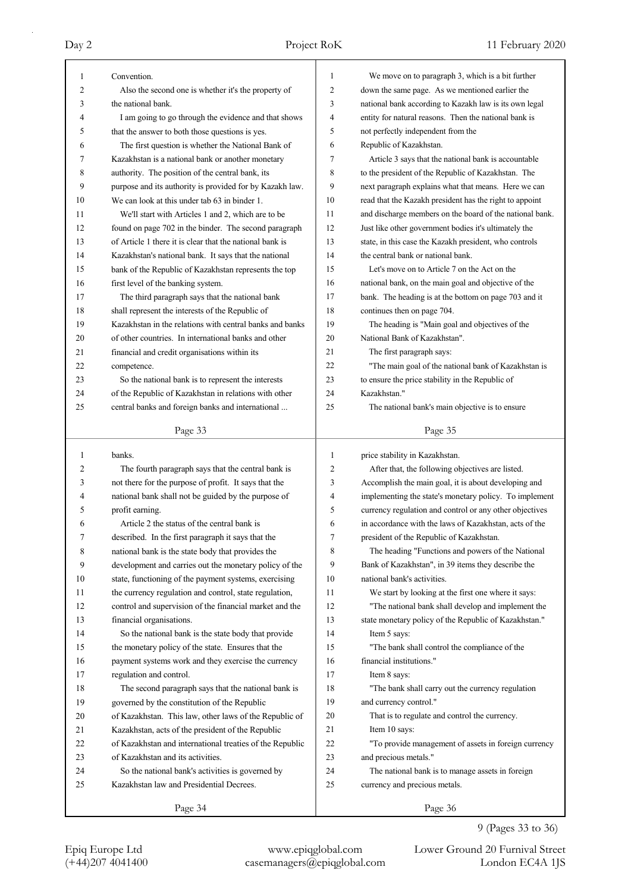Convention.

Also the second one is whether it's the property of the national bank.

I am going to go through the evidence and that shows that the answer to both those questions is yes.

The first question is whether the National Bank of Kazakhstan is a national bank or another monetary authority. The position of the central bank, its purpose and its authority is provided for by Kazakh law. We can look at this under tab 63 in binder 1.

We'll start with Articles 1 and 2, which are to be found on page 702 in the binder. The second paragraph of Article 1 there it is clear that the national bank is Kazakhstan's national bank. It says that the national bank of the Republic of Kazakhstan represents the top first level of the banking system.

The third paragraph says that the national bank shall represent the interests of the Republic of Kazakhstan in the relations with central banks and banks of other countries. In international banks and other financial and credit organisations within its competence.

So the national bank is to represent the interests of the Republic of Kazakhstan in relations with other central banks and foreign banks and international ... banks.

The fourth paragraph says that the central bank is not there for the purpose of profit. It says that the national bank shall not be guided by the purpose of profit earning.

Article 2 the status of the central bank is described. In the first paragraph it says that the national bank is the state body that provides the development and carries out the monetary policy of the state, functioning of the payment systems, exercising the currency regulation and control, state regulation, control and supervision of the financial market and the financial organisations.

So the national bank is the state body that provide the monetary policy of the state. Ensures that the payment systems work and they exercise the currency regulation and control.

The second paragraph says that the national bank is governed by the constitution of the Republic of Kazakhstan. This law, other laws of the Republic of Kazakhstan, acts of the president of the Republic of Kazakhstan and international treaties of the Republic of Kazakhstan and its activities.

So the national bank's activities is governed by Kazakhstan law and Presidential Decrees.

We move on to paragraph 3, which is a bit further down the same page. As we mentioned earlier the national bank according to Kazakh law is its own legal entity for natural reasons. Then the national bank is not perfectly independent from the Republic of Kazakhstan.

Article 3 says that the national bank is accountable to the president of the Republic of Kazakhstan. The next paragraph explains what that means. Here we can read that the Kazakh president has the right to appoint and discharge members on the board of the national bank. Just like other government bodies it's ultimately the state, in this case the Kazakh president, who controls the central bank or national bank.

Let's move on to Article 7 on the Act on the national bank, on the main goal and objective of the bank. The heading is at the bottom on page 703 and it continues then on page 704.

The heading is "Main goal and objectives of the National Bank of Kazakhstan".

The first paragraph says:

"The main goal of the national bank of Kazakhstan is to ensure the price stability in the Republic of Kazakhstan."

The national bank's main objective is to ensure price stability in Kazakhstan.

After that, the following objectives are listed. Accomplish the main goal, it is about developing and implementing the state's monetary policy. To implement currency regulation and control or any other objectives in accordance with the laws of Kazakhstan, acts of the president of the Republic of Kazakhstan.

The heading "Functions and powers of the National Bank of Kazakhstan", in 39 items they describe the national bank's activities.

We start by looking at the first one where it says:

"The national bank shall develop and implement the state monetary policy of the Republic of Kazakhstan."

Item 5 says:

"The bank shall control the compliance of the financial institutions."

Item 8 says:

"The bank shall carry out the currency regulation and currency control."

That is to regulate and control the currency.

Item 10 says:

"To provide management of assets in foreign currency and precious metals."

The national bank is to manage assets in foreign currency and precious metals.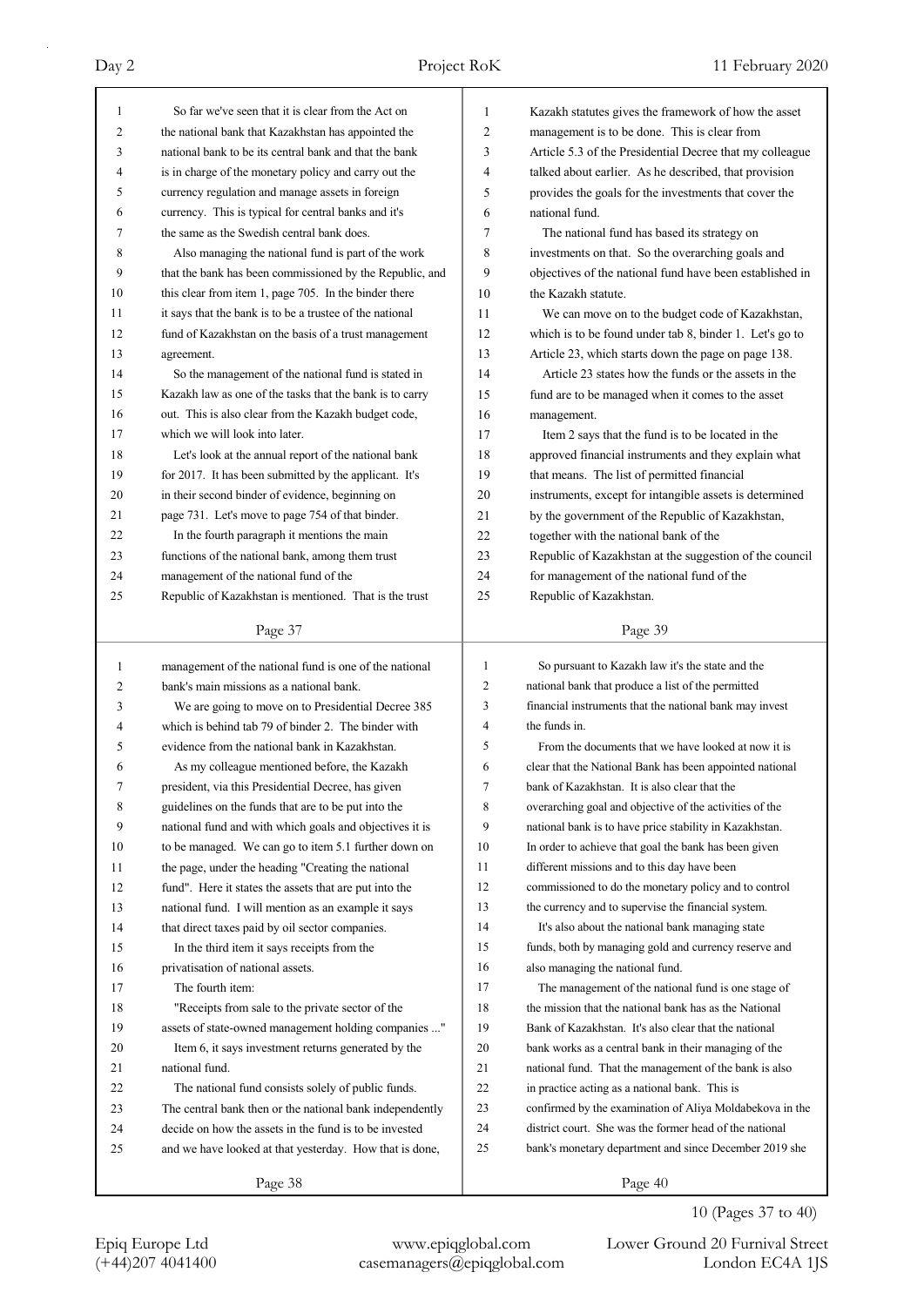So far we've seen that it is clear from the Act on the national bank that Kazakhstan has appointed the national bank to be its central bank and that the bank is in charge of the monetary policy and carry out the currency regulation and manage assets in foreign currency. This is typical for central banks and it's the same as the Swedish central bank does.

Also managing the national fund is part of the work that the bank has been commissioned by the Republic, and this clear from item 1, page 705. In the binder there it says that the bank is to be a trustee of the national fund of Kazakhstan on the basis of a trust management agreement.

So the management of the national fund is stated in Kazakh law as one of the tasks that the bank is to carry out. This is also clear from the Kazakh budget code, which we will look into later.

Let's look at the annual report of the national bank for 2017. It has been submitted by the applicant. It's in their second binder of evidence, beginning on page 731. Let's move to page 754 of that binder.

In the fourth paragraph it mentions the main functions of the national bank, among them trust management of the national fund of the Republic of Kazakhstan is mentioned. That is the trust management of the national fund is one of the national bank's main missions as a national bank.

We are going to move on to Presidential Decree 385 which is behind tab 79 of binder 2. The binder with evidence from the national bank in Kazakhstan.

As my colleague mentioned before, the Kazakh president, via this Presidential Decree, has given guidelines on the funds that are to be put into the national fund and with which goals and objectives it is to be managed. We can go to item 5.1 further down on the page, under the heading "Creating the national fund". Here it states the assets that are put into the national fund. I will mention as an example it says that direct taxes paid by oil sector companies.

In the third item it says receipts from the privatisation of national assets.

The fourth item:

"Receipts from sale to the private sector of the assets of state-owned management holding companies ..."

Item 6, it says investment returns generated by the national fund.

The national fund consists solely of public funds. The central bank then or the national bank independently decide on how the assets in the fund is to be invested and we have looked at that yesterday. How that is done, Kazakh statutes gives the framework of how the asset management is to be done. This is clear from Article 5.3 of the Presidential Decree that my colleague talked about earlier. As he described, that provision provides the goals for the investments that cover the national fund.

The national fund has based its strategy on investments on that. So the overarching goals and objectives of the national fund have been established in the Kazakh statute.

We can move on to the budget code of Kazakhstan, which is to be found under tab 8, binder 1. Let's go to Article 23, which starts down the page on page 138.

Article 23 states how the funds or the assets in the fund are to be managed when it comes to the asset management.

Item 2 says that the fund is to be located in the approved financial instruments and they explain what that means. The list of permitted financial instruments, except for intangible assets is determined by the government of the Republic of Kazakhstan, together with the national bank of the Republic of Kazakhstan at the suggestion of the council for management of the national fund of the Republic of Kazakhstan.

So pursuant to Kazakh law it's the state and the national bank that produce a list of the permitted financial instruments that the national bank may invest the funds in.

From the documents that we have looked at now it is clear that the National Bank has been appointed national bank of Kazakhstan. It is also clear that the overarching goal and objective of the activities of the national bank is to have price stability in Kazakhstan. In order to achieve that goal the bank has been given different missions and to this day have been commissioned to do the monetary policy and to control the currency and to supervise the financial system.

It's also about the national bank managing state funds, both by managing gold and currency reserve and also managing the national fund.

The management of the national fund is one stage of the mission that the national bank has as the National Bank of Kazakhstan. It's also clear that the national bank works as a central bank in their managing of the national fund. That the management of the bank is also in practice acting as a national bank. This is confirmed by the examination of Aliya Moldabekova in the district court. She was the former head of the national bank's monetary department and since December 2019 she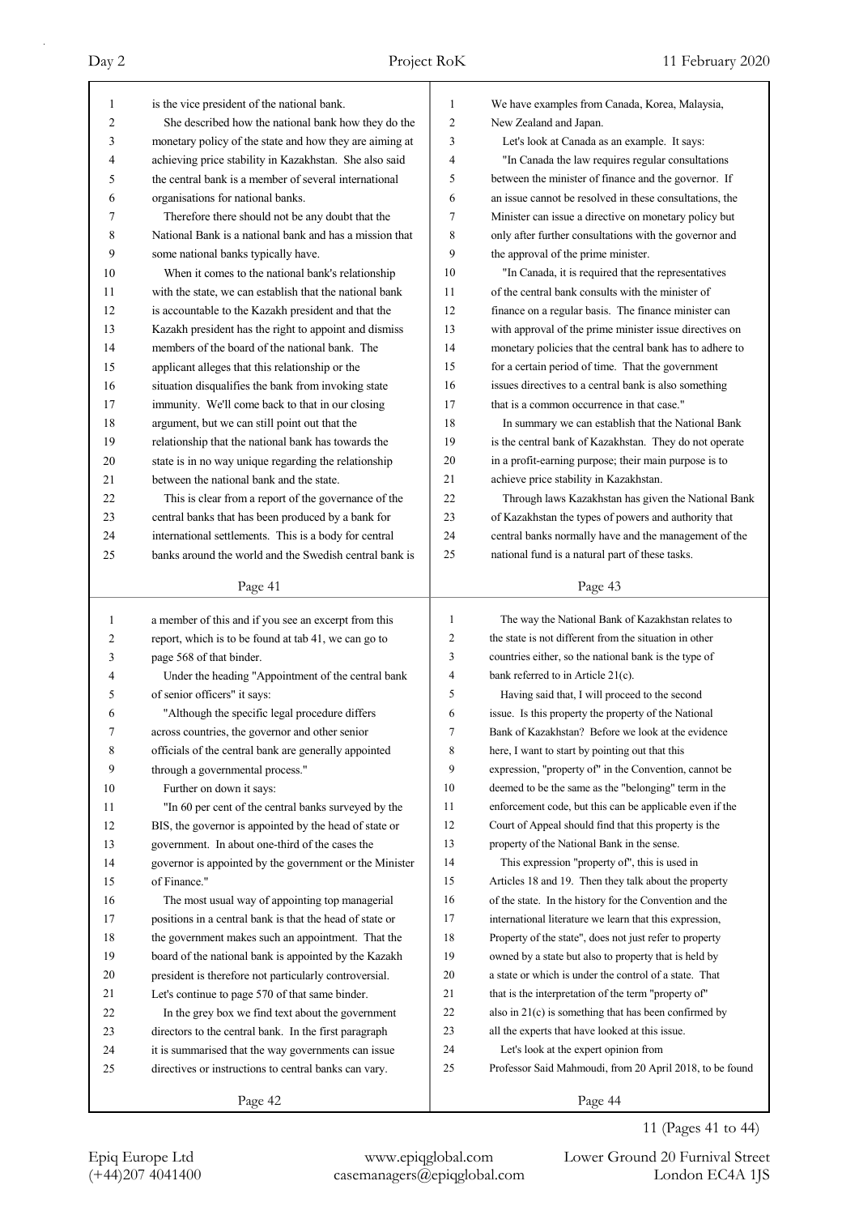is the vice president of the national bank.

She described how the national bank how they do the monetary policy of the state and how they are aiming at achieving price stability in Kazakhstan. She also said the central bank is a member of several international organisations for national banks.

Therefore there should not be any doubt that the National Bank is a national bank and has a mission that some national banks typically have.

When it comes to the national bank's relationship with the state, we can establish that the national bank is accountable to the Kazakh president and that the Kazakh president has the right to appoint and dismiss members of the board of the national bank. The applicant alleges that this relationship or the situation disqualifies the bank from invoking state immunity. We'll come back to that in our closing argument, but we can still point out that the relationship that the national bank has towards the state is in no way unique regarding the relationship between the national bank and the state.

This is clear from a report of the governance of the central banks that has been produced by a bank for international settlements. This is a body for central banks around the world and the Swedish central bank is a member of this and if you see an excerpt from this report, which is to be found at tab 41, we can go to page 568 of that binder.

Under the heading "Appointment of the central bank of senior officers" it says:

"Although the specific legal procedure differs across countries, the governor and other senior officials of the central bank are generally appointed through a governmental process."

Further on down it says:

"In 60 per cent of the central banks surveyed by the BIS, the governor is appointed by the head of state or government. In about one-third of the cases the governor is appointed by the government or the Minister of Finance."

The most usual way of appointing top managerial positions in a central bank is that the head of state or the government makes such an appointment. That the board of the national bank is appointed by the Kazakh president is therefore not particularly controversial. Let's continue to page 570 of that same binder.

In the grey box we find text about the government directors to the central bank. In the first paragraph it is summarised that the way governments can issue directives or instructions to central banks can vary.

We have examples from Canada, Korea, Malaysia, New Zealand and Japan.

Let's look at Canada as an example. It says:

"In Canada the law requires regular consultations between the minister of finance and the governor. If an issue cannot be resolved in these consultations, the Minister can issue a directive on monetary policy but only after further consultations with the governor and the approval of the prime minister.

"In Canada, it is required that the representatives of the central bank consults with the minister of finance on a regular basis. The finance minister can with approval of the prime minister issue directives on monetary policies that the central bank has to adhere to for a certain period of time. That the government issues directives to a central bank is also something that is a common occurrence in that case."

In summary we can establish that the National Bank is the central bank of Kazakhstan. They do not operate in a profit-earning purpose; their main purpose is to achieve price stability in Kazakhstan.

Through laws Kazakhstan has given the National Bank of Kazakhstan the types of powers and authority that central banks normally have and the management of the national fund is a natural part of these tasks.

The way the National Bank of Kazakhstan relates to the state is not different from the situation in other countries either, so the national bank is the type of bank referred to in Article 21(c).

Having said that, I will proceed to the second issue. Is this property the property of the National Bank of Kazakhstan? Before we look at the evidence here, I want to start by pointing out that this expression, "property of" in the Convention, cannot be deemed to be the same as the "belonging" term in the enforcement code, but this can be applicable even if the Court of Appeal should find that this property is the property of the National Bank in the sense.

This expression "property of", this is used in Articles 18 and 19. Then they talk about the property of the state. In the history for the Convention and the international literature we learn that this expression, Property of the state", does not just refer to property owned by a state but also to property that is held by a state or which is under the control of a state. That that is the interpretation of the term "property of" also in 21(c) is something that has been confirmed by all the experts that have looked at this issue.

Let's look at the expert opinion from Professor Said Mahmoudi, from 20 April 2018, to be found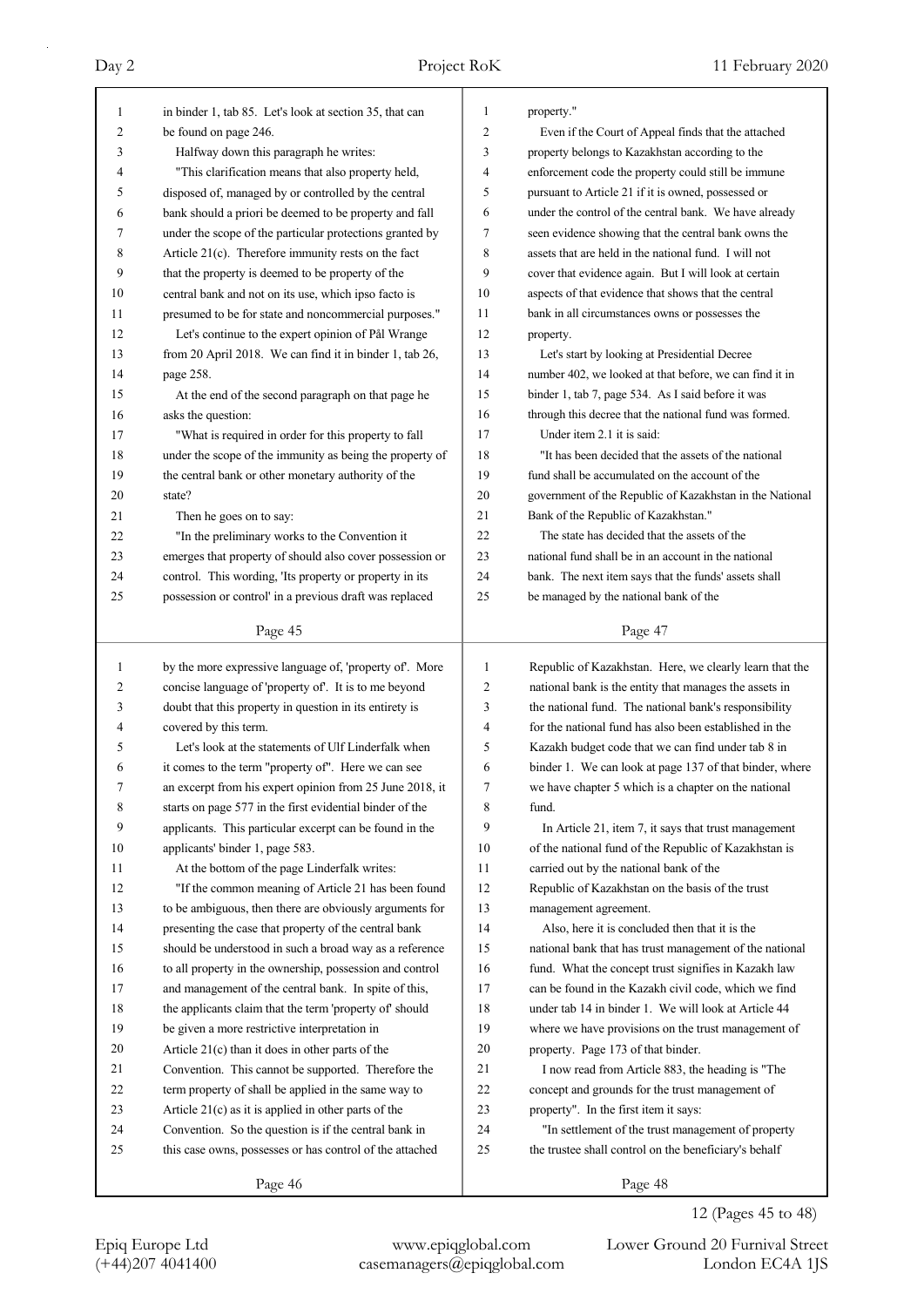in binder 1, tab 85. Let's look at section 35, that can be found on page 246.

Halfway down this paragraph he writes:

"This clarification means that also property held, disposed of, managed by or controlled by the central bank should a priori be deemed to be property and fall under the scope of the particular protections granted by Article 21(c). Therefore immunity rests on the fact that the property is deemed to be property of the central bank and not on its use, which ipso facto is presumed to be for state and noncommercial purposes."

Let's continue to the expert opinion of Pål Wrange from 20 April 2018. We can find it in binder 1, tab 26, page 258.

At the end of the second paragraph on that page he asks the question:

"What is required in order for this property to fall under the scope of the immunity as being the property of the central bank or other monetary authority of the state?

Then he goes on to say:

"In the preliminary works to the Convention it emerges that property of should also cover possession or control. This wording, 'Its property or property in its possession or control' in a previous draft was replaced by the more expressive language of, 'property of'. More concise language of 'property of'. It is to me beyond doubt that this property in question in its entirety is covered by this term.

Let's look at the statements of Ulf Linderfalk when it comes to the term "property of". Here we can see an excerpt from his expert opinion from 25 June 2018, it starts on page 577 in the first evidential binder of the applicants. This particular excerpt can be found in the applicants' binder 1, page 583.

At the bottom of the page Linderfalk writes:

"If the common meaning of Article 21 has been found to be ambiguous, then there are obviously arguments for presenting the case that property of the central bank should be understood in such a broad way as a reference to all property in the ownership, possession and control and management of the central bank. In spite of this, the applicants claim that the term 'property of' should be given a more restrictive interpretation in Article 21(c) than it does in other parts of the Convention. This cannot be supported. Therefore the term property of shall be applied in the same way to Article 21(c) as it is applied in other parts of the Convention. So the question is if the central bank in this case owns, possesses or has control of the attached property."

Even if the Court of Appeal finds that the attached property belongs to Kazakhstan according to the enforcement code the property could still be immune pursuant to Article 21 if it is owned, possessed or under the control of the central bank. We have already seen evidence showing that the central bank owns the assets that are held in the national fund. I will not cover that evidence again. But I will look at certain aspects of that evidence that shows that the central bank in all circumstances owns or possesses the property.

Let's start by looking at Presidential Decree number 402, we looked at that before, we can find it in binder 1, tab 7, page 534. As I said before it was through this decree that the national fund was formed.

Under item 2.1 it is said:

"It has been decided that the assets of the national fund shall be accumulated on the account of the government of the Republic of Kazakhstan in the National Bank of the Republic of Kazakhstan."

The state has decided that the assets of the national fund shall be in an account in the national bank. The next item says that the funds' assets shall be managed by the national bank of the Republic of Kazakhstan. Here, we clearly learn that the national bank is the entity that manages the assets in the national fund. The national bank's responsibility for the national fund has also been established in the Kazakh budget code that we can find under tab 8 in binder 1. We can look at page 137 of that binder, where we have chapter 5 which is a chapter on the national fund.

In Article 21, item 7, it says that trust management of the national fund of the Republic of Kazakhstan is carried out by the national bank of the Republic of Kazakhstan on the basis of the trust management agreement.

Also, here it is concluded then that it is the national bank that has trust management of the national fund. What the concept trust signifies in Kazakh law can be found in the Kazakh civil code, which we find under tab 14 in binder 1. We will look at Article 44 where we have provisions on the trust management of property. Page 173 of that binder.

I now read from Article 883, the heading is "The concept and grounds for the trust management of property". In the first item it says:

"In settlement of the trust management of property the trustee shall control on the beneficiary's behalf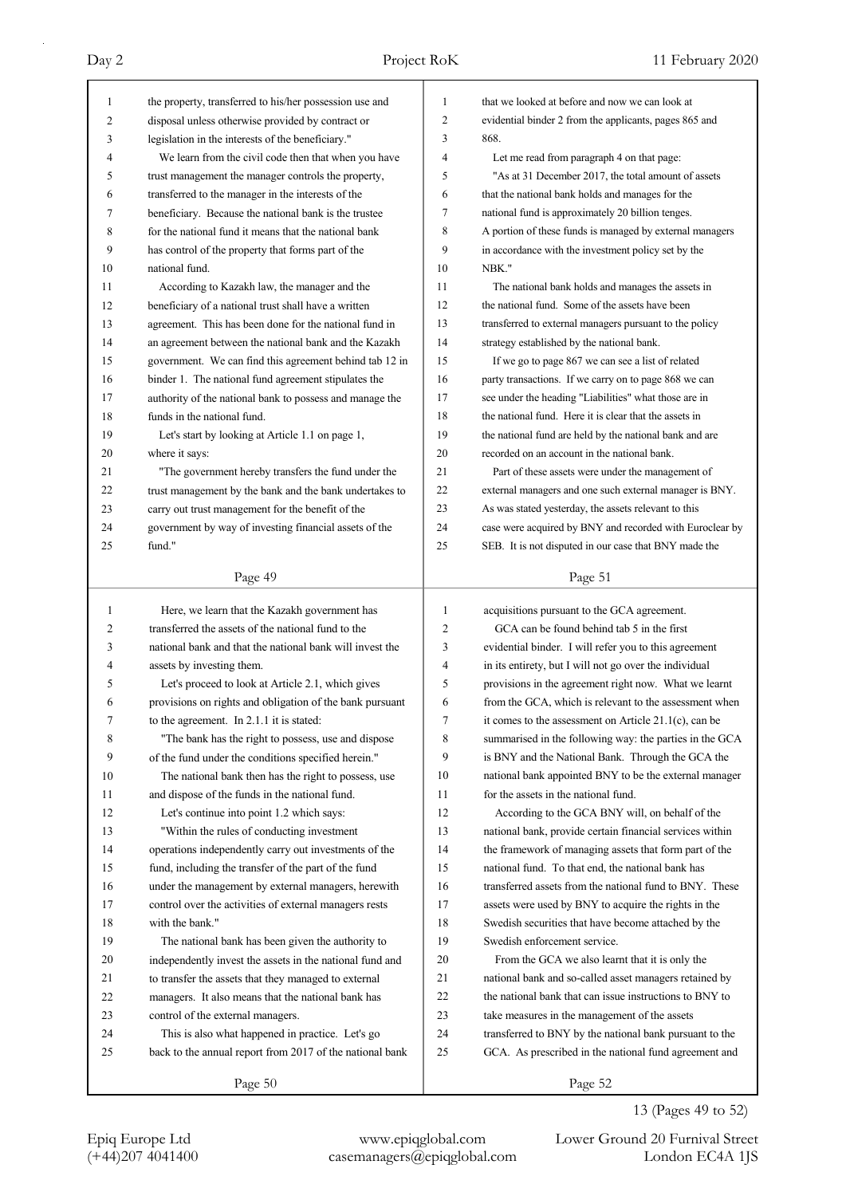the property, transferred to his/her possession use and disposal unless otherwise provided by contract or legislation in the interests of the beneficiary."

We learn from the civil code then that when you have trust management the manager controls the property, transferred to the manager in the interests of the beneficiary. Because the national bank is the trustee for the national fund it means that the national bank has control of the property that forms part of the national fund.

According to Kazakh law, the manager and the beneficiary of a national trust shall have a written agreement. This has been done for the national fund in an agreement between the national bank and the Kazakh government. We can find this agreement behind tab 12 in binder 1. The national fund agreement stipulates the authority of the national bank to possess and manage the funds in the national fund.

Let's start by looking at Article 1.1 on page 1, where it says:

"The government hereby transfers the fund under the trust management by the bank and the bank undertakes to carry out trust management for the benefit of the government by way of investing financial assets of the fund."

Here, we learn that the Kazakh government has transferred the assets of the national fund to the national bank and that the national bank will invest the assets by investing them.

Let's proceed to look at Article 2.1, which gives provisions on rights and obligation of the bank pursuant to the agreement. In 2.1.1 it is stated:

"The bank has the right to possess, use and dispose of the fund under the conditions specified herein."

The national bank then has the right to possess, use and dispose of the funds in the national fund.

Let's continue into point 1.2 which says:

"Within the rules of conducting investment operations independently carry out investments of the fund, including the transfer of the part of the fund under the management by external managers, herewith control over the activities of external managers rests with the bank."

The national bank has been given the authority to independently invest the assets in the national fund and to transfer the assets that they managed to external managers. It also means that the national bank has control of the external managers.

This is also what happened in practice. Let's go back to the annual report from 2017 of the national bank that we looked at before and now we can look at evidential binder 2 from the applicants, pages 865 and 868.

Let me read from paragraph 4 on that page:

"As at 31 December 2017, the total amount of assets that the national bank holds and manages for the national fund is approximately 20 billion tenges. A portion of these funds is managed by external managers in accordance with the investment policy set by the NBK."

The national bank holds and manages the assets in the national fund. Some of the assets have been transferred to external managers pursuant to the policy strategy established by the national bank.

If we go to page 867 we can see a list of related party transactions. If we carry on to page 868 we can see under the heading "Liabilities" what those are in the national fund. Here it is clear that the assets in the national fund are held by the national bank and are recorded on an account in the national bank.

Part of these assets were under the management of external managers and one such external manager is BNY. As was stated yesterday, the assets relevant to this case were acquired by BNY and recorded with Euroclear by SEB. It is not disputed in our case that BNY made the acquisitions pursuant to the GCA agreement.

GCA can be found behind tab 5 in the first evidential binder. I will refer you to this agreement in its entirety, but I will not go over the individual provisions in the agreement right now. What we learnt from the GCA, which is relevant to the assessment when it comes to the assessment on Article 21.1(c), can be summarised in the following way: the parties in the GCA is BNY and the National Bank. Through the GCA the national bank appointed BNY to be the external manager for the assets in the national fund.

According to the GCA BNY will, on behalf of the national bank, provide certain financial services within the framework of managing assets that form part of the national fund. To that end, the national bank has transferred assets from the national fund to BNY. These assets were used by BNY to acquire the rights in the Swedish securities that have become attached by the Swedish enforcement service.

From the GCA we also learnt that it is only the national bank and so-called asset managers retained by the national bank that can issue instructions to BNY to take measures in the management of the assets transferred to BNY by the national bank pursuant to the GCA. As prescribed in the national fund agreement and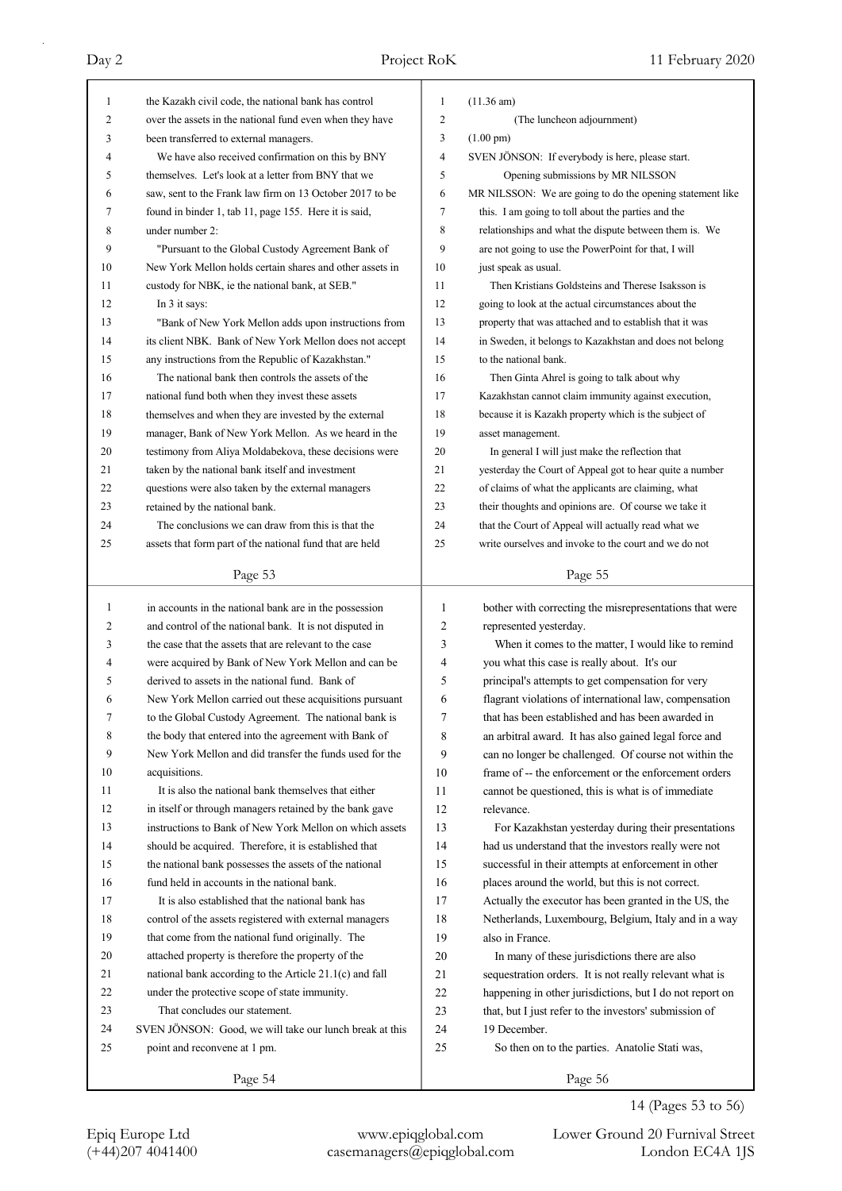the Kazakh civil code, the national bank has control over the assets in the national fund even when they have been transferred to external managers.

We have also received confirmation on this by BNY themselves. Let's look at a letter from BNY that we saw, sent to the Frank law firm on 13 October 2017 to be found in binder 1, tab 11, page 155. Here it is said, under number 2:

"Pursuant to the Global Custody Agreement Bank of New York Mellon holds certain shares and other assets in custody for NBK, ie the national bank, at SEB."

In 3 it says:

"Bank of New York Mellon adds upon instructions from its client NBK. Bank of New York Mellon does not accept any instructions from the Republic of Kazakhstan."

The national bank then controls the assets of the national fund both when they invest these assets themselves and when they are invested by the external manager, Bank of New York Mellon. As we heard in the testimony from Aliya Moldabekova, these decisions were taken by the national bank itself and investment questions were also taken by the external managers retained by the national bank.

The conclusions we can draw from this is that the assets that form part of the national fund that are held in accounts in the national bank are in the possession and control of the national bank. It is not disputed in the case that the assets that are relevant to the case were acquired by Bank of New York Mellon and can be derived to assets in the national fund. Bank of New York Mellon carried out these acquisitions pursuant to the Global Custody Agreement. The national bank is the body that entered into the agreement with Bank of New York Mellon and did transfer the funds used for the acquisitions.

It is also the national bank themselves that either in itself or through managers retained by the bank gave instructions to Bank of New York Mellon on which assets should be acquired. Therefore, it is established that the national bank possesses the assets of the national fund held in accounts in the national bank.

It is also established that the national bank has control of the assets registered with external managers that come from the national fund originally. The attached property is therefore the property of the national bank according to the Article 21.1(c) and fall under the protective scope of state immunity.

That concludes our statement.

SVEN JÖNSON: Good, we will take our lunch break at this point and reconvene at 1 pm.

(11.36 am)

(The luncheon adjournment)

(1.00 pm)

SVEN JÖNSON: If everybody is here, please start.

Opening submissions by MR NILSSON

MR NILSSON: We are going to do the opening statement like this. I am going to toll about the parties and the relationships and what the dispute between them is. We are not going to use the PowerPoint for that, I will just speak as usual.

Then Kristians Goldsteins and Therese Isaksson is going to look at the actual circumstances about the property that was attached and to establish that it was in Sweden, it belongs to Kazakhstan and does not belong to the national bank.

Then Ginta Ahrel is going to talk about why Kazakhstan cannot claim immunity against execution, because it is Kazakh property which is the subject of asset management.

In general I will just make the reflection that yesterday the Court of Appeal got to hear quite a number of claims of what the applicants are claiming, what their thoughts and opinions are. Of course we take it that the Court of Appeal will actually read what we write ourselves and invoke to the court and we do not bother with correcting the misrepresentations that were represented yesterday.

When it comes to the matter, I would like to remind you what this case is really about. It's our principal's attempts to get compensation for very flagrant violations of international law, compensation that has been established and has been awarded in an arbitral award. It has also gained legal force and can no longer be challenged. Of course not within the frame of -- the enforcement or the enforcement orders cannot be questioned, this is what is of immediate relevance.

For Kazakhstan yesterday during their presentations had us understand that the investors really were not successful in their attempts at enforcement in other places around the world, but this is not correct. Actually the executor has been granted in the US, the Netherlands, Luxembourg, Belgium, Italy and in a way also in France.

In many of these jurisdictions there are also sequestration orders. It is not really relevant what is happening in other jurisdictions, but I do not report on that, but I just refer to the investors' submission of 19 December.

So then on to the parties. Anatolie Stati was,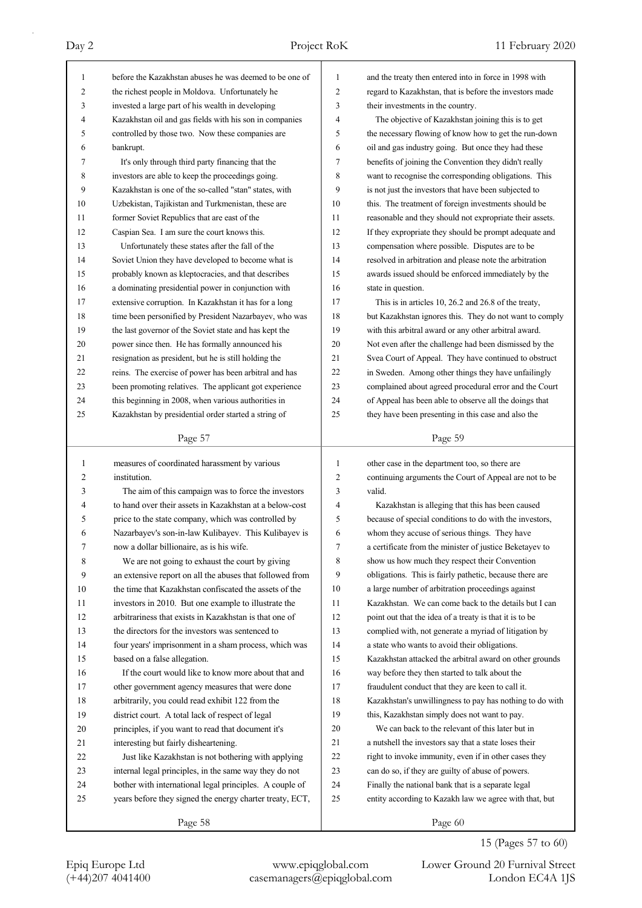before the Kazakhstan abuses he was deemed to be one of the richest people in Moldova. Unfortunately he invested a large part of his wealth in developing Kazakhstan oil and gas fields with his son in companies controlled by those two. Now these companies are bankrupt.

It's only through third party financing that the investors are able to keep the proceedings going. Kazakhstan is one of the so-called "stan" states, with Uzbekistan, Tajikistan and Turkmenistan, these are former Soviet Republics that are east of the Caspian Sea. I am sure the court knows this.

Unfortunately these states after the fall of the Soviet Union they have developed to become what is probably known as kleptocracies, and that describes a dominating presidential power in conjunction with extensive corruption. In Kazakhstan it has for a long time been personified by President Nazarbayev, who was the last governor of the Soviet state and has kept the power since then. He has formally announced his resignation as president, but he is still holding the reins. The exercise of power has been arbitral and has been promoting relatives. The applicant got experience this beginning in 2008, when various authorities in Kazakhstan by presidential order started a string of measures of coordinated harassment by various institution.

The aim of this campaign was to force the investors to hand over their assets in Kazakhstan at a below-cost price to the state company, which was controlled by Nazarbayev's son-in-law Kulibayev. This Kulibayev is now a dollar billionaire, as is his wife.

We are not going to exhaust the court by giving an extensive report on all the abuses that followed from the time that Kazakhstan confiscated the assets of the investors in 2010. But one example to illustrate the arbitrariness that exists in Kazakhstan is that one of the directors for the investors was sentenced to four years' imprisonment in a sham process, which was based on a false allegation.

If the court would like to know more about that and other government agency measures that were done arbitrarily, you could read exhibit 122 from the district court. A total lack of respect of legal principles, if you want to read that document it's interesting but fairly disheartening.

Just like Kazakhstan is not bothering with applying internal legal principles, in the same way they do not bother with international legal principles. A couple of years before they signed the energy charter treaty, ECT, and the treaty then entered into in force in 1998 with regard to Kazakhstan, that is before the investors made their investments in the country.

The objective of Kazakhstan joining this is to get the necessary flowing of know how to get the run-down oil and gas industry going. But once they had these benefits of joining the Convention they didn't really want to recognise the corresponding obligations. This is not just the investors that have been subjected to this. The treatment of foreign investments should be reasonable and they should not expropriate their assets. If they expropriate they should be prompt adequate and compensation where possible. Disputes are to be resolved in arbitration and please note the arbitration awards issued should be enforced immediately by the state in question.

This is in articles 10, 26.2 and 26.8 of the treaty, but Kazakhstan ignores this. They do not want to comply with this arbitral award or any other arbitral award. Not even after the challenge had been dismissed by the Svea Court of Appeal. They have continued to obstruct in Sweden. Among other things they have unfailingly complained about agreed procedural error and the Court of Appeal has been able to observe all the doings that they have been presenting in this case and also the other case in the department too, so there are continuing arguments the Court of Appeal are not to be valid.

Kazakhstan is alleging that this has been caused because of special conditions to do with the investors, whom they accuse of serious things. They have a certificate from the minister of justice Beketayev to show us how much they respect their Convention obligations. This is fairly pathetic, because there are a large number of arbitration proceedings against Kazakhstan. We can come back to the details but I can point out that the idea of a treaty is that it is to be complied with, not generate a myriad of litigation by a state who wants to avoid their obligations. Kazakhstan attacked the arbitral award on other grounds way before they then started to talk about the fraudulent conduct that they are keen to call it. Kazakhstan's unwillingness to pay has nothing to do with this, Kazakhstan simply does not want to pay.

We can back to the relevant of this later but in a nutshell the investors say that a state loses their right to invoke immunity, even if in other cases they can do so, if they are guilty of abuse of powers. Finally the national bank that is a separate legal entity according to Kazakh law we agree with that, but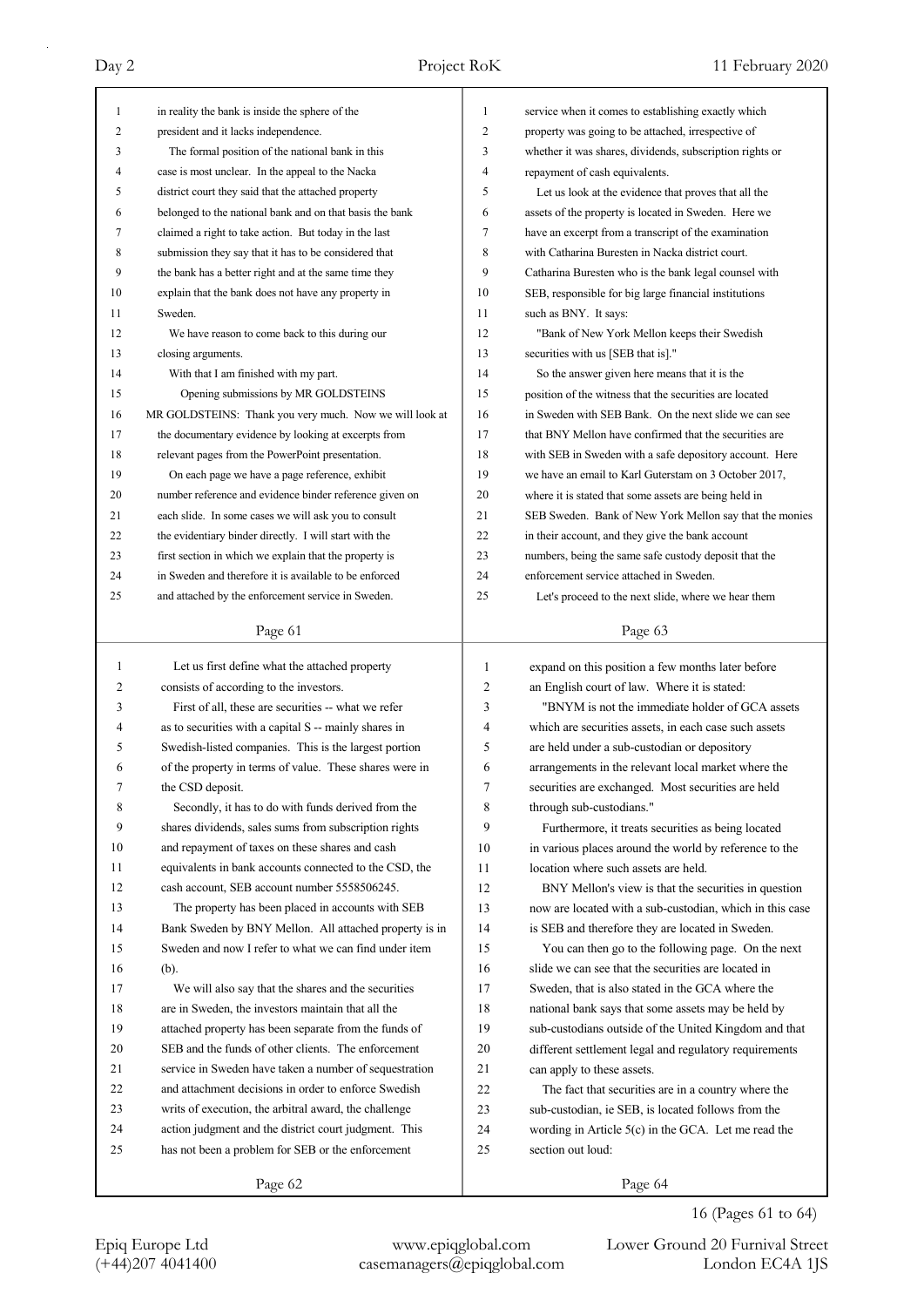in reality the bank is inside the sphere of the president and it lacks independence.

The formal position of the national bank in this case is most unclear. In the appeal to the Nacka district court they said that the attached property belonged to the national bank and on that basis the bank claimed a right to take action. But today in the last submission they say that it has to be considered that the bank has a better right and at the same time they explain that the bank does not have any property in Sweden.

We have reason to come back to this during our closing arguments.

With that I am finished with my part.

Opening submissions by MR GOLDSTEINS

MR GOLDSTEINS: Thank you very much. Now we will look at the documentary evidence by looking at excerpts from relevant pages from the PowerPoint presentation.

On each page we have a page reference, exhibit number reference and evidence binder reference given on each slide. In some cases we will ask you to consult the evidentiary binder directly. I will start with the first section in which we explain that the property is in Sweden and therefore it is available to be enforced and attached by the enforcement service in Sweden.

Let us first define what the attached property consists of according to the investors.

First of all, these are securities -- what we refer as to securities with a capital S -- mainly shares in Swedish-listed companies. This is the largest portion of the property in terms of value. These shares were in the CSD deposit.

Secondly, it has to do with funds derived from the shares dividends, sales sums from subscription rights and repayment of taxes on these shares and cash equivalents in bank accounts connected to the CSD, the cash account, SEB account number 5558506245.

The property has been placed in accounts with SEB Bank Sweden by BNY Mellon. All attached property is in Sweden and now I refer to what we can find under item (b).

We will also say that the shares and the securities are in Sweden, the investors maintain that all the attached property has been separate from the funds of SEB and the funds of other clients. The enforcement service in Sweden have taken a number of sequestration and attachment decisions in order to enforce Swedish writs of execution, the arbitral award, the challenge action judgment and the district court judgment. This has not been a problem for SEB or the enforcement service when it comes to establishing exactly which property was going to be attached, irrespective of whether it was shares, dividends, subscription rights or repayment of cash equivalents.

Let us look at the evidence that proves that all the assets of the property is located in Sweden. Here we have an excerpt from a transcript of the examination with Catharina Buresten in Nacka district court. Catharina Buresten who is the bank legal counsel with SEB, responsible for big large financial institutions such as BNY. It says:

"Bank of New York Mellon keeps their Swedish securities with us [SEB that is]."

So the answer given here means that it is the position of the witness that the securities are located in Sweden with SEB Bank. On the next slide we can see that BNY Mellon have confirmed that the securities are with SEB in Sweden with a safe depository account. Here we have an email to Karl Guterstam on 3 October 2017, where it is stated that some assets are being held in SEB Sweden. Bank of New York Mellon say that the monies in their account, and they give the bank account numbers, being the same safe custody deposit that the enforcement service attached in Sweden.

Let's proceed to the next slide, where we hear them expand on this position a few months later before an English court of law. Where it is stated:

"BNYM is not the immediate holder of GCA assets which are securities assets, in each case such assets are held under a sub-custodian or depository arrangements in the relevant local market where the securities are exchanged. Most securities are held through sub-custodians."

Furthermore, it treats securities as being located in various places around the world by reference to the location where such assets are held.

BNY Mellon's view is that the securities in question now are located with a sub-custodian, which in this case is SEB and therefore they are located in Sweden.

You can then go to the following page. On the next slide we can see that the securities are located in Sweden, that is also stated in the GCA where the national bank says that some assets may be held by sub-custodians outside of the United Kingdom and that different settlement legal and regulatory requirements can apply to these assets.

The fact that securities are in a country where the sub-custodian, ie SEB, is located follows from the wording in Article 5(c) in the GCA. Let me read the section out loud: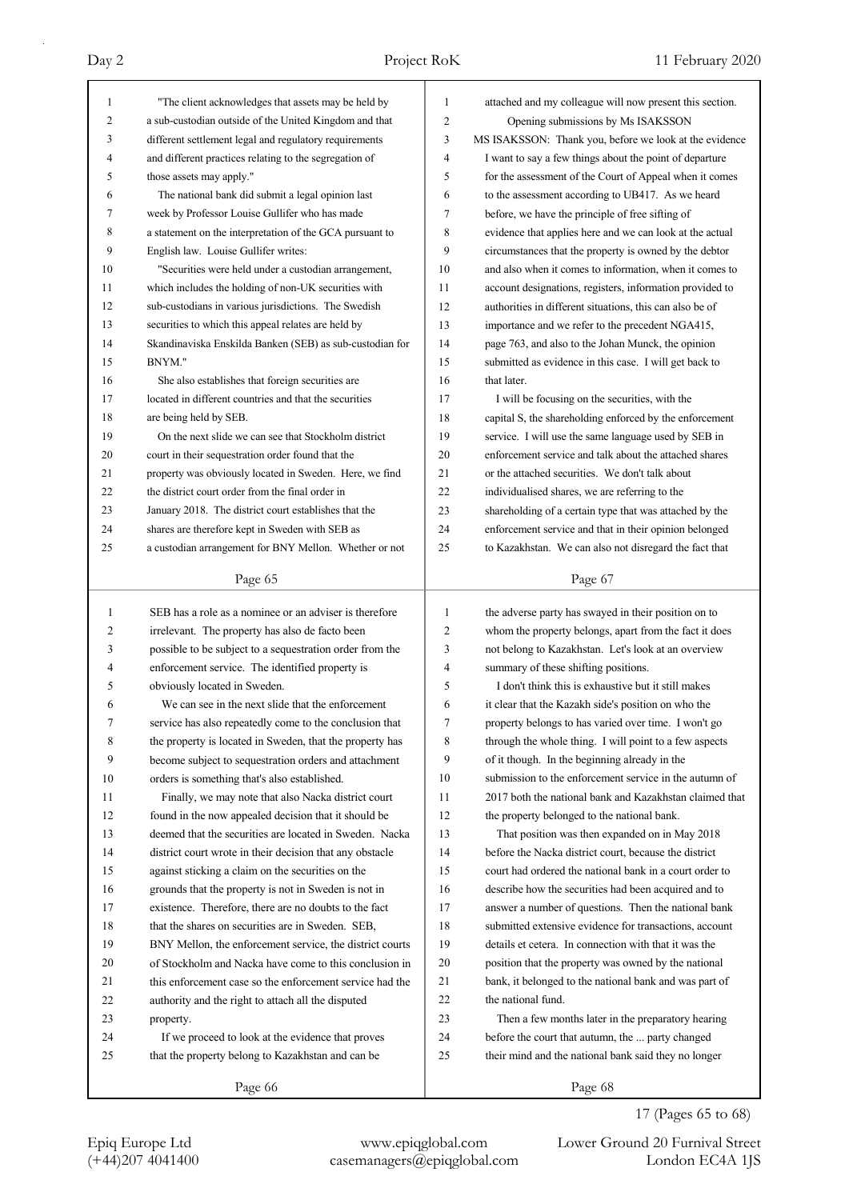"The client acknowledges that assets may be held by a sub-custodian outside of the United Kingdom and that different settlement legal and regulatory requirements and different practices relating to the segregation of those assets may apply."

The national bank did submit a legal opinion last week by Professor Louise Gullifer who has made a statement on the interpretation of the GCA pursuant to English law. Louise Gullifer writes:

"Securities were held under a custodian arrangement, which includes the holding of non-UK securities with sub-custodians in various jurisdictions. The Swedish securities to which this appeal relates are held by Skandinaviska Enskilda Banken (SEB) as sub-custodian for BNYM."

She also establishes that foreign securities are located in different countries and that the securities are being held by SEB.

On the next slide we can see that Stockholm district court in their sequestration order found that the property was obviously located in Sweden. Here, we find the district court order from the final order in January 2018. The district court establishes that the shares are therefore kept in Sweden with SEB as a custodian arrangement for BNY Mellon. Whether or not SEB has a role as a nominee or an adviser is therefore irrelevant. The property has also de facto been possible to be subject to a sequestration order from the enforcement service. The identified property is obviously located in Sweden.

We can see in the next slide that the enforcement service has also repeatedly come to the conclusion that the property is located in Sweden, that the property has become subject to sequestration orders and attachment orders is something that's also established.

Finally, we may note that also Nacka district court found in the now appealed decision that it should be deemed that the securities are located in Sweden. Nacka district court wrote in their decision that any obstacle against sticking a claim on the securities on the grounds that the property is not in Sweden is not in existence. Therefore, there are no doubts to the fact that the shares on securities are in Sweden. SEB, BNY Mellon, the enforcement service, the district courts of Stockholm and Nacka have come to this conclusion in this enforcement case so the enforcement service had the authority and the right to attach all the disputed property.

If we proceed to look at the evidence that proves that the property belong to Kazakhstan and can be attached and my colleague will now present this section.

Opening submissions by Ms ISAKSSON

MS ISAKSSON: Thank you, before we look at the evidence I want to say a few things about the point of departure for the assessment of the Court of Appeal when it comes to the assessment according to UB417. As we heard before, we have the principle of free sifting of evidence that applies here and we can look at the actual circumstances that the property is owned by the debtor and also when it comes to information, when it comes to account designations, registers, information provided to authorities in different situations, this can also be of importance and we refer to the precedent NGA415, page 763, and also to the Johan Munck, the opinion submitted as evidence in this case. I will get back to that later.

I will be focusing on the securities, with the capital S, the shareholding enforced by the enforcement service. I will use the same language used by SEB in enforcement service and talk about the attached shares or the attached securities. We don't talk about individualised shares, we are referring to the shareholding of a certain type that was attached by the enforcement service and that in their opinion belonged to Kazakhstan. We can also not disregard the fact that the adverse party has swayed in their position on to whom the property belongs, apart from the fact it does not belong to Kazakhstan. Let's look at an overview summary of these shifting positions.

I don't think this is exhaustive but it still makes it clear that the Kazakh side's position on who the property belongs to has varied over time. I won't go through the whole thing. I will point to a few aspects of it though. In the beginning already in the submission to the enforcement service in the autumn of 2017 both the national bank and Kazakhstan claimed that the property belonged to the national bank.

That position was then expanded on in May 2018 before the Nacka district court, because the district court had ordered the national bank in a court order to describe how the securities had been acquired and to answer a number of questions. Then the national bank submitted extensive evidence for transactions, account details et cetera. In connection with that it was the position that the property was owned by the national bank, it belonged to the national bank and was part of the national fund.

Then a few months later in the preparatory hearing before the court that autumn, the ... party changed their mind and the national bank said they no longer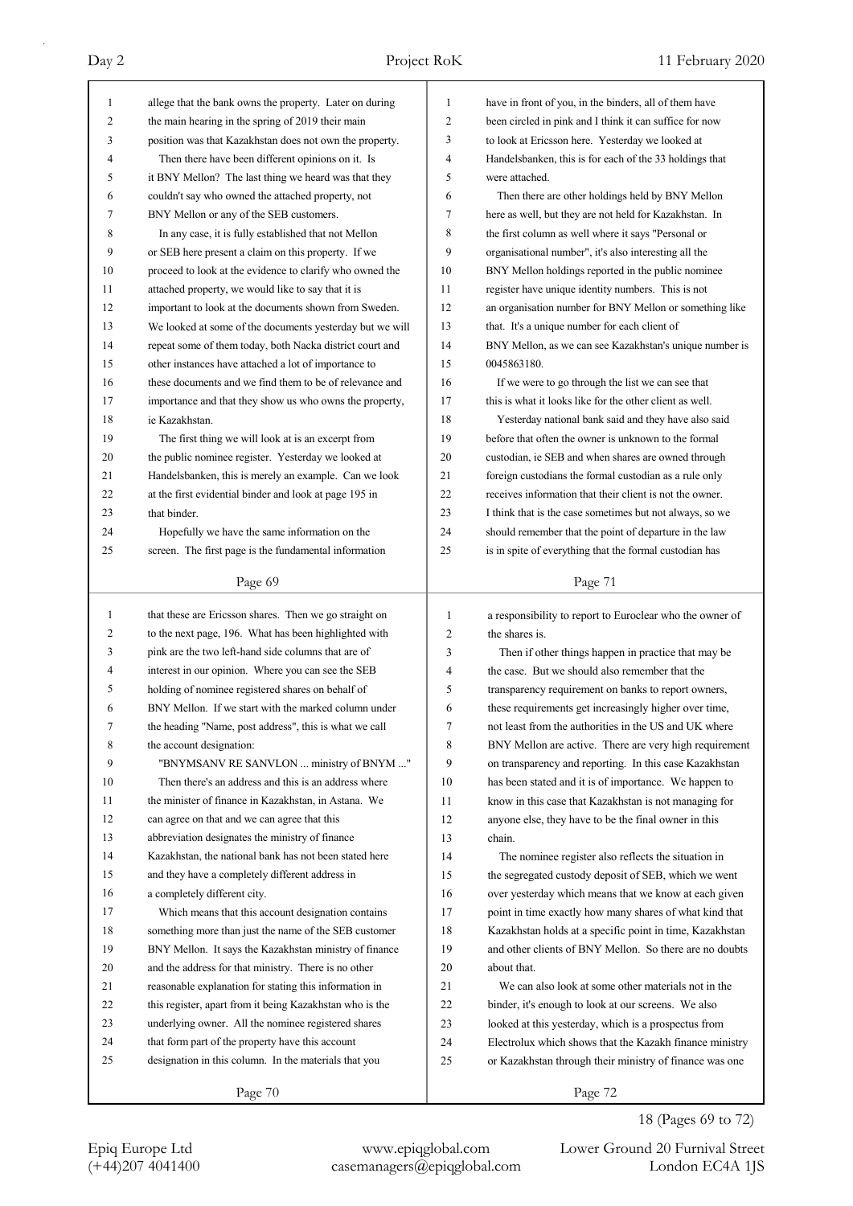allege that the bank owns the property. Later on during the main hearing in the spring of 2019 their main position was that Kazakhstan does not own the property.

Then there have been different opinions on it. Is it BNY Mellon? The last thing we heard was that they couldn't say who owned the attached property, not BNY Mellon or any of the SEB customers.

In any case, it is fully established that not Mellon or SEB here present a claim on this property. If we proceed to look at the evidence to clarify who owned the attached property, we would like to say that it is important to look at the documents shown from Sweden. We looked at some of the documents yesterday but we will repeat some of them today, both Nacka district court and other instances have attached a lot of importance to these documents and we find them to be of relevance and importance and that they show us who owns the property, ie Kazakhstan.

The first thing we will look at is an excerpt from the public nominee register. Yesterday we looked at Handelsbanken, this is merely an example. Can we look at the first evidential binder and look at page 195 in that binder.

Hopefully we have the same information on the screen. The first page is the fundamental information that these are Ericsson shares. Then we go straight on to the next page, 196. What has been highlighted with pink are the two left-hand side columns that are of interest in our opinion. Where you can see the SEB holding of nominee registered shares on behalf of BNY Mellon. If we start with the marked column under the heading "Name, post address", this is what we call the account designation:

"BNYMSANV RE SANVLON ... ministry of BNYM ..."

Then there's an address and this is an address where the minister of finance in Kazakhstan, in Astana. We can agree on that and we can agree that this abbreviation designates the ministry of finance Kazakhstan, the national bank has not been stated here and they have a completely different address in a completely different city.

Which means that this account designation contains something more than just the name of the SEB customer BNY Mellon. It says the Kazakhstan ministry of finance and the address for that ministry. There is no other reasonable explanation for stating this information in this register, apart from it being Kazakhstan who is the underlying owner. All the nominee registered shares that form part of the property have this account designation in this column. In the materials that you have in front of you, in the binders, all of them have been circled in pink and I think it can suffice for now to look at Ericsson here. Yesterday we looked at Handelsbanken, this is for each of the 33 holdings that were attached.

Then there are other holdings held by BNY Mellon here as well, but they are not held for Kazakhstan. In the first column as well where it says "Personal or organisational number", it's also interesting all the BNY Mellon holdings reported in the public nominee register have unique identity numbers. This is not an organisation number for BNY Mellon or something like that. It's a unique number for each client of BNY Mellon, as we can see Kazakhstan's unique number is 0045863180.

If we were to go through the list we can see that this is what it looks like for the other client as well.

Yesterday national bank said and they have also said before that often the owner is unknown to the formal custodian, ie SEB and when shares are owned through foreign custodians the formal custodian as a rule only receives information that their client is not the owner. I think that is the case sometimes but not always, so we should remember that the point of departure in the law is in spite of everything that the formal custodian has a responsibility to report to Euroclear who the owner of the shares is.

Then if other things happen in practice that may be the case. But we should also remember that the transparency requirement on banks to report owners, these requirements get increasingly higher over time, not least from the authorities in the US and UK where BNY Mellon are active. There are very high requirement on transparency and reporting. In this case Kazakhstan has been stated and it is of importance. We happen to know in this case that Kazakhstan is not managing for anyone else, they have to be the final owner in this chain.

The nominee register also reflects the situation in the segregated custody deposit of SEB, which we went over yesterday which means that we know at each given point in time exactly how many shares of what kind that Kazakhstan holds at a specific point in time, Kazakhstan and other clients of BNY Mellon. So there are no doubts about that.

We can also look at some other materials not in the binder, it's enough to look at our screens. We also looked at this yesterday, which is a prospectus from Electrolux which shows that the Kazakh finance ministry or Kazakhstan through their ministry of finance was one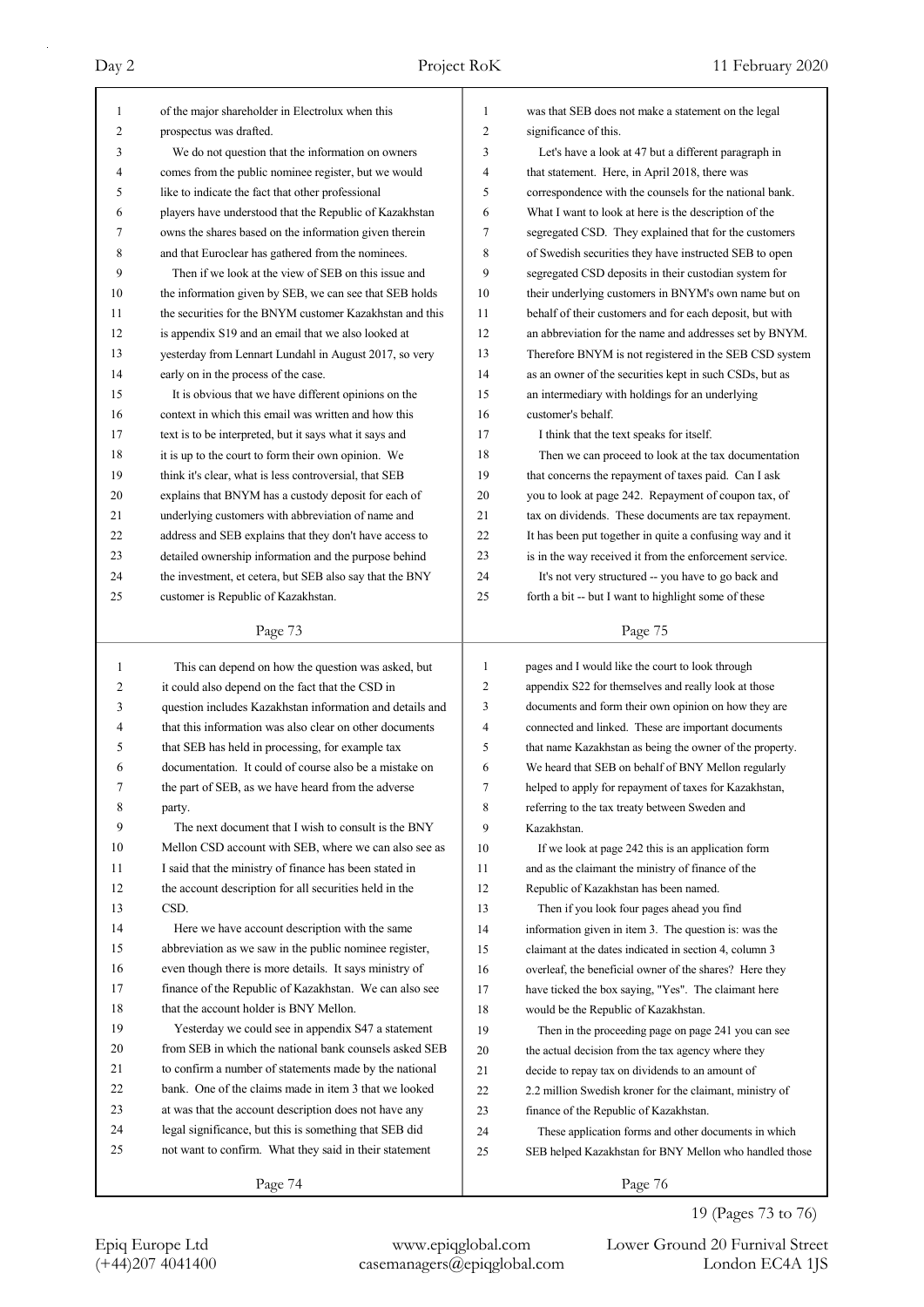of the major shareholder in Electrolux when this prospectus was drafted.

We do not question that the information on owners comes from the public nominee register, but we would like to indicate the fact that other professional players have understood that the Republic of Kazakhstan owns the shares based on the information given therein and that Euroclear has gathered from the nominees.

Then if we look at the view of SEB on this issue and the information given by SEB, we can see that SEB holds the securities for the BNYM customer Kazakhstan and this is appendix S19 and an email that we also looked at yesterday from Lennart Lundahl in August 2017, so very early on in the process of the case.

It is obvious that we have different opinions on the context in which this email was written and how this text is to be interpreted, but it says what it says and it is up to the court to form their own opinion. We think it's clear, what is less controversial, that SEB explains that BNYM has a custody deposit for each of underlying customers with abbreviation of name and address and SEB explains that they don't have access to detailed ownership information and the purpose behind the investment, et cetera, but SEB also say that the BNY customer is Republic of Kazakhstan.

This can depend on how the question was asked, but it could also depend on the fact that the CSD in question includes Kazakhstan information and details and that this information was also clear on other documents that SEB has held in processing, for example tax documentation. It could of course also be a mistake on the part of SEB, as we have heard from the adverse party.

The next document that I wish to consult is the BNY Mellon CSD account with SEB, where we can also see as I said that the ministry of finance has been stated in the account description for all securities held in the CSD.

Here we have account description with the same abbreviation as we saw in the public nominee register, even though there is more details. It says ministry of finance of the Republic of Kazakhstan. We can also see that the account holder is BNY Mellon.

Yesterday we could see in appendix S47 a statement from SEB in which the national bank counsels asked SEB to confirm a number of statements made by the national bank. One of the claims made in item 3 that we looked at was that the account description does not have any legal significance, but this is something that SEB did not want to confirm. What they said in their statement was that SEB does not make a statement on the legal significance of this.

Let's have a look at 47 but a different paragraph in that statement. Here, in April 2018, there was correspondence with the counsels for the national bank. What I want to look at here is the description of the segregated CSD. They explained that for the customers of Swedish securities they have instructed SEB to open segregated CSD deposits in their custodian system for their underlying customers in BNYM's own name but on behalf of their customers and for each deposit, but with an abbreviation for the name and addresses set by BNYM. Therefore BNYM is not registered in the SEB CSD system as an owner of the securities kept in such CSDs, but as an intermediary with holdings for an underlying customer's behalf.

I think that the text speaks for itself.

Then we can proceed to look at the tax documentation that concerns the repayment of taxes paid. Can I ask you to look at page 242. Repayment of coupon tax, of tax on dividends. These documents are tax repayment. It has been put together in quite a confusing way and it is in the way received it from the enforcement service.

It's not very structured -- you have to go back and forth a bit -- but I want to highlight some of these pages and I would like the court to look through appendix S22 for themselves and really look at those documents and form their own opinion on how they are connected and linked. These are important documents that name Kazakhstan as being the owner of the property. We heard that SEB on behalf of BNY Mellon regularly helped to apply for repayment of taxes for Kazakhstan, referring to the tax treaty between Sweden and Kazakhstan.

If we look at page 242 this is an application form and as the claimant the ministry of finance of the Republic of Kazakhstan has been named.

Then if you look four pages ahead you find information given in item 3. The question is: was the claimant at the dates indicated in section 4, column 3 overleaf, the beneficial owner of the shares? Here they have ticked the box saying, "Yes". The claimant here would be the Republic of Kazakhstan.

Then in the proceeding page on page 241 you can see the actual decision from the tax agency where they decide to repay tax on dividends to an amount of 2.2 million Swedish kroner for the claimant, ministry of finance of the Republic of Kazakhstan.

These application forms and other documents in which SEB helped Kazakhstan for BNY Mellon who handled those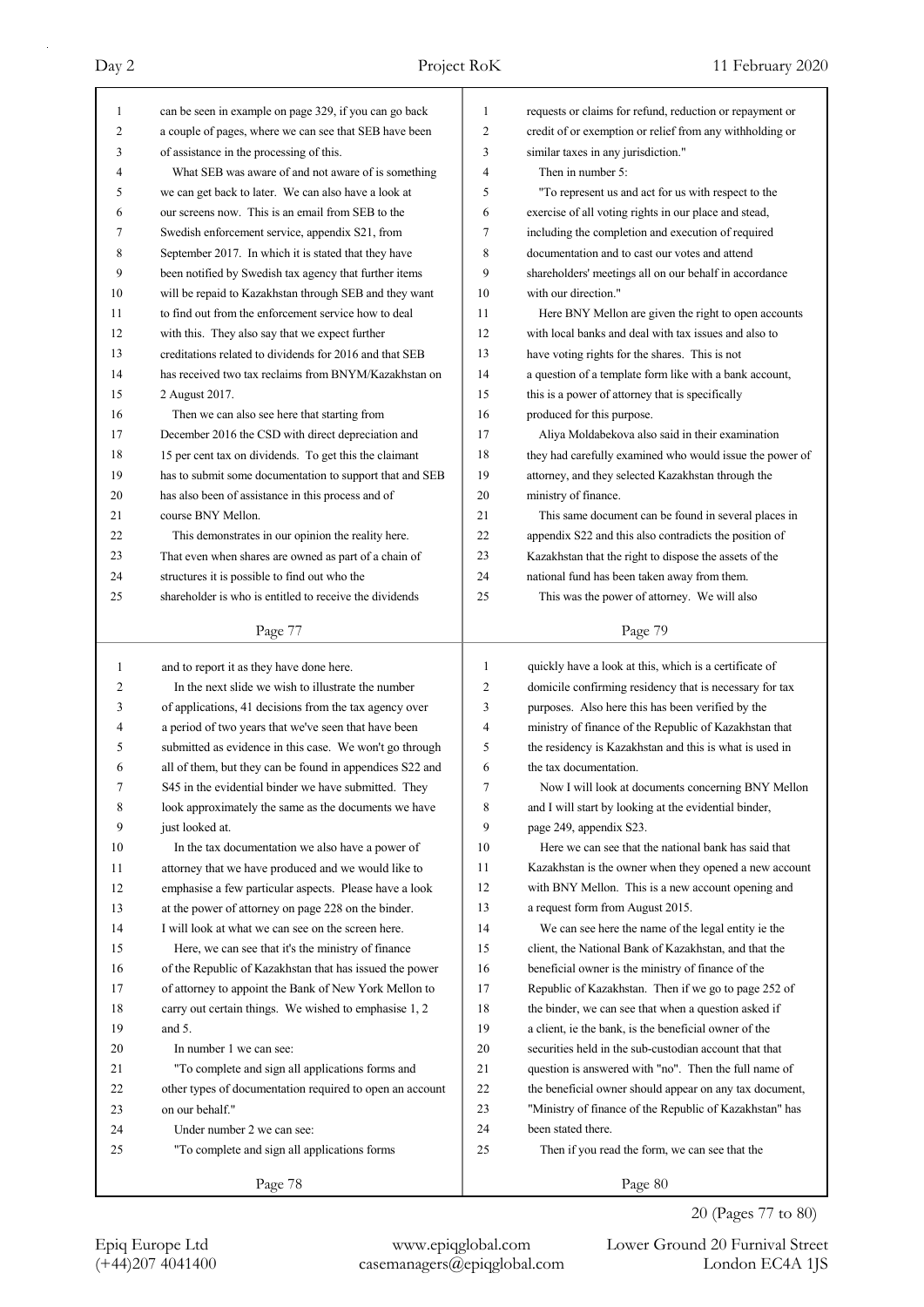can be seen in example on page 329, if you can go back a couple of pages, where we can see that SEB have been of assistance in the processing of this.

What SEB was aware of and not aware of is something we can get back to later. We can also have a look at our screens now. This is an email from SEB to the Swedish enforcement service, appendix S21, from September 2017. In which it is stated that they have been notified by Swedish tax agency that further items will be repaid to Kazakhstan through SEB and they want to find out from the enforcement service how to deal with this. They also say that we expect further creditations related to dividends for 2016 and that SEB has received two tax reclaims from BNYM/Kazakhstan on 2 August 2017.

Then we can also see here that starting from December 2016 the CSD with direct depreciation and 15 per cent tax on dividends. To get this the claimant has to submit some documentation to support that and SEB has also been of assistance in this process and of course BNY Mellon.

This demonstrates in our opinion the reality here. That even when shares are owned as part of a chain of structures it is possible to find out who the shareholder is who is entitled to receive the dividends and to report it as they have done here.

In the next slide we wish to illustrate the number of applications, 41 decisions from the tax agency over a period of two years that we've seen that have been submitted as evidence in this case. We won't go through all of them, but they can be found in appendices S22 and S45 in the evidential binder we have submitted. They look approximately the same as the documents we have just looked at.

In the tax documentation we also have a power of attorney that we have produced and we would like to emphasise a few particular aspects. Please have a look at the power of attorney on page 228 on the binder. I will look at what we can see on the screen here.

Here, we can see that it's the ministry of finance of the Republic of Kazakhstan that has issued the power of attorney to appoint the Bank of New York Mellon to carry out certain things. We wished to emphasise 1, 2 and 5.

In number 1 we can see:

"To complete and sign all applications forms and other types of documentation required to open an account on our behalf."

Under number 2 we can see:

"To complete and sign all applications forms requests or claims for refund, reduction or repayment or credit of or exemption or relief from any withholding or similar taxes in any jurisdiction."

Then in number 5:

"To represent us and act for us with respect to the exercise of all voting rights in our place and stead, including the completion and execution of required documentation and to cast our votes and attend shareholders' meetings all on our behalf in accordance with our direction."

Here BNY Mellon are given the right to open accounts with local banks and deal with tax issues and also to have voting rights for the shares. This is not a question of a template form like with a bank account, this is a power of attorney that is specifically produced for this purpose.

Aliya Moldabekova also said in their examination they had carefully examined who would issue the power of attorney, and they selected Kazakhstan through the ministry of finance.

This same document can be found in several places in appendix S22 and this also contradicts the position of Kazakhstan that the right to dispose the assets of the national fund has been taken away from them.

This was the power of attorney. We will also quickly have a look at this, which is a certificate of domicile confirming residency that is necessary for tax purposes. Also here this has been verified by the ministry of finance of the Republic of Kazakhstan that the residency is Kazakhstan and this is what is used in the tax documentation.

Now I will look at documents concerning BNY Mellon and I will start by looking at the evidential binder, page 249, appendix S23.

Here we can see that the national bank has said that Kazakhstan is the owner when they opened a new account with BNY Mellon. This is a new account opening and a request form from August 2015.

We can see here the name of the legal entity ie the client, the National Bank of Kazakhstan, and that the beneficial owner is the ministry of finance of the Republic of Kazakhstan. Then if we go to page 252 of the binder, we can see that when a question asked if a client, ie the bank, is the beneficial owner of the securities held in the sub-custodian account that that question is answered with "no". Then the full name of the beneficial owner should appear on any tax document, "Ministry of finance of the Republic of Kazakhstan" has been stated there.

Then if you read the form, we can see that the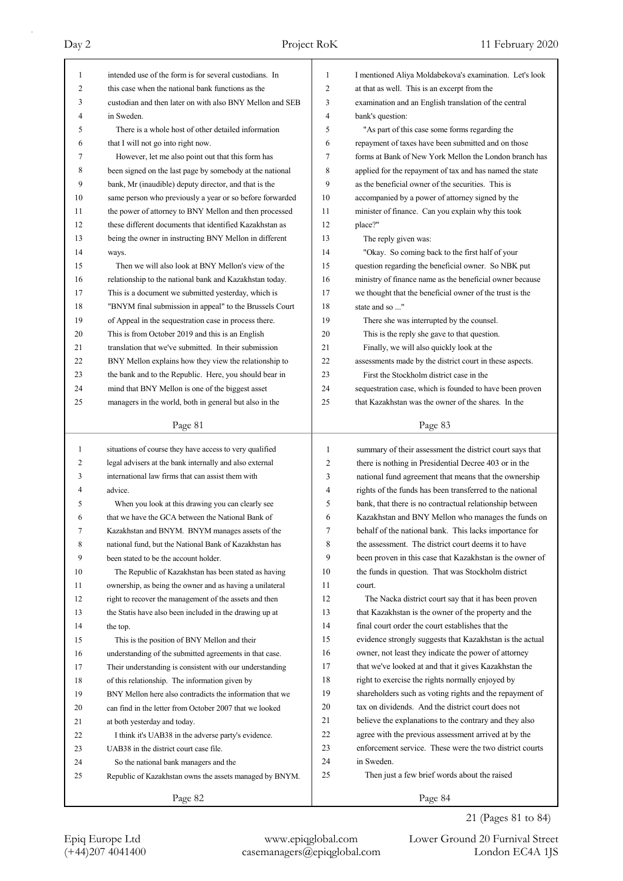intended use of the form is for several custodians. In this case when the national bank functions as the custodian and then later on with also BNY Mellon and SEB in Sweden.

There is a whole host of other detailed information that I will not go into right now.

However, let me also point out that this form has been signed on the last page by somebody at the national bank, Mr (inaudible) deputy director, and that is the same person who previously a year or so before forwarded the power of attorney to BNY Mellon and then processed these different documents that identified Kazakhstan as being the owner in instructing BNY Mellon in different ways.

Then we will also look at BNY Mellon's view of the relationship to the national bank and Kazakhstan today. This is a document we submitted yesterday, which is "BNYM final submission in appeal" to the Brussels Court of Appeal in the sequestration case in process there. This is from October 2019 and this is an English translation that we've submitted. In their submission BNY Mellon explains how they view the relationship to the bank and to the Republic. Here, you should bear in mind that BNY Mellon is one of the biggest asset managers in the world, both in general but also in the situations of course they have access to very qualified legal advisers at the bank internally and also external international law firms that can assist them with advice.

When you look at this drawing you can clearly see that we have the GCA between the National Bank of Kazakhstan and BNYM. BNYM manages assets of the national fund, but the National Bank of Kazakhstan has been stated to be the account holder.

The Republic of Kazakhstan has been stated as having ownership, as being the owner and as having a unilateral right to recover the management of the assets and then the Statis have also been included in the drawing up at the top.

This is the position of BNY Mellon and their understanding of the submitted agreements in that case. Their understanding is consistent with our understanding of this relationship. The information given by BNY Mellon here also contradicts the information that we can find in the letter from October 2007 that we looked at both yesterday and today.

I think it's UAB38 in the adverse party's evidence. UAB38 in the district court case file.

So the national bank managers and the Republic of Kazakhstan owns the assets managed by BNYM.

I mentioned Aliya Moldabekova's examination. Let's look at that as well. This is an excerpt from the examination and an English translation of the central bank's question:

"As part of this case some forms regarding the repayment of taxes have been submitted and on those forms at Bank of New York Mellon the London branch has applied for the repayment of tax and has named the state as the beneficial owner of the securities. This is accompanied by a power of attorney signed by the minister of finance. Can you explain why this took place?"

The reply given was:

"Okay. So coming back to the first half of your question regarding the beneficial owner. So NBK put ministry of finance name as the beneficial owner because we thought that the beneficial owner of the trust is the state and so ..."

There she was interrupted by the counsel.

This is the reply she gave to that question.

Finally, we will also quickly look at the assessments made by the district court in these aspects.

First the Stockholm district case in the sequestration case, which is founded to have been proven that Kazakhstan was the owner of the shares. In the summary of their assessment the district court says that there is nothing in Presidential Decree 403 or in the national fund agreement that means that the ownership rights of the funds has been transferred to the national bank, that there is no contractual relationship between Kazakhstan and BNY Mellon who manages the funds on behalf of the national bank. This lacks importance for the assessment. The district court deems it to have been proven in this case that Kazakhstan is the owner of the funds in question. That was Stockholm district court.

The Nacka district court say that it has been proven that Kazakhstan is the owner of the property and the final court order the court establishes that the evidence strongly suggests that Kazakhstan is the actual owner, not least they indicate the power of attorney that we've looked at and that it gives Kazakhstan the right to exercise the rights normally enjoyed by shareholders such as voting rights and the repayment of tax on dividends. And the district court does not believe the explanations to the contrary and they also agree with the previous assessment arrived at by the enforcement service. These were the two district courts in Sweden.

Then just a few brief words about the raised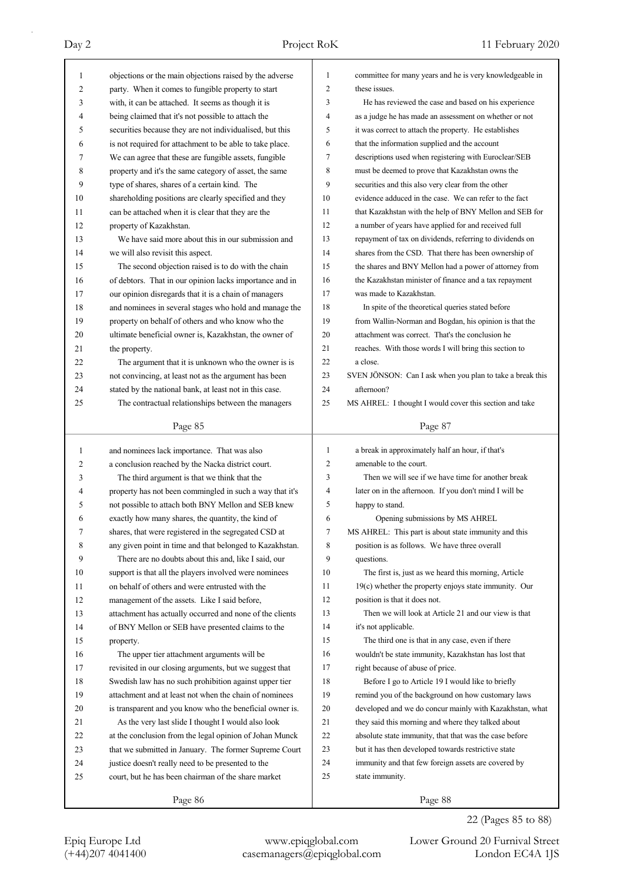objections or the main objections raised by the adverse party. When it comes to fungible property to start with, it can be attached. It seems as though it is being claimed that it's not possible to attach the securities because they are not individualised, but this is not required for attachment to be able to take place. We can agree that these are fungible assets, fungible property and it's the same category of asset, the same type of shares, shares of a certain kind. The shareholding positions are clearly specified and they can be attached when it is clear that they are the property of Kazakhstan.

We have said more about this in our submission and we will also revisit this aspect.

The second objection raised is to do with the chain of debtors. That in our opinion lacks importance and in our opinion disregards that it is a chain of managers and nominees in several stages who hold and manage the property on behalf of others and who know who the ultimate beneficial owner is, Kazakhstan, the owner of the property.

The argument that it is unknown who the owner is is not convincing, at least not as the argument has been stated by the national bank, at least not in this case.

The contractual relationships between the managers and nominees lack importance. That was also a conclusion reached by the Nacka district court.

The third argument is that we think that the property has not been commingled in such a way that it's not possible to attach both BNY Mellon and SEB knew exactly how many shares, the quantity, the kind of shares, that were registered in the segregated CSD at any given point in time and that belonged to Kazakhstan. There are no doubts about this and, like I said, our support is that all the players involved were nominees on behalf of others and were entrusted with the management of the assets. Like I said before, attachment has actually occurred and none of the clients of BNY Mellon or SEB have presented claims to the property.

The upper tier attachment arguments will be revisited in our closing arguments, but we suggest that Swedish law has no such prohibition against upper tier attachment and at least not when the chain of nominees is transparent and you know who the beneficial owner is.

As the very last slide I thought I would also look at the conclusion from the legal opinion of Johan Munck that we submitted in January. The former Supreme Court justice doesn't really need to be presented to the court, but he has been chairman of the share market committee for many years and he is very knowledgeable in these issues.

He has reviewed the case and based on his experience as a judge he has made an assessment on whether or not it was correct to attach the property. He establishes that the information supplied and the account descriptions used when registering with Euroclear/SEB must be deemed to prove that Kazakhstan owns the securities and this also very clear from the other evidence adduced in the case. We can refer to the fact that Kazakhstan with the help of BNY Mellon and SEB for a number of years have applied for and received full repayment of tax on dividends, referring to dividends on shares from the CSD. That there has been ownership of the shares and BNY Mellon had a power of attorney from the Kazakhstan minister of finance and a tax repayment was made to Kazakhstan.

In spite of the theoretical queries stated before from Wallin-Norman and Bogdan, his opinion is that the attachment was correct. That's the conclusion he reaches. With those words I will bring this section to a close.

SVEN JÖNSON: Can I ask when you plan to take a break this afternoon?

MS AHREL: I thought I would cover this section and take a break in approximately half an hour, if that's amenable to the court.

Then we will see if we have time for another break later on in the afternoon. If you don't mind I will be happy to stand.

## Opening submissions by MS AHREL

MS AHREL: This part is about state immunity and this position is as follows. We have three overall questions.

The first is, just as we heard this morning, Article 19(c) whether the property enjoys state immunity. Our position is that it does not.

Then we will look at Article 21 and our view is that it's not applicable.

The third one is that in any case, even if there wouldn't be state immunity, Kazakhstan has lost that right because of abuse of price.

Before I go to Article 19 I would like to briefly remind you of the background on how customary laws developed and we do concur mainly with Kazakhstan, what they said this morning and where they talked about absolute state immunity, that that was the case before but it has then developed towards restrictive state immunity and that few foreign assets are covered by state immunity.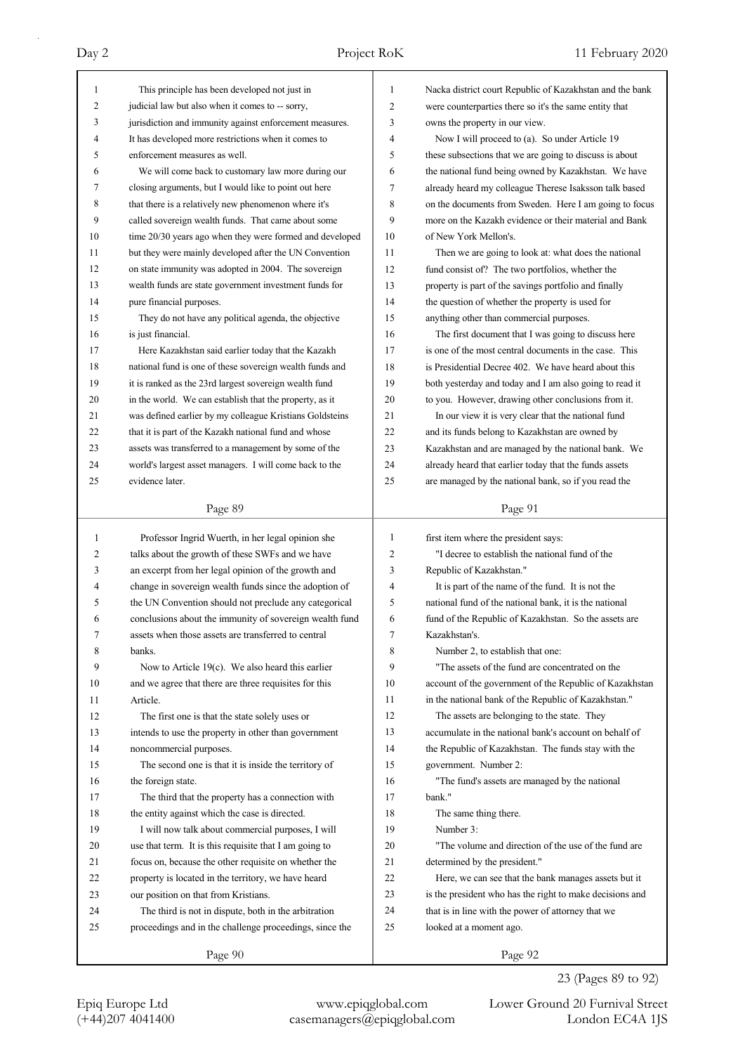This principle has been developed not just in judicial law but also when it comes to -- sorry, jurisdiction and immunity against enforcement measures. It has developed more restrictions when it comes to enforcement measures as well.

We will come back to customary law more during our closing arguments, but I would like to point out here that there is a relatively new phenomenon where it's called sovereign wealth funds. That came about some time 20/30 years ago when they were formed and developed but they were mainly developed after the UN Convention on state immunity was adopted in 2004. The sovereign wealth funds are state government investment funds for pure financial purposes.

They do not have any political agenda, the objective is just financial.

Here Kazakhstan said earlier today that the Kazakh national fund is one of these sovereign wealth funds and it is ranked as the 23rd largest sovereign wealth fund in the world. We can establish that the property, as it was defined earlier by my colleague Kristians Goldsteins that it is part of the Kazakh national fund and whose assets was transferred to a management by some of the world's largest asset managers. I will come back to the evidence later.

Professor Ingrid Wuerth, in her legal opinion she talks about the growth of these SWFs and we have an excerpt from her legal opinion of the growth and change in sovereign wealth funds since the adoption of the UN Convention should not preclude any categorical conclusions about the immunity of sovereign wealth fund assets when those assets are transferred to central banks.

Now to Article 19(c). We also heard this earlier and we agree that there are three requisites for this Article.

The first one is that the state solely uses or intends to use the property in other than government noncommercial purposes.

The second one is that it is inside the territory of the foreign state.

The third that the property has a connection with the entity against which the case is directed.

I will now talk about commercial purposes, I will use that term. It is this requisite that I am going to focus on, because the other requisite on whether the property is located in the territory, we have heard our position on that from Kristians.

The third is not in dispute, both in the arbitration proceedings and in the challenge proceedings, since the Nacka district court Republic of Kazakhstan and the bank were counterparties there so it's the same entity that owns the property in our view.

Now I will proceed to (a). So under Article 19 these subsections that we are going to discuss is about the national fund being owned by Kazakhstan. We have already heard my colleague Therese Isaksson talk based on the documents from Sweden. Here I am going to focus more on the Kazakh evidence or their material and Bank of New York Mellon's.

Then we are going to look at: what does the national fund consist of? The two portfolios, whether the property is part of the savings portfolio and finally the question of whether the property is used for anything other than commercial purposes.

The first document that I was going to discuss here is one of the most central documents in the case. This is Presidential Decree 402. We have heard about this both yesterday and today and I am also going to read it to you. However, drawing other conclusions from it.

In our view it is very clear that the national fund and its funds belong to Kazakhstan are owned by Kazakhstan and are managed by the national bank. We already heard that earlier today that the funds assets are managed by the national bank, so if you read the first item where the president says:

"I decree to establish the national fund of the Republic of Kazakhstan."

It is part of the name of the fund. It is not the national fund of the national bank, it is the national fund of the Republic of Kazakhstan. So the assets are Kazakhstan's.

Number 2, to establish that one:

"The assets of the fund are concentrated on the account of the government of the Republic of Kazakhstan in the national bank of the Republic of Kazakhstan."

The assets are belonging to the state. They accumulate in the national bank's account on behalf of the Republic of Kazakhstan. The funds stay with the government. Number 2:

"The fund's assets are managed by the national bank."

The same thing there.

Number 3:

"The volume and direction of the use of the fund are determined by the president."

Here, we can see that the bank manages assets but it is the president who has the right to make decisions and that is in line with the power of attorney that we looked at a moment ago.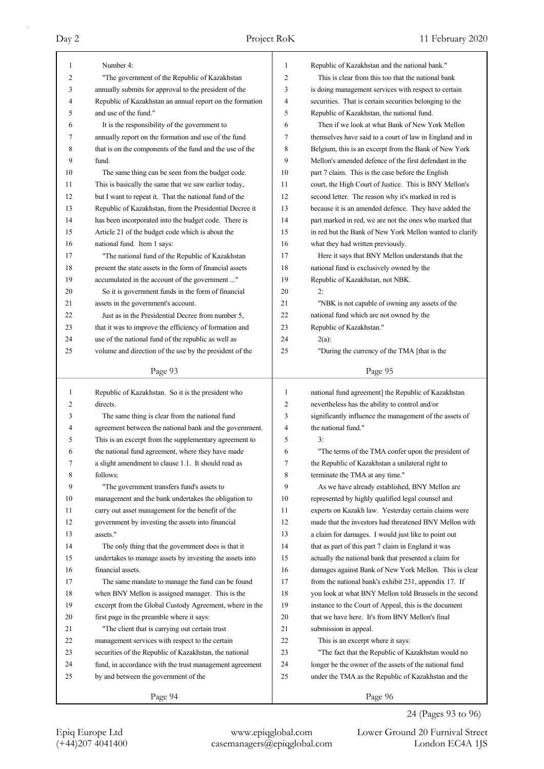Number 4:

"The government of the Republic of Kazakhstan annually submits for approval to the president of the Republic of Kazakhstan an annual report on the formation and use of the fund."

It is the responsibility of the government to annually report on the formation and use of the fund that is on the components of the fund and the use of the fund.

The same thing can be seen from the budget code. This is basically the same that we saw earlier today, but I want to repeat it. That the national fund of the Republic of Kazakhstan, from the Presidential Decree it has been incorporated into the budget code. There is Article 21 of the budget code which is about the national fund. Item 1 says:

"The national fund of the Republic of Kazakhstan present the state assets in the form of financial assets accumulated in the account of the government ..."

So it is government funds in the form of financial assets in the government's account.

Just as in the Presidential Decree from number 5, that it was to improve the efficiency of formation and use of the national fund of the republic as well as volume and direction of the use by the president of the Republic of Kazakhstan. So it is the president who directs.

The same thing is clear from the national fund agreement between the national bank and the government. This is an excerpt from the supplementary agreement to the national fund agreement, where they have made a slight amendment to clause 1.1. It should read as follows:

"The government transfers fund's assets to management and the bank undertakes the obligation to carry out asset management for the benefit of the government by investing the assets into financial assets."

The only thing that the government does is that it undertakes to manage assets by investing the assets into financial assets.

The same mandate to manage the fund can be found when BNY Mellon is assigned manager. This is the excerpt from the Global Custody Agreement, where in the first page in the preamble where it says:

"The client that is carrying out certain trust management services with respect to the certain securities of the Republic of Kazakhstan, the national fund, in accordance with the trust management agreement by and between the government of the Republic of Kazakhstan and the national bank."

This is clear from this too that the national bank is doing management services with respect to certain securities. That is certain securities belonging to the Republic of Kazakhstan, the national fund.

Then if we look at what Bank of New York Mellon themselves have said to a court of law in England and in Belgium, this is an excerpt from the Bank of New York Mellon's amended defence of the first defendant in the part 7 claim. This is the case before the English court, the High Court of Justice. This is BNY Mellon's second letter. The reason why it's marked in red is because it is an amended defence. They have added the part marked in red, we are not the ones who marked that in red but the Bank of New York Mellon wanted to clarify what they had written previously.

Here it says that BNY Mellon understands that the national fund is exclusively owned by the Republic of Kazakhstan, not NBK.

2:

"NBK is not capable of owning any assets of the national fund which are not owned by the Republic of Kazakhstan."

2(a):

"During the currency of the TMA [that is the national fund agreement] the Republic of Kazakhstan nevertheless has the ability to control and/or significantly influence the management of the assets of the national fund."

3:

"The terms of the TMA confer upon the president of the Republic of Kazakhstan a unilateral right to terminate the TMA at any time."

As we have already established, BNY Mellon are represented by highly qualified legal counsel and experts on Kazakh law. Yesterday certain claims were made that the investors had threatened BNY Mellon with a claim for damages. I would just like to point out that as part of this part 7 claim in England it was actually the national bank that presented a claim for damages against Bank of New York Mellon. This is clear from the national bank's exhibit 231, appendix 17. If you look at what BNY Mellon told Brussels in the second instance to the Court of Appeal, this is the document that we have here. It's from BNY Mellon's final submission in appeal.

This is an excerpt where it says:

"The fact that the Republic of Kazakhstan would no longer be the owner of the assets of the national fund under the TMA as the Republic of Kazakhstan and the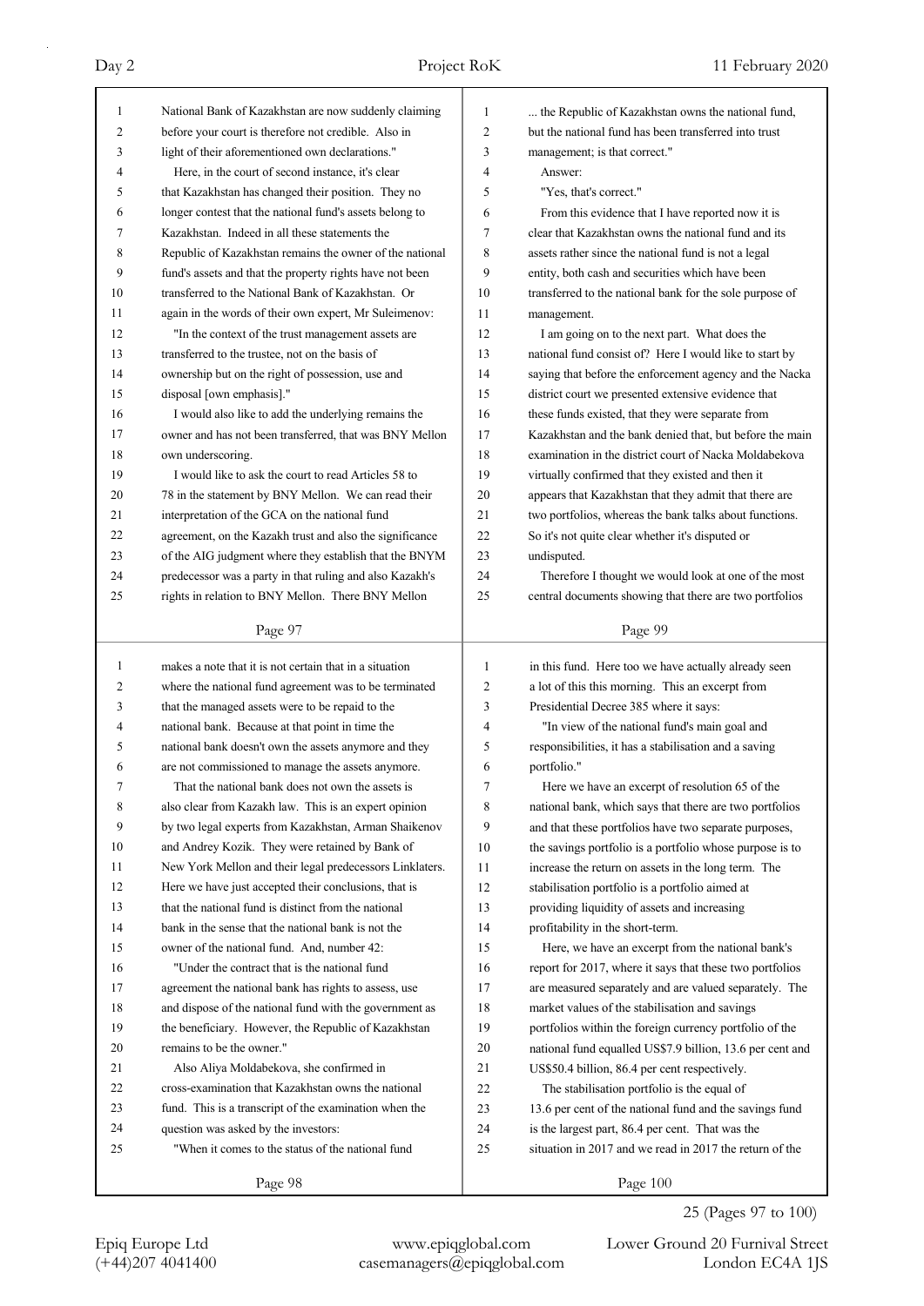National Bank of Kazakhstan are now suddenly claiming before your court is therefore not credible. Also in light of their aforementioned own declarations."

Here, in the court of second instance, it's clear that Kazakhstan has changed their position. They no longer contest that the national fund's assets belong to Kazakhstan. Indeed in all these statements the Republic of Kazakhstan remains the owner of the national fund's assets and that the property rights have not been transferred to the National Bank of Kazakhstan. Or again in the words of their own expert, Mr Suleimenov:

"In the context of the trust management assets are transferred to the trustee, not on the basis of ownership but on the right of possession, use and disposal [own emphasis]."

I would also like to add the underlying remains the owner and has not been transferred, that was BNY Mellon own underscoring.

I would like to ask the court to read Articles 58 to 78 in the statement by BNY Mellon. We can read their interpretation of the GCA on the national fund agreement, on the Kazakh trust and also the significance of the AIG judgment where they establish that the BNYM predecessor was a party in that ruling and also Kazakh's rights in relation to BNY Mellon. There BNY Mellon makes a note that it is not certain that in a situation where the national fund agreement was to be terminated that the managed assets were to be repaid to the national bank. Because at that point in time the national bank doesn't own the assets anymore and they are not commissioned to manage the assets anymore.

That the national bank does not own the assets is also clear from Kazakh law. This is an expert opinion by two legal experts from Kazakhstan, Arman Shaikenov and Andrey Kozik. They were retained by Bank of New York Mellon and their legal predecessors Linklaters. Here we have just accepted their conclusions, that is that the national fund is distinct from the national bank in the sense that the national bank is not the owner of the national fund. And, number 42:

"Under the contract that is the national fund agreement the national bank has rights to assess, use and dispose of the national fund with the government as the beneficiary. However, the Republic of Kazakhstan remains to be the owner."

Also Aliya Moldabekova, she confirmed in cross-examination that Kazakhstan owns the national fund. This is a transcript of the examination when the question was asked by the investors:

"When it comes to the status of the national fund ... the Republic of Kazakhstan owns the national fund, but the national fund has been transferred into trust management; is that correct."

Answer:

"Yes, that's correct."

From this evidence that I have reported now it is clear that Kazakhstan owns the national fund and its assets rather since the national fund is not a legal entity, both cash and securities which have been transferred to the national bank for the sole purpose of management.

I am going on to the next part. What does the national fund consist of? Here I would like to start by saying that before the enforcement agency and the Nacka district court we presented extensive evidence that these funds existed, that they were separate from Kazakhstan and the bank denied that, but before the main examination in the district court of Nacka Moldabekova virtually confirmed that they existed and then it appears that Kazakhstan that they admit that there are two portfolios, whereas the bank talks about functions. So it's not quite clear whether it's disputed or undisputed.

Therefore I thought we would look at one of the most central documents showing that there are two portfolios in this fund. Here too we have actually already seen a lot of this this morning. This an excerpt from Presidential Decree 385 where it says:

"In view of the national fund's main goal and responsibilities, it has a stabilisation and a saving portfolio."

Here we have an excerpt of resolution 65 of the national bank, which says that there are two portfolios and that these portfolios have two separate purposes, the savings portfolio is a portfolio whose purpose is to increase the return on assets in the long term. The stabilisation portfolio is a portfolio aimed at providing liquidity of assets and increasing profitability in the short-term.

Here, we have an excerpt from the national bank's report for 2017, where it says that these two portfolios are measured separately and are valued separately. The market values of the stabilisation and savings portfolios within the foreign currency portfolio of the national fund equalled US$7.9 billion, 13.6 per cent and US$50.4 billion, 86.4 per cent respectively.

The stabilisation portfolio is the equal of 13.6 per cent of the national fund and the savings fund is the largest part, 86.4 per cent. That was the situation in 2017 and we read in 2017 the return of the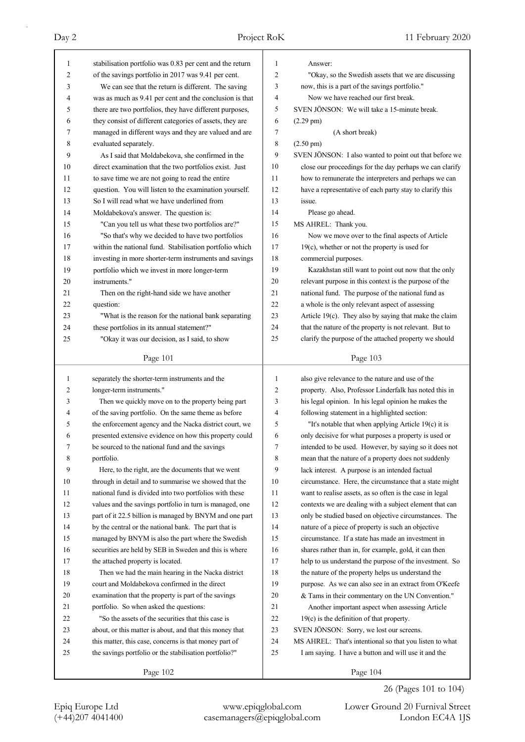stabilisation portfolio was 0.83 per cent and the return of the savings portfolio in 2017 was 9.41 per cent.

We can see that the return is different. The saving was as much as 9.41 per cent and the conclusion is that there are two portfolios, they have different purposes, they consist of different categories of assets, they are managed in different ways and they are valued and are evaluated separately.

As I said that Moldabekova, she confirmed in the direct examination that the two portfolios exist. Just to save time we are not going to read the entire question. You will listen to the examination yourself. So I will read what we have underlined from Moldabekova's answer. The question is:

"Can you tell us what these two portfolios are?"

"So that's why we decided to have two portfolios within the national fund. Stabilisation portfolio which investing in more shorter-term instruments and savings portfolio which we invest in more longer-term instruments."

Then on the right-hand side we have another question:

"What is the reason for the national bank separating these portfolios in its annual statement?"

"Okay it was our decision, as I said, to show separately the shorter-term instruments and the longer-term instruments."

Then we quickly move on to the property being part of the saving portfolio. On the same theme as before the enforcement agency and the Nacka district court, we presented extensive evidence on how this property could be sourced to the national fund and the savings portfolio.

Here, to the right, are the documents that we went through in detail and to summarise we showed that the national fund is divided into two portfolios with these values and the savings portfolio in turn is managed, one part of it 22.5 billion is managed by BNYM and one part by the central or the national bank. The part that is managed by BNYM is also the part where the Swedish securities are held by SEB in Sweden and this is where the attached property is located.

Then we had the main hearing in the Nacka district court and Moldabekova confirmed in the direct examination that the property is part of the savings portfolio. So when asked the questions:

"So the assets of the securities that this case is about, or this matter is about, and that this money that this matter, this case, concerns is that money part of the savings portfolio or the stabilisation portfolio?"

Answer:

"Okay, so the Swedish assets that we are discussing now, this is a part of the savings portfolio."

Now we have reached our first break.

SVEN JÖNSON: We will take a 15-minute break.

(2.29 pm)

(A short break)

(2.50 pm)

SVEN JÖNSON: I also wanted to point out that before we close our proceedings for the day perhaps we can clarify how to remunerate the interpreters and perhaps we can have a representative of each party stay to clarify this issue.

Please go ahead.

MS AHREL: Thank you.

Now we move over to the final aspects of Article 19(c), whether or not the property is used for commercial purposes.

Kazakhstan still want to point out now that the only relevant purpose in this context is the purpose of the national fund. The purpose of the national fund as a whole is the only relevant aspect of assessing Article 19(c). They also by saying that make the claim that the nature of the property is not relevant. But to clarify the purpose of the attached property we should also give relevance to the nature and use of the property. Also, Professor Linderfalk has noted this in his legal opinion. In his legal opinion he makes the following statement in a highlighted section:

"It's notable that when applying Article 19(c) it is only decisive for what purposes a property is used or intended to be used. However, by saying so it does not mean that the nature of a property does not suddenly lack interest. A purpose is an intended factual circumstance. Here, the circumstance that a state might want to realise assets, as so often is the case in legal contexts we are dealing with a subject element that can only be studied based on objective circumstances. The nature of a piece of property is such an objective circumstance. If a state has made an investment in shares rather than in, for example, gold, it can then help to us understand the purpose of the investment. So the nature of the property helps us understand the purpose. As we can also see in an extract from O'Keefe & Tams in their commentary on the UN Convention."

Another important aspect when assessing Article 19(c) is the definition of that property.

SVEN JÖNSON: Sorry, we lost our screens.

MS AHREL: That's intentional so that you listen to what I am saying. I have a button and will use it and the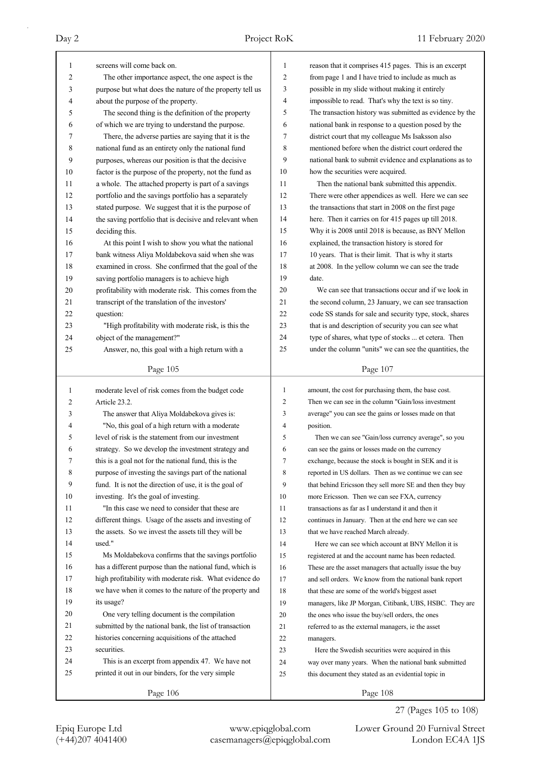screens will come back on.

The other importance aspect, the one aspect is the purpose but what does the nature of the property tell us about the purpose of the property.

The second thing is the definition of the property of which we are trying to understand the purpose.

There, the adverse parties are saying that it is the national fund as an entirety only the national fund purposes, whereas our position is that the decisive factor is the purpose of the property, not the fund as a whole. The attached property is part of a savings portfolio and the savings portfolio has a separately stated purpose. We suggest that it is the purpose of the saving portfolio that is decisive and relevant when deciding this.

At this point I wish to show you what the national bank witness Aliya Moldabekova said when she was examined in cross. She confirmed that the goal of the saving portfolio managers is to achieve high profitability with moderate risk. This comes from the transcript of the translation of the investors' question:

"High profitability with moderate risk, is this the object of the management?"

Answer, no, this goal with a high return with a moderate level of risk comes from the budget code Article 23.2.

The answer that Aliya Moldabekova gives is:

"No, this goal of a high return with a moderate level of risk is the statement from our investment strategy. So we develop the investment strategy and this is a goal not for the national fund, this is the purpose of investing the savings part of the national fund. It is not the direction of use, it is the goal of investing. It's the goal of investing.

"In this case we need to consider that these are different things. Usage of the assets and investing of the assets. So we invest the assets till they will be used."

Ms Moldabekova confirms that the savings portfolio has a different purpose than the national fund, which is high profitability with moderate risk. What evidence do we have when it comes to the nature of the property and its usage?

One very telling document is the compilation submitted by the national bank, the list of transaction histories concerning acquisitions of the attached securities.

This is an excerpt from appendix 47. We have not printed it out in our binders, for the very simple reason that it comprises 415 pages. This is an excerpt from page 1 and I have tried to include as much as possible in my slide without making it entirely impossible to read. That's why the text is so tiny. The transaction history was submitted as evidence by the national bank in response to a question posed by the district court that my colleague Ms Isaksson also mentioned before when the district court ordered the national bank to submit evidence and explanations as to how the securities were acquired.

Then the national bank submitted this appendix. There were other appendices as well. Here we can see the transactions that start in 2008 on the first page here. Then it carries on for 415 pages up till 2018. Why it is 2008 until 2018 is because, as BNY Mellon explained, the transaction history is stored for 10 years. That is their limit. That is why it starts at 2008. In the yellow column we can see the trade date.

We can see that transactions occur and if we look in the second column, 23 January, we can see transaction code SS stands for sale and security type, stock, shares that is and description of security you can see what type of shares, what type of stocks ... et cetera. Then under the column "units" we can see the quantities, the amount, the cost for purchasing them, the base cost. Then we can see in the column "Gain/loss investment average" you can see the gains or losses made on that position.

Then we can see "Gain/loss currency average", so you can see the gains or losses made on the currency exchange, because the stock is bought in SEK and it is reported in US dollars. Then as we continue we can see that behind Ericsson they sell more SE and then they buy more Ericsson. Then we can see FXA, currency transactions as far as I understand it and then it continues in January. Then at the end here we can see that we have reached March already.

Here we can see which account at BNY Mellon it is registered at and the account name has been redacted. These are the asset managers that actually issue the buy and sell orders. We know from the national bank report that these are some of the world's biggest asset managers, like JP Morgan, Citibank, UBS, HSBC. They are the ones who issue the buy/sell orders, the ones referred to as the external managers, ie the asset managers.

Here the Swedish securities were acquired in this way over many years. When the national bank submitted this document they stated as an evidential topic in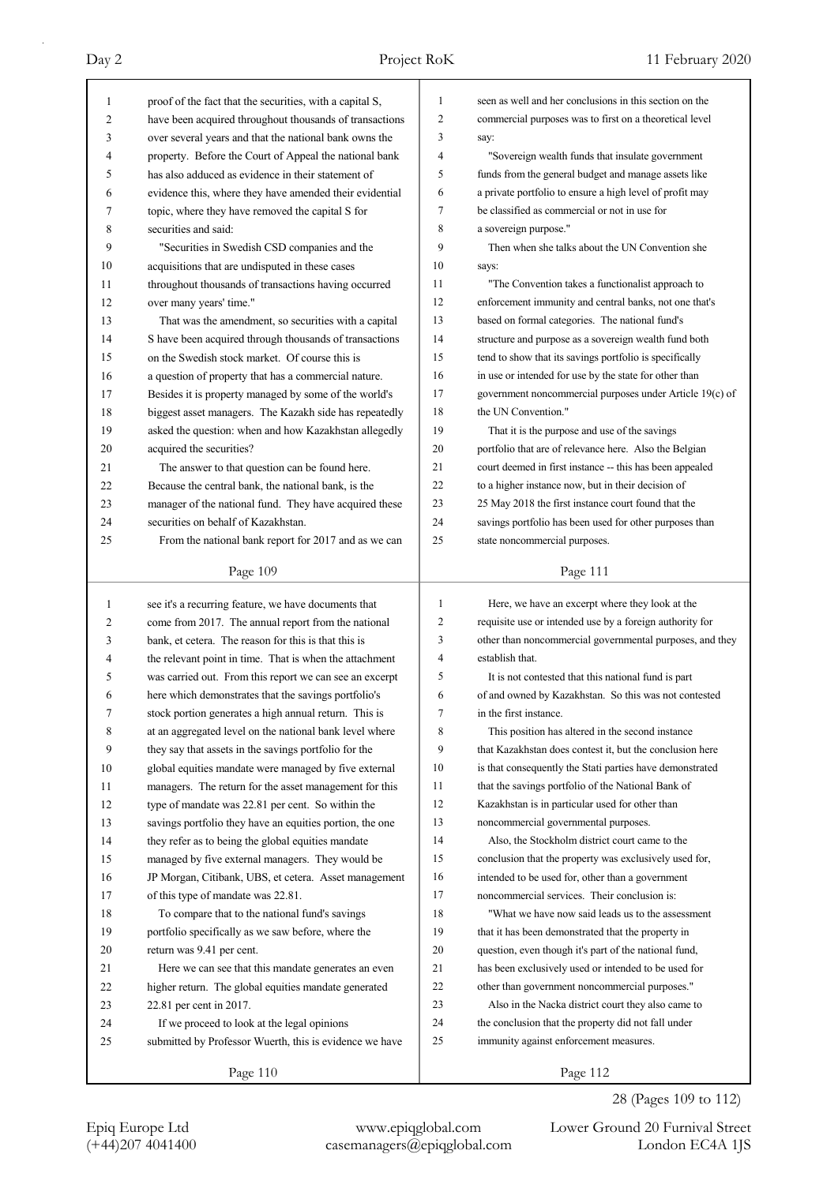proof of the fact that the securities, with a capital S, have been acquired throughout thousands of transactions over several years and that the national bank owns the property. Before the Court of Appeal the national bank has also adduced as evidence in their statement of evidence this, where they have amended their evidential topic, where they have removed the capital S for securities and said:

"Securities in Swedish CSD companies and the acquisitions that are undisputed in these cases throughout thousands of transactions having occurred over many years' time."

That was the amendment, so securities with a capital S have been acquired through thousands of transactions on the Swedish stock market. Of course this is a question of property that has a commercial nature. Besides it is property managed by some of the world's biggest asset managers. The Kazakh side has repeatedly asked the question: when and how Kazakhstan allegedly acquired the securities?

The answer to that question can be found here. Because the central bank, the national bank, is the manager of the national fund. They have acquired these securities on behalf of Kazakhstan.

From the national bank report for 2017 and as we can

see it's a recurring feature, we have documents that come from 2017. The annual report from the national bank, et cetera. The reason for this is that this is the relevant point in time. That is when the attachment was carried out. From this report we can see an excerpt here which demonstrates that the savings portfolio's stock portion generates a high annual return. This is at an aggregated level on the national bank level where they say that assets in the savings portfolio for the global equities mandate were managed by five external managers. The return for the asset management for this type of mandate was 22.81 per cent. So within the savings portfolio they have an equities portion, the one they refer as to being the global equities mandate managed by five external managers. They would be JP Morgan, Citibank, UBS, et cetera. Asset management of this type of mandate was 22.81.

To compare that to the national fund's savings portfolio specifically as we saw before, where the return was 9.41 per cent.

Here we can see that this mandate generates an even higher return. The global equities mandate generated 22.81 per cent in 2017.

If we proceed to look at the legal opinions submitted by Professor Wuerth, this is evidence we have

seen as well and her conclusions in this section on the commercial purposes was to first on a theoretical level say:

"Sovereign wealth funds that insulate government funds from the general budget and manage assets like a private portfolio to ensure a high level of profit may be classified as commercial or not in use for a sovereign purpose."

Then when she talks about the UN Convention she says:

"The Convention takes a functionalist approach to enforcement immunity and central banks, not one that's based on formal categories. The national fund's structure and purpose as a sovereign wealth fund both tend to show that its savings portfolio is specifically in use or intended for use by the state for other than government noncommercial purposes under Article 19(c) of the UN Convention."

That it is the purpose and use of the savings portfolio that are of relevance here. Also the Belgian court deemed in first instance -- this has been appealed to a higher instance now, but in their decision of 25 May 2018 the first instance court found that the savings portfolio has been used for other purposes than state noncommercial purposes.

Here, we have an excerpt where they look at the requisite use or intended use by a foreign authority for other than noncommercial governmental purposes, and they establish that.

It is not contested that this national fund is part of and owned by Kazakhstan. So this was not contested in the first instance.

This position has altered in the second instance that Kazakhstan does contest it, but the conclusion here is that consequently the Stati parties have demonstrated that the savings portfolio of the National Bank of Kazakhstan is in particular used for other than noncommercial governmental purposes.

Also, the Stockholm district court came to the conclusion that the property was exclusively used for, intended to be used for, other than a government noncommercial services. Their conclusion is:

"What we have now said leads us to the assessment that it has been demonstrated that the property in question, even though it's part of the national fund, has been exclusively used or intended to be used for other than government noncommercial purposes."

Also in the Nacka district court they also came to the conclusion that the property did not fall under immunity against enforcement measures.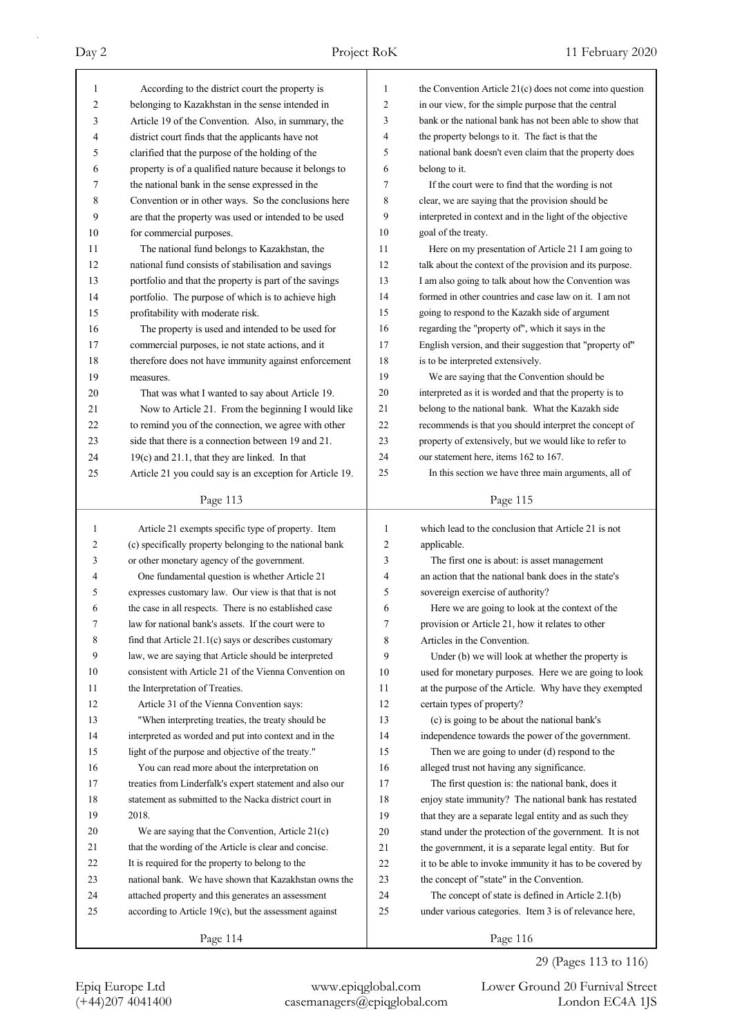According to the district court the property is belonging to Kazakhstan in the sense intended in Article 19 of the Convention. Also, in summary, the district court finds that the applicants have not clarified that the purpose of the holding of the property is of a qualified nature because it belongs to the national bank in the sense expressed in the Convention or in other ways. So the conclusions here are that the property was used or intended to be used for commercial purposes.

The national fund belongs to Kazakhstan, the national fund consists of stabilisation and savings portfolio and that the property is part of the savings portfolio. The purpose of which is to achieve high profitability with moderate risk.

The property is used and intended to be used for commercial purposes, ie not state actions, and it therefore does not have immunity against enforcement measures.

That was what I wanted to say about Article 19.

Now to Article 21. From the beginning I would like to remind you of the connection, we agree with other side that there is a connection between 19 and 21. 19(c) and 21.1, that they are linked. In that Article 21 you could say is an exception for Article 19.

Article 21 exempts specific type of property. Item (c) specifically property belonging to the national bank or other monetary agency of the government.

One fundamental question is whether Article 21 expresses customary law. Our view is that that is not the case in all respects. There is no established case law for national bank's assets. If the court were to find that Article 21.1(c) says or describes customary law, we are saying that Article should be interpreted consistent with Article 21 of the Vienna Convention on the Interpretation of Treaties.

Article 31 of the Vienna Convention says:

"When interpreting treaties, the treaty should be interpreted as worded and put into context and in the light of the purpose and objective of the treaty."

You can read more about the interpretation on treaties from Linderfalk's expert statement and also our statement as submitted to the Nacka district court in 2018.

We are saying that the Convention, Article 21(c) that the wording of the Article is clear and concise. It is required for the property to belong to the national bank. We have shown that Kazakhstan owns the attached property and this generates an assessment according to Article 19(c), but the assessment against the Convention Article 21(c) does not come into question in our view, for the simple purpose that the central bank or the national bank has not been able to show that the property belongs to it. The fact is that the national bank doesn't even claim that the property does belong to it.

If the court were to find that the wording is not clear, we are saying that the provision should be interpreted in context and in the light of the objective goal of the treaty.

Here on my presentation of Article 21 I am going to talk about the context of the provision and its purpose. I am also going to talk about how the Convention was formed in other countries and case law on it. I am not going to respond to the Kazakh side of argument regarding the "property of", which it says in the English version, and their suggestion that "property of" is to be interpreted extensively.

We are saying that the Convention should be interpreted as it is worded and that the property is to belong to the national bank. What the Kazakh side recommends is that you should interpret the concept of property of extensively, but we would like to refer to our statement here, items 162 to 167.

In this section we have three main arguments, all of which lead to the conclusion that Article 21 is not applicable.

The first one is about: is asset management an action that the national bank does in the state's sovereign exercise of authority?

Here we are going to look at the context of the provision or Article 21, how it relates to other Articles in the Convention.

Under (b) we will look at whether the property is used for monetary purposes. Here we are going to look at the purpose of the Article. Why have they exempted certain types of property?

(c) is going to be about the national bank's independence towards the power of the government.

Then we are going to under (d) respond to the alleged trust not having any significance.

The first question is: the national bank, does it enjoy state immunity? The national bank has restated that they are a separate legal entity and as such they stand under the protection of the government. It is not the government, it is a separate legal entity. But for it to be able to invoke immunity it has to be covered by the concept of "state" in the Convention.

The concept of state is defined in Article 2.1(b) under various categories. Item 3 is of relevance here,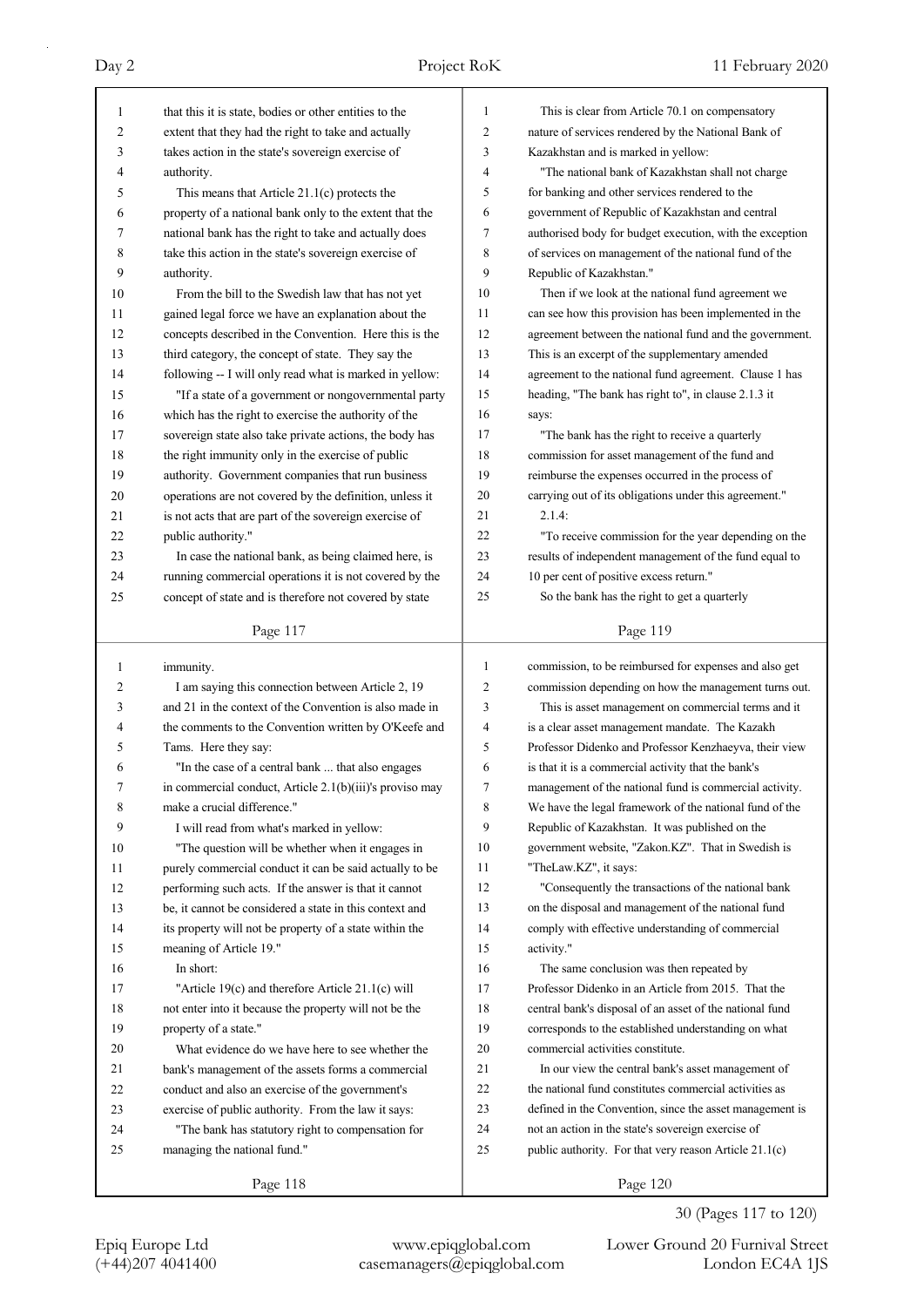that this it is state, bodies or other entities to the extent that they had the right to take and actually takes action in the state's sovereign exercise of authority.

This means that Article 21.1(c) protects the property of a national bank only to the extent that the national bank has the right to take and actually does take this action in the state's sovereign exercise of authority.

From the bill to the Swedish law that has not yet gained legal force we have an explanation about the concepts described in the Convention. Here this is the third category, the concept of state. They say the following -- I will only read what is marked in yellow:

"If a state of a government or nongovernmental party which has the right to exercise the authority of the sovereign state also take private actions, the body has the right immunity only in the exercise of public authority. Government companies that run business operations are not covered by the definition, unless it is not acts that are part of the sovereign exercise of public authority."

In case the national bank, as being claimed here, is running commercial operations it is not covered by the concept of state and is therefore not covered by state immunity.

I am saying this connection between Article 2, 19 and 21 in the context of the Convention is also made in the comments to the Convention written by O'Keefe and Tams. Here they say:

"In the case of a central bank ... that also engages in commercial conduct, Article 2.1(b)(iii)'s proviso may make a crucial difference."

I will read from what's marked in yellow:

"The question will be whether when it engages in purely commercial conduct it can be said actually to be performing such acts. If the answer is that it cannot be, it cannot be considered a state in this context and its property will not be property of a state within the meaning of Article 19."

In short:

"Article 19(c) and therefore Article 21.1(c) will not enter into it because the property will not be the property of a state."

What evidence do we have here to see whether the bank's management of the assets forms a commercial conduct and also an exercise of the government's exercise of public authority. From the law it says:

"The bank has statutory right to compensation for managing the national fund."

This is clear from Article 70.1 on compensatory nature of services rendered by the National Bank of Kazakhstan and is marked in yellow:

"The national bank of Kazakhstan shall not charge for banking and other services rendered to the government of Republic of Kazakhstan and central authorised body for budget execution, with the exception of services on management of the national fund of the Republic of Kazakhstan."

Then if we look at the national fund agreement we can see how this provision has been implemented in the agreement between the national fund and the government. This is an excerpt of the supplementary amended agreement to the national fund agreement. Clause 1 has heading, "The bank has right to", in clause 2.1.3 it says:

"The bank has the right to receive a quarterly commission for asset management of the fund and reimburse the expenses occurred in the process of carrying out of its obligations under this agreement."

2.1.4:

"To receive commission for the year depending on the results of independent management of the fund equal to 10 per cent of positive excess return."

So the bank has the right to get a quarterly commission, to be reimbursed for expenses and also get commission depending on how the management turns out.

This is asset management on commercial terms and it is a clear asset management mandate. The Kazakh Professor Didenko and Professor Kenzhaeyva, their view is that it is a commercial activity that the bank's management of the national fund is commercial activity. We have the legal framework of the national fund of the Republic of Kazakhstan. It was published on the government website, "Zakon.KZ". That in Swedish is "TheLaw.KZ", it says:

"Consequently the transactions of the national bank on the disposal and management of the national fund comply with effective understanding of commercial activity."

The same conclusion was then repeated by Professor Didenko in an Article from 2015. That the central bank's disposal of an asset of the national fund corresponds to the established understanding on what commercial activities constitute.

In our view the central bank's asset management of the national fund constitutes commercial activities as defined in the Convention, since the asset management is not an action in the state's sovereign exercise of public authority. For that very reason Article 21.1(c)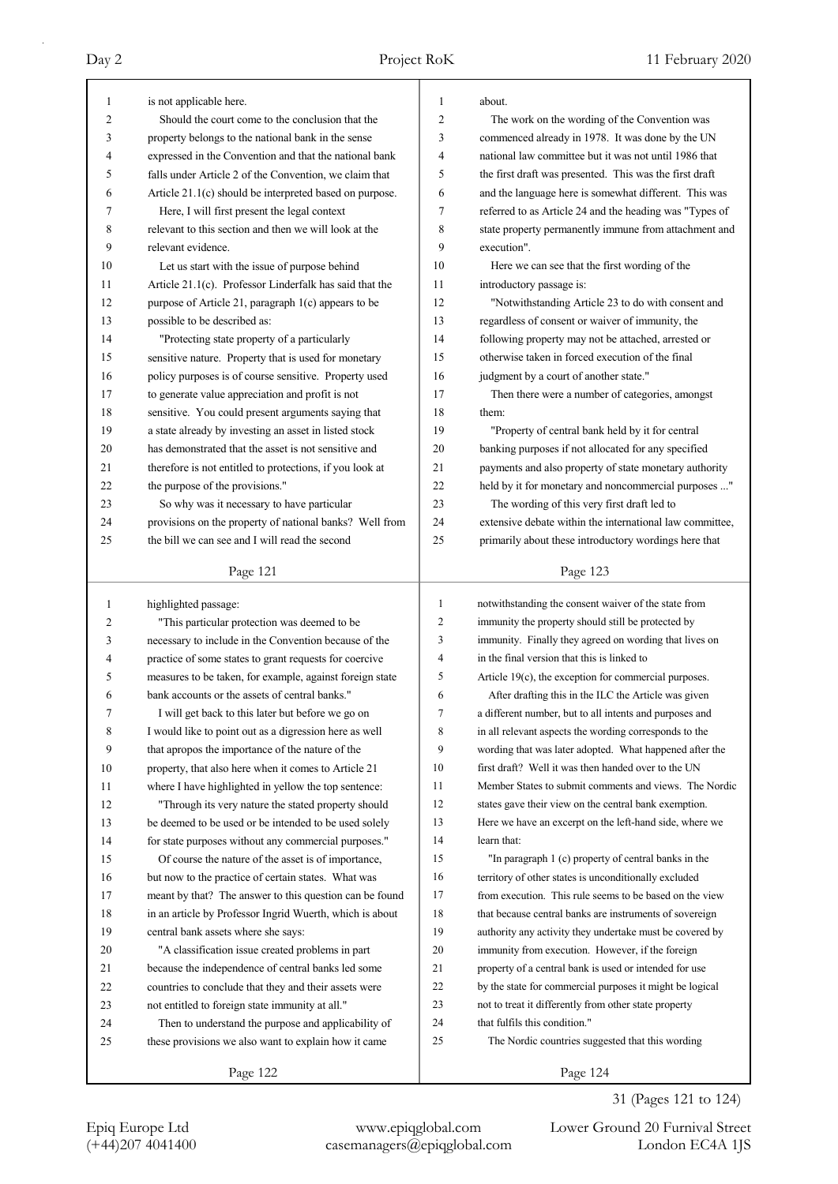is not applicable here.

Should the court come to the conclusion that the property belongs to the national bank in the sense expressed in the Convention and that the national bank falls under Article 2 of the Convention, we claim that Article 21.1(c) should be interpreted based on purpose.

Here, I will first present the legal context relevant to this section and then we will look at the relevant evidence.

Let us start with the issue of purpose behind Article 21.1(c). Professor Linderfalk has said that the purpose of Article 21, paragraph 1(c) appears to be possible to be described as:

"Protecting state property of a particularly sensitive nature. Property that is used for monetary policy purposes is of course sensitive. Property used to generate value appreciation and profit is not sensitive. You could present arguments saying that a state already by investing an asset in listed stock has demonstrated that the asset is not sensitive and therefore is not entitled to protections, if you look at the purpose of the provisions."

So why was it necessary to have particular provisions on the property of national banks? Well from the bill we can see and I will read the second highlighted passage:

"This particular protection was deemed to be necessary to include in the Convention because of the practice of some states to grant requests for coercive measures to be taken, for example, against foreign state bank accounts or the assets of central banks."

I will get back to this later but before we go on I would like to point out as a digression here as well that apropos the importance of the nature of the property, that also here when it comes to Article 21 where I have highlighted in yellow the top sentence:

"Through its very nature the stated property should be deemed to be used or be intended to be used solely for state purposes without any commercial purposes."

Of course the nature of the asset is of importance, but now to the practice of certain states. What was meant by that? The answer to this question can be found in an article by Professor Ingrid Wuerth, which is about central bank assets where she says:

"A classification issue created problems in part because the independence of central banks led some countries to conclude that they and their assets were not entitled to foreign state immunity at all."

Then to understand the purpose and applicability of these provisions we also want to explain how it came about.

The work on the wording of the Convention was commenced already in 1978. It was done by the UN national law committee but it was not until 1986 that the first draft was presented. This was the first draft and the language here is somewhat different. This was referred to as Article 24 and the heading was "Types of state property permanently immune from attachment and execution".

Here we can see that the first wording of the introductory passage is:

"Notwithstanding Article 23 to do with consent and regardless of consent or waiver of immunity, the following property may not be attached, arrested or otherwise taken in forced execution of the final judgment by a court of another state."

Then there were a number of categories, amongst them:

"Property of central bank held by it for central banking purposes if not allocated for any specified payments and also property of state monetary authority held by it for monetary and noncommercial purposes ..."

The wording of this very first draft led to extensive debate within the international law committee, primarily about these introductory wordings here that notwithstanding the consent waiver of the state from immunity the property should still be protected by immunity. Finally they agreed on wording that lives on in the final version that this is linked to Article 19(c), the exception for commercial purposes.

After drafting this in the ILC the Article was given a different number, but to all intents and purposes and in all relevant aspects the wording corresponds to the wording that was later adopted. What happened after the first draft? Well it was then handed over to the UN Member States to submit comments and views. The Nordic states gave their view on the central bank exemption. Here we have an excerpt on the left-hand side, where we learn that:

"In paragraph 1 (c) property of central banks in the territory of other states is unconditionally excluded from execution. This rule seems to be based on the view that because central banks are instruments of sovereign authority any activity they undertake must be covered by immunity from execution. However, if the foreign property of a central bank is used or intended for use by the state for commercial purposes it might be logical not to treat it differently from other state property that fulfils this condition."

The Nordic countries suggested that this wording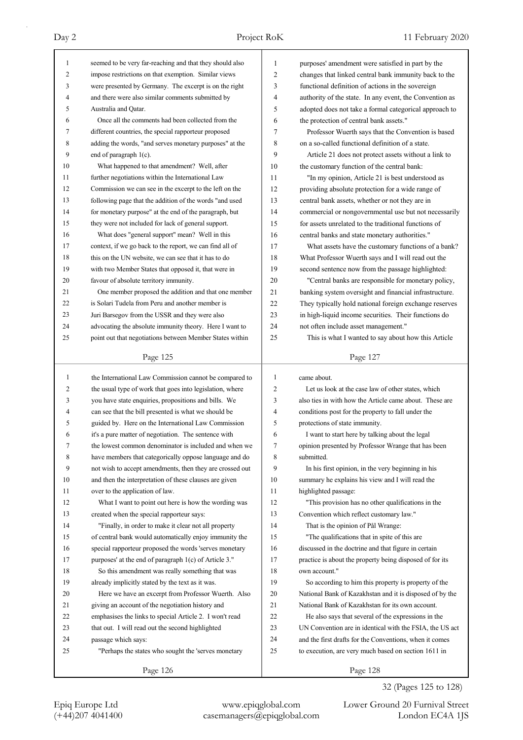seemed to be very far-reaching and that they should also impose restrictions on that exemption. Similar views were presented by Germany. The excerpt is on the right and there were also similar comments submitted by Australia and Qatar.

Once all the comments had been collected from the different countries, the special rapporteur proposed adding the words, "and serves monetary purposes" at the end of paragraph 1(c).

What happened to that amendment? Well, after further negotiations within the International Law Commission we can see in the excerpt to the left on the following page that the addition of the words "and used for monetary purpose" at the end of the paragraph, but they were not included for lack of general support.

What does "general support" mean? Well in this context, if we go back to the report, we can find all of this on the UN website, we can see that it has to do with two Member States that opposed it, that were in favour of absolute territory immunity.

One member proposed the addition and that one member is Solari Tudela from Peru and another member is Juri Barsegov from the USSR and they were also advocating the absolute immunity theory. Here I want to point out that negotiations between Member States within the International Law Commission cannot be compared to the usual type of work that goes into legislation, where you have state enquiries, propositions and bills. We can see that the bill presented is what we should be guided by. Here on the International Law Commission it's a pure matter of negotiation. The sentence with the lowest common denominator is included and when we have members that categorically oppose language and do not wish to accept amendments, then they are crossed out and then the interpretation of these clauses are given over to the application of law.

What I want to point out here is how the wording was created when the special rapporteur says:

"Finally, in order to make it clear not all property of central bank would automatically enjoy immunity the special rapporteur proposed the words 'serves monetary purposes' at the end of paragraph 1(c) of Article 3."

So this amendment was really something that was already implicitly stated by the text as it was.

Here we have an excerpt from Professor Wuerth. Also giving an account of the negotiation history and emphasises the links to special Article 2. I won't read that out. I will read out the second highlighted passage which says:

"Perhaps the states who sought the 'serves monetary purposes' amendment were satisfied in part by the changes that linked central bank immunity back to the functional definition of actions in the sovereign authority of the state. In any event, the Convention as adopted does not take a formal categorical approach to the protection of central bank assets."

Professor Wuerth says that the Convention is based on a so-called functional definition of a state.

Article 21 does not protect assets without a link to the customary function of the central bank:

"In my opinion, Article 21 is best understood as providing absolute protection for a wide range of central bank assets, whether or not they are in commercial or nongovernmental use but not necessarily for assets unrelated to the traditional functions of central banks and state monetary authorities."

What assets have the customary functions of a bank? What Professor Wuerth says and I will read out the second sentence now from the passage highlighted:

"Central banks are responsible for monetary policy, banking system oversight and financial infrastructure. They typically hold national foreign exchange reserves in high-liquid income securities. Their functions do not often include asset management."

This is what I wanted to say about how this Article came about.

Let us look at the case law of other states, which also ties in with how the Article came about. These are conditions post for the property to fall under the protections of state immunity.

I want to start here by talking about the legal opinion presented by Professor Wrange that has been submitted.

In his first opinion, in the very beginning in his summary he explains his view and I will read the highlighted passage:

"This provision has no other qualifications in the Convention which reflect customary law."

That is the opinion of Pål Wrange:

"The qualifications that in spite of this are discussed in the doctrine and that figure in certain practice is about the property being disposed of for its own account."

So according to him this property is property of the National Bank of Kazakhstan and it is disposed of by the National Bank of Kazakhstan for its own account.

He also says that several of the expressions in the UN Convention are in identical with the FSIA, the US act and the first drafts for the Conventions, when it comes to execution, are very much based on section 1611 in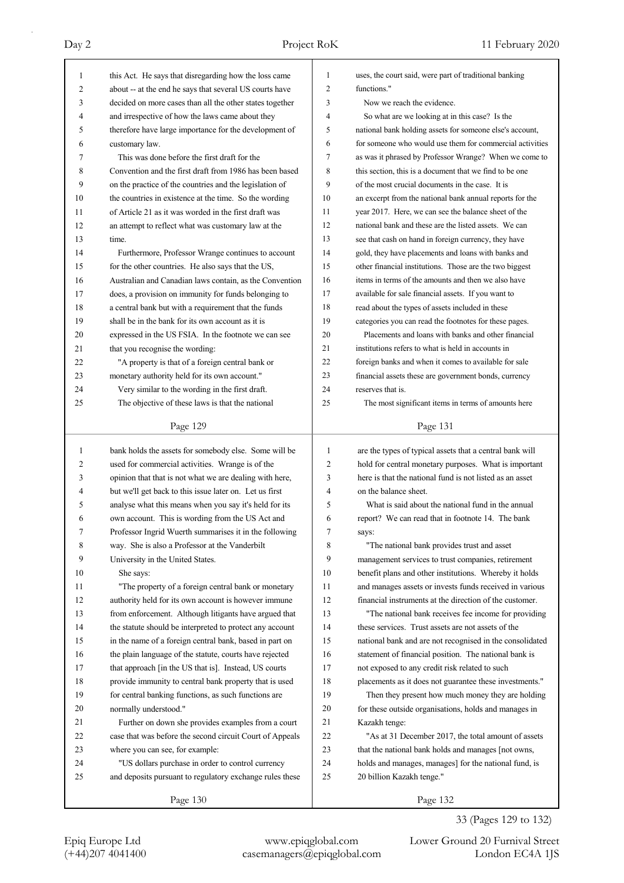this Act. He says that disregarding how the loss came about -- at the end he says that several US courts have decided on more cases than all the other states together and irrespective of how the laws came about they therefore have large importance for the development of customary law.

This was done before the first draft for the Convention and the first draft from 1986 has been based on the practice of the countries and the legislation of the countries in existence at the time. So the wording of Article 21 as it was worded in the first draft was an attempt to reflect what was customary law at the time.

Furthermore, Professor Wrange continues to account for the other countries. He also says that the US, Australian and Canadian laws contain, as the Convention does, a provision on immunity for funds belonging to a central bank but with a requirement that the funds shall be in the bank for its own account as it is expressed in the US FSIA. In the footnote we can see that you recognise the wording:

"A property is that of a foreign central bank or monetary authority held for its own account."

Very similar to the wording in the first draft.

The objective of these laws is that the national bank holds the assets for somebody else. Some will be used for commercial activities. Wrange is of the opinion that that is not what we are dealing with here, but we'll get back to this issue later on. Let us first analyse what this means when you say it's held for its own account. This is wording from the US Act and Professor Ingrid Wuerth summarises it in the following way. She is also a Professor at the Vanderbilt University in the United States.

She says:

"The property of a foreign central bank or monetary authority held for its own account is however immune from enforcement. Although litigants have argued that the statute should be interpreted to protect any account in the name of a foreign central bank, based in part on the plain language of the statute, courts have rejected that approach [in the US that is]. Instead, US courts provide immunity to central bank property that is used for central banking functions, as such functions are normally understood."

Further on down she provides examples from a court case that was before the second circuit Court of Appeals where you can see, for example:

"US dollars purchase in order to control currency and deposits pursuant to regulatory exchange rules these uses, the court said, were part of traditional banking functions."

Now we reach the evidence.

So what are we looking at in this case? Is the national bank holding assets for someone else's account, for someone who would use them for commercial activities as was it phrased by Professor Wrange? When we come to this section, this is a document that we find to be one of the most crucial documents in the case. It is an excerpt from the national bank annual reports for the year 2017. Here, we can see the balance sheet of the national bank and these are the listed assets. We can see that cash on hand in foreign currency, they have gold, they have placements and loans with banks and other financial institutions. Those are the two biggest items in terms of the amounts and then we also have available for sale financial assets. If you want to read about the types of assets included in these categories you can read the footnotes for these pages.

Placements and loans with banks and other financial institutions refers to what is held in accounts in foreign banks and when it comes to available for sale financial assets these are government bonds, currency reserves that is.

The most significant items in terms of amounts here are the types of typical assets that a central bank will hold for central monetary purposes. What is important here is that the national fund is not listed as an asset on the balance sheet.

What is said about the national fund in the annual report? We can read that in footnote 14. The bank says:

"The national bank provides trust and asset management services to trust companies, retirement benefit plans and other institutions. Whereby it holds and manages assets or invests funds received in various financial instruments at the direction of the customer.

"The national bank receives fee income for providing these services. Trust assets are not assets of the national bank and are not recognised in the consolidated statement of financial position. The national bank is not exposed to any credit risk related to such placements as it does not guarantee these investments."

Then they present how much money they are holding for these outside organisations, holds and manages in Kazakh tenge:

"As at 31 December 2017, the total amount of assets that the national bank holds and manages [not owns, holds and manages, manages] for the national fund, is 20 billion Kazakh tenge."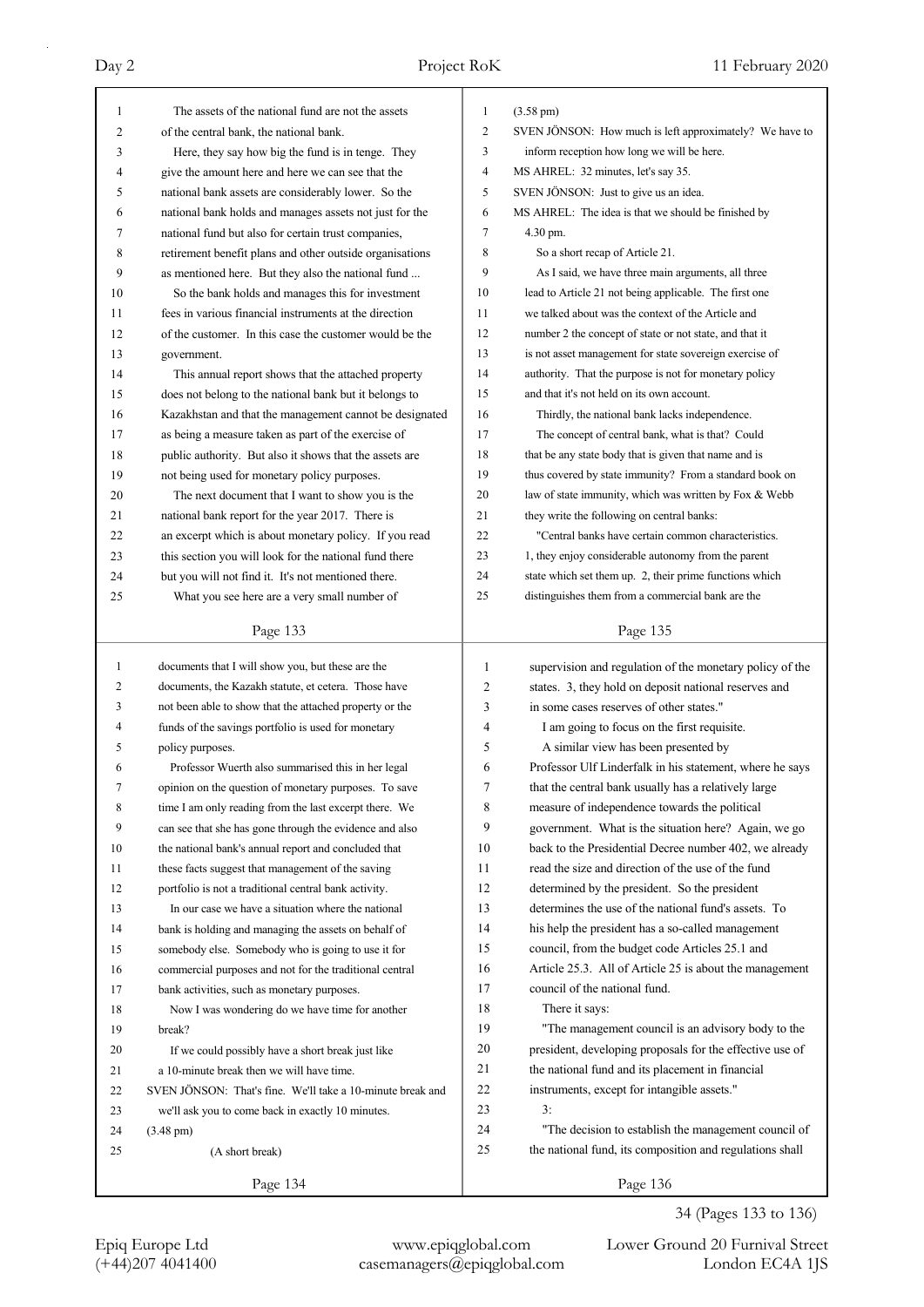The assets of the national fund are not the assets of the central bank, the national bank.

Here, they say how big the fund is in tenge. They give the amount here and here we can see that the national bank assets are considerably lower. So the national bank holds and manages assets not just for the national fund but also for certain trust companies, retirement benefit plans and other outside organisations as mentioned here. But they also the national fund ...

So the bank holds and manages this for investment fees in various financial instruments at the direction of the customer. In this case the customer would be the government.

This annual report shows that the attached property does not belong to the national bank but it belongs to Kazakhstan and that the management cannot be designated as being a measure taken as part of the exercise of public authority. But also it shows that the assets are not being used for monetary policy purposes.

The next document that I want to show you is the national bank report for the year 2017. There is an excerpt which is about monetary policy. If you read this section you will look for the national fund there but you will not find it. It's not mentioned there.

What you see here are a very small number of documents that I will show you, but these are the documents, the Kazakh statute, et cetera. Those have not been able to show that the attached property or the funds of the savings portfolio is used for monetary policy purposes.

Professor Wuerth also summarised this in her legal opinion on the question of monetary purposes. To save time I am only reading from the last excerpt there. We can see that she has gone through the evidence and also the national bank's annual report and concluded that these facts suggest that management of the saving portfolio is not a traditional central bank activity.

In our case we have a situation where the national bank is holding and managing the assets on behalf of somebody else. Somebody who is going to use it for commercial purposes and not for the traditional central bank activities, such as monetary purposes.

Now I was wondering do we have time for another break?

If we could possibly have a short break just like a 10-minute break then we will have time.

SVEN JÖNSON: That's fine. We'll take a 10-minute break and we'll ask you to come back in exactly 10 minutes.

(3.48 pm)

(A short break)

(3.58 pm)

SVEN JÖNSON: How much is left approximately? We have to inform reception how long we will be here.

MS AHREL: 32 minutes, let's say 35.

SVEN JÖNSON: Just to give us an idea.

MS AHREL: The idea is that we should be finished by 4.30 pm.

So a short recap of Article 21.

As I said, we have three main arguments, all three lead to Article 21 not being applicable. The first one we talked about was the context of the Article and number 2 the concept of state or not state, and that it is not asset management for state sovereign exercise of authority. That the purpose is not for monetary policy and that it's not held on its own account.

Thirdly, the national bank lacks independence.

The concept of central bank, what is that? Could that be any state body that is given that name and is thus covered by state immunity? From a standard book on law of state immunity, which was written by Fox & Webb they write the following on central banks:

"Central banks have certain common characteristics. 1, they enjoy considerable autonomy from the parent state which set them up. 2, their prime functions which distinguishes them from a commercial bank are the supervision and regulation of the monetary policy of the states. 3, they hold on deposit national reserves and in some cases reserves of other states."

I am going to focus on the first requisite.

A similar view has been presented by Professor Ulf Linderfalk in his statement, where he says that the central bank usually has a relatively large measure of independence towards the political government. What is the situation here? Again, we go back to the Presidential Decree number 402, we already read the size and direction of the use of the fund determined by the president. So the president determines the use of the national fund's assets. To his help the president has a so-called management council, from the budget code Articles 25.1 and Article 25.3. All of Article 25 is about the management council of the national fund.

There it says:

"The management council is an advisory body to the president, developing proposals for the effective use of the national fund and its placement in financial instruments, except for intangible assets."

3:

"The decision to establish the management council of the national fund, its composition and regulations shall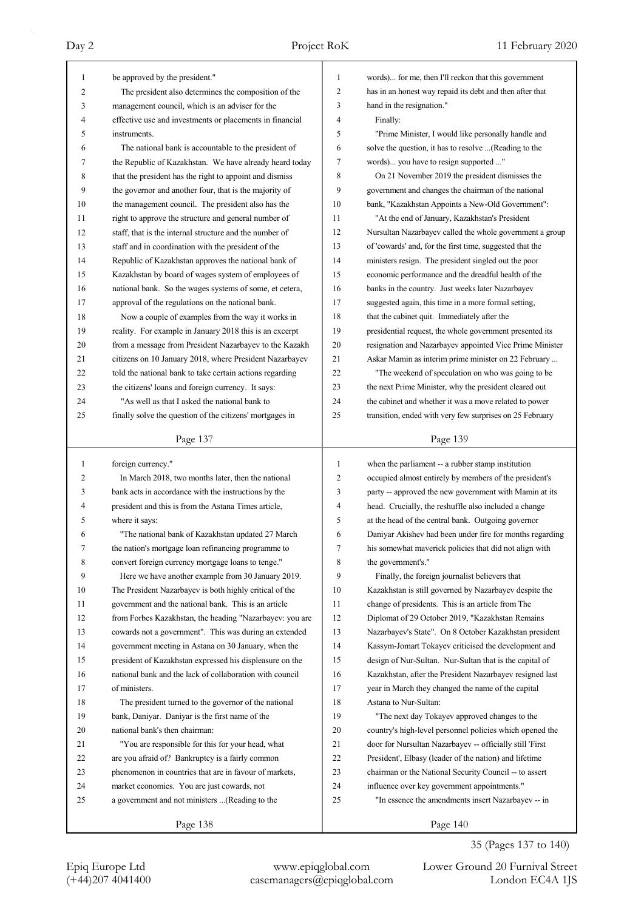be approved by the president."

The president also determines the composition of the management council, which is an adviser for the effective use and investments or placements in financial instruments.

The national bank is accountable to the president of the Republic of Kazakhstan. We have already heard today that the president has the right to appoint and dismiss the governor and another four, that is the majority of the management council. The president also has the right to approve the structure and general number of staff, that is the internal structure and the number of staff and in coordination with the president of the Republic of Kazakhstan approves the national bank of Kazakhstan by board of wages system of employees of national bank. So the wages systems of some, et cetera, approval of the regulations on the national bank.

Now a couple of examples from the way it works in reality. For example in January 2018 this is an excerpt from a message from President Nazarbayev to the Kazakh citizens on 10 January 2018, where President Nazarbayev told the national bank to take certain actions regarding the citizens' loans and foreign currency. It says:

"As well as that I asked the national bank to finally solve the question of the citizens' mortgages in foreign currency."

In March 2018, two months later, then the national bank acts in accordance with the instructions by the president and this is from the Astana Times article, where it says:

"The national bank of Kazakhstan updated 27 March the nation's mortgage loan refinancing programme to convert foreign currency mortgage loans to tenge."

Here we have another example from 30 January 2019. The President Nazarbayev is both highly critical of the government and the national bank. This is an article from Forbes Kazakhstan, the heading "Nazarbayev: you are cowards not a government". This was during an extended government meeting in Astana on 30 January, when the president of Kazakhstan expressed his displeasure on the national bank and the lack of collaboration with council of ministers.

The president turned to the governor of the national bank, Daniyar. Daniyar is the first name of the national bank's then chairman:

"You are responsible for this for your head, what are you afraid of? Bankruptcy is a fairly common phenomenon in countries that are in favour of markets, market economies. You are just cowards, not a government and not ministers ...(Reading to the words)... for me, then I'll reckon that this government has in an honest way repaid its debt and then after that hand in the resignation."

Finally:

"Prime Minister, I would like personally handle and solve the question, it has to resolve ...(Reading to the words)... you have to resign supported ..."

On 21 November 2019 the president dismisses the government and changes the chairman of the national bank, "Kazakhstan Appoints a New-Old Government":

"At the end of January, Kazakhstan's President Nursultan Nazarbayev called the whole government a group of 'cowards' and, for the first time, suggested that the ministers resign. The president singled out the poor economic performance and the dreadful health of the banks in the country. Just weeks later Nazarbayev suggested again, this time in a more formal setting, that the cabinet quit. Immediately after the presidential request, the whole government presented its resignation and Nazarbayev appointed Vice Prime Minister Askar Mamin as interim prime minister on 22 February ...

"The weekend of speculation on who was going to be the next Prime Minister, why the president cleared out the cabinet and whether it was a move related to power transition, ended with very few surprises on 25 February when the parliament -- a rubber stamp institution occupied almost entirely by members of the president's party -- approved the new government with Mamin at its head. Crucially, the reshuffle also included a change at the head of the central bank. Outgoing governor Daniyar Akishev had been under fire for months regarding his somewhat maverick policies that did not align with the government's."

Finally, the foreign journalist believers that Kazakhstan is still governed by Nazarbayev despite the change of presidents. This is an article from The Diplomat of 29 October 2019, "Kazakhstan Remains Nazarbayev's State". On 8 October Kazakhstan president Kassym-Jomart Tokayev criticised the development and design of Nur-Sultan. Nur-Sultan that is the capital of Kazakhstan, after the President Nazarbayev resigned last year in March they changed the name of the capital Astana to Nur-Sultan:

"The next day Tokayev approved changes to the country's high-level personnel policies which opened the door for Nursultan Nazarbayev -- officially still 'First President', Elbasy (leader of the nation) and lifetime chairman or the National Security Council -- to assert influence over key government appointments."

"In essence the amendments insert Nazarbayev -- in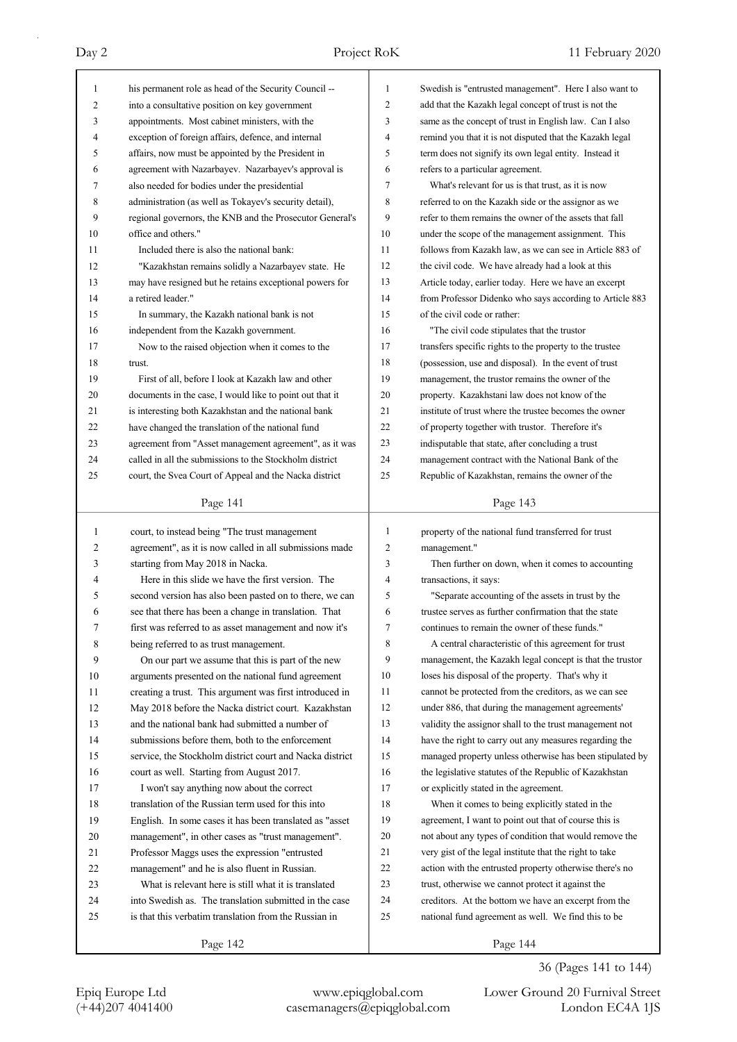his permanent role as head of the Security Council -- into a consultative position on key government appointments. Most cabinet ministers, with the exception of foreign affairs, defence, and internal affairs, now must be appointed by the President in agreement with Nazarbayev. Nazarbayev's approval is also needed for bodies under the presidential administration (as well as Tokayev's security detail), regional governors, the KNB and the Prosecutor General's office and others."

Included there is also the national bank:

"Kazakhstan remains solidly a Nazarbayev state. He may have resigned but he retains exceptional powers for a retired leader."

In summary, the Kazakh national bank is not independent from the Kazakh government.

Now to the raised objection when it comes to the trust.

First of all, before I look at Kazakh law and other documents in the case, I would like to point out that it is interesting both Kazakhstan and the national bank have changed the translation of the national fund agreement from "Asset management agreement", as it was called in all the submissions to the Stockholm district court, the Svea Court of Appeal and the Nacka district court, to instead being "The trust management agreement", as it is now called in all submissions made starting from May 2018 in Nacka.

Here in this slide we have the first version. The second version has also been pasted on to there, we can see that there has been a change in translation. That first was referred to as asset management and now it's being referred to as trust management.

On our part we assume that this is part of the new arguments presented on the national fund agreement creating a trust. This argument was first introduced in May 2018 before the Nacka district court. Kazakhstan and the national bank had submitted a number of submissions before them, both to the enforcement service, the Stockholm district court and Nacka district court as well. Starting from August 2017.

I won't say anything now about the correct translation of the Russian term used for this into English. In some cases it has been translated as "asset management", in other cases as "trust management". Professor Maggs uses the expression "entrusted management" and he is also fluent in Russian.

What is relevant here is still what it is translated into Swedish as. The translation submitted in the case is that this verbatim translation from the Russian in Swedish is "entrusted management". Here I also want to add that the Kazakh legal concept of trust is not the same as the concept of trust in English law. Can I also remind you that it is not disputed that the Kazakh legal term does not signify its own legal entity. Instead it refers to a particular agreement.

What's relevant for us is that trust, as it is now referred to on the Kazakh side or the assignor as we refer to them remains the owner of the assets that fall under the scope of the management assignment. This follows from Kazakh law, as we can see in Article 883 of the civil code. We have already had a look at this Article today, earlier today. Here we have an excerpt from Professor Didenko who says according to Article 883 of the civil code or rather:

"The civil code stipulates that the trustor transfers specific rights to the property to the trustee (possession, use and disposal). In the event of trust management, the trustor remains the owner of the property. Kazakhstani law does not know of the institute of trust where the trustee becomes the owner of property together with trustor. Therefore it's indisputable that state, after concluding a trust management contract with the National Bank of the Republic of Kazakhstan, remains the owner of the property of the national fund transferred for trust management."

Then further on down, when it comes to accounting transactions, it says:

"Separate accounting of the assets in trust by the trustee serves as further confirmation that the state continues to remain the owner of these funds."

A central characteristic of this agreement for trust management, the Kazakh legal concept is that the trustor loses his disposal of the property. That's why it cannot be protected from the creditors, as we can see under 886, that during the management agreements' validity the assignor shall to the trust management not have the right to carry out any measures regarding the managed property unless otherwise has been stipulated by the legislative statutes of the Republic of Kazakhstan or explicitly stated in the agreement.

When it comes to being explicitly stated in the agreement, I want to point out that of course this is not about any types of condition that would remove the very gist of the legal institute that the right to take action with the entrusted property otherwise there's no trust, otherwise we cannot protect it against the creditors. At the bottom we have an excerpt from the national fund agreement as well. We find this to be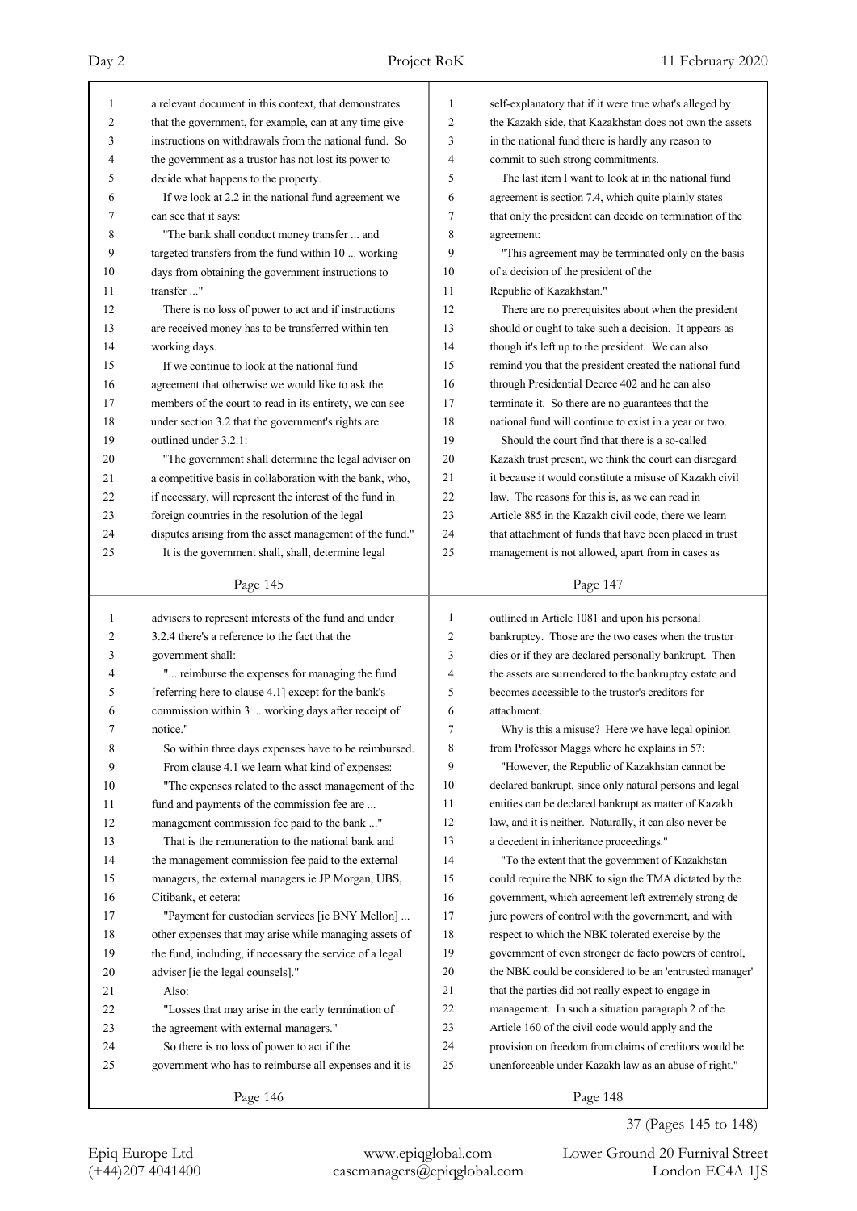a relevant document in this context, that demonstrates that the government, for example, can at any time give instructions on withdrawals from the national fund. So the government as a trustor has not lost its power to decide what happens to the property.

If we look at 2.2 in the national fund agreement we can see that it says:

"The bank shall conduct money transfer ... and targeted transfers from the fund within 10 ... working days from obtaining the government instructions to transfer ..."

There is no loss of power to act and if instructions are received money has to be transferred within ten working days.

If we continue to look at the national fund agreement that otherwise we would like to ask the members of the court to read in its entirety, we can see under section 3.2 that the government's rights are outlined under 3.2.1:

"The government shall determine the legal adviser on a competitive basis in collaboration with the bank, who, if necessary, will represent the interest of the fund in foreign countries in the resolution of the legal disputes arising from the asset management of the fund."

It is the government shall, shall, determine legal advisers to represent interests of the fund and under 3.2.4 there's a reference to the fact that the government shall:

"... reimburse the expenses for managing the fund [referring here to clause 4.1] except for the bank's commission within 3 ... working days after receipt of notice."

So within three days expenses have to be reimbursed.

From clause 4.1 we learn what kind of expenses:

"The expenses related to the asset management of the fund and payments of the commission fee are ... management commission fee paid to the bank ..."

That is the remuneration to the national bank and the management commission fee paid to the external managers, the external managers ie JP Morgan, UBS, Citibank, et cetera:

"Payment for custodian services [ie BNY Mellon] ... other expenses that may arise while managing assets of the fund, including, if necessary the service of a legal adviser [ie the legal counsels]."

Also:

"Losses that may arise in the early termination of the agreement with external managers."

So there is no loss of power to act if the government who has to reimburse all expenses and it is self-explanatory that if it were true what's alleged by the Kazakh side, that Kazakhstan does not own the assets in the national fund there is hardly any reason to commit to such strong commitments.

The last item I want to look at in the national fund agreement is section 7.4, which quite plainly states that only the president can decide on termination of the agreement:

"This agreement may be terminated only on the basis of a decision of the president of the Republic of Kazakhstan."

There are no prerequisites about when the president should or ought to take such a decision. It appears as though it's left up to the president. We can also remind you that the president created the national fund through Presidential Decree 402 and he can also terminate it. So there are no guarantees that the national fund will continue to exist in a year or two.

Should the court find that there is a so-called Kazakh trust present, we think the court can disregard it because it would constitute a misuse of Kazakh civil law. The reasons for this is, as we can read in Article 885 in the Kazakh civil code, there we learn that attachment of funds that have been placed in trust management is not allowed, apart from in cases as outlined in Article 1081 and upon his personal bankruptcy. Those are the two cases when the trustor dies or if they are declared personally bankrupt. Then the assets are surrendered to the bankruptcy estate and becomes accessible to the trustor's creditors for attachment.

Why is this a misuse? Here we have legal opinion from Professor Maggs where he explains in 57:

"However, the Republic of Kazakhstan cannot be declared bankrupt, since only natural persons and legal entities can be declared bankrupt as matter of Kazakh law, and it is neither. Naturally, it can also never be a decedent in inheritance proceedings."

"To the extent that the government of Kazakhstan could require the NBK to sign the TMA dictated by the government, which agreement left extremely strong de jure powers of control with the government, and with respect to which the NBK tolerated exercise by the government of even stronger de facto powers of control, the NBK could be considered to be an 'entrusted manager' that the parties did not really expect to engage in management. In such a situation paragraph 2 of the Article 160 of the civil code would apply and the provision on freedom from claims of creditors would be unenforceable under Kazakh law as an abuse of right."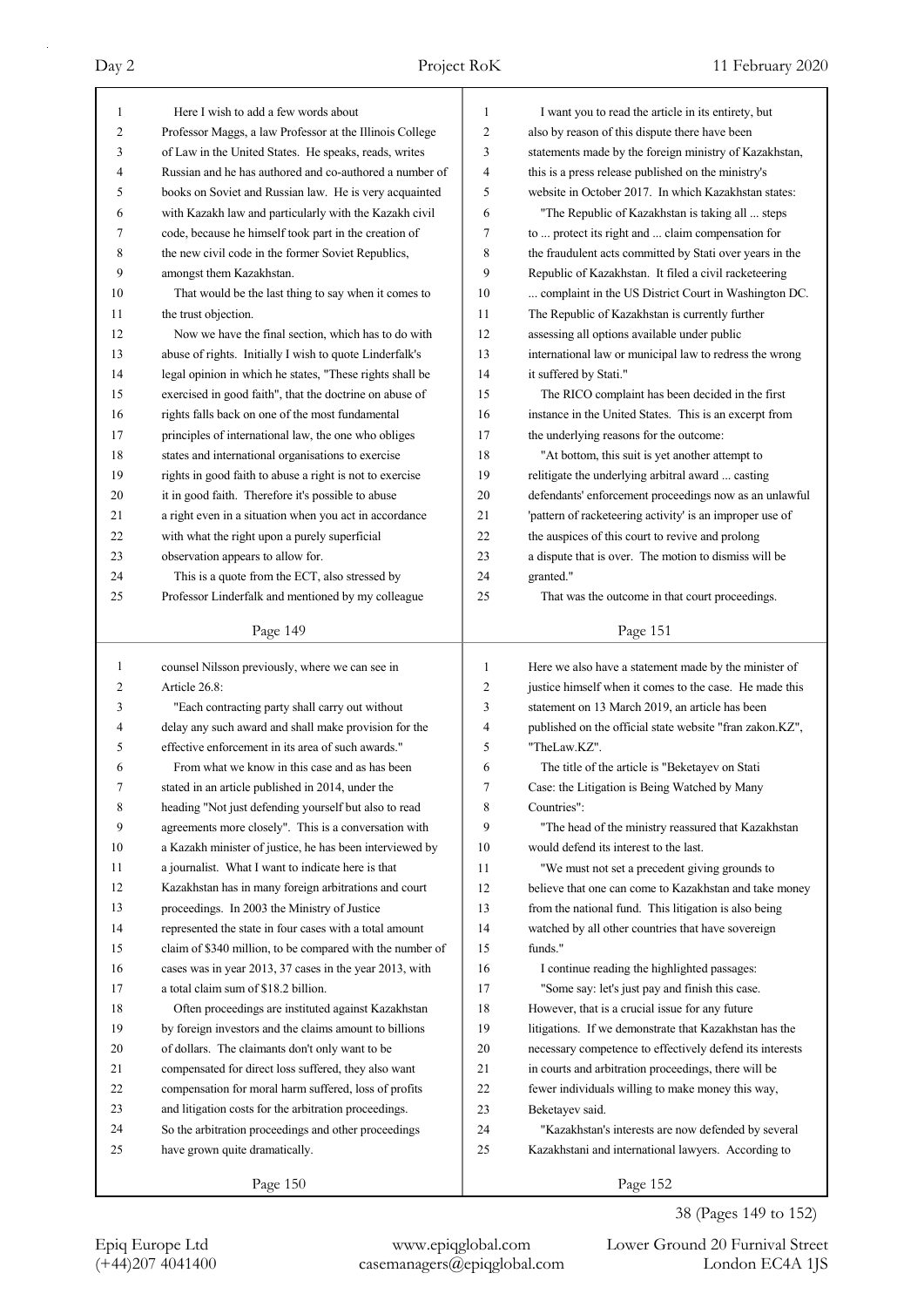Here I wish to add a few words about Professor Maggs, a law Professor at the Illinois College of Law in the United States. He speaks, reads, writes Russian and he has authored and co-authored a number of books on Soviet and Russian law. He is very acquainted with Kazakh law and particularly with the Kazakh civil code, because he himself took part in the creation of the new civil code in the former Soviet Republics, amongst them Kazakhstan.

That would be the last thing to say when it comes to the trust objection.

Now we have the final section, which has to do with abuse of rights. Initially I wish to quote Linderfalk's legal opinion in which he states, "These rights shall be exercised in good faith", that the doctrine on abuse of rights falls back on one of the most fundamental principles of international law, the one who obliges states and international organisations to exercise rights in good faith to abuse a right is not to exercise it in good faith. Therefore it's possible to abuse a right even in a situation when you act in accordance with what the right upon a purely superficial observation appears to allow for.

This is a quote from the ECT, also stressed by Professor Linderfalk and mentioned by my colleague counsel Nilsson previously, where we can see in Article 26.8:

"Each contracting party shall carry out without delay any such award and shall make provision for the effective enforcement in its area of such awards."

From what we know in this case and as has been stated in an article published in 2014, under the heading "Not just defending yourself but also to read agreements more closely". This is a conversation with a Kazakh minister of justice, he has been interviewed by a journalist. What I want to indicate here is that Kazakhstan has in many foreign arbitrations and court proceedings. In 2003 the Ministry of Justice represented the state in four cases with a total amount claim of $340 million, to be compared with the number of cases was in year 2013, 37 cases in the year 2013, with a total claim sum of $18.2 billion.

Often proceedings are instituted against Kazakhstan by foreign investors and the claims amount to billions of dollars. The claimants don't only want to be compensated for direct loss suffered, they also want compensation for moral harm suffered, loss of profits and litigation costs for the arbitration proceedings. So the arbitration proceedings and other proceedings have grown quite dramatically.

I want you to read the article in its entirety, but also by reason of this dispute there have been statements made by the foreign ministry of Kazakhstan, this is a press release published on the ministry's website in October 2017. In which Kazakhstan states:

"The Republic of Kazakhstan is taking all ... steps to ... protect its right and ... claim compensation for the fraudulent acts committed by Stati over years in the Republic of Kazakhstan. It filed a civil racketeering ... complaint in the US District Court in Washington DC. The Republic of Kazakhstan is currently further assessing all options available under public international law or municipal law to redress the wrong it suffered by Stati."

The RICO complaint has been decided in the first instance in the United States. This is an excerpt from the underlying reasons for the outcome:

"At bottom, this suit is yet another attempt to relitigate the underlying arbitral award ... casting defendants' enforcement proceedings now as an unlawful 'pattern of racketeering activity' is an improper use of the auspices of this court to revive and prolong a dispute that is over. The motion to dismiss will be granted."

That was the outcome in that court proceedings.

Here we also have a statement made by the minister of justice himself when it comes to the case. He made this statement on 13 March 2019, an article has been published on the official state website "fran zakon.KZ", "TheLaw.KZ".

The title of the article is "Beketayev on Stati Case: the Litigation is Being Watched by Many Countries":

"The head of the ministry reassured that Kazakhstan would defend its interest to the last.

"We must not set a precedent giving grounds to believe that one can come to Kazakhstan and take money from the national fund. This litigation is also being watched by all other countries that have sovereign funds."

I continue reading the highlighted passages:

"Some say: let's just pay and finish this case. However, that is a crucial issue for any future litigations. If we demonstrate that Kazakhstan has the necessary competence to effectively defend its interests in courts and arbitration proceedings, there will be fewer individuals willing to make money this way, Beketayev said.

"Kazakhstan's interests are now defended by several Kazakhstani and international lawyers. According to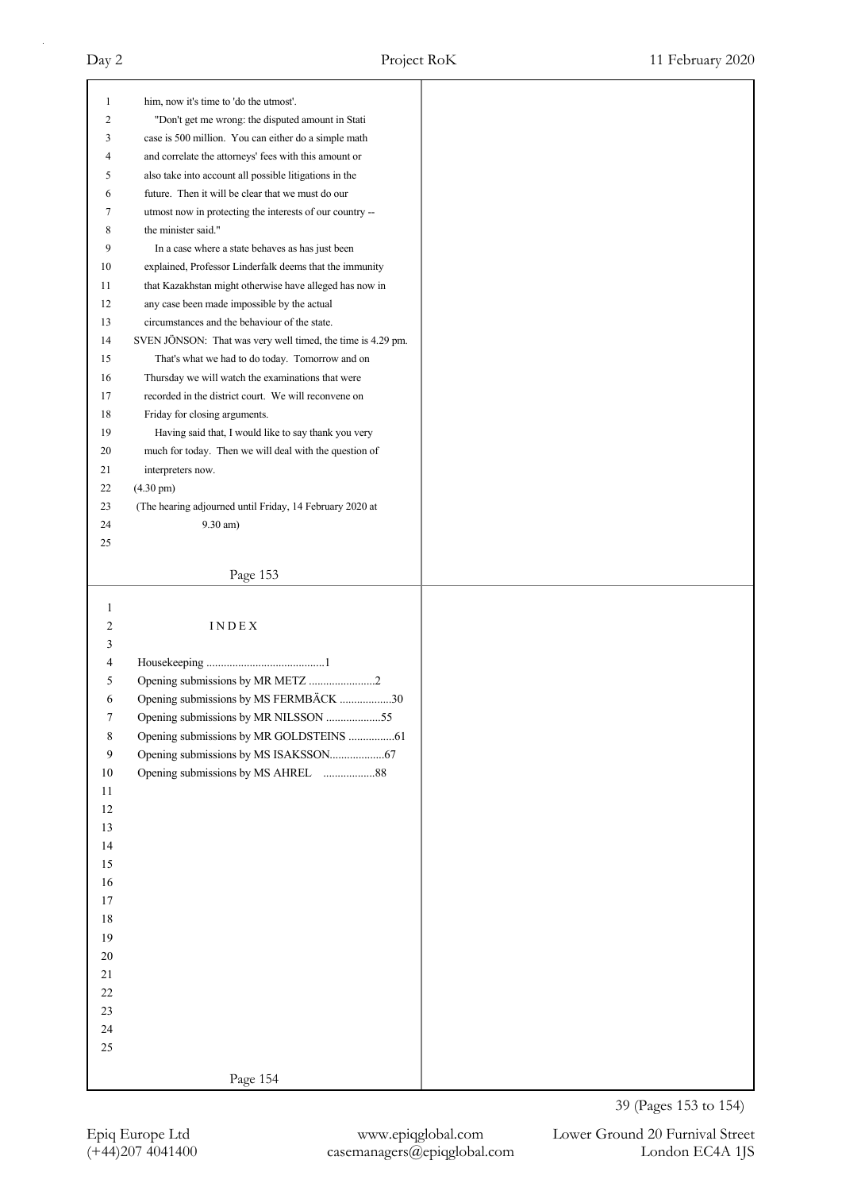him, now it's time to 'do the utmost'.

"Don't get me wrong: the disputed amount in Stati case is 500 million. You can either do a simple math and correlate the attorneys' fees with this amount or also take into account all possible litigations in the future. Then it will be clear that we must do our utmost now in protecting the interests of our country -- the minister said."

In a case where a state behaves as has just been explained, Professor Linderfalk deems that the immunity that Kazakhstan might otherwise have alleged has now in any case been made impossible by the actual circumstances and the behaviour of the state.

SVEN JÖNSON: That was very well timed, the time is 4.29 pm.

That's what we had to do today. Tomorrow and on Thursday we will watch the examinations that were recorded in the district court. We will reconvene on Friday for closing arguments.

Having said that, I would like to say thank you very much for today. Then we will deal with the question of interpreters now.

(4.30 pm)

(The hearing adjourned until Friday, 14 February 2020 at 9.30 am)

## I N D E X

Housekeeping .........................................1

Opening submissions by MR METZ .......................2

Opening submissions by MS FERMBÄCK ..................30

Opening submissions by MR NILSSON ...................55

Opening submissions by MR GOLDSTEINS ................61

Opening submissions by MS ISAKSSON...................67

Opening submissions by MS AHREL ..................88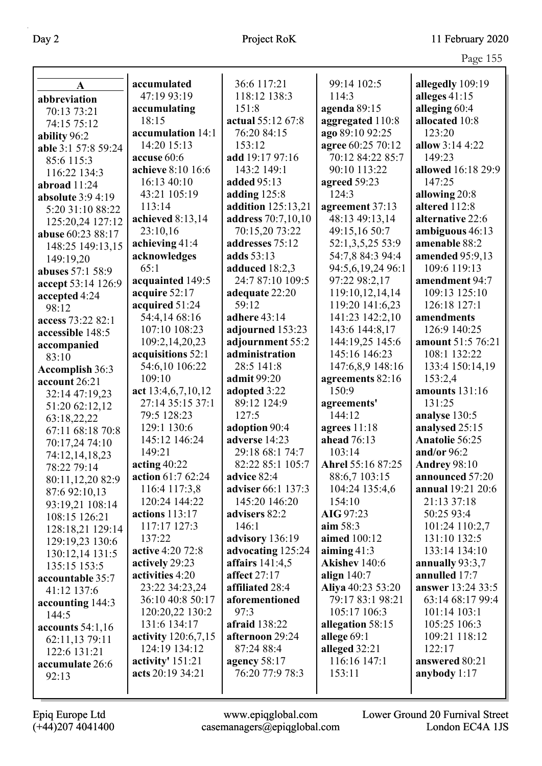## A

**abbreviation** 70:13 73:21 74:15 75:12
**ability** 96:2
**able** 3:1 57:8 59:24 85:6 115:3 116:22 134:3
**abroad** 11:24
**absolute** 3:9 4:19 5:20 31:10 88:22 125:20,24 127:12
**abuse** 60:23 88:17 148:25 149:13,15 149:19,20
**abuses** 57:1 58:9
**accept** 53:14 126:9
**accepted** 4:24 98:12
**access** 73:22 82:1
**accessible** 148:5
**accompanied** 83:10
**Accomplish** 36:3
**account** 26:21 32:14 47:19,23 51:20 62:12,12 63:18,22,22 67:11 68:18 70:8 70:17,24 74:10 74:12,14,18,23 78:22 79:14 80:11,12,20 82:9 87:6 92:10,13 93:19,21 108:14 108:15 126:21 128:18,21 129:14 129:19,23 130:6 130:12,14 131:5 135:15 153:5
**accountable** 35:7 41:12 137:6
**accounting** 144:3 144:5
**accounts** 54:1,16 62:11,13 79:11 122:6 131:21
**accumulate** 26:6 92:13
**accumulated** 47:19 93:19
**accumulating** 18:15
**accumulation** 14:1 14:20 15:13
**accuse** 60:6
**achieve** 8:10 16:6 16:13 40:10 43:21 105:19 113:14
**achieved** 8:13,14 23:10,16
**achieving** 41:4
**acknowledges** 65:1
**acquainted** 149:5
**acquire** 52:17
**acquired** 51:24 54:4,14 68:16 107:10 108:23 109:2,14,20,23
**acquisitions** 52:1 54:6,10 106:22 109:10
**act** 13:4,6,7,10,12 27:14 35:15 37:1 79:5 128:23 129:1 130:6 145:12 146:24 149:21
**acting** 40:22
**action** 61:7 62:24 116:4 117:3,8 120:24 144:22
**actions** 113:17 117:17 127:3 137:22
**active** 4:20 72:8
**actively** 29:23
**activities** 4:20 23:22 34:23,24 36:10 40:8 50:17 120:20,22 130:2 131:6 134:17
**activity** 120:6,7,15 124:19 134:12
**activity'** 151:21
**acts** 20:19 34:21 36:6 117:21 118:12 138:3 151:8
**actual** 55:12 67:8 76:20 84:15 153:12
**add** 19:17 97:16 143:2 149:1
**added** 95:13
**adding** 125:8
**addition** 125:13,21
**address** 70:7,10,10 70:15,20 73:22
**addresses** 75:12
**adds** 53:13
**adduced** 18:2,3 24:7 87:10 109:5
**adequate** 22:20 59:12
**adhere** 43:14
**adjourned** 153:23
**adjournment** 55:2
**administration** 28:5 141:8
**admit** 99:20
**adopted** 3:22 89:12 124:9 127:5
**adoption** 90:4
**adverse** 14:23 29:18 68:1 74:7 82:22 85:1 105:7
**advice** 82:4
**adviser** 66:1 137:3 145:20 146:20
**advisers** 82:2 146:1
**advisory** 136:19
**advocating** 125:24
**affairs** 141:4,5
**affect** 27:17
**affiliated** 28:4
**aforementioned** 97:3
**afraid** 138:22
**afternoon** 29:24 87:24 88:4
**agency** 58:17 76:20 77:9 78:3 99:14 102:5 114:3
**agenda** 89:15
**aggregated** 110:8
**ago** 89:10 92:25
**agree** 60:25 70:12 84:22 85:7 90:10 113:22
**agreed** 59:23 124:3
**agreement** 37:13 48:13 49:13,14 49:15,16 50:7 52:1,3,5,25 53:9 54:7,8 84:3 94:4 94:5,6,19,24 96:1 97:22 98:2,17 119:10,12,14,14 119:20 141:6,23 141:23 142:2,10 143:6 144:8,17 144:19,25 145:6 145:16 146:23 147:6,8,9 148:16
**agreements** 82:16 150:9
**agreements'** 144:12
**agrees** 11:18
**ahead** 76:13 103:14
**Ahrel** 55:16 87:25 88:6,7 103:15 104:24 135:4,6 154:10
**AIG** 97:23
**aim** 58:3
**aimed** 100:12
**aiming** 41:3
**Akishev** 140:6
**align** 140:7
**Aliya** 40:23 53:20 79:17 83:1 98:21 105:17 106:3
**allegation** 58:15
**allege** 69:1
**alleged** 32:21 116:16 147:1 153:11
**allegedly** 109:19
**alleges** 41:15
**alleging** 60:4
**allocated** 10:8 123:20
**allow** 3:14 4:22 149:23
**allowed** 16:18 29:9 147:25
**allowing** 20:8
**altered** 112:8
**alternative** 22:6
**ambiguous** 46:13
**amenable** 88:2
**amended** 95:9,13 109:6 119:13
**amendment** 94:7 109:13 125:10 126:18 127:1
**amendments** 126:9 140:25
**amount** 51:5 76:21 108:1 132:22 133:4 150:14,19 153:2,4
**amounts** 131:16 131:25
**analyse** 130:5
**analysed** 25:15
**Anatolie** 56:25
**and/or** 96:2
**Andrey** 98:10
**announced** 57:20
**annual** 19:21 20:6 21:13 37:18 50:25 93:4 101:24 110:2,7 131:10 132:5 133:14 134:10
**annually** 93:3,7
**annulled** 17:7
**answer** 13:24 33:5 63:14 68:17 99:4 101:14 103:1 105:25 106:3 109:21 118:12 122:17
**answered** 80:21
**anybody** 1:17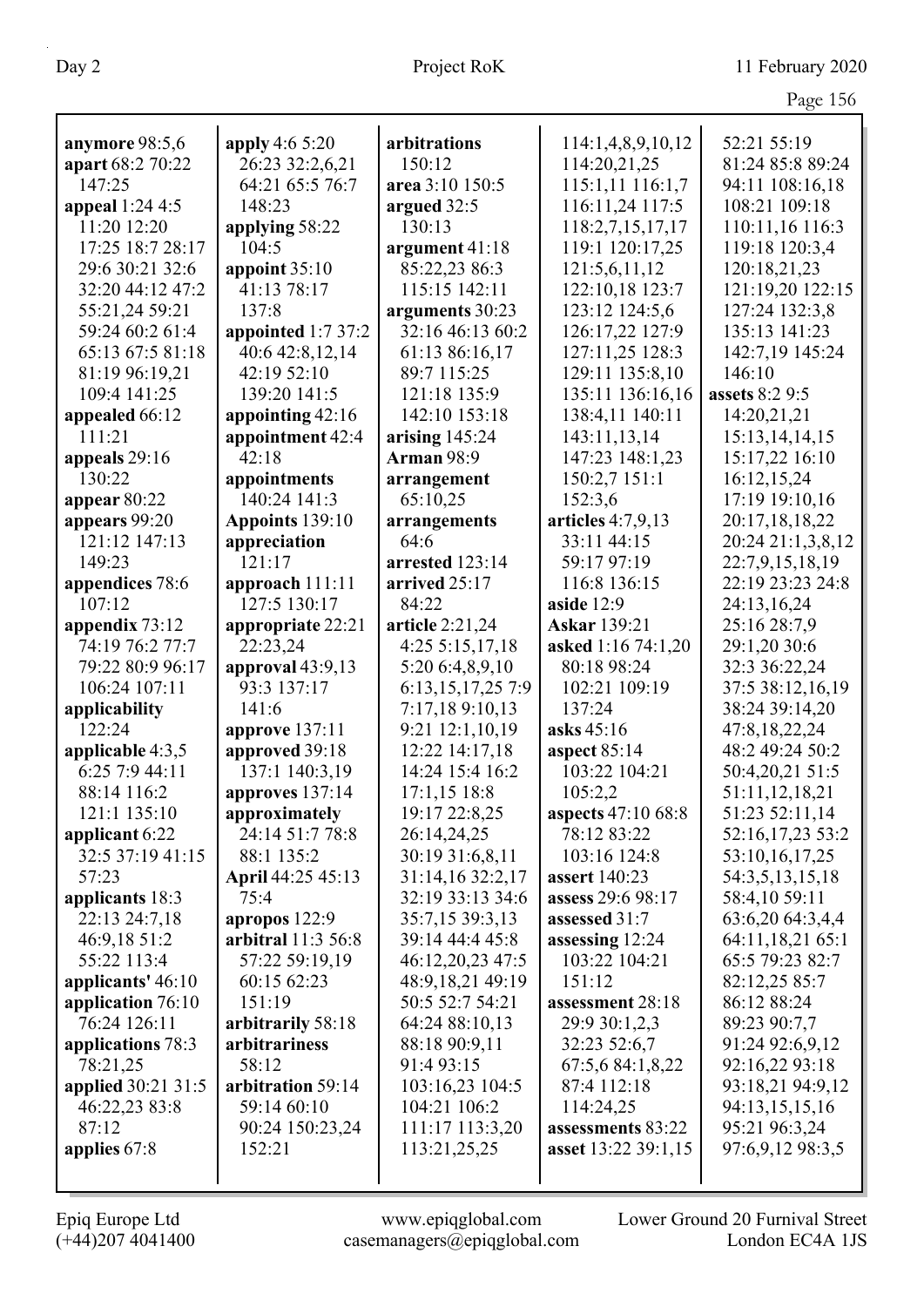**anymore** 98:5,6
**apart** 68:2 70:22 147:25
**appeal** 1:24 4:5 11:20 12:20 17:25 18:7 28:17 29:6 30:21 32:6 32:20 44:12 47:2 55:21,24 59:21 59:24 60:2 61:4 65:13 67:5 81:18 81:19 96:19,21 109:4 141:25
**appealed** 66:12 111:21
**appeals** 29:16 130:22
**appear** 80:22
**appears** 99:20 121:12 147:13 149:23
**appendices** 78:6 107:12
**appendix** 73:12 74:19 76:2 77:7 79:22 80:9 96:17 106:24 107:11
**applicability** 122:24
**applicable** 4:3,5 6:25 7:9 44:11 88:14 116:2 121:1 135:10
**applicant** 6:22 32:5 37:19 41:15 57:23
**applicants** 18:3 22:13 24:7,18 46:9,18 51:2 55:22 113:4
**applicants'** 46:10
**application** 76:10 76:24 126:11
**applications** 78:3 78:21,25
**applied** 30:21 31:5 46:22,23 83:8 87:12
**applies** 67:8

**apply** 4:6 5:20 26:23 32:2,6,21 64:21 65:5 76:7 148:23
**applying** 58:22 104:5
**appoint** 35:10 41:13 78:17 137:8
**appointed** 1:7 37:2 40:6 42:8,12,14 42:19 52:10 139:20 141:5
**appointing** 42:16
**appointment** 42:4 42:18
**appointments** 140:24 141:3
**Appoints** 139:10
**appreciation** 121:17
**approach** 111:11 127:5 130:17
**appropriate** 22:21 22:23,24
**approval** 43:9,13 93:3 137:17
**approve** 137:11
**approved** 39:18 137:1 140:3,19
**approves** 137:14
**approximately** 24:14 51:7 78:8 88:1 135:2
**April** 44:25 45:13 75:4
**apropos** 122:9
**arbitral** 11:3 56:8 57:22 59:19,19 60:15 62:23 151:19
**arbitrarily** 58:18
**arbitrariness** 58:12
**arbitration** 59:14 59:14 60:10 90:24 150:23,24 152:21

**arbitrations** 150:12
**area** 3:10 150:5
**argued** 32:5 130:13
**argument** 41:18 85:22,23 86:3 115:15 142:11
**arguments** 30:23 32:16 46:13 60:2 61:13 86:16,17 89:7 115:25 121:18 135:9 142:10 153:18
**arising** 145:24
**Arman** 98:9
**arrangement** 65:10,25
**arrangements** 64:6
**arrested** 123:14
**arrived** 25:17 84:22
**article** 2:21,24 4:25 5:15,17,18 5:20 6:4,8,9,10 6:13,15,17,25 7:9 7:17,18 9:10,13 9:21 12:1,10,19 12:22 14:17,18 14:24 15:4 16:2 17:1,15 18:8 19:17 22:8,25 26:14,24,25 30:19 31:6,8,11 31:14,16 32:2,17 32:19 33:13 34:6 35:7,15 39:3,13 39:14 44:4 45:8 46:12,20,23 47:5 48:9,18,21 49:19 50:5 52:7 54:21 64:24 88:10,13 88:18 90:9,11 91:4 93:15 103:16,23 104:5 104:21 106:2 111:17 113:3,20 113:21,25,25

114:1,4,8,9,10,12 114:20,21,25 115:1,11 116:1,7 116:11,24 117:5 118:2,7,15,17,17 119:1 120:17,25 121:5,6,11,12 122:10,18 123:7 123:12 124:5,6 126:17,22 127:9 127:11,25 128:3 129:11 135:8,10 135:11 136:16,16 138:4,11 140:11 143:11,13,14 147:23 148:1,23 150:2,7 151:1 152:3,6
**articles** 4:7,9,13 33:11 44:15 59:17 97:19 116:8 136:15
**aside** 12:9
**Askar** 139:21
**asked** 1:16 74:1,20 80:18 98:24 102:21 109:19 137:24
**asks** 45:16
**aspect** 85:14 103:22 104:21 105:2,2
**aspects** 47:10 68:8 78:12 83:22 103:16 124:8
**assert** 140:23
**assess** 29:6 98:17
**assessed** 31:7
**assessing** 12:24 103:22 104:21 151:12
**assessment** 28:18 29:9 30:1,2,3 32:23 52:6,7 67:5,6 84:1,8,22 87:4 112:18 114:24,25
**assessments** 83:22
**asset** 13:22 39:1,15

52:21 55:19 81:24 85:8 89:24 94:11 108:16,18 108:21 109:18 110:11,16 116:3 119:18 120:3,4 120:18,21,23 121:19,20 122:15 127:24 132:3,8 135:13 141:23 142:7,19 145:24 146:10
**assets** 8:2 9:5 14:20,21,21 15:13,14,14,15 15:17,22 16:10 16:12,15,24 17:19 19:10,16 20:17,18,18,22 20:24 21:1,3,8,12 22:7,9,15,18,19 22:19 23:23 24:8 24:13,16,24 25:16 28:7,9 29:1,20 30:6 32:3 36:22,24 37:5 38:12,16,19 38:24 39:14,20 47:8,18,22,24 48:2 49:24 50:2 50:4,20,21 51:5 51:11,12,18,21 51:23 52:11,14 52:16,17,23 53:2 53:10,16,17,25 54:3,5,13,15,18 58:4,10 59:11 63:6,20 64:3,4,4 64:11,18,21 65:1 65:5 79:23 82:7 82:12,25 85:7 86:12 88:24 89:23 90:7,7 91:24 92:6,9,12 92:16,22 93:18 93:18,21 94:9,12 94:13,15,15,16 95:21 96:3,24 97:6,9,12 98:3,5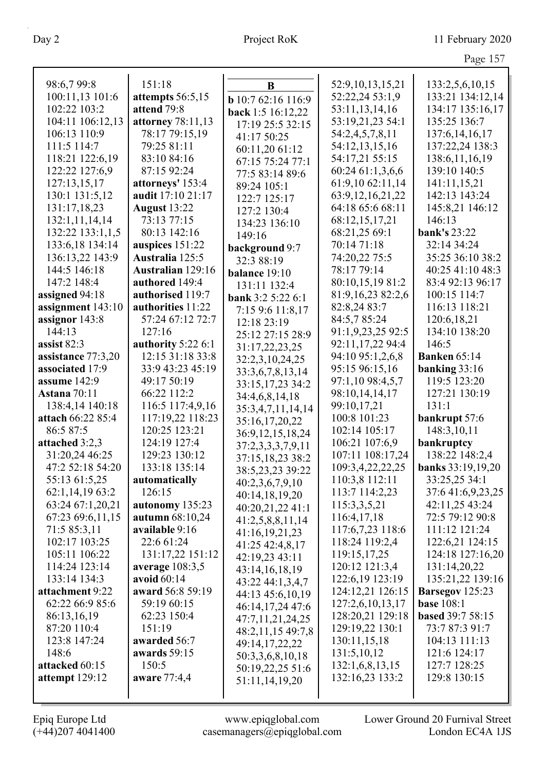98:6,7 99:8
100:11,13 101:6
102:22 103:2
104:11 106:12,13
106:13 110:9
111:5 114:7
118:21 122:6,19
122:22 127:6,9
127:13,15,17
130:1 131:5,12
131:17,18,23
132:1,11,14,14
132:22 133:1,1,5
133:6,18 134:14
136:13,22 143:9
144:5 146:18
147:2 148:4
**assigned** 94:18
**assignment** 143:10
**assignor** 143:8
144:13
**assist** 82:3
**assistance** 77:3,20
**associated** 17:9
**assume** 142:9
**Astana** 70:11
138:4,14 140:18
**attach** 66:22 85:4
86:5 87:5
**attached** 3:2,3
31:20,24 46:25
47:2 52:18 54:20
55:13 61:5,25
62:1,14,19 63:2
63:24 67:1,20,21
67:23 69:6,11,15
71:5 85:3,11
102:17 103:25
105:11 106:22
114:24 123:14
133:14 134:3
**attachment** 9:22
62:22 66:9 85:6
86:13,16,19
87:20 110:4
123:8 147:24
148:6
**attacked** 60:15
**attempt** 129:12

151:18
**attempts** 56:5,15
**attend** 79:8
**attorney** 78:11,13
78:17 79:15,19
79:25 81:11
83:10 84:16
87:15 92:24
**attorneys'** 153:4
**audit** 17:10 21:17
**August** 13:22
73:13 77:15
80:13 142:16
**auspices** 151:22
**Australia** 125:5
**Australian** 129:16
**authored** 149:4
**authorised** 119:7
**authorities** 11:22
57:24 67:12 72:7
127:16
**authority** 5:22 6:1
12:15 31:18 33:8
33:9 43:23 45:19
49:17 50:19
66:22 112:2
116:5 117:4,9,16
117:19,22 118:23
120:25 123:21
124:19 127:4
129:23 130:12
133:18 135:14
**automatically**
126:15
**autonomy** 135:23
**autumn** 68:10,24
**available** 9:16
22:6 61:24
131:17,22 151:12
**average** 108:3,5
**avoid** 60:14
**award** 56:8 59:19
59:19 60:15
62:23 150:4
151:19
**awarded** 56:7
**awards** 59:15
150:5
**aware** 77:4,4

**B**

**b** 10:7 62:16 116:9
**back** 1:5 16:12,22
17:19 25:5 32:15
41:17 50:25
60:11,20 61:12
67:15 75:24 77:1
77:5 83:14 89:6
89:24 105:1
122:7 125:17
127:2 130:4
134:23 136:10
149:16
**background** 9:7
32:3 88:19
**balance** 19:10
131:11 132:4
**bank** 3:2 5:22 6:1
7:15 9:6 11:8,17
12:18 23:19
25:12 27:15 28:9
31:17,22,23,25
32:2,3,10,24,25
33:3,6,7,8,13,14
33:15,17,23 34:2
34:4,6,8,14,18
35:3,4,7,11,14,14
35:16,17,20,22
36:9,12,15,18,24
37:2,3,3,3,7,9,11
37:15,18,23 38:2
38:5,23,23 39:22
40:2,3,6,7,9,10
40:14,18,19,20
40:20,21,22 41:1
41:2,5,8,8,11,14
41:16,19,21,23
41:25 42:4,8,17
42:19,23 43:11
43:14,16,18,19
43:22 44:1,3,4,7
44:13 45:6,10,19
46:14,17,24 47:6
47:7,11,21,24,25
48:2,11,15 49:7,8
49:14,17,22,22
50:3,3,6,8,10,18
50:19,22,25 51:6
51:11,14,19,20

52:9,10,13,15,21
52:22,24 53:1,9
53:11,13,14,16
53:19,21,23 54:1
54:2,4,5,7,8,11
54:12,13,15,16
54:17,21 55:15
60:24 61:1,3,6,6
61:9,10 62:11,14
63:9,12,16,21,22
64:18 65:6 68:11
68:12,15,17,21
68:21,25 69:1
70:14 71:18
74:20,22 75:5
78:17 79:14
80:10,15,19 81:2
81:9,16,23 82:2,6
82:8,24 83:7
84:5,7 85:24
91:1,9,23,25 92:5
92:11,17,22 94:4
94:10 95:1,2,6,8
95:15 96:15,16
97:1,10 98:4,5,7
98:10,14,14,17
99:10,17,21
100:8 101:23
102:14 105:17
106:21 107:6,9
107:11 108:17,24
109:3,4,22,22,25
110:3,8 112:11
113:7 114:2,23
115:3,3,5,21
116:4,17,18
117:6,7,23 118:6
118:24 119:2,4
119:15,17,25
120:12 121:3,4
122:6,19 123:19
124:12,21 126:15
127:2,6,10,13,17
128:20,21 129:18
129:19,22 130:1
130:11,15,18
131:5,10,12
132:1,6,8,13,15
132:16,23 133:2

133:2,5,6,10,15
133:21 134:12,14
134:17 135:16,17
135:25 136:7
137:6,14,16,17
137:22,24 138:3
138:6,11,16,19
139:10 140:5
141:11,15,21
142:13 143:24
145:8,21 146:12
146:13
**bank's** 23:22
32:14 34:24
35:25 36:10 38:2
40:25 41:10 48:3
83:4 92:13 96:17
100:15 114:7
116:13 118:21
120:6,18,21
134:10 138:20
146:5
**Banken** 65:14
**banking** 33:16
119:5 123:20
127:21 130:19
131:1
**bankrupt** 57:6
148:3,10,11
**bankruptcy**
138:22 148:2,4
**banks** 33:19,19,20
33:25,25 34:1
37:6 41:6,9,23,25
42:11,25 43:24
72:5 79:12 90:8
111:12 121:24
122:6,21 124:15
124:18 127:16,20
131:14,20,22
135:21,22 139:16
**Barsegov** 125:23
**base** 108:1
**based** 39:7 58:15
73:7 87:3 91:7
104:13 111:13
121:6 124:17
127:7 128:25
129:8 130:15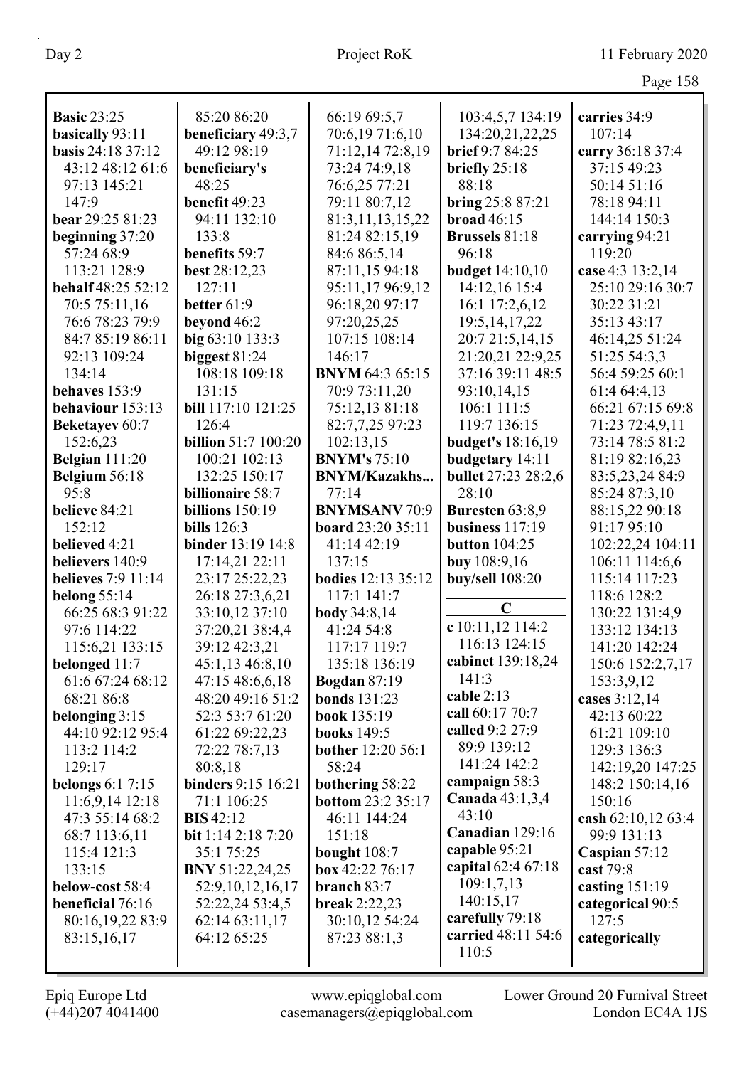**Basic** 23:25
**basically** 93:11
**basis** 24:18 37:12 43:12 48:12 61:6 97:13 145:21 147:9
**bear** 29:25 81:23
**beginning** 37:20 57:24 68:9 113:21 128:9
**behalf** 48:25 52:12 70:5 75:11,16 76:6 78:23 79:9 84:7 85:19 86:11 92:13 109:24 134:14
**behaves** 153:9
**behaviour** 153:13
**Beketayev** 60:7 152:6,23
**Belgian** 111:20
**Belgium** 56:18 95:8
**believe** 84:21 152:12
**believed** 4:21
**believers** 140:9
**believes** 7:9 11:14
**belong** 55:14 66:25 68:3 91:22 97:6 114:22 115:6,21 133:15
**belonged** 11:7 61:6 67:24 68:12 68:21 86:8
**belonging** 3:15 44:10 92:12 95:4 113:2 114:2 129:17
**belongs** 6:1 7:15 11:6,9,14 12:18 47:3 55:14 68:2 68:7 113:6,11 115:4 121:3 133:15
**below-cost** 58:4
**beneficial** 76:16 80:16,19,22 83:9 83:15,16,17 85:20 86:20
**beneficiary** 49:3,7 49:12 98:19
**beneficiary's** 48:25
**benefit** 49:23 94:11 132:10 133:8
**benefits** 59:7
**best** 28:12,23 127:11
**better** 61:9
**beyond** 46:2
**big** 63:10 133:3
**biggest** 81:24 108:18 109:18 131:15
**bill** 117:10 121:25 126:4
**billion** 51:7 100:20 100:21 102:13 132:25 150:17
**billionaire** 58:7
**billions** 150:19
**bills** 126:3
**binder** 13:19 14:8 17:14,21 22:11 23:17 25:22,23 26:18 27:3,6,21 33:10,12 37:10 37:20,21 38:4,4 39:12 42:3,21 45:1,13 46:8,10 47:15 48:6,6,18 48:20 49:16 51:2 52:3 53:7 61:20 61:22 69:22,23 72:22 78:7,13 80:8,18
**binders** 9:15 16:21 71:1 106:25
**BIS** 42:12
**bit** 1:14 2:18 7:20 35:1 75:25
**BNY** 51:22,24,25 52:9,10,12,16,17 52:22,24 53:4,5 62:14 63:11,17 64:12 65:25 66:19 69:5,7 70:6,19 71:6,10 71:12,14 72:8,19 73:24 74:9,18 76:6,25 77:21 79:11 80:7,12 81:3,11,13,15,22 81:24 82:15,19 84:6 86:5,14 87:11,15 94:18 95:11,17 96:9,12 96:18,20 97:17 97:20,25,25 107:15 108:14 146:17
**BNYM** 64:3 65:15 70:9 73:11,20 75:12,13 81:18 82:7,7,25 97:23 102:13,15
**BNYM's** 75:10
**BNYM/Kazakhs...** 77:14
**BNYMSANV** 70:9
**board** 23:20 35:11 41:14 42:19 137:15
**bodies** 12:13 35:12 117:1 141:7
**body** 34:8,14 41:24 54:8 117:17 119:7 135:18 136:19
**Bogdan** 87:19
**bonds** 131:23
**book** 135:19
**books** 149:5
**bother** 12:20 56:1 58:24
**bothering** 58:22
**bottom** 23:2 35:17 46:11 144:24 151:18
**bought** 108:7
**box** 42:22 76:17
**branch** 83:7
**break** 2:22,23 30:10,12 54:24 87:23 88:1,3 103:4,5,7 134:19 134:20,21,22,25
**brief** 9:7 84:25
**briefly** 25:18 88:18
**bring** 25:8 87:21
**broad** 46:15
**Brussels** 81:18 96:18
**budget** 14:10,10 14:12,16 15:4 16:1 17:2,6,12 19:5,14,17,22 20:7 21:5,14,15 21:20,21 22:9,25 37:16 39:11 48:5 93:10,14,15 106:1 111:5 119:7 136:15
**budget's** 18:16,19
**budgetary** 14:11
**bullet** 27:23 28:2,6 28:10
**Buresten** 63:8,9
**business** 117:19
**button** 104:25
**buy** 108:9,16
**buy/sell** 108:20

## C

**c** 10:11,12 114:2 116:13 124:15
**cabinet** 139:18,24 141:3
**cable** 2:13
**call** 60:17 70:7
**called** 9:2 27:9 89:9 139:12 141:24 142:2
**campaign** 58:3
**Canada** 43:1,3,4 43:10
**Canadian** 129:16
**capable** 95:21
**capital** 62:4 67:18 109:1,7,13 140:15,17
**carefully** 79:18
**carried** 48:11 54:6 110:5
**carries** 34:9 107:14
**carry** 36:18 37:4 37:15 49:23 50:14 51:16 78:18 94:11 144:14 150:3
**carrying** 94:21 119:20
**case** 4:3 13:2,14 25:10 29:16 30:7 30:22 31:21 35:13 43:17 46:14,25 51:24 51:25 54:3,3 56:4 59:25 60:1 61:4 64:4,13 66:21 67:15 69:8 71:23 72:4,9,11 73:14 78:5 81:2 81:19 82:16,23 83:5,23,24 84:9 85:24 87:3,10 88:15,22 90:18 91:17 95:10 102:22,24 104:11 106:11 114:6,6 115:14 117:23 118:6 128:2 130:22 131:4,9 133:12 134:13 141:20 142:24 150:6 152:2,7,17 153:3,9,12
**cases** 3:12,14 42:13 60:22 61:21 109:10 129:3 136:3 142:19,20 147:25 148:2 150:14,16 150:16
**cash** 62:10,12 63:4 99:9 131:13
**Caspian** 57:12
**cast** 79:8
**casting** 151:19
**categorical** 90:5 127:5
**categorically**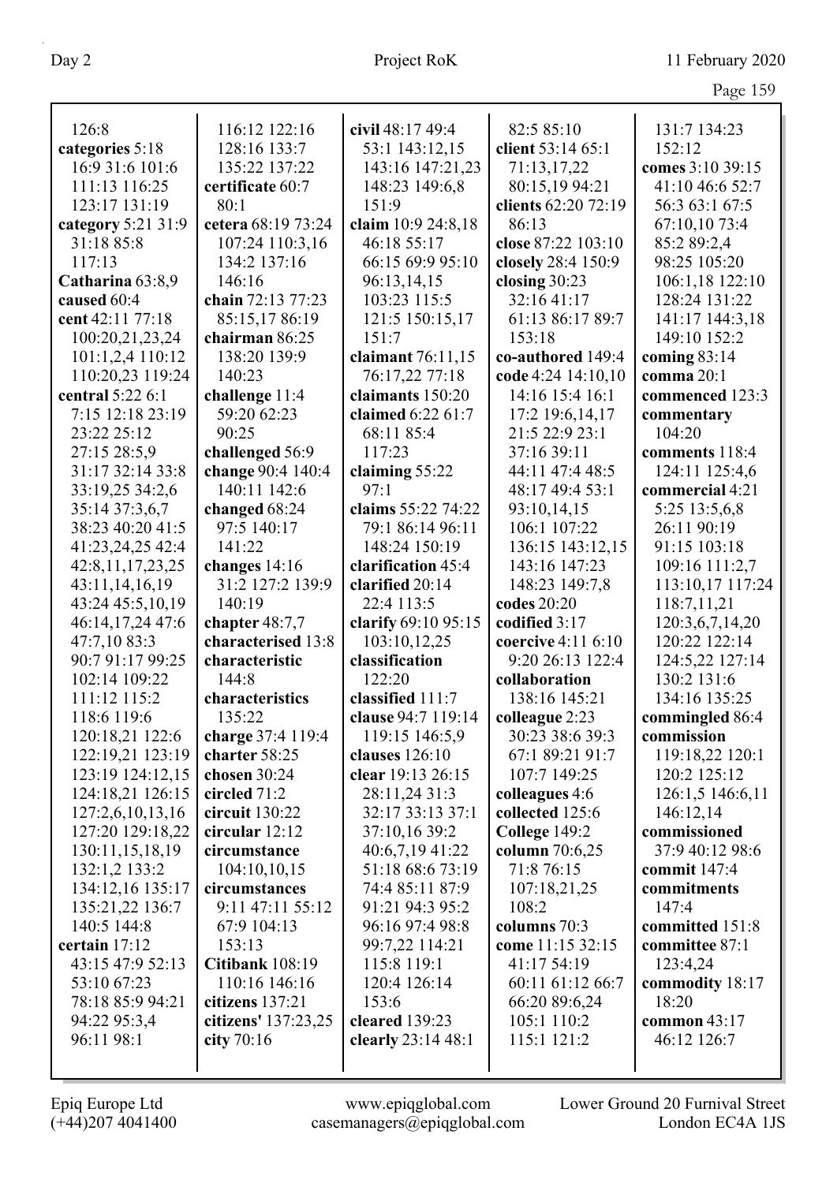126:8
**categories** 5:18 16:9 31:6 101:6 111:13 116:25 123:17 131:19
**category** 5:21 31:9 31:18 85:8 117:13
**Catharina** 63:8,9
**caused** 60:4
**cent** 42:11 77:18 100:20,21,23,24 101:1,2,4 110:12 110:20,23 119:24
**central** 5:22 6:1 7:15 12:18 23:19 23:22 25:12 27:15 28:5,9 31:17 32:14 33:8 33:19,25 34:2,6 35:14 37:3,6,7 38:23 40:20 41:5 41:23,24,25 42:4 42:8,11,17,23,25 43:11,14,16,19 43:24 45:5,10,19 46:14,17,24 47:6 47:7,10 83:3 90:7 91:17 99:25 102:14 109:22 111:12 115:2 118:6 119:6 120:18,21 122:6 122:19,21 123:19 123:19 124:12,15 124:18,21 126:15 127:2,6,10,13,16 127:20 129:18,22 130:11,15,18,19 132:1,2 133:2 134:12,16 135:17 135:21,22 136:7 140:5 144:8
**certain** 17:12 43:15 47:9 52:13 53:10 67:23 78:18 85:9 94:21 94:22 95:3,4 96:11 98:1

116:12 122:16 128:16 133:7 135:22 137:22
**certificate** 60:7 80:1
**cetera** 68:19 73:24 107:24 110:3,16 134:2 137:16 146:16
**chain** 72:13 77:23 85:15,17 86:19
**chairman** 86:25 138:20 139:9 140:23
**challenge** 11:4 59:20 62:23 90:25
**challenged** 56:9
**change** 90:4 140:4 140:11 142:6
**changed** 68:24 97:5 140:17 141:22
**changes** 14:16 31:2 127:2 139:9 140:19
**chapter** 48:7,7
**characterised** 13:8
**characteristic** 144:8
**characteristics** 135:22
**charge** 37:4 119:4
**charter** 58:25
**chosen** 30:24
**circled** 71:2
**circuit** 130:22
**circular** 12:12
**circumstance** 104:10,10,15
**circumstances** 9:11 47:11 55:12 67:9 104:13 153:13
**Citibank** 108:19 110:16 146:16
**citizens** 137:21
**citizens'** 137:23,25
**city** 70:16

**civil** 48:17 49:4 53:1 143:12,15 143:16 147:21,23 148:23 149:6,8 151:9
**claim** 10:9 24:8,18 46:18 55:17 66:15 69:9 95:10 96:13,14,15 103:23 115:5 121:5 150:15,17 151:7
**claimant** 76:11,15 76:17,22 77:18
**claimants** 150:20
**claimed** 6:22 61:7 68:11 85:4 117:23
**claiming** 55:22 97:1
**claims** 55:22 74:22 79:1 86:14 96:11 148:24 150:19
**clarification** 45:4
**clarified** 20:14 22:4 113:5
**clarify** 69:10 95:15 103:10,12,25
**classification** 122:20
**classified** 111:7
**clause** 94:7 119:14 119:15 146:5,9
**clauses** 126:10
**clear** 19:13 26:15 28:11,24 31:3 32:17 33:13 37:1 37:10,16 39:2 40:6,7,19 41:22 51:18 68:6 73:19 74:4 85:11 87:9 91:21 94:3 95:2 96:16 97:4 98:8 99:7,22 114:21 115:8 119:1 120:4 126:14 153:6
**cleared** 139:23
**clearly** 23:14 48:1

82:5 85:10
**client** 53:14 65:1 71:13,17,22 80:15,19 94:21
**clients** 62:20 72:19 86:13
**close** 87:22 103:10
**closely** 28:4 150:9
**closing** 30:23 32:16 41:17 61:13 86:17 89:7 153:18
**co-authored** 149:4
**code** 4:24 14:10,10 14:16 15:4 16:1 17:2 19:6,14,17 21:5 22:9 23:1 37:16 39:11 44:11 47:4 48:5 48:17 49:4 53:1 93:10,14,15 106:1 107:22 136:15 143:12,15 143:16 147:23 148:23 149:7,8
**codes** 20:20
**codified** 3:17
**coercive** 4:11 6:10 9:20 26:13 122:4
**collaboration** 138:16 145:21
**colleague** 2:23 30:23 38:6 39:3 67:1 89:21 91:7 107:7 149:25
**colleagues** 4:6
**collected** 125:6
**College** 149:2
**column** 70:6,25 71:8 76:15 107:18,21,25 108:2
**columns** 70:3
**come** 11:15 32:15 41:17 54:19 60:11 61:12 66:7 66:20 89:6,24 105:1 110:2 115:1 121:2

131:7 134:23 152:12
**comes** 3:10 39:15 41:10 46:6 52:7 56:3 63:1 67:5 67:10,10 73:4 85:2 89:2,4 98:25 105:20 106:1,18 122:10 128:24 131:22 141:17 144:3,18 149:10 152:2
**coming** 83:14
**comma** 20:1
**commenced** 123:3
**commentary** 104:20
**comments** 118:4 124:11 125:4,6
**commercial** 4:21 5:25 13:5,6,8 26:11 90:19 91:15 103:18 109:16 111:2,7 113:10,17 117:24 118:7,11,21 120:3,6,7,14,20 120:22 122:14 124:5,22 127:14 130:2 131:6 134:16 135:25
**commingled** 86:4
**commission** 119:18,22 120:1 120:2 125:12 126:1,5 146:6,11 146:12,14
**commissioned** 37:9 40:12 98:6
**commit** 147:4
**commitments** 147:4
**committed** 151:8
**committee** 87:1 123:4,24
**commodity** 18:17 18:20
**common** 43:17 46:12 126:7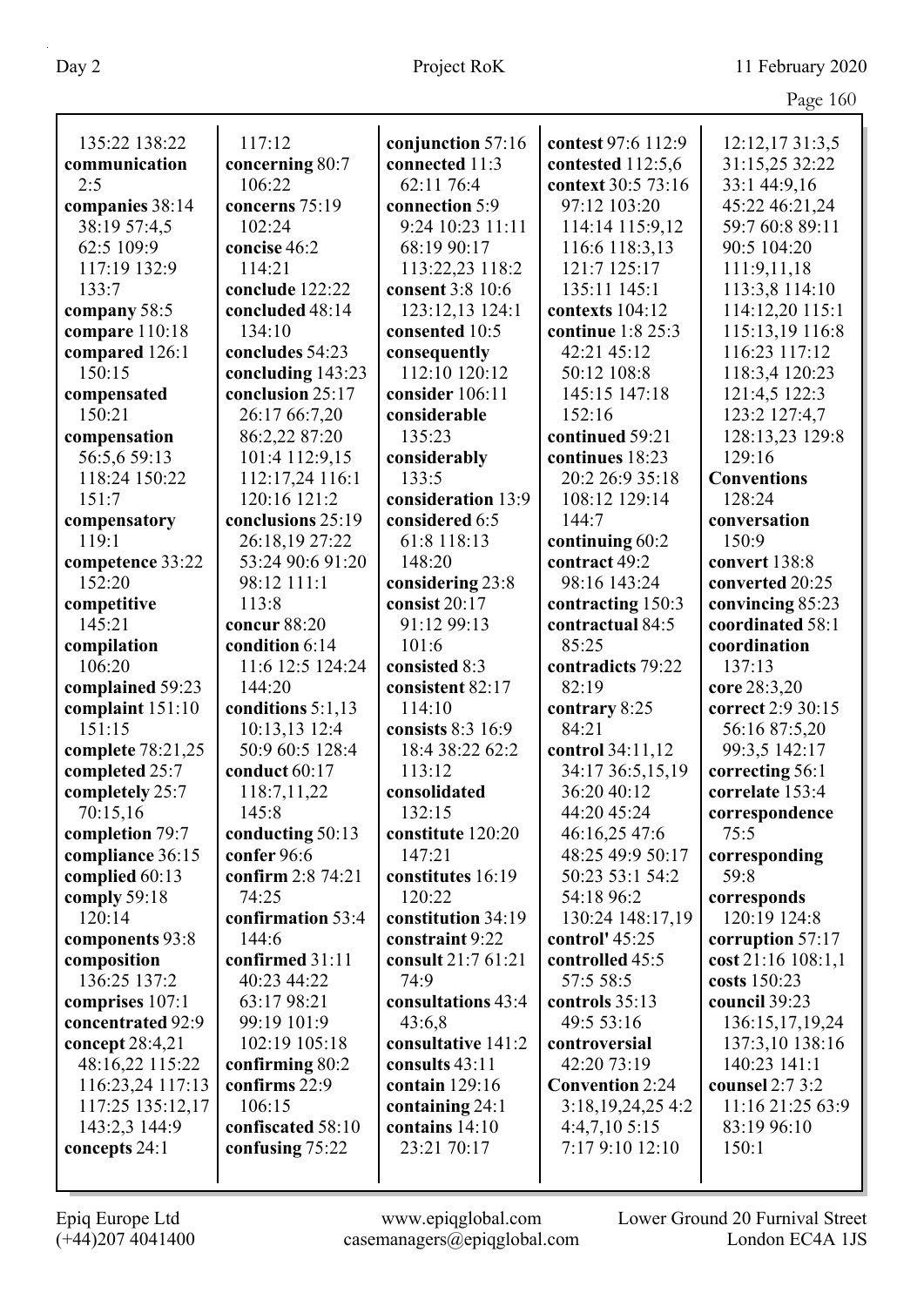135:22 138:22
**communication** 2:5
**companies** 38:14 38:19 57:4,5 62:5 109:9 117:19 132:9 133:7
**company** 58:5
**compare** 110:18
**compared** 126:1 150:15
**compensated** 150:21
**compensation** 56:5,6 59:13 118:24 150:22 151:7
**compensatory** 119:1
**competence** 33:22 152:20
**competitive** 145:21
**compilation** 106:20
**complained** 59:23
**complaint** 151:10 151:15
**complete** 78:21,25
**completed** 25:7
**completely** 25:7 70:15,16
**completion** 79:7
**compliance** 36:15
**complied** 60:13
**comply** 59:18 120:14
**components** 93:8
**composition** 136:25 137:2
**comprises** 107:1
**concentrated** 92:9
**concept** 28:4,21 48:16,22 115:22 116:23,24 117:13 117:25 135:12,17 143:2,3 144:9
**concepts** 24:1

117:12
**concerning** 80:7 106:22
**concerns** 75:19 102:24
**concise** 46:2 114:21
**conclude** 122:22
**concluded** 48:14 134:10
**concludes** 54:23
**concluding** 143:23
**conclusion** 25:17 26:17 66:7,20 86:2,22 87:20 101:4 112:9,15 112:17,24 116:1 120:16 121:2
**conclusions** 25:19 26:18,19 27:22 53:24 90:6 91:20 98:12 111:1 113:8
**concur** 88:20
**condition** 6:14 11:6 12:5 124:24 144:20
**conditions** 5:1,13 10:13,13 12:4 50:9 60:5 128:4
**conduct** 60:17 118:7,11,22 145:8
**conducting** 50:13
**confer** 96:6
**confirm** 2:8 74:21 74:25
**confirmation** 53:4 144:6
**confirmed** 31:11 40:23 44:22 63:17 98:21 99:19 101:9 102:19 105:18
**confirming** 80:2
**confirms** 22:9 106:15
**confiscated** 58:10
**confusing** 75:22

**conjunction** 57:16
**connected** 11:3 62:11 76:4
**connection** 5:9 9:24 10:23 11:11 68:19 90:17 113:22,23 118:2
**consent** 3:8 10:6 123:12,13 124:1
**consented** 10:5
**consequently** 112:10 120:12
**consider** 106:11
**considerable** 135:23
**considerably** 133:5
**consideration** 13:9
**considered** 6:5 61:8 118:13 148:20
**considering** 23:8
**consist** 20:17 91:12 99:13 101:6
**consisted** 8:3
**consistent** 82:17 114:10
**consists** 8:3 16:9 18:4 38:22 62:2 113:12
**consolidated** 132:15
**constitute** 120:20 147:21
**constitutes** 16:19 120:22
**constitution** 34:19
**constraint** 9:22
**consult** 21:7 61:21 74:9
**consultations** 43:4 43:6,8
**consultative** 141:2
**consults** 43:11
**contain** 129:16
**containing** 24:1
**contains** 14:10 23:21 70:17

**contest** 97:6 112:9
**contested** 112:5,6
**context** 30:5 73:16 97:12 103:20 114:14 115:9,12 116:6 118:3,13 121:7 125:17 135:11 145:1
**contexts** 104:12
**continue** 1:8 25:3 42:21 45:12 50:12 108:8 145:15 147:18 152:16
**continued** 59:21
**continues** 18:23 20:2 26:9 35:18 108:12 129:14 144:7
**continuing** 60:2
**contract** 49:2 98:16 143:24
**contracting** 150:3
**contractual** 84:5 85:25
**contradicts** 79:22 82:19
**contrary** 8:25 84:21
**control** 34:11,12 34:17 36:5,15,19 36:20 40:12 44:20 45:24 46:16,25 47:6 48:25 49:9 50:17 50:23 53:1 54:2 54:18 96:2 130:24 148:17,19
**control'** 45:25
**controlled** 45:5 57:5 58:5
**controls** 35:13 49:5 53:16
**controversial** 42:20 73:19
**Convention** 2:24 3:18,19,24,25 4:2 4:4,7,10 5:15 7:17 9:10 12:10

12:12,17 31:3,5 31:15,25 32:22 33:1 44:9,16 45:22 46:21,24 59:7 60:8 89:11 90:5 104:20 111:9,11,18 113:3,8 114:10 114:12,20 115:1 115:13,19 116:8 116:23 117:12 118:3,4 120:23 121:4,5 122:3 123:2 127:4,7 128:13,23 129:8 129:16
**Conventions** 128:24
**conversation** 150:9
**convert** 138:8
**converted** 20:25
**convincing** 85:23
**coordinated** 58:1
**coordination** 137:13
**core** 28:3,20
**correct** 2:9 30:15 56:16 87:5,20 99:3,5 142:17
**correcting** 56:1
**correlate** 153:4
**correspondence** 75:5
**corresponding** 59:8
**corresponds** 120:19 124:8
**corruption** 57:17
**cost** 21:16 108:1,1
**costs** 150:23
**council** 39:23 136:15,17,19,24 137:3,10 138:16 140:23 141:1
**counsel** 2:7 3:2 11:16 21:25 63:9 83:19 96:10 150:1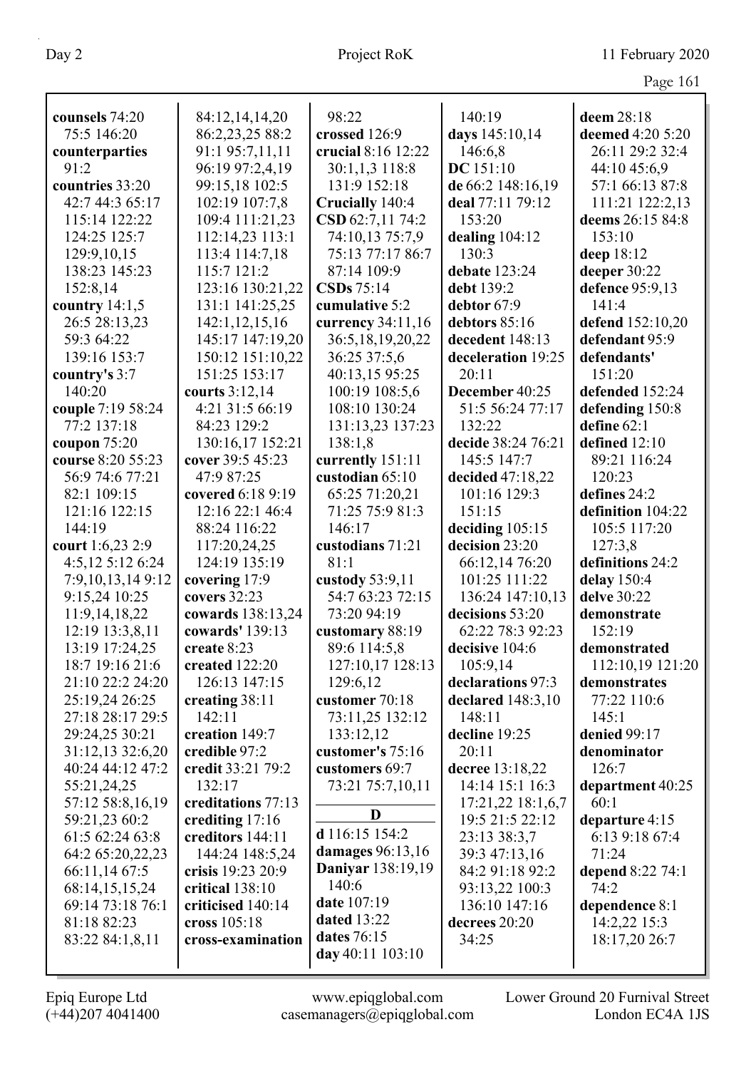**counsels** 74:20 75:5 146:20
**counterparties** 91:2
**countries** 33:20 42:7 44:3 65:17 115:14 122:22 124:25 125:7 129:9,10,15 138:23 145:23 152:8,14
**country** 14:1,5 26:5 28:13,23 59:3 64:22 139:16 153:7
**country's** 3:7 140:20
**couple** 7:19 58:24 77:2 137:18
**coupon** 75:20
**course** 8:20 55:23 56:9 74:6 77:21 82:1 109:15 121:16 122:15 144:19
**court** 1:6,23 2:9 4:5,12 5:12 6:24 7:9,10,13,14 9:12 9:15,24 10:25 11:9,14,18,22 12:19 13:3,8,11 13:19 17:24,25 18:7 19:16 21:6 21:10 22:2 24:20 25:19,24 26:25 27:18 28:17 29:5 29:24,25 30:21 31:12,13 32:6,20 40:24 44:12 47:2 55:21,24,25 57:12 58:8,16,19 59:21,23 60:2 61:5 62:24 63:8 64:2 65:20,22,23 66:11,14 67:5 68:14,15,15,24 69:14 73:18 76:1 81:18 82:23 83:22 84:1,8,11 84:12,14,14,20 86:2,23,25 88:2 91:1 95:7,11,11 96:19 97:2,4,19 99:15,18 102:5 102:19 107:7,8 109:4 111:21,23 112:14,23 113:1 113:4 114:7,18 115:7 121:2 123:16 130:21,22 131:1 141:25,25 142:1,12,15,16 145:17 147:19,20 150:12 151:10,22 151:25 153:17
**courts** 3:12,14 4:21 31:5 66:19 84:23 129:2 130:16,17 152:21
**cover** 39:5 45:23 47:9 87:25
**covered** 6:18 9:19 12:16 22:1 46:4 88:24 116:22 117:20,24,25 124:19 135:19
**covering** 17:9
**covers** 32:23
**cowards** 138:13,24
**cowards'** 139:13
**create** 8:23
**created** 122:20 126:13 147:15
**creating** 38:11 142:11
**creation** 149:7
**credible** 97:2
**credit** 33:21 79:2 132:17
**creditations** 77:13
**crediting** 17:16
**creditors** 144:11 144:24 148:5,24
**crisis** 19:23 20:9
**critical** 138:10
**criticised** 140:14
**cross** 105:18
**cross-examination** 98:22
**crossed** 126:9
**crucial** 8:16 12:22 30:1,1,3 118:8 131:9 152:18
**Crucially** 140:4
**CSD** 62:7,11 74:2 74:10,13 75:7,9 75:13 77:17 86:7 87:14 109:9
**CSDs** 75:14
**cumulative** 5:2
**currency** 34:11,16 36:5,18,19,20,22 36:25 37:5,6 40:13,15 95:25 100:19 108:5,6 108:10 130:24 131:13,23 137:23 138:1,8
**currently** 151:11
**custodian** 65:10 65:25 71:20,21 71:25 75:9 81:3 146:17
**custodians** 71:21 81:1
**custody** 53:9,11 54:7 63:23 72:15 73:20 94:19
**customary** 88:19 89:6 114:5,8 127:10,17 128:13 129:6,12
**customer** 70:18 73:11,25 132:12 133:12,12
**customer's** 75:16
**customers** 69:7 73:21 75:7,10,11

## D

**d** 116:15 154:2
**damages** 96:13,16
**Daniyar** 138:19,19 140:6
**date** 107:19
**dated** 13:22
**dates** 76:15
**day** 40:11 103:10 140:19
**days** 145:10,14 146:6,8
**DC** 151:10
**de** 66:2 148:16,19
**deal** 77:11 79:12 153:20
**dealing** 104:12 130:3
**debate** 123:24
**debt** 139:2
**debtor** 67:9
**debtors** 85:16
**decedent** 148:13
**deceleration** 19:25 20:11
**December** 40:25 51:5 56:24 77:17 132:22
**decide** 38:24 76:21 145:5 147:7
**decided** 47:18,22 101:16 129:3 151:15
**deciding** 105:15
**decision** 23:20 66:12,14 76:20 101:25 111:22 136:24 147:10,13
**decisions** 53:20 62:22 78:3 92:23
**decisive** 104:6 105:9,14
**declarations** 97:3
**declared** 148:3,10 148:11
**decline** 19:25 20:11
**decree** 13:18,22 14:14 15:1 16:3 17:21,22 18:1,6,7 19:5 21:5 22:12 23:13 38:3,7 39:3 47:13,16 84:2 91:18 92:2 93:13,22 100:3 136:10 147:16
**decrees** 20:20 34:25
**deem** 28:18
**deemed** 4:20 5:20 26:11 29:2 32:4 44:10 45:6,9 57:1 66:13 87:8 111:21 122:2,13
**deems** 26:15 84:8 153:10
**deep** 18:12
**deeper** 30:22
**defence** 95:9,13 141:4
**defend** 152:10,20
**defendant** 95:9
**defendants'** 151:20
**defended** 152:24
**defending** 150:8
**define** 62:1
**defined** 12:10 89:21 116:24 120:23
**defines** 24:2
**definition** 104:22 105:5 117:20 127:3,8
**definitions** 24:2
**delay** 150:4
**delve** 30:22
**demonstrate** 152:19
**demonstrated** 112:10,19 121:20
**demonstrates** 77:22 110:6 145:1
**denied** 99:17
**denominator** 126:7
**department** 40:25 60:1
**departure** 4:15 6:13 9:18 67:4 71:24
**depend** 8:22 74:1 74:2
**dependence** 8:1 14:2,22 15:3 18:17,20 26:7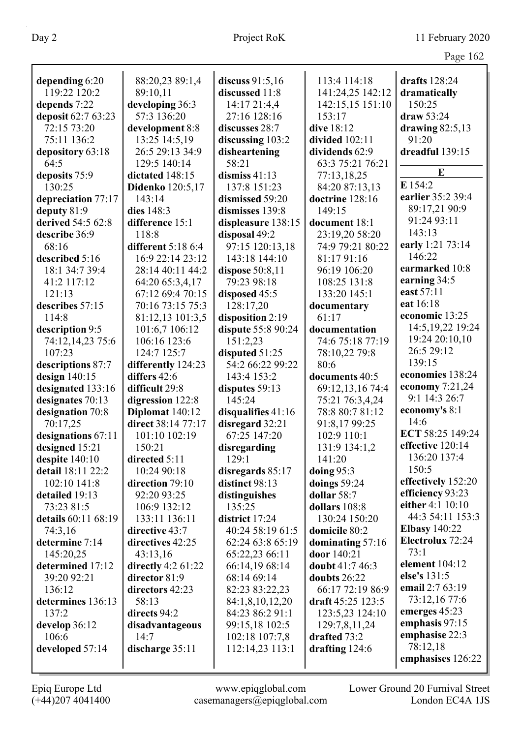**depending** 6:20 119:22 120:2
**depends** 7:22
**deposit** 62:7 63:23 72:15 73:20 75:11 136:2
**depository** 63:18 64:5
**deposits** 75:9 130:25
**depreciation** 77:17
**deputy** 81:9
**derived** 54:5 62:8
**describe** 36:9 68:16
**described** 5:16 18:1 34:7 39:4 41:2 117:12 121:13
**describes** 57:15 114:8
**description** 9:5 74:12,14,23 75:6 107:23
**descriptions** 87:7
**design** 140:15
**designated** 133:16
**designates** 70:13
**designation** 70:8 70:17,25
**designations** 67:11
**designed** 15:21
**despite** 140:10
**detail** 18:11 22:2 102:10 141:8
**detailed** 19:13 73:23 81:5
**details** 60:11 68:19 74:3,16
**determine** 7:14 145:20,25
**determined** 17:12 39:20 92:21 136:12
**determines** 136:13 137:2
**develop** 36:12 106:6
**developed** 57:14
88:20,23 89:1,4 89:10,11
**developing** 36:3 57:3 136:20
**development** 8:8 13:25 14:5,19 26:5 29:13 34:9 129:5 140:14
**dictated** 148:15
**Didenko** 120:5,17 143:14
**dies** 148:3
**difference** 15:1 118:8
**different** 5:18 6:4 16:9 22:14 23:12 28:14 40:11 44:2 64:20 65:3,4,17 67:12 69:4 70:15 70:16 73:15 75:3 81:12,13 101:3,5 101:6,7 106:12 106:16 123:6 124:7 125:7
**differently** 124:23
**differs** 42:6
**difficult** 29:8
**digression** 122:8
**Diplomat** 140:12
**direct** 38:14 77:17 101:10 102:19 150:21
**directed** 5:11 10:24 90:18
**direction** 79:10 92:20 93:25 106:9 132:12 133:11 136:11
**directive** 43:7
**directives** 42:25 43:13,16
**directly** 4:2 61:22
**director** 81:9
**directors** 42:23 58:13
**directs** 94:2
**disadvantageous** 14:7
**discharge** 35:11
**discuss** 91:5,16
**discussed** 11:8 14:17 21:4,4 27:16 128:16
**discusses** 28:7
**discussing** 103:2
**disheartening** 58:21
**dismiss** 41:13 137:8 151:23
**dismissed** 59:20
**dismisses** 139:8
**displeasure** 138:15
**disposal** 49:2 97:15 120:13,18 143:18 144:10
**dispose** 50:8,11 79:23 98:18
**disposed** 45:5 128:17,20
**disposition** 2:19
**dispute** 55:8 90:24 151:2,23
**disputed** 51:25 54:2 66:22 99:22 143:4 153:2
**disputes** 59:13 145:24
**disqualifies** 41:16
**disregard** 32:21 67:25 147:20
**disregarding** 129:1
**disregards** 85:17
**distinct** 98:13
**distinguishes** 135:25
**district** 17:24 40:24 58:19 61:5 62:24 63:8 65:19 65:22,23 66:11 66:14,19 68:14 68:14 69:14 82:23 83:22,23 84:1,8,10,12,20 84:23 86:2 91:1 99:15,18 102:5 102:18 107:7,8 112:14,23 113:1
113:4 114:18 141:24,25 142:12 142:15,15 151:10 153:17
**dive** 18:12
**divided** 102:11
**dividends** 62:9 63:3 75:21 76:21 77:13,18,25 84:20 87:13,13
**doctrine** 128:16 149:15
**document** 18:1 23:19,20 58:20 74:9 79:21 80:22 81:17 91:16 96:19 106:20 108:25 131:8 133:20 145:1
**documentary** 61:17
**documentation** 74:6 75:18 77:19 78:10,22 79:8 80:6
**documents** 40:5 69:12,13,16 74:4 75:21 76:3,4,24 78:8 80:7 81:12 91:8,17 99:25 102:9 110:1 131:9 134:1,2 141:20
**doing** 95:3
**doings** 59:24
**dollar** 58:7
**dollars** 108:8 130:24 150:20
**domicile** 80:2
**dominating** 57:16
**door** 140:21
**doubt** 41:7 46:3
**doubts** 26:22 66:17 72:19 86:9
**draft** 45:25 123:5 123:5,23 124:10 129:7,8,11,24
**drafted** 73:2
**drafting** 124:6
**drafts** 128:24
**dramatically** 150:25
**draw** 53:24
**drawing** 82:5,13 91:20
**dreadful** 139:15

**E**

**E** 154:2
**earlier** 35:2 39:4 89:17,21 90:9 91:24 93:11 143:13
**early** 1:21 73:14 146:22
**earmarked** 10:8
**earning** 34:5
**east** 57:11
**eat** 16:18
**economic** 13:25 14:5,19,22 19:24 19:24 20:10,10 26:5 29:12 139:15
**economies** 138:24
**economy** 7:21,24 9:1 14:3 26:7
**economy's** 8:1 14:6
**ECT** 58:25 149:24
**effective** 120:14 136:20 137:4 150:5
**effectively** 152:20
**efficiency** 93:23
**either** 4:1 10:10 44:3 54:11 153:3
**Elbasy** 140:22
**Electrolux** 72:24 73:1
**element** 104:12
**else's** 131:5
**email** 2:7 63:19 73:12,16 77:6
**emerges** 45:23
**emphasis** 97:15
**emphasise** 22:3 78:12,18
**emphasises** 126:22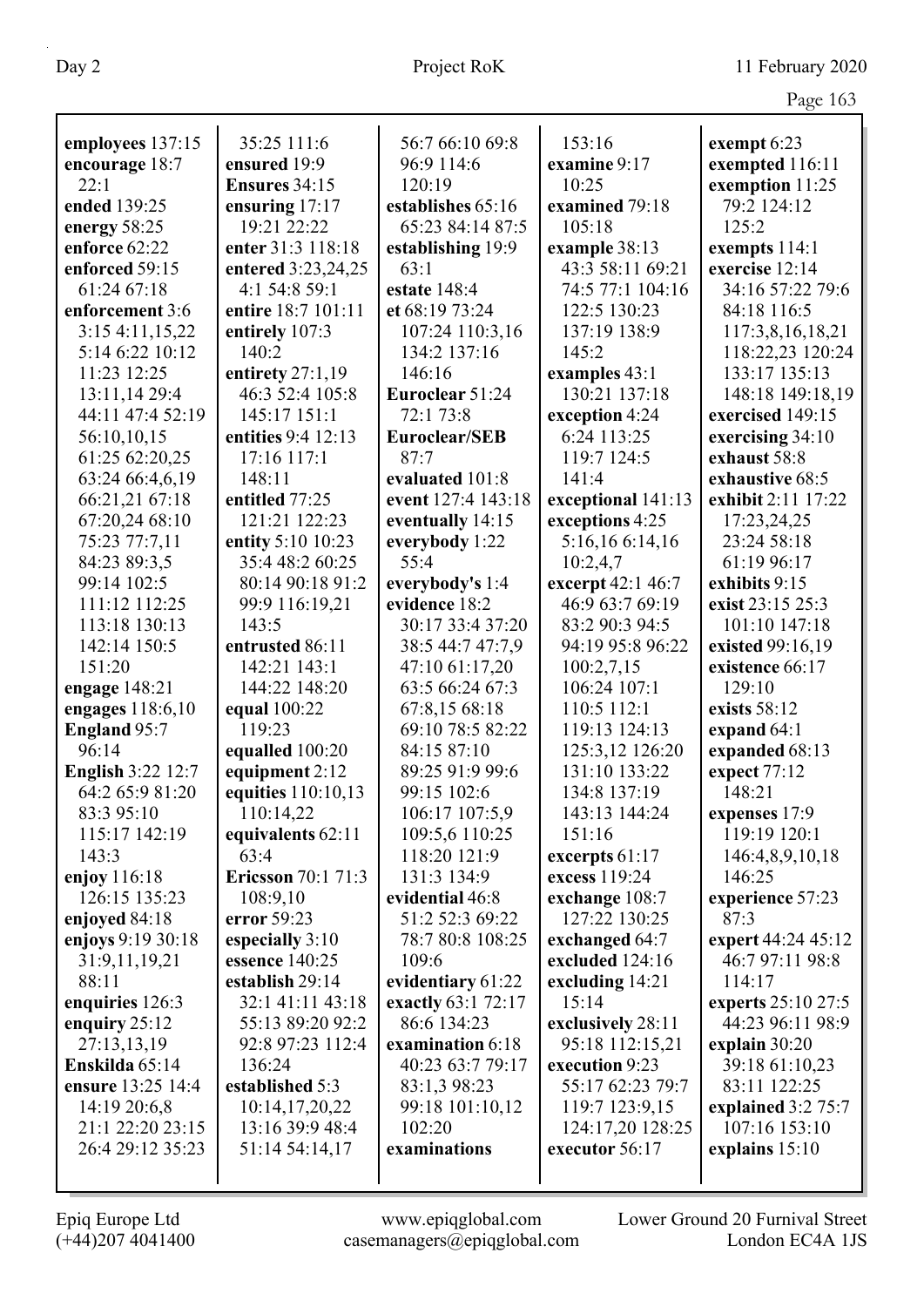**employees** 137:15
**encourage** 18:7 22:1
**ended** 139:25
**energy** 58:25
**enforce** 62:22
**enforced** 59:15 61:24 67:18
**enforcement** 3:6 3:15 4:11,15,22 5:14 6:22 10:12 11:23 12:25 13:11,14 29:4 44:11 47:4 52:19 56:10,10,15 61:25 62:20,25 63:24 66:4,6,19 66:21,21 67:18 67:20,24 68:10 75:23 77:7,11 84:23 89:3,5 99:14 102:5 111:12 112:25 113:18 130:13 142:14 150:5 151:20
**engage** 148:21
**engages** 118:6,10
**England** 95:7 96:14
**English** 3:22 12:7 64:2 65:9 81:20 83:3 95:10 115:17 142:19 143:3
**enjoy** 116:18 126:15 135:23
**enjoyed** 84:18
**enjoys** 9:19 30:18 31:9,11,19,21 88:11
**enquiries** 126:3
**enquiry** 25:12 27:13,13,19
**Enskilda** 65:14
**ensure** 13:25 14:4 14:19 20:6,8 21:1 22:20 23:15 26:4 29:12 35:23 35:25 111:6
**ensured** 19:9
**Ensures** 34:15
**ensuring** 17:17 19:21 22:22
**enter** 31:3 118:18
**entered** 3:23,24,25 4:1 54:8 59:1
**entire** 18:7 101:11
**entirely** 107:3 140:2
**entirety** 27:1,19 46:3 52:4 105:8 145:17 151:1
**entities** 9:4 12:13 17:16 117:1 148:11
**entitled** 77:25 121:21 122:23
**entity** 5:10 10:23 35:4 48:2 60:25 80:14 90:18 91:2 99:9 116:19,21 143:5
**entrusted** 86:11 142:21 143:1 144:22 148:20
**equal** 100:22 119:23
**equalled** 100:20
**equipment** 2:12
**equities** 110:10,13 110:14,22
**equivalents** 62:11 63:4
**Ericsson** 70:1 71:3 108:9,10
**error** 59:23
**especially** 3:10
**essence** 140:25
**establish** 29:14 32:1 41:11 43:18 55:13 89:20 92:2 92:8 97:23 112:4 136:24
**established** 5:3 10:14,17,20,22 13:16 39:9 48:4 51:14 54:14,17 56:7 66:10 69:8 96:9 114:6 120:19
**establishes** 65:16 65:23 84:14 87:5
**establishing** 19:9 63:1
**estate** 148:4
**et** 68:19 73:24 107:24 110:3,16 134:2 137:16 146:16
**Euroclear** 51:24 72:1 73:8
**Euroclear/SEB** 87:7
**evaluated** 101:8
**event** 127:4 143:18
**eventually** 14:15
**everybody** 1:22 55:4
**everybody's** 1:4
**evidence** 18:2 30:17 33:4 37:20 38:5 44:7 47:7,9 47:10 61:17,20 63:5 66:24 67:3 67:8,15 68:18 69:10 78:5 82:22 84:15 87:10 89:25 91:9 99:6 99:15 102:6 106:17 107:5,9 109:5,6 110:25 118:20 121:9 131:3 134:9
**evidential** 46:8 51:2 52:3 69:22 78:7 80:8 108:25 109:6
**evidentiary** 61:22
**exactly** 63:1 72:17 86:6 134:23
**examination** 6:18 40:23 63:7 79:17 83:1,3 98:23 99:18 101:10,12 102:20
**examinations** 153:16
**examine** 9:17 10:25
**examined** 79:18 105:18
**example** 38:13 43:3 58:11 69:21 74:5 77:1 104:16 122:5 130:23 137:19 138:9 145:2
**examples** 43:1 130:21 137:18
**exception** 4:24 6:24 113:25 119:7 124:5 141:4
**exceptional** 141:13
**exceptions** 4:25 5:16,16 6:14,16 10:2,4,7
**excerpt** 42:1 46:7 46:9 63:7 69:19 83:2 90:3 94:5 94:19 95:8 96:22 100:2,7,15 106:24 107:1 110:5 112:1 119:13 124:13 125:3,12 126:20 131:10 133:22 134:8 137:19 143:13 144:24 151:16
**excerpts** 61:17
**excess** 119:24
**exchange** 108:7 127:22 130:25
**exchanged** 64:7
**excluded** 124:16
**excluding** 14:21 15:14
**exclusively** 28:11 95:18 112:15,21
**execution** 9:23 55:17 62:23 79:7 119:7 123:9,15 124:17,20 128:25
**executor** 56:17
**exempt** 6:23
**exempted** 116:11
**exemption** 11:25 79:2 124:12 125:2
**exempts** 114:1
**exercise** 12:14 34:16 57:22 79:6 84:18 116:5 117:3,8,16,18,21 118:22,23 120:24 133:17 135:13 148:18 149:18,19
**exercised** 149:15
**exercising** 34:10
**exhaust** 58:8
**exhaustive** 68:5
**exhibit** 2:11 17:22 17:23,24,25 23:24 58:18 61:19 96:17
**exhibits** 9:15
**exist** 23:15 25:3 101:10 147:18
**existed** 99:16,19
**existence** 66:17 129:10
**exists** 58:12
**expand** 64:1
**expanded** 68:13
**expect** 77:12 148:21
**expenses** 17:9 119:19 120:1 146:4,8,9,10,18 146:25
**experience** 57:23 87:3
**expert** 44:24 45:12 46:7 97:11 98:8 114:17
**experts** 25:10 27:5 44:23 96:11 98:9
**explain** 30:20 39:18 61:10,23 83:11 122:25
**explained** 3:2 75:7 107:16 153:10
**explains** 15:10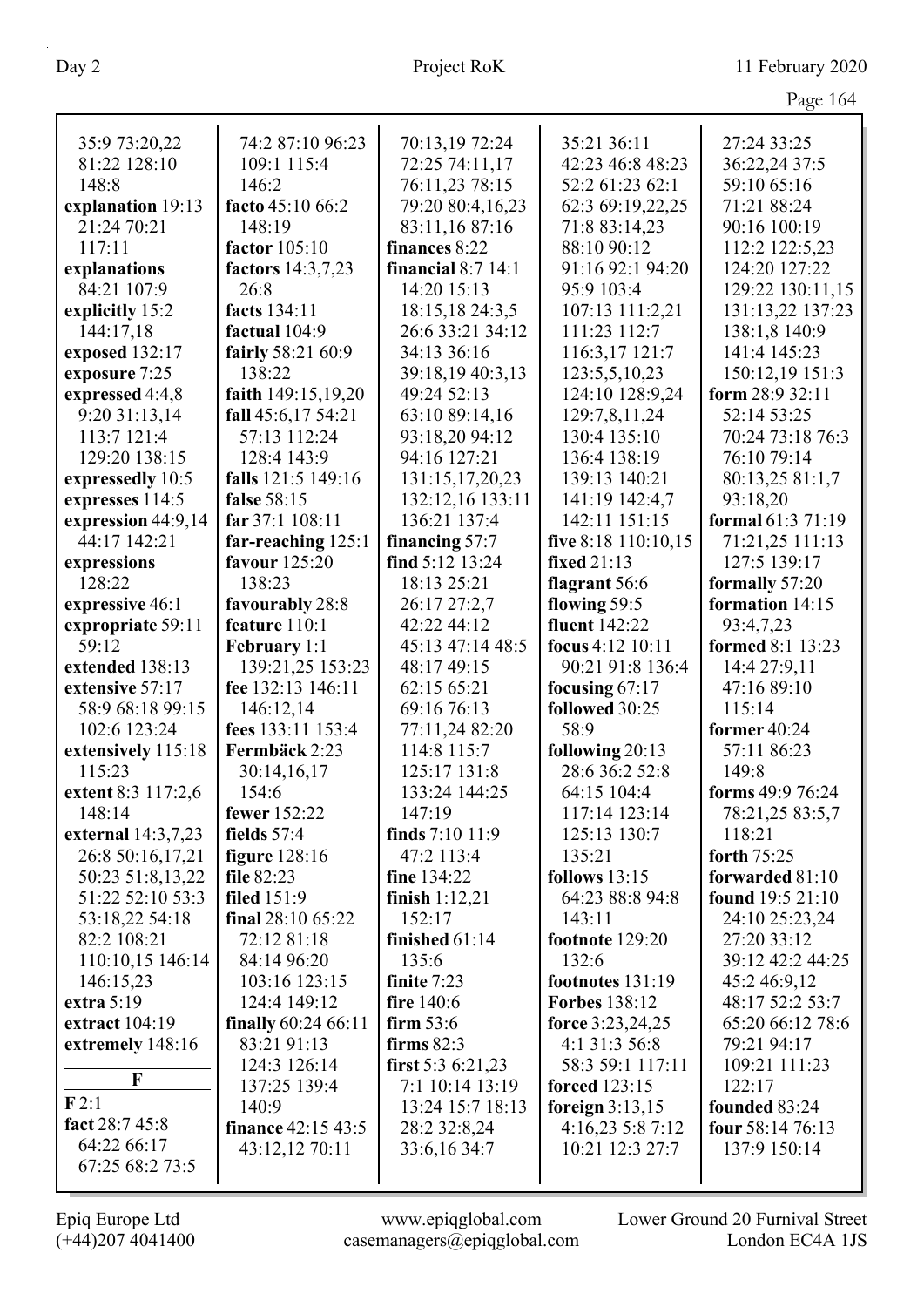35:9 73:20,22 81:22 128:10 148:8
**explanation** 19:13 21:24 70:21 117:11
**explanations** 84:21 107:9
**explicitly** 15:2 144:17,18
**exposed** 132:17
**exposure** 7:25
**expressed** 4:4,8 9:20 31:13,14 113:7 121:4 129:20 138:15
**expressedly** 10:5
**expresses** 114:5
**expression** 44:9,14 44:17 142:21
**expressions** 128:22
**expressive** 46:1
**expropriate** 59:11 59:12
**extended** 138:13
**extensive** 57:17 58:9 68:18 99:15 102:6 123:24
**extensively** 115:18 115:23
**extent** 8:3 117:2,6 148:14
**external** 14:3,7,23 26:8 50:16,17,21 50:23 51:8,13,22 51:22 52:10 53:3 53:18,22 54:18 82:2 108:21 110:10,15 146:14 146:15,23
**extra** 5:19
**extract** 104:19
**extremely** 148:16

**F**

**F** 2:1
**fact** 28:7 45:8 64:22 66:17 67:25 68:2 73:5 74:2 87:10 96:23 109:1 115:4 146:2
**facto** 45:10 66:2 148:19
**factor** 105:10
**factors** 14:3,7,23 26:8
**facts** 134:11
**factual** 104:9
**fairly** 58:21 60:9 138:22
**faith** 149:15,19,20
**fall** 45:6,17 54:21 57:13 112:24 128:4 143:9
**falls** 121:5 149:16
**false** 58:15
**far** 37:1 108:11
**far-reaching** 125:1
**favour** 125:20 138:23
**favourably** 28:8
**feature** 110:1
**February** 1:1 139:21,25 153:23
**fee** 132:13 146:11 146:12,14
**fees** 133:11 153:4
**Fermbäck** 2:23 30:14,16,17 154:6
**fewer** 152:22
**fields** 57:4
**figure** 128:16
**file** 82:23
**filed** 151:9
**final** 28:10 65:22 72:12 81:18 84:14 96:20 103:16 123:15 124:4 149:12
**finally** 60:24 66:11 83:21 91:13 124:3 126:14 137:25 139:4 140:9
**finance** 42:15 43:5 43:12,12 70:11 70:13,19 72:24 72:25 74:11,17 76:11,23 78:15 79:20 80:4,16,23 83:11,16 87:16
**finances** 8:22
**financial** 8:7 14:1 14:20 15:13 18:15,18 24:3,5 26:6 33:21 34:12 34:13 36:16 39:18,19 40:3,13 49:24 52:13 63:10 89:14,16 93:18,20 94:12 94:16 127:21 131:15,17,20,23 132:12,16 133:11 136:21 137:4
**financing** 57:7
**find** 5:12 13:24 18:13 25:21 26:17 27:2,7 42:22 44:12 45:13 47:14 48:5 48:17 49:15 62:15 65:21 69:16 76:13 77:11,24 82:20 114:8 115:7 125:17 131:8 133:24 144:25 147:19
**finds** 7:10 11:9 47:2 113:4
**fine** 134:22
**finish** 1:12,21 152:17
**finished** 61:14 135:6
**finite** 7:23
**fire** 140:6
**firm** 53:6
**firms** 82:3
**first** 5:3 6:21,23 7:1 10:14 13:19 13:24 15:7 18:13 28:2 32:8,24 33:6,16 34:7 35:21 36:11 42:23 46:8 48:23 52:2 61:23 62:1 62:3 69:19,22,25 71:8 83:14,23 88:10 90:12 91:16 92:1 94:20 95:9 103:4 107:13 111:2,21 111:23 112:7 116:3,17 121:7 123:5,5,10,23 124:10 128:9,24 129:7,8,11,24 130:4 135:10 136:4 138:19 139:13 140:21 141:19 142:4,7 142:11 151:15
**five** 8:18 110:10,15
**fixed** 21:13
**flagrant** 56:6
**flowing** 59:5
**fluent** 142:22
**focus** 4:12 10:11 90:21 91:8 136:4
**focusing** 67:17
**followed** 30:25 58:9
**following** 20:13 28:6 36:2 52:8 64:15 104:4 117:14 123:14 125:13 130:7 135:21
**follows** 13:15 64:23 88:8 94:8 143:11
**footnote** 129:20 132:6
**footnotes** 131:19
**Forbes** 138:12
**force** 3:23,24,25 4:1 31:3 56:8 58:3 59:1 117:11
**forced** 123:15
**foreign** 3:13,15 4:16,23 5:8 7:12 10:21 12:3 27:7 27:24 33:25 36:22,24 37:5 59:10 65:16 71:21 88:24 90:16 100:19 112:2 122:5,23 124:20 127:22 129:22 130:11,15 131:13,22 137:23 138:1,8 140:9 141:4 145:23 150:12,19 151:3
**form** 28:9 32:11 52:14 53:25 70:24 73:18 76:3 76:10 79:14 80:13,25 81:1,7 93:18,20
**formal** 61:3 71:19 71:21,25 111:13 127:5 139:17
**formally** 57:20
**formation** 14:15 93:4,7,23
**formed** 8:1 13:23 14:4 27:9,11 47:16 89:10 115:14
**former** 40:24 57:11 86:23 149:8
**forms** 49:9 76:24 78:21,25 83:5,7 118:21
**forth** 75:25
**forwarded** 81:10
**found** 19:5 21:10 24:10 25:23,24 27:20 33:12 39:12 42:2 44:25 45:2 46:9,12 48:17 52:2 53:7 65:20 66:12 78:6 79:21 94:17 109:21 111:23 122:17
**founded** 83:24
**four** 58:14 76:13 137:9 150:14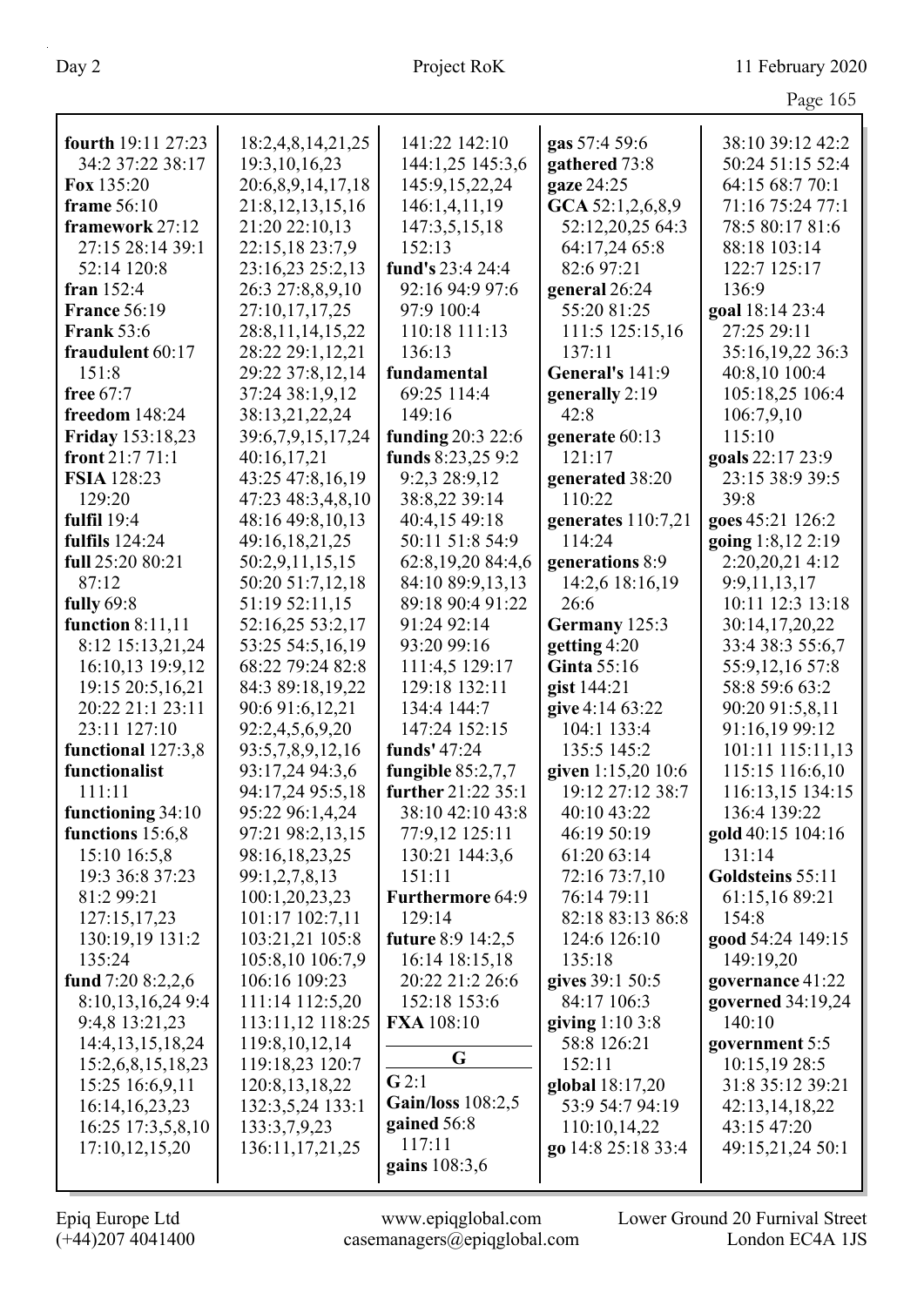**fourth** 19:11 27:23 34:2 37:22 38:17
**Fox** 135:20
**frame** 56:10
**framework** 27:12 27:15 28:14 39:1 52:14 120:8
**fran** 152:4
**France** 56:19
**Frank** 53:6
**fraudulent** 60:17 151:8
**free** 67:7
**freedom** 148:24
**Friday** 153:18,23
**front** 21:7 71:1
**FSIA** 128:23 129:20
**fulfil** 19:4
**fulfils** 124:24
**full** 25:20 80:21 87:12
**fully** 69:8
**function** 8:11,11 8:12 15:13,21,24 16:10,13 19:9,12 19:15 20:5,16,21 20:22 21:1 23:11 23:11 127:10
**functional** 127:3,8
**functionalist** 111:11
**functioning** 34:10
**functions** 15:6,8 15:10 16:5,8 19:3 36:8 37:23 81:2 99:21 127:15,17,23 130:19,19 131:2 135:24
**fund** 7:20 8:2,2,6 8:10,13,16,24 9:4 9:4,8 13:21,23 14:4,13,15,18,24 15:2,6,8,15,18,23 15:25 16:6,9,11 16:14,16,23,23 16:25 17:3,5,8,10 17:10,12,15,20 18:2,4,8,14,21,25 19:3,10,16,23 20:6,8,9,14,17,18 21:8,12,13,15,16 21:20 22:10,13 22:15,18 23:7,9 23:16,23 25:2,13 26:3 27:8,8,9,10 27:10,17,17,25 28:8,11,14,15,22 28:22 29:1,12,21 29:22 37:8,12,14 37:24 38:1,9,12 38:13,21,22,24 39:6,7,9,15,17,24 40:16,17,21 43:25 47:8,16,19 47:23 48:3,4,8,10 48:16 49:8,10,13 49:16,18,21,25 50:2,9,11,15,15 50:20 51:7,12,18 51:19 52:11,15 52:16,25 53:2,17 53:25 54:5,16,19 68:22 79:24 82:8 84:3 89:18,19,22 90:6 91:6,12,21 92:2,4,5,6,9,20 93:5,7,8,9,12,16 93:17,24 94:3,6 94:17,24 95:5,18 95:22 96:1,4,24 97:21 98:2,13,15 98:16,18,23,25 99:1,2,7,8,13 100:1,20,23,23 101:17 102:7,11 103:21,21 105:8 105:8,10 106:7,9 106:16 109:23 111:14 112:5,20 113:11,12 118:25 119:8,10,12,14 119:18,23 120:7 120:8,13,18,22 132:3,5,24 133:1 133:3,7,9,23 136:11,17,21,25 141:22 142:10 144:1,25 145:3,6 145:9,15,22,24 146:1,4,11,19 147:3,5,15,18 152:13
**fund's** 23:4 24:4 92:16 94:9 97:6 97:9 100:4 110:18 111:13 136:13
**fundamental** 69:25 114:4 149:16
**funding** 20:3 22:6
**funds** 8:23,25 9:2 9:2,3 28:9,12 38:8,22 39:14 40:4,15 49:18 50:11 51:8 54:9 62:8,19,20 84:4,6 84:10 89:9,13,13 89:18 90:4 91:22 91:24 92:14 93:20 99:16 111:4,5 129:17 129:18 132:11 134:4 144:7 147:24 152:15
**funds'** 47:24
**fungible** 85:2,7,7
**further** 21:22 35:1 38:10 42:10 43:8 77:9,12 125:11 130:21 144:3,6 151:11
**Furthermore** 64:9 129:14
**future** 8:9 14:2,5 16:14 18:15,18 20:22 21:2 26:6 152:18 153:6
**FXA** 108:10

**G**

**G** 2:1
**Gain/loss** 108:2,5
**gained** 56:8 117:11
**gains** 108:3,6
**gas** 57:4 59:6
**gathered** 73:8
**gaze** 24:25
**GCA** 52:1,2,6,8,9 52:12,20,25 64:3 64:17,24 65:8 82:6 97:21
**general** 26:24 55:20 81:25 111:5 125:15,16 137:11
**General's** 141:9
**generally** 2:19 42:8
**generate** 60:13 121:17
**generated** 38:20 110:22
**generates** 110:7,21 114:24
**generations** 8:9 14:2,6 18:16,19 26:6
**Germany** 125:3
**getting** 4:20
**Ginta** 55:16
**gist** 144:21
**give** 4:14 63:22 104:1 133:4 135:5 145:2
**given** 1:15,20 10:6 19:12 27:12 38:7 40:10 43:22 46:19 50:19 61:20 63:14 72:16 73:7,10 76:14 79:11 82:18 83:13 86:8 124:6 126:10 135:18
**gives** 39:1 50:5 84:17 106:3
**giving** 1:10 3:8 58:8 126:21 152:11
**global** 18:17,20 53:9 54:7 94:19 110:10,14,22
**go** 14:8 25:18 33:4 38:10 39:12 42:2 50:24 51:15 52:4 64:15 68:7 70:1 71:16 75:24 77:1 78:5 80:17 81:6 88:18 103:14 122:7 125:17 136:9
**goal** 18:14 23:4 27:25 29:11 35:16,19,22 36:3 40:8,10 100:4 105:18,25 106:4 106:7,9,10 115:10
**goals** 22:17 23:9 23:15 38:9 39:5 39:8
**goes** 45:21 126:2
**going** 1:8,12 2:19 2:20,20,21 4:12 9:9,11,13,17 10:11 12:3 13:18 30:14,17,20,22 33:4 38:3 55:6,7 55:9,12,16 57:8 58:8 59:6 63:2 90:20 91:5,8,11 91:16,19 99:12 101:11 115:11,13 115:15 116:6,10 116:13,15 134:15 136:4 139:22
**gold** 40:15 104:16 131:14
**Goldsteins** 55:11 61:15,16 89:21 154:8
**good** 54:24 149:15 149:19,20
**governance** 41:22
**governed** 34:19,24 140:10
**government** 5:5 10:15,19 28:5 31:8 35:12 39:21 42:13,14,18,22 43:15 47:20 49:15,21,24 50:1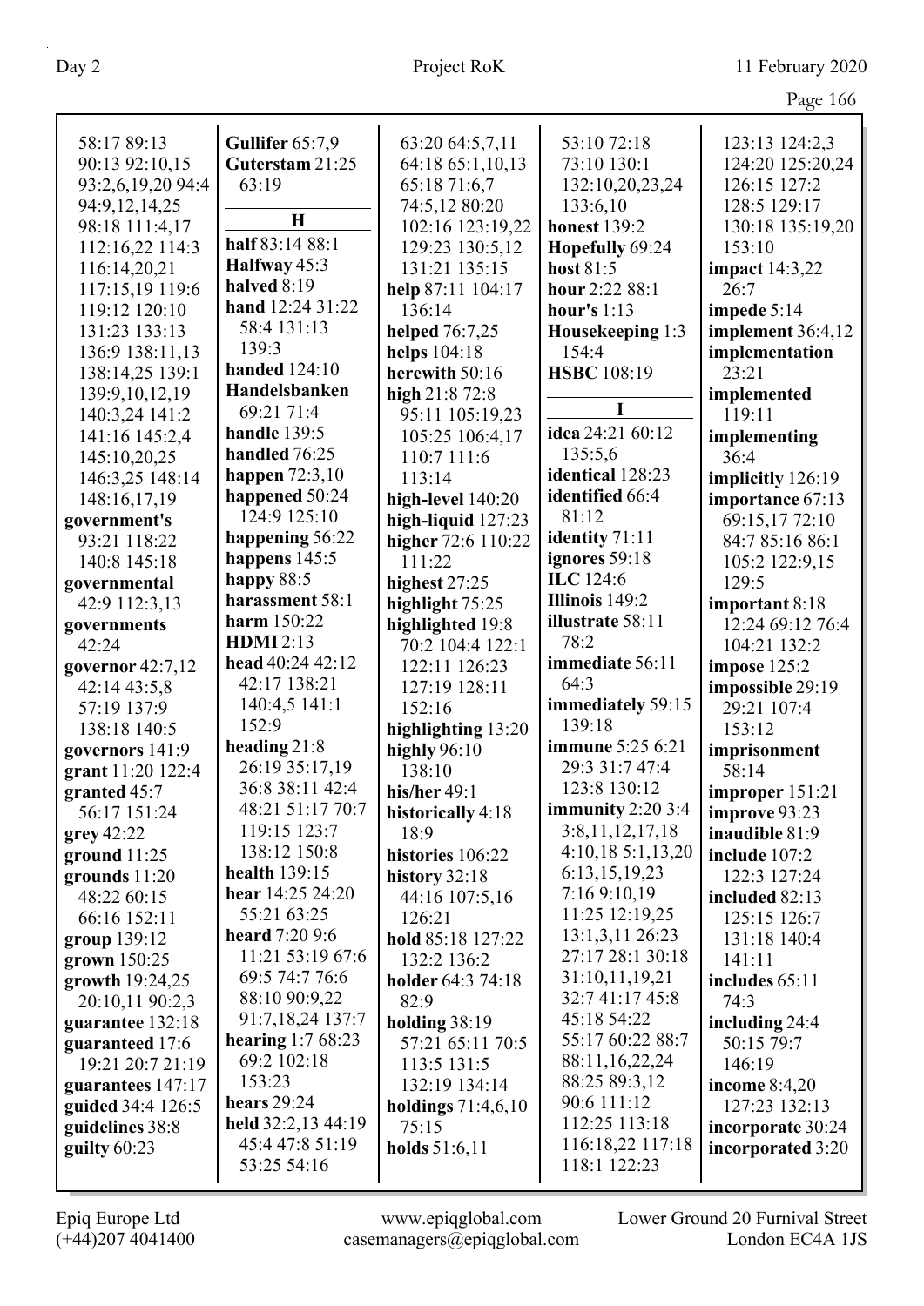58:17 89:13
90:13 92:10,15
93:2,6,19,20 94:4
94:9,12,14,25
98:18 111:4,17
112:16,22 114:3
116:14,20,21
117:15,19 119:6
119:12 120:10
131:23 133:13
136:9 138:11,13
138:14,25 139:1
139:9,10,12,19
140:3,24 141:2
141:16 145:2,4
145:10,20,25
146:3,25 148:14
148:16,17,19

**government's** 93:21 118:22 140:8 145:18

**governmental** 42:9 112:3,13

**governments** 42:24

**governor** 42:7,12 42:14 43:5,8 57:19 137:9 138:18 140:5

**governors** 141:9

**grant** 11:20 122:4

**granted** 45:7 56:17 151:24

**grey** 42:22

**ground** 11:25

**grounds** 11:20 48:22 60:15 66:16 152:11

**group** 139:12

**grown** 150:25

**growth** 19:24,25 20:10,11 90:2,3

**guarantee** 132:18

**guaranteed** 17:6 19:21 20:7 21:19

**guarantees** 147:17

**guided** 34:4 126:5

**guidelines** 38:8

**guilty** 60:23

**Gullifer** 65:7,9

**Guterstam** 21:25 63:19

## H

**half** 83:14 88:1

**Halfway** 45:3

**halved** 8:19

**hand** 12:24 31:22 58:4 131:13 139:3

**handed** 124:10

**Handelsbanken** 69:21 71:4

**handle** 139:5

**handled** 76:25

**happen** 72:3,10

**happened** 50:24 124:9 125:10

**happening** 56:22

**happens** 145:5

**happy** 88:5

**harassment** 58:1

**harm** 150:22

**HDMI** 2:13

**head** 40:24 42:12 42:17 138:21 140:4,5 141:1 152:9

**heading** 21:8 26:19 35:17,19 36:8 38:11 42:4 48:21 51:17 70:7 119:15 123:7 138:12 150:8

**health** 139:15

**hear** 14:25 24:20 55:21 63:25

**heard** 7:20 9:6 11:21 53:19 67:6 69:5 74:7 76:6 88:10 90:9,22 91:7,18,24 137:7

**hearing** 1:7 68:23 69:2 102:18 153:23

**hears** 29:24

**held** 32:2,13 44:19 45:4 47:8 51:19 53:25 54:16 63:20 64:5,7,11 64:18 65:1,10,13 65:18 71:6,7 74:5,12 80:20 102:16 123:19,22 129:23 130:5,12 131:21 135:15

**help** 87:11 104:17 136:14

**helped** 76:7,25

**helps** 104:18

**herewith** 50:16

**high** 21:8 72:8 95:11 105:19,23 105:25 106:4,17 110:7 111:6 113:14

**high-level** 140:20

**high-liquid** 127:23

**higher** 72:6 110:22 111:22

**highest** 27:25

**highlight** 75:25

**highlighted** 19:8 70:2 104:4 122:1 122:11 126:23 127:19 128:11 152:16

**highlighting** 13:20

**highly** 96:10 138:10

**his/her** 49:1

**historically** 4:18 18:9

**histories** 106:22

**history** 32:18 44:16 107:5,16 126:21

**hold** 85:18 127:22 132:2 136:2

**holder** 64:3 74:18 82:9

**holding** 38:19 57:21 65:11 70:5 113:5 131:5 132:19 134:14

**holdings** 71:4,6,10 75:15

**holds** 51:6,11 53:10 72:18 73:10 130:1 132:10,20,23,24 133:6,10

**honest** 139:2

**Hopefully** 69:24

**host** 81:5

**hour** 2:22 88:1

**hour's** 1:13

**Housekeeping** 1:3 154:4

**HSBC** 108:19

## I

**idea** 24:21 60:12 135:5,6

**identical** 128:23

**identified** 66:4 81:12

**identity** 71:11

**ignores** 59:18

**ILC** 124:6

**Illinois** 149:2

**illustrate** 58:11 78:2

**immediate** 56:11 64:3

**immediately** 59:15 139:18

**immune** 5:25 6:21 29:3 31:7 47:4 123:8 130:12

**immunity** 2:20 3:4 3:8,11,12,17,18 4:10,18 5:1,13,20 6:13,15,19,23 7:16 9:10,19 11:25 12:19,25 13:1,3,11 26:23 27:17 28:1 30:18 31:10,11,19,21 32:7 41:17 45:8 45:18 54:22 55:17 60:22 88:7 88:11,16,22,24 88:25 89:3,12 90:6 111:12 112:25 113:18 116:18,22 117:18 118:1 122:23 123:13 124:2,3 124:20 125:20,24 126:15 127:2 128:5 129:17 130:18 135:19,20 153:10

**impact** 14:3,22 26:7

**impede** 5:14

**implement** 36:4,12

**implementation** 23:21

**implemented** 119:11

**implementing** 36:4

**implicitly** 126:19

**importance** 67:13 69:15,17 72:10 84:7 85:16 86:1 105:2 122:9,15 129:5

**important** 8:18 12:24 69:12 76:4 104:21 132:2

**impose** 125:2

**impossible** 29:19 29:21 107:4 153:12

**imprisonment** 58:14

**improper** 151:21

**improve** 93:23

**inaudible** 81:9

**include** 107:2 122:3 127:24

**included** 82:13 125:15 126:7 131:18 140:4 141:11

**includes** 65:11 74:3

**including** 24:4 50:15 79:7 146:19

**income** 8:4,20 127:23 132:13

**incorporate** 30:24

**incorporated** 3:20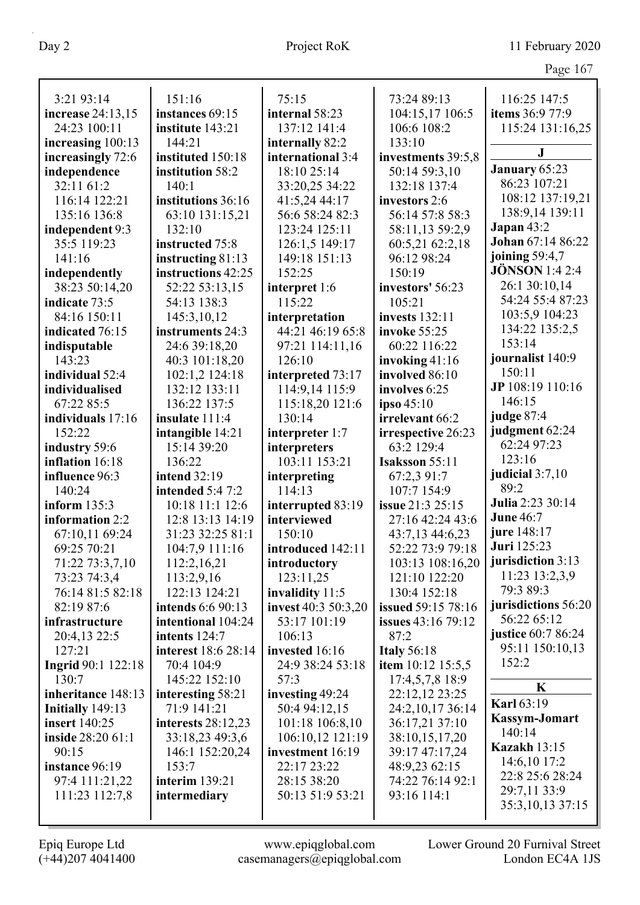3:21 93:14
**increase** 24:13,15 24:23 100:11
**increasing** 100:13
**increasingly** 72:6
**independence** 32:11 61:2 116:14 122:21 135:16 136:8
**independent** 9:3 35:5 119:23 141:16
**independently** 38:23 50:14,20
**indicate** 73:5 84:16 150:11
**indicated** 76:15
**indisputable** 143:23
**individual** 52:4
**individualised** 67:22 85:5
**individuals** 17:16 152:22
**industry** 59:6
**inflation** 16:18
**influence** 96:3 140:24
**inform** 135:3
**information** 2:2 67:10,11 69:24 69:25 70:21 71:22 73:3,7,10 73:23 74:3,4 76:14 81:5 82:18 82:19 87:6
**infrastructure** 20:4,13 22:5 127:21
**Ingrid** 90:1 122:18 130:7
**inheritance** 148:13
**Initially** 149:13
**insert** 140:25
**inside** 28:20 61:1 90:15
**instance** 96:19 97:4 111:21,22 111:23 112:7,8 151:16
**instances** 69:15
**institute** 143:21 144:21
**instituted** 150:18
**institution** 58:2 140:1
**institutions** 36:16 63:10 131:15,21 132:10
**instructed** 75:8
**instructing** 81:13
**instructions** 42:25 52:22 53:13,15 54:13 138:3 145:3,10,12
**instruments** 24:3 24:6 39:18,20 40:3 101:18,20 102:1,2 124:18 132:12 133:11 136:22 137:5
**insulate** 111:4
**intangible** 14:21 15:14 39:20 136:22
**intend** 32:19
**intended** 5:4 7:2 10:18 11:1 12:6 12:8 13:13 14:19 31:23 32:25 81:1 104:7,9 111:16 112:2,16,21 113:2,9,16 122:13 124:21
**intends** 6:6 90:13
**intentional** 104:24
**intents** 124:7
**interest** 18:6 28:14 70:4 104:9 145:22 152:10
**interesting** 58:21 71:9 141:21
**interests** 28:12,23 33:18,23 49:3,6 146:1 152:20,24 153:7
**interim** 139:21
**intermediary** 75:15
**internal** 58:23 137:12 141:4
**internally** 82:2
**international** 3:4 18:10 25:14 33:20,25 34:22 41:5,24 44:17 56:6 58:24 82:3 123:24 125:11 126:1,5 149:17 149:18 151:13 152:25
**interpret** 1:6 115:22
**interpretation** 44:21 46:19 65:8 97:21 114:11,16 126:10
**interpreted** 73:17 114:9,14 115:9 115:18,20 121:6 130:14
**interpreter** 1:7
**interpreters** 103:11 153:21
**interpreting** 114:13
**interrupted** 83:19
**interviewed** 150:10
**introduced** 142:11
**introductory** 123:11,25
**invalidity** 11:5
**invest** 40:3 50:3,20 53:17 101:19 106:13
**invested** 16:16 24:9 38:24 53:18 57:3
**investing** 49:24 50:4 94:12,15 101:18 106:8,10 106:10,12 121:19
**investment** 16:19 22:17 23:22 28:15 38:20 50:13 51:9 53:21 73:24 89:13 104:15,17 106:5 106:6 108:2 133:10
**investments** 39:5,8 50:14 59:3,10 132:18 137:4
**investors** 2:6 56:14 57:8 58:3 58:11,13 59:2,9 60:5,21 62:2,18 96:12 98:24 150:19
**investors'** 56:23 105:21
**invests** 132:11
**invoke** 55:25 60:22 116:22
**invoking** 41:16
**involved** 86:10
**involves** 6:25
**ipso** 45:10
**irrelevant** 66:2
**irrespective** 26:23 63:2 129:4
**Isaksson** 55:11 67:2,3 91:7 107:7 154:9
**issue** 21:3 25:15 27:16 42:24 43:6 43:7,13 44:6,23 52:22 73:9 79:18 103:13 108:16,20 121:10 122:20 130:4 152:18
**issued** 59:15 78:16
**issues** 43:16 79:12 87:2
**Italy** 56:18
**item** 10:12 15:5,5 17:4,5,7,8 18:9 22:12,12 23:25 24:2,10,17 36:14 36:17,21 37:10 38:10,15,17,20 39:17 47:17,24 48:9,23 62:15 74:22 76:14 92:1 93:16 114:1 116:25 147:5
**items** 36:9 77:9 115:24 131:16,25

**J**

**January** 65:23 86:23 107:21 108:12 137:19,21 138:9,14 139:11
**Japan** 43:2
**Johan** 67:14 86:22
**joining** 59:4,7
**JÖNSON** 1:4 2:4 26:1 30:10,14 54:24 55:4 87:23 103:5,9 104:23 134:22 135:2,5 153:14
**journalist** 140:9 150:11
**JP** 108:19 110:16 146:15
**judge** 87:4
**judgment** 62:24 62:24 97:23 123:16
**judicial** 3:7,10 89:2
**Julia** 2:23 30:14
**June** 46:7
**jure** 148:17
**Juri** 125:23
**jurisdiction** 3:13 11:23 13:2,3,9 79:3 89:3
**jurisdictions** 56:20 56:22 65:12
**justice** 60:7 86:24 95:11 150:10,13 152:2

**K**

**Karl** 63:19
**Kassym-Jomart** 140:14
**Kazakh** 13:15 14:6,10 17:2 22:8 25:6 28:24 29:7,11 33:9 35:3,10,13 37:15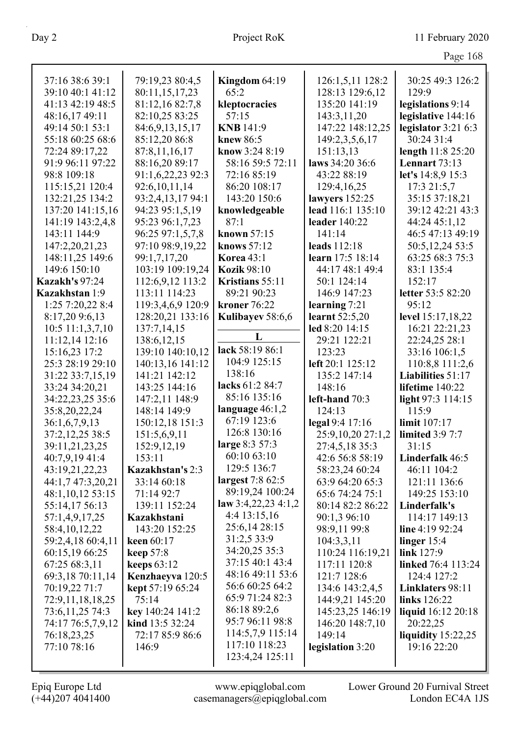37:16 38:6 39:1
39:10 40:1 41:12
41:13 42:19 48:5
48:16,17 49:11
49:14 50:1 53:1
55:18 60:25 68:6
72:24 89:17,22
91:9 96:11 97:22
98:8 109:18
115:15,21 120:4
132:21,25 134:2
137:20 141:15,16
141:19 143:2,4,8
143:11 144:9
147:2,20,21,23
148:11,25 149:6
149:6 150:10

**Kazakh's** 97:24

**Kazakhstan** 1:9
1:25 7:20,22 8:4
8:17,20 9:6,13
10:5 11:1,3,7,10
11:12,14 12:16
15:16,23 17:2
25:3 28:19 29:10
31:22 33:7,15,19
33:24 34:20,21
34:22,23,25 35:6
35:8,20,22,24
36:1,6,7,9,13
37:2,12,25 38:5
39:11,21,23,25
40:7,9,19 41:4
43:19,21,22,23
44:1,7 47:3,20,21
48:1,10,12 53:15
55:14,17 56:13
57:1,4,9,17,25
58:4,10,12,22
59:2,4,18 60:4,11
60:15,19 66:25
67:25 68:3,11
69:3,18 70:11,14
70:19,22 71:7
72:9,11,18,18,25
73:6,11,25 74:3
74:17 76:5,7,9,12
76:18,23,25
77:10 78:16
79:19,23 80:4,5
80:11,15,17,23
81:12,16 82:7,8
82:10,25 83:25
84:6,9,13,15,17
85:12,20 86:8
87:8,11,16,17
88:16,20 89:17
91:1,6,22,23 92:3
92:6,10,11,14
93:2,4,13,17 94:1
94:23 95:1,5,19
95:23 96:1,7,23
96:25 97:1,5,7,8
97:10 98:9,19,22
99:1,7,17,20
103:19 109:19,24
112:6,9,12 113:2
113:11 114:23
119:3,4,6,9 120:9
128:20,21 133:16
137:7,14,15
138:6,12,15
139:10 140:10,12
140:13,16 141:12
141:21 142:12
143:25 144:16
147:2,11 148:9
148:14 149:9
150:12,18 151:3
151:5,6,9,11
152:9,12,19
153:11

**Kazakhstan's** 2:3
33:14 60:18
71:14 92:7
139:11 152:24

**Kazakhstani**
143:20 152:25

**keen** 60:17

**keep** 57:8

**keeps** 63:12

**Kenzhaeyva** 120:5

**kept** 57:19 65:24
75:14

**key** 140:24 141:2

**kind** 13:5 32:24
72:17 85:9 86:6
146:9

**Kingdom** 64:19
65:2

**kleptocracies**
57:15

**KNB** 141:9

**knew** 86:5

**know** 3:24 8:19
58:16 59:5 72:11
72:16 85:19
86:20 108:17
143:20 150:6

**knowledgeable**
87:1

**known** 57:15

**knows** 57:12

**Korea** 43:1

**Kozik** 98:10

**Kristians** 55:11
89:21 90:23

**kroner** 76:22

**Kulibayev** 58:6,6

## L

**lack** 58:19 86:1
104:9 125:15
138:16

**lacks** 61:2 84:7
85:16 135:16

**language** 46:1,2
67:19 123:6
126:8 130:16

**large** 8:3 57:3
60:10 63:10
129:5 136:7

**largest** 7:8 62:5
89:19,24 100:24

**law** 3:4,22,23 4:1,2
4:4 13:15,16
25:6,14 28:15
31:2,5 33:9
34:20,25 35:3
37:15 40:1 43:4
48:16 49:11 53:6
56:6 60:25 64:2
65:9 71:24 82:3
86:18 89:2,6
95:7 96:11 98:8
114:5,7,9 115:14
117:10 118:23
123:4,24 125:11
126:1,5,11 128:2
128:13 129:6,12
135:20 141:19
143:3,11,20
147:22 148:12,25
149:2,3,5,6,17
151:13,13

**laws** 34:20 36:6
43:22 88:19
129:4,16,25

**lawyers** 152:25

**lead** 116:1 135:10

**leader** 140:22
141:14

**leads** 112:18

**learn** 17:5 18:14
44:17 48:1 49:4
50:1 124:14
146:9 147:23

**learning** 7:21

**learnt** 52:5,20

**led** 8:20 14:15
29:21 122:21
123:23

**left** 20:1 125:12
135:2 147:14
148:16

**left-hand** 70:3
124:13

**legal** 9:4 17:16
25:9,10,20 27:1,2
27:4,5,18 35:3
42:6 56:8 58:19
58:23,24 60:24
63:9 64:20 65:3
65:6 74:24 75:1
80:14 82:2 86:22
90:1,3 96:10
98:9,11 99:8
104:3,3,11
110:24 116:19,21
117:11 120:8
121:7 128:6
134:6 143:2,4,5
144:9,21 145:20
145:23,25 146:19
146:20 148:7,10
149:14

**legislation** 3:20
30:25 49:3 126:2
129:9

**legislations** 9:14

**legislative** 144:16

**legislator** 3:21 6:3
30:24 31:4

**length** 11:8 25:20

**Lennart** 73:13

**let's** 14:8,9 15:3
17:3 21:5,7
35:15 37:18,21
39:12 42:21 43:3
44:24 45:1,12
46:5 47:13 49:19
50:5,12,24 53:5
63:25 68:3 75:3
83:1 135:4
152:17

**letter** 53:5 82:20
95:12

**level** 15:17,18,22
16:21 22:21,23
22:24,25 28:1
33:16 106:1,5
110:8,8 111:2,6

**Liabilities** 51:17

**lifetime** 140:22

**light** 97:3 114:15
115:9

**limit** 107:17

**limited** 3:9 7:7
31:15

**Linderfalk** 46:5
46:11 104:2
121:11 136:6
149:25 153:10

**Linderfalk's**
114:17 149:13

**line** 4:19 92:24

**linger** 15:4

**link** 127:9

**linked** 76:4 113:24
124:4 127:2

**Linklaters** 98:11

**links** 126:22

**liquid** 16:12 20:18
20:22,25

**liquidity** 15:22,25
19:16 22:20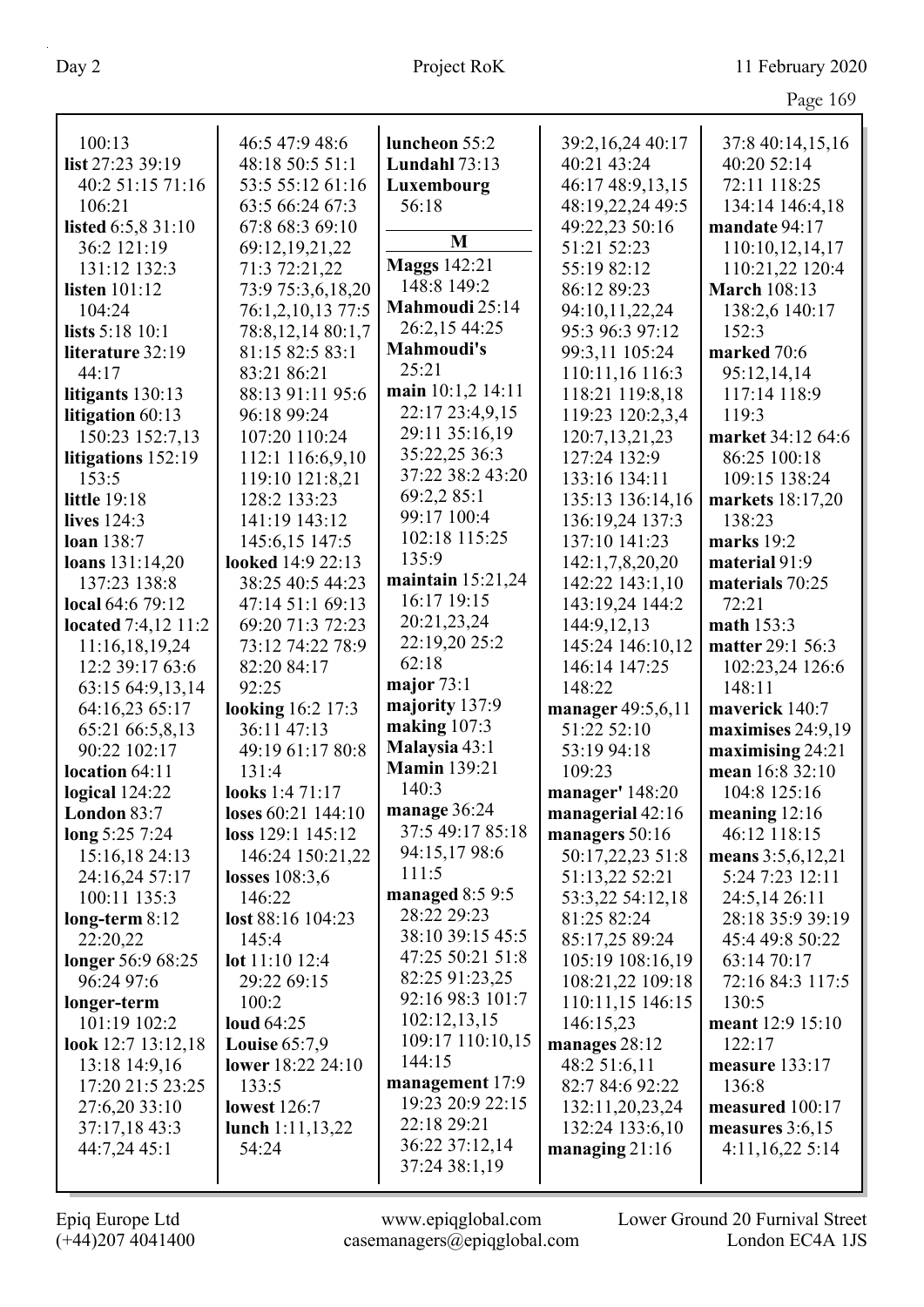100:13
**list** 27:23 39:19 40:2 51:15 71:16 106:21
**listed** 6:5,8 31:10 36:2 121:19 131:12 132:3
**listen** 101:12 104:24
**lists** 5:18 10:1
**literature** 32:19 44:17
**litigants** 130:13
**litigation** 60:13 150:23 152:7,13
**litigations** 152:19 153:5
**little** 19:18
**lives** 124:3
**loan** 138:7
**loans** 131:14,20 137:23 138:8
**local** 64:6 79:12
**located** 7:4,12 11:2 11:16,18,19,24 12:2 39:17 63:6 63:15 64:9,13,14 64:16,23 65:17 65:21 66:5,8,13 90:22 102:17
**location** 64:11
**logical** 124:22
**London** 83:7
**long** 5:25 7:24 15:16,18 24:13 24:16,24 57:17 100:11 135:3
**long-term** 8:12 22:20,22
**longer** 56:9 68:25 96:24 97:6
**longer-term** 101:19 102:2
**look** 12:7 13:12,18 13:18 14:9,16 17:20 21:5 23:25 27:6,20 33:10 37:17,18 43:3 44:7,24 45:1

46:5 47:9 48:6 48:18 50:5 51:1 53:5 55:12 61:16 63:5 66:24 67:3 67:8 68:3 69:10 69:12,19,21,22 71:3 72:21,22 73:9 75:3,6,18,20 76:1,2,10,13 77:5 78:8,12,14 80:1,7 81:15 82:5 83:1 83:21 86:21 88:13 91:11 95:6 96:18 99:24 107:20 110:24 112:1 116:6,9,10 119:10 121:8,21 128:2 133:23 141:19 143:12 145:6,15 147:5
**looked** 14:9 22:13 38:25 40:5 44:23 47:14 51:1 69:13 69:20 71:3 72:23 73:12 74:22 78:9 82:20 84:17 92:25
**looking** 16:2 17:3 36:11 47:13 49:19 61:17 80:8 131:4
**looks** 1:4 71:17
**loses** 60:21 144:10
**loss** 129:1 145:12 146:24 150:21,22
**losses** 108:3,6 146:22
**lost** 88:16 104:23 145:4
**lot** 11:10 12:4 29:22 69:15 100:2
**loud** 64:25
**Louise** 65:7,9
**lower** 18:22 24:10 133:5
**lowest** 126:7
**lunch** 1:11,13,22 54:24

**luncheon** 55:2
**Lundahl** 73:13
**Luxembourg** 56:18

## M

**Maggs** 142:21 148:8 149:2
**Mahmoudi** 25:14 26:2,15 44:25
**Mahmoudi's** 25:21
**main** 10:1,2 14:11 22:17 23:4,9,15 29:11 35:16,19 35:22,25 36:3 37:22 38:2 43:20 69:2,2 85:1 99:17 100:4 102:18 115:25 135:9
**maintain** 15:21,24 16:17 19:15 20:21,23,24 22:19,20 25:2 62:18
**major** 73:1
**majority** 137:9
**making** 107:3
**Malaysia** 43:1
**Mamin** 139:21 140:3
**manage** 36:24 37:5 49:17 85:18 94:15,17 98:6 111:5
**managed** 8:5 9:5 28:22 29:23 38:10 39:15 45:5 47:25 50:21 51:8 82:25 91:23,25 92:16 98:3 101:7 102:12,13,15 109:17 110:10,15 144:15
**management** 17:9 19:23 20:9 22:15 22:18 29:21 36:22 37:12,14 37:24 38:1,19

39:2,16,24 40:17 40:21 43:24 46:17 48:9,13,15 48:19,22,24 49:5 49:22,23 50:16 51:21 52:23 55:19 82:12 86:12 89:23 94:10,11,22,24 95:3 96:3 97:12 99:3,11 105:24 110:11,16 116:3 118:21 119:8,18 119:23 120:2,3,4 120:7,13,21,23 127:24 132:9 133:16 134:11 135:13 136:14,16 136:19,24 137:3 137:10 141:23 142:1,7,8,20,20 142:22 143:1,10 143:19,24 144:2 144:9,12,13 145:24 146:10,12 146:14 147:25 148:22
**manager** 49:5,6,11 51:22 52:10 53:19 94:18 109:23
**manager'** 148:20
**managerial** 42:16
**managers** 50:16 50:17,22,23 51:8 51:13,22 52:21 53:3,22 54:12,18 81:25 82:24 85:17,25 89:24 105:19 108:16,19 108:21,22 109:18 110:11,15 146:15 146:15,23
**manages** 28:12 48:2 51:6,11 82:7 84:6 92:22 132:11,20,23,24 132:24 133:6,10
**managing** 21:16

37:8 40:14,15,16 40:20 52:14 72:11 118:25 134:14 146:4,18
**mandate** 94:17 110:10,12,14,17 110:21,22 120:4
**March** 108:13 138:2,6 140:17 152:3
**marked** 70:6 95:12,14,14 117:14 118:9 119:3
**market** 34:12 64:6 86:25 100:18 109:15 138:24
**markets** 18:17,20 138:23
**marks** 19:2
**material** 91:9
**materials** 70:25 72:21
**math** 153:3
**matter** 29:1 56:3 102:23,24 126:6 148:11
**maverick** 140:7
**maximises** 24:9,19
**maximising** 24:21
**mean** 16:8 32:10 104:8 125:16
**meaning** 12:16 46:12 118:15
**means** 3:5,6,12,21 5:24 7:23 12:11 24:5,14 26:11 28:18 35:9 39:19 45:4 49:8 50:22 63:14 70:17 72:16 84:3 117:5 130:5
**meant** 12:9 15:10 122:17
**measure** 133:17 136:8
**measured** 100:17
**measures** 3:6,15 4:11,16,22 5:14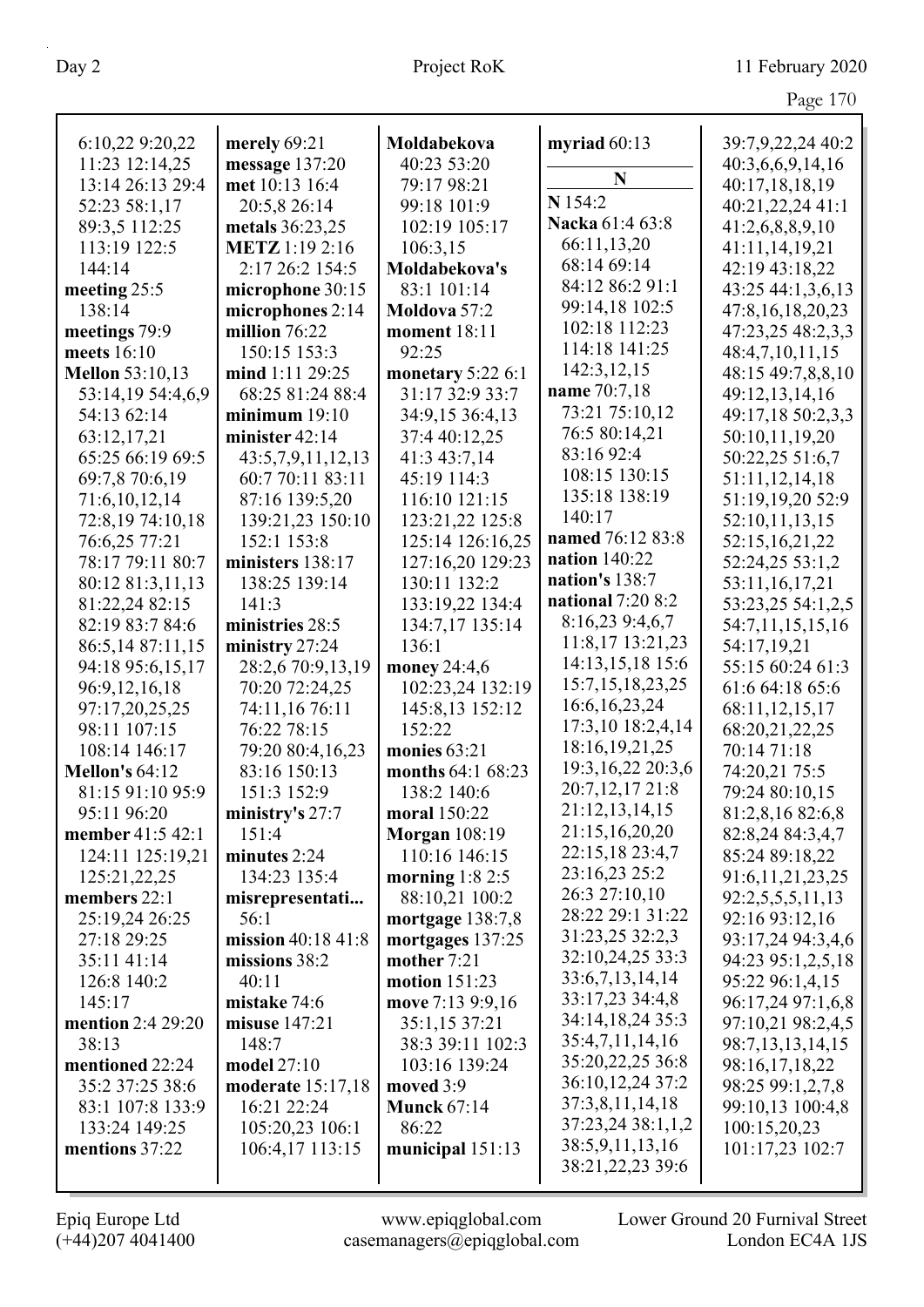6:10,22 9:20,22
11:23 12:14,25
13:14 26:13 29:4
52:23 58:1,17
89:3,5 112:25
113:19 122:5
144:14
**meeting** 25:5
138:14
**meetings** 79:9
**meets** 16:10
**Mellon** 53:10,13
53:14,19 54:4,6,9
54:13 62:14
63:12,17,21
65:25 66:19 69:5
69:7,8 70:6,19
71:6,10,12,14
72:8,19 74:10,18
76:6,25 77:21
78:17 79:11 80:7
80:12 81:3,11,13
81:22,24 82:15
82:19 83:7 84:6
86:5,14 87:11,15
94:18 95:6,15,17
96:9,12,16,18
97:17,20,25,25
98:11 107:15
108:14 146:17
**Mellon's** 64:12
81:15 91:10 95:9
95:11 96:20
**member** 41:5 42:1
124:11 125:19,21
125:21,22,25
**members** 22:1
25:19,24 26:25
27:18 29:25
35:11 41:14
126:8 140:2
145:17
**mention** 2:4 29:20
38:13
**mentioned** 22:24
35:2 37:25 38:6
83:1 107:8 133:9
133:24 149:25
**mentions** 37:22

**merely** 69:21
**message** 137:20
**met** 10:13 16:4
20:5,8 26:14
**metals** 36:23,25
**METZ** 1:19 2:16
2:17 26:2 154:5
**microphone** 30:15
**microphones** 2:14
**million** 76:22
150:15 153:3
**mind** 1:11 29:25
68:25 81:24 88:4
**minimum** 19:10
**minister** 42:14
43:5,7,9,11,12,13
60:7 70:11 83:11
87:16 139:5,20
139:21,23 150:10
152:1 153:8
**ministers** 138:17
138:25 139:14
141:3
**ministries** 28:5
**ministry** 27:24
28:2,6 70:9,13,19
70:20 72:24,25
74:11,16 76:11
76:22 78:15
79:20 80:4,16,23
83:16 150:13
151:3 152:9
**ministry's** 27:7
151:4
**minutes** 2:24
134:23 135:4
**misrepresentati...**
56:1
**mission** 40:18 41:8
**missions** 38:2
40:11
**mistake** 74:6
**misuse** 147:21
148:7
**model** 27:10
**moderate** 15:17,18
16:21 22:24
105:20,23 106:1
106:4,17 113:15

**Moldabekova**
40:23 53:20
79:17 98:21
99:18 101:9
102:19 105:17
106:3,15
**Moldabekova's**
83:1 101:14
**Moldova** 57:2
**moment** 18:11
92:25
**monetary** 5:22 6:1
31:17 32:9 33:7
34:9,15 36:4,13
37:4 40:12,25
41:3 43:7,14
45:19 114:3
116:10 121:15
123:21,22 125:8
125:14 126:16,25
127:16,20 129:23
130:11 132:2
133:19,22 134:4
134:7,17 135:14
136:1
**money** 24:4,6
102:23,24 132:19
145:8,13 152:12
152:22
**monies** 63:21
**months** 64:1 68:23
138:2 140:6
**moral** 150:22
**Morgan** 108:19
110:16 146:15
**morning** 1:8 2:5
88:10,21 100:2
**mortgage** 138:7,8
**mortgages** 137:25
**mother** 7:21
**motion** 151:23
**move** 7:13 9:9,16
35:1,15 37:21
38:3 39:11 102:3
103:16 139:24
**moved** 3:9
**Munck** 67:14
86:22
**municipal** 151:13

**myriad** 60:13

## N

**N** 154:2
**Nacka** 61:4 63:8
66:11,13,20
68:14 69:14
84:12 86:2 91:1
99:14,18 102:5
102:18 112:23
114:18 141:25
142:3,12,15
**name** 70:7,18
73:21 75:10,12
76:5 80:14,21
83:16 92:4
108:15 130:15
135:18 138:19
140:17
**named** 76:12 83:8
**nation** 140:22
**nation's** 138:7
**national** 7:20 8:2
8:16,23 9:4,6,7
11:8,17 13:21,23
14:13,15,18 15:6
15:7,15,18,23,25
16:6,16,23,24
17:3,10 18:2,4,14
18:16,19,21,25
19:3,16,22 20:3,6
20:7,12,17 21:8
21:12,13,14,15
21:15,16,20,20
22:15,18 23:4,7
23:16,23 25:2
26:3 27:10,10
28:22 29:1 31:22
31:23,25 32:2,3
32:10,24,25 33:3
33:6,7,13,14,14
33:17,23 34:4,8
34:14,18,24 35:3
35:4,7,11,14,16
35:20,22,25 36:8
36:10,12,24 37:2
37:3,8,11,14,18
37:23,24 38:1,1,2
38:5,9,11,13,16
38:21,22,23 39:6

39:7,9,22,24 40:2
40:3,6,6,9,14,16
40:17,18,18,19
40:21,22,24 41:1
41:2,6,8,8,9,10
41:11,14,19,21
42:19 43:18,22
43:25 44:1,3,6,13
47:8,16,18,20,23
47:23,25 48:2,3,3
48:4,7,10,11,15
48:15 49:7,8,8,10
49:12,13,14,16
49:17,18 50:2,3,3
50:10,11,19,20
50:22,25 51:6,7
51:11,12,14,18
51:19,19,20 52:9
52:10,11,13,15
52:15,16,21,22
52:24,25 53:1,2
53:11,16,17,21
53:23,25 54:1,2,5
54:7,11,15,15,16
54:17,19,21
55:15 60:24 61:3
61:6 64:18 65:6
68:11,12,15,17
68:20,21,22,25
70:14 71:18
74:20,21 75:5
79:24 80:10,15
81:2,8,16 82:6,8
82:8,24 84:3,4,7
85:24 89:18,22
91:6,11,21,23,25
92:2,5,5,5,11,13
92:16 93:12,16
93:17,24 94:3,4,6
94:23 95:1,2,5,18
95:22 96:1,4,15
96:17,24 97:1,6,8
97:10,21 98:2,4,5
98:7,13,13,14,15
98:16,17,18,22
98:25 99:1,2,7,8
99:10,13 100:4,8
100:15,20,23
101:17,23 102:7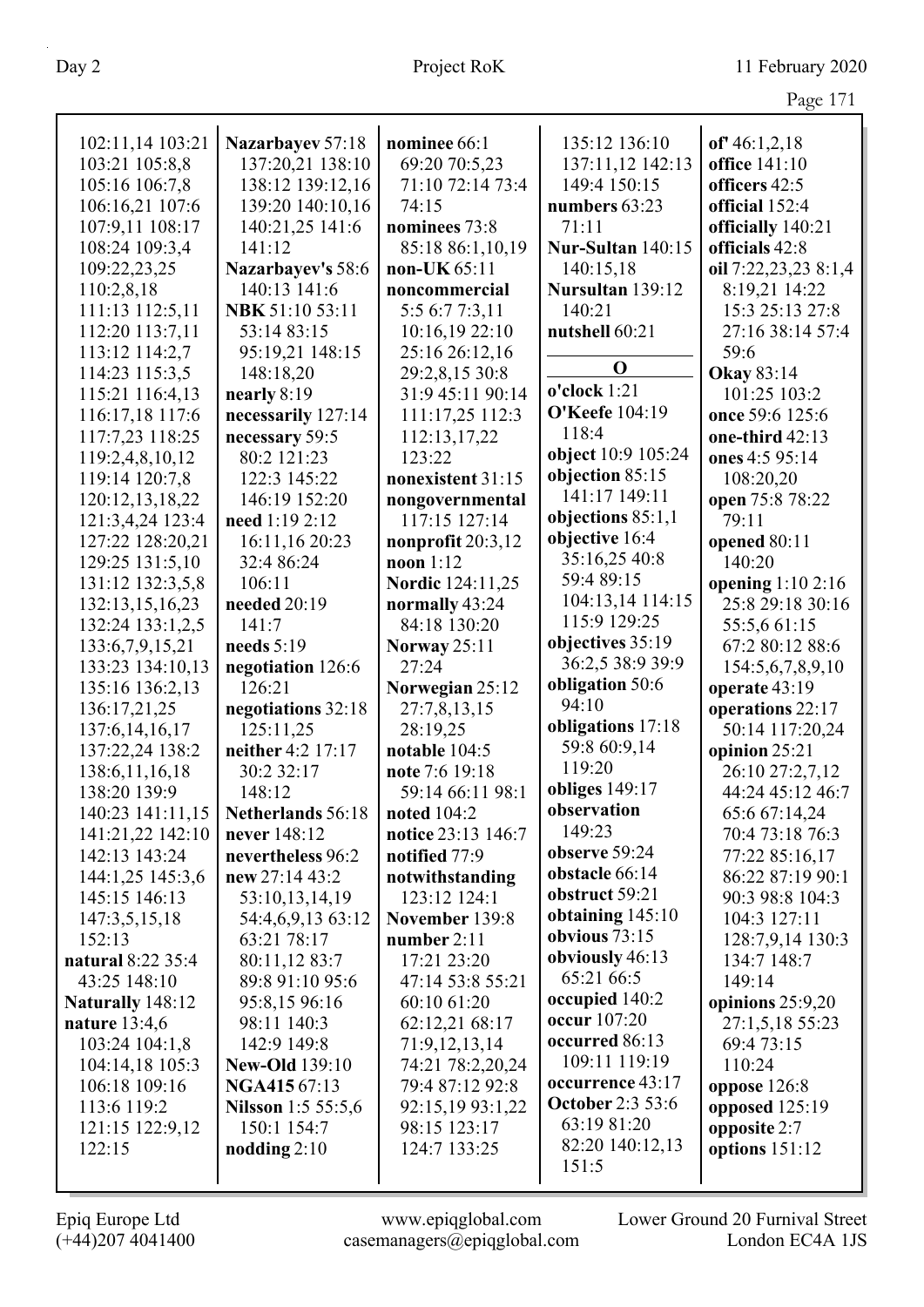102:11,14 103:21
103:21 105:8,8
105:16 106:7,8
106:16,21 107:6
107:9,11 108:17
108:24 109:3,4
109:22,23,25
110:2,8,18
111:13 112:5,11
112:20 113:7,11
113:12 114:2,7
114:23 115:3,5
115:21 116:4,13
116:17,18 117:6
117:7,23 118:25
119:2,4,8,10,12
119:14 120:7,8
120:12,13,18,22
121:3,4,24 123:4
127:22 128:20,21
129:25 131:5,10
131:12 132:3,5,8
132:13,15,16,23
132:24 133:1,2,5
133:6,7,9,15,21
133:23 134:10,13
135:16 136:2,13
136:17,21,25
137:6,14,16,17
137:22,24 138:2
138:6,11,16,18
138:20 139:9
140:23 141:11,15
141:21,22 142:10
142:13 143:24
144:1,25 145:3,6
145:15 146:13
147:3,5,15,18
152:13

**natural** 8:22 35:4
43:25 148:10

**Naturally** 148:12

**nature** 13:4,6
103:24 104:1,8
104:14,18 105:3
106:18 109:16
113:6 119:2
121:15 122:9,12
122:15

**Nazarbayev** 57:18
137:20,21 138:10
138:12 139:12,16
139:20 140:10,16
140:21,25 141:6
141:12

**Nazarbayev's** 58:6
140:13 141:6

**NBK** 51:10 53:11
53:14 83:15
95:19,21 148:15
148:18,20

**nearly** 8:19

**necessarily** 127:14

**necessary** 59:5
80:2 121:23
122:3 145:22
146:19 152:20

**need** 1:19 2:12
16:11,16 20:23
32:4 86:24
106:11

**needed** 20:19
141:7

**needs** 5:19

**negotiation** 126:6
126:21

**negotiations** 32:18
125:11,25

**neither** 4:2 17:17
30:2 32:17
148:12

**Netherlands** 56:18

**never** 148:12

**nevertheless** 96:2

**new** 27:14 43:2
53:10,13,14,19
54:4,6,9,13 63:12
63:21 78:17
80:11,12 83:7
89:8 91:10 95:6
95:8,15 96:16
98:11 140:3
142:9 149:8

**New-Old** 139:10

**NGA415** 67:13

**Nilsson** 1:5 55:5,6
150:1 154:7

**nodding** 2:10

**nominee** 66:1
69:20 70:5,23
71:10 72:14 73:4
74:15

**nominees** 73:8
85:18 86:1,10,19

**non-UK** 65:11

**noncommercial**
5:5 6:7 7:3,11
10:16,19 22:10
25:16 26:12,16
29:2,8,15 30:8
31:9 45:11 90:14
111:17,25 112:3
112:13,17,22
123:22

**nonexistent** 31:15

**nongovernmental**
117:15 127:14

**nonprofit** 20:3,12

**noon** 1:12

**Nordic** 124:11,25

**normally** 43:24
84:18 130:20

**Norway** 25:11
27:24

**Norwegian** 25:12
27:7,8,13,15
28:19,25

**notable** 104:5

**note** 7:6 19:18
59:14 66:11 98:1

**noted** 104:2

**notice** 23:13 146:7

**notified** 77:9

**notwithstanding**
123:12 124:1

**November** 139:8

**number** 2:11
17:21 23:20
47:14 53:8 55:21
60:10 61:20
62:12,21 68:17
71:9,12,13,14
74:21 78:2,20,24
79:4 87:12 92:8
92:15,19 93:1,22
98:15 123:17
124:7 133:25

135:12 136:10
137:11,12 142:13
149:4 150:15

**numbers** 63:23
71:11

**Nur-Sultan** 140:15
140:15,18

**Nursultan** 139:12
140:21

**nutshell** 60:21

## O

**o'clock** 1:21

**O'Keefe** 104:19
118:4

**object** 10:9 105:24

**objection** 85:15
141:17 149:11

**objections** 85:1,1

**objective** 16:4
35:16,25 40:8
59:4 89:15
104:13,14 114:15
115:9 129:25

**objectives** 35:19
36:2,5 38:9 39:9

**obligation** 50:6
94:10

**obligations** 17:18
59:8 60:9,14
119:20

**obliges** 149:17

**observation**
149:23

**observe** 59:24

**obstacle** 66:14

**obstruct** 59:21

**obtaining** 145:10

**obvious** 73:15

**obviously** 46:13
65:21 66:5

**occupied** 140:2

**occur** 107:20

**occurred** 86:13
109:11 119:19

**occurrence** 43:17

**October** 2:3 53:6
63:19 81:20
82:20 140:12,13
151:5

**of'** 46:1,2,18

**office** 141:10

**officers** 42:5

**official** 152:4

**officially** 140:21

**officials** 42:8

**oil** 7:22,23,23 8:1,4
8:19,21 14:22
15:3 25:13 27:8
27:16 38:14 57:4
59:6

**Okay** 83:14
101:25 103:2

**once** 59:6 125:6

**one-third** 42:13

**ones** 4:5 95:14
108:20,20

**open** 75:8 78:22
79:11

**opened** 80:11
140:20

**opening** 1:10 2:16
25:8 29:18 30:16
55:5,6 61:15
67:2 80:12 88:6
154:5,6,7,8,9,10

**operate** 43:19

**operations** 22:17
50:14 117:20,24

**opinion** 25:21
26:10 27:2,7,12
44:24 45:12 46:7
65:6 67:14,24
70:4 73:18 76:3
77:22 85:16,17
86:22 87:19 90:1
90:3 98:8 104:3
104:3 127:11
128:7,9,14 130:3
134:7 148:7
149:14

**opinions** 25:9,20
27:1,5,18 55:23
69:4 73:15
110:24

**oppose** 126:8

**opposed** 125:19

**opposite** 2:7

**options** 151:12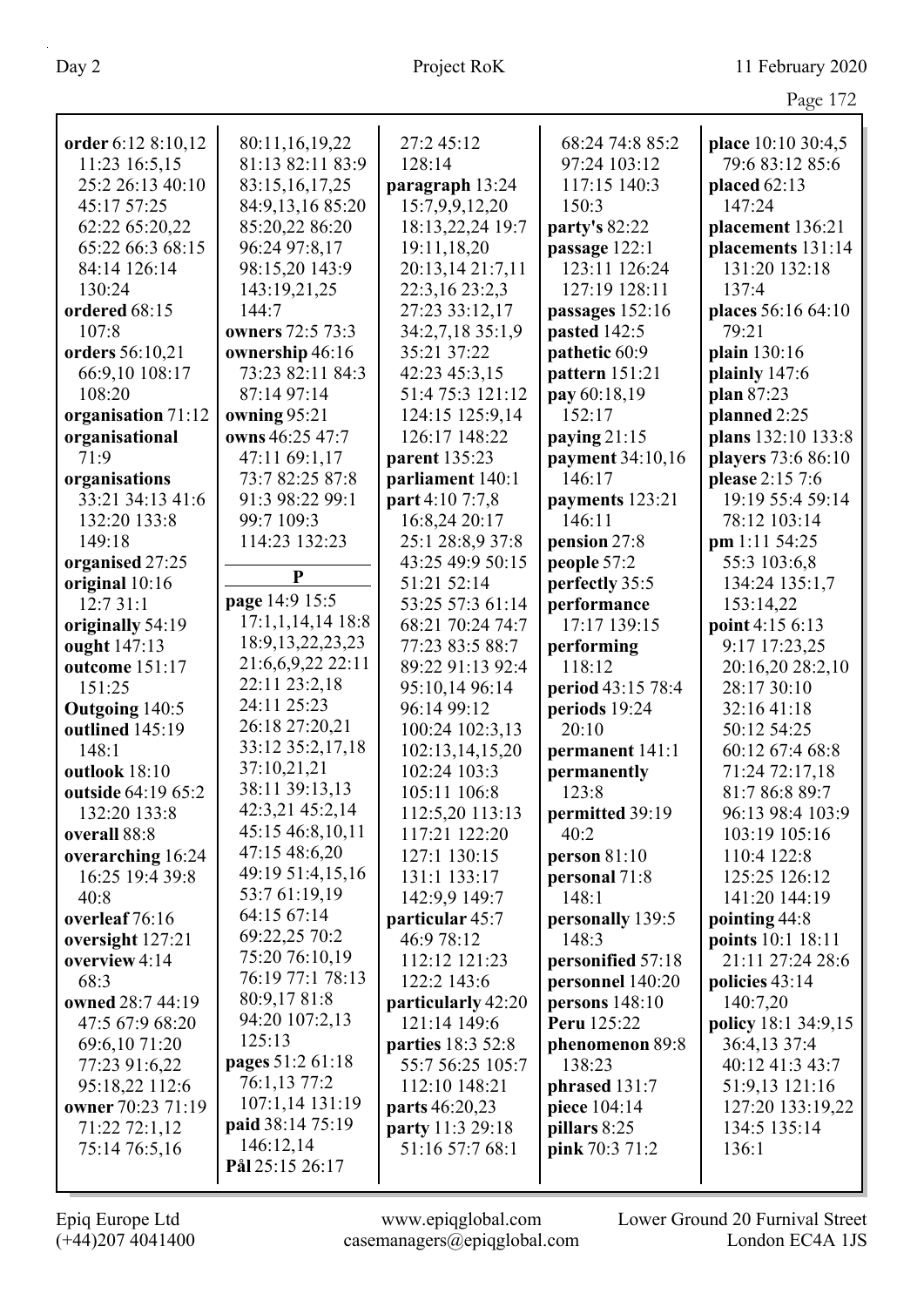**order** 6:12 8:10,12 11:23 16:5,15 25:2 26:13 40:10 45:17 57:25 62:22 65:20,22 65:22 66:3 68:15 84:14 126:14 130:24
**ordered** 68:15 107:8
**orders** 56:10,21 66:9,10 108:17 108:20
**organisation** 71:12
**organisational** 71:9
**organisations** 33:21 34:13 41:6 132:20 133:8 149:18
**organised** 27:25
**original** 10:16 12:7 31:1
**originally** 54:19
**ought** 147:13
**outcome** 151:17 151:25
**Outgoing** 140:5
**outlined** 145:19 148:1
**outlook** 18:10
**outside** 64:19 65:2 132:20 133:8
**overall** 88:8
**overarching** 16:24 16:25 19:4 39:8 40:8
**overleaf** 76:16
**oversight** 127:21
**overview** 4:14 68:3
**owned** 28:7 44:19 47:5 67:9 68:20 69:6,10 71:20 77:23 91:6,22 95:18,22 112:6
**owner** 70:23 71:19 71:22 72:1,12 75:14 76:5,16 80:11,16,19,22 81:13 82:11 83:9 83:15,16,17,25 84:9,13,16 85:20 85:20,22 86:20 96:24 97:8,17 98:15,20 143:9 143:19,21,25 144:7
**owners** 72:5 73:3
**ownership** 46:16 73:23 82:11 84:3 87:14 97:14
**owning** 95:21
**owns** 46:25 47:7 47:11 69:1,17 73:7 82:25 87:8 91:3 98:22 99:1 99:7 109:3 114:23 132:23

**P**

**page** 14:9 15:5 17:1,1,14,14 18:8 18:9,13,22,23,23 21:6,6,9,22 22:11 22:11 23:2,18 24:11 25:23 26:18 27:20,21 33:12 35:2,17,18 37:10,21,21 38:11 39:13,13 42:3,21 45:2,14 45:15 46:8,10,11 47:15 48:6,20 49:19 51:4,15,16 53:7 61:19,19 64:15 67:14 69:22,25 70:2 75:20 76:10,19 76:19 77:1 78:13 80:9,17 81:8 94:20 107:2,13 125:13
**pages** 51:2 61:18 76:1,13 77:2 107:1,14 131:19
**paid** 38:14 75:19 146:12,14
**Pål** 25:15 26:17 27:2 45:12 128:14
**paragraph** 13:24 15:7,9,9,12,20 18:13,22,24 19:7 19:11,18,20 20:13,14 21:7,11 22:3,16 23:2,3 27:23 33:12,17 34:2,7,18 35:1,9 35:21 37:22 42:23 45:3,15 51:4 75:3 121:12 124:15 125:9,14 126:17 148:22
**parent** 135:23
**parliament** 140:1
**part** 4:10 7:7,8 16:8,24 20:17 25:1 28:8,9 37:8 43:25 49:9 50:15 51:21 52:14 53:25 57:3 61:14 68:21 70:24 74:7 77:23 83:5 88:7 89:22 91:13 92:4 95:10,14 96:14 96:14 99:12 100:24 102:3,13 102:13,14,15,20 102:24 103:3 105:11 106:8 112:5,20 113:13 117:21 122:20 127:1 130:15 131:1 133:17 142:9,9 149:7
**particular** 45:7 46:9 78:12 112:12 121:23 122:2 143:6
**particularly** 42:20 121:14 149:6
**parties** 18:3 52:8 55:7 56:25 105:7 112:10 148:21
**parts** 46:20,23
**party** 11:3 29:18 51:16 57:7 68:1 68:24 74:8 85:2 97:24 103:12 117:15 140:3 150:3
**party's** 82:22
**passage** 122:1 123:11 126:24 127:19 128:11
**passages** 152:16
**pasted** 142:5
**pathetic** 60:9
**pattern** 151:21
**pay** 60:18,19 152:17
**paying** 21:15
**payment** 34:10,16 146:17
**payments** 123:21 146:11
**pension** 27:8
**people** 57:2
**perfectly** 35:5
**performance** 17:17 139:15
**performing** 118:12
**period** 43:15 78:4
**periods** 19:24 20:10
**permanent** 141:1
**permanently** 123:8
**permitted** 39:19 40:2
**person** 81:10
**personal** 71:8 148:1
**personally** 139:5 148:3
**personified** 57:18
**personnel** 140:20
**persons** 148:10
**Peru** 125:22
**phenomenon** 89:8 138:23
**phrased** 131:7
**piece** 104:14
**pillars** 8:25
**pink** 70:3 71:2
**place** 10:10 30:4,5 79:6 83:12 85:6
**placed** 62:13 147:24
**placement** 136:21
**placements** 131:14 131:20 132:18 137:4
**places** 56:16 64:10 79:21
**plain** 130:16
**plainly** 147:6
**plan** 87:23
**planned** 2:25
**plans** 132:10 133:8
**players** 73:6 86:10
**please** 2:15 7:6 19:19 55:4 59:14 78:12 103:14
**pm** 1:11 54:25 55:3 103:6,8 134:24 135:1,7 153:14,22
**point** 4:15 6:13 9:17 17:23,25 20:16,20 28:2,10 28:17 30:10 32:16 41:18 50:12 54:25 60:12 67:4 68:8 71:24 72:17,18 81:7 86:8 89:7 96:13 98:4 103:9 103:19 105:16 110:4 122:8 125:25 126:12 141:20 144:19
**pointing** 44:8
**points** 10:1 18:11 21:11 27:24 28:6
**policies** 43:14 140:7,20
**policy** 18:1 34:9,15 36:4,13 37:4 40:12 41:3 43:7 51:9,13 121:16 127:20 133:19,22 134:5 135:14 136:1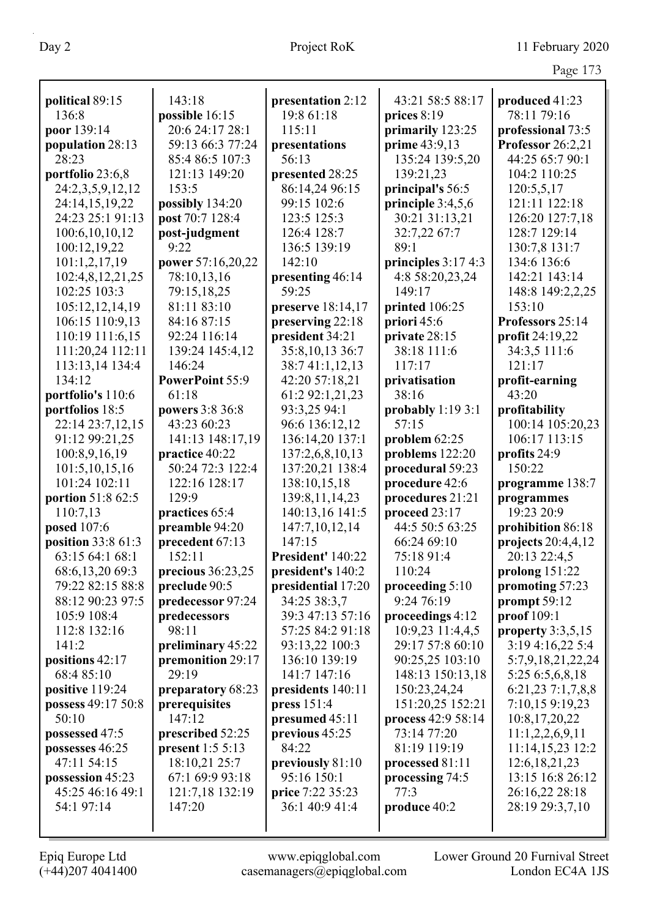**political** 89:15 136:8
**poor** 139:14
**population** 28:13 28:23
**portfolio** 23:6,8 24:2,3,5,9,12,12 24:14,15,19,22 24:23 25:1 91:13 100:6,10,10,12 100:12,19,22 101:1,2,17,19 102:4,8,12,21,25 102:25 103:3 105:12,12,14,19 106:15 110:9,13 110:19 111:6,15 111:20,24 112:11 113:13,14 134:4 134:12
**portfolio's** 110:6
**portfolios** 18:5 22:14 23:7,12,15 91:12 99:21,25 100:8,9,16,19 101:5,10,15,16 101:24 102:11
**portion** 51:8 62:5 110:7,13
**posed** 107:6
**position** 33:8 61:3 63:15 64:1 68:1 68:6,13,20 69:3 79:22 82:15 88:8 88:12 90:23 97:5 105:9 108:4 112:8 132:16 141:2
**positions** 42:17 68:4 85:10
**positive** 119:24
**possess** 49:17 50:8 50:10
**possessed** 47:5
**possesses** 46:25 47:11 54:15
**possession** 45:23 45:25 46:16 49:1 54:1 97:14 143:18
**possible** 16:15 20:6 24:17 28:1 59:13 66:3 77:24 85:4 86:5 107:3 121:13 149:20 153:5
**possibly** 134:20
**post** 70:7 128:4
**post-judgment** 9:22
**power** 57:16,20,22 78:10,13,16 79:15,18,25 81:11 83:10 84:16 87:15 92:24 116:14 139:24 145:4,12 146:24
**PowerPoint** 55:9 61:18
**powers** 3:8 36:8 43:23 60:23 141:13 148:17,19
**practice** 40:22 50:24 72:3 122:4 122:16 128:17 129:9
**practices** 65:4
**preamble** 94:20
**precedent** 67:13 152:11
**precious** 36:23,25
**preclude** 90:5
**predecessor** 97:24
**predecessors** 98:11
**preliminary** 45:22
**premonition** 29:17 29:19
**preparatory** 68:23
**prerequisites** 147:12
**prescribed** 52:25
**present** 1:5 5:13 18:10,21 25:7 67:1 69:9 93:18 121:7,18 132:19 147:20
**presentation** 2:12 19:8 61:18 115:11
**presentations** 56:13
**presented** 28:25 86:14,24 96:15 99:15 102:6 123:5 125:3 126:4 128:7 136:5 139:19 142:10
**presenting** 46:14 59:25
**preserve** 18:14,17
**preserving** 22:18
**president** 34:21 35:8,10,13 36:7 38:7 41:1,12,13 42:20 57:18,21 61:2 92:1,21,23 93:3,25 94:1 96:6 136:12,12 136:14,20 137:1 137:2,6,8,10,13 137:20,21 138:4 138:10,15,18 139:8,11,14,23 140:13,16 141:5 147:7,10,12,14 147:15
**President'** 140:22
**president's** 140:2
**presidential** 17:20 34:25 38:3,7 39:3 47:13 57:16 57:25 84:2 91:18 93:13,22 100:3 136:10 139:19 141:7 147:16
**presidents** 140:11
**press** 151:4
**presumed** 45:11
**previous** 45:25 84:22
**previously** 81:10 95:16 150:1
**price** 7:22 35:23 36:1 40:9 41:4 43:21 58:5 88:17
**prices** 8:19
**primarily** 123:25
**prime** 43:9,13 135:24 139:5,20 139:21,23
**principal's** 56:5
**principle** 3:4,5,6 30:21 31:13,21 32:7,22 67:7 89:1
**principles** 3:17 4:3 4:8 58:20,23,24 149:17
**printed** 106:25
**priori** 45:6
**private** 28:15 38:18 111:6 117:17
**privatisation** 38:16
**probably** 1:19 3:1 57:15
**problem** 62:25
**problems** 122:20
**procedural** 59:23
**procedure** 42:6
**procedures** 21:21
**proceed** 23:17 44:5 50:5 63:25 66:24 69:10 75:18 91:4 110:24
**proceeding** 5:10 9:24 76:19
**proceedings** 4:12 10:9,23 11:4,4,5 29:17 57:8 60:10 90:25,25 103:10 148:13 150:13,18 150:23,24,24 151:20,25 152:21
**process** 42:9 58:14 73:14 77:20 81:19 119:19
**processed** 81:11
**processing** 74:5 77:3
**produce** 40:2
**produced** 41:23 78:11 79:16
**professional** 73:5
**Professor** 26:2,21 44:25 65:7 90:1 104:2 110:25 120:5,5,17 121:11 122:18 126:20 127:7,18 128:7 129:14 130:7,8 131:7 134:6 136:6 142:21 143:14 148:8 149:2,2,25 153:10
**Professors** 25:14
**profit** 24:19,22 34:3,5 111:6 121:17
**profit-earning** 43:20
**profitability** 100:14 105:20,23 106:17 113:15
**profits** 24:9 150:22
**programme** 138:7
**programmes** 19:23 20:9
**prohibition** 86:18
**projects** 20:4,4,12 20:13 22:4,5
**prolong** 151:22
**promoting** 57:23
**prompt** 59:12
**proof** 109:1
**property** 3:3,5,15 3:19 4:16,22 5:4 5:7,9,18,21,22,24 5:25 6:5,6,8,18 6:21,23 7:1,7,8,8 7:10,15 9:19,23 10:8,17,20,22 11:1,2,2,6,9,11 11:14,15,23 12:2 12:6,18,21,23 13:15 16:8 26:12 26:16,22 28:18 28:19 29:3,7,10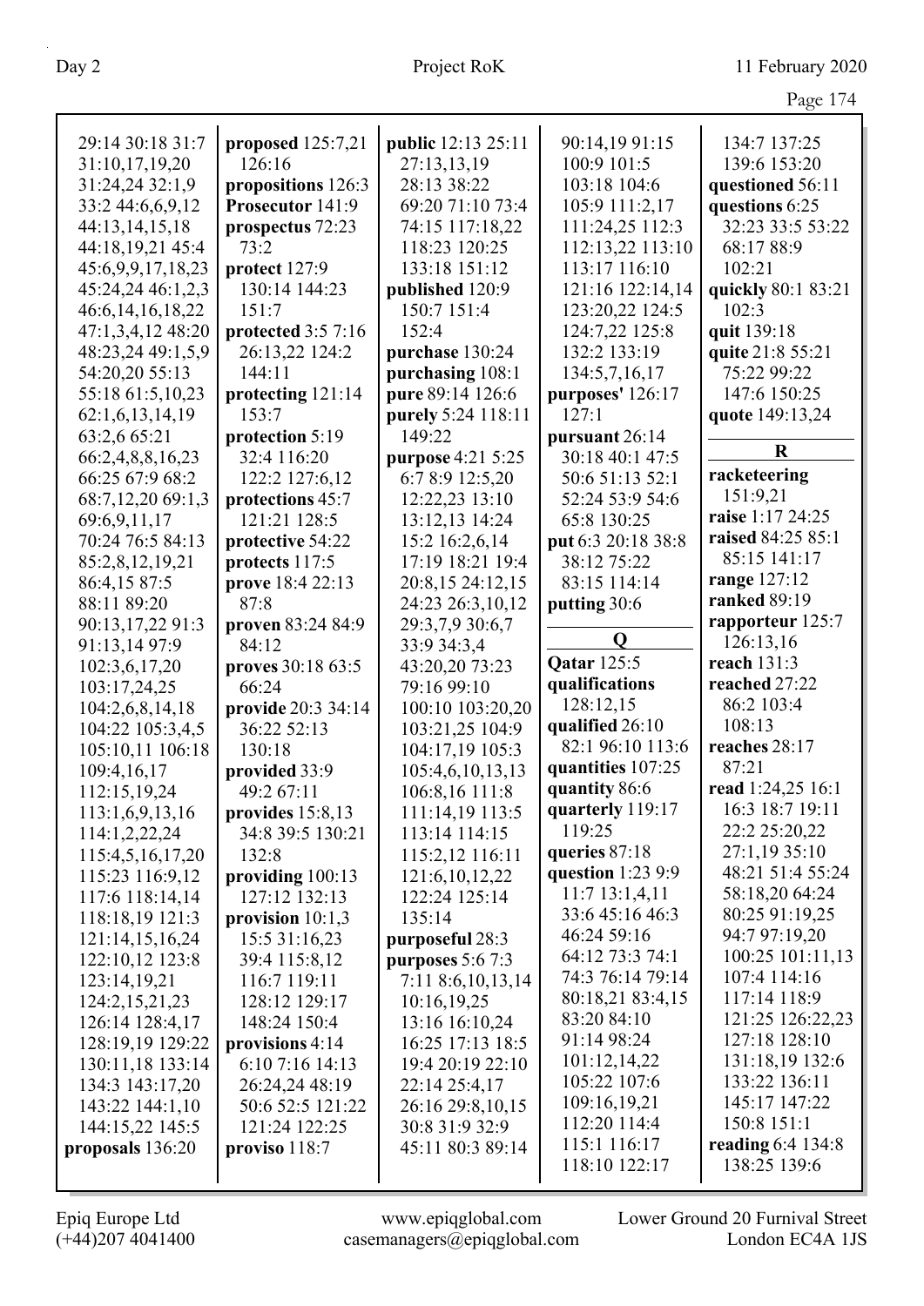29:14 30:18 31:7
31:10,17,19,20
31:24,24 32:1,9
33:2 44:6,6,9,12
44:13,14,15,18
44:18,19,21 45:4
45:6,9,9,17,18,23
45:24,24 46:1,2,3
46:6,14,16,18,22
47:1,3,4,12 48:20
48:23,24 49:1,5,9
54:20,20 55:13
55:18 61:5,10,23
62:1,6,13,14,19
63:2,6 65:21
66:2,4,8,8,16,23
66:25 67:9 68:2
68:7,12,20 69:1,3
69:6,9,11,17
70:24 76:5 84:13
85:2,8,12,19,21
86:4,15 87:5
88:11 89:20
90:13,17,22 91:3
91:13,14 97:9
102:3,6,17,20
103:17,24,25
104:2,6,8,14,18
104:22 105:3,4,5
105:10,11 106:18
109:4,16,17
112:15,19,24
113:1,6,9,13,16
114:1,2,22,24
115:4,5,16,17,20
115:23 116:9,12
117:6 118:14,14
118:18,19 121:3
121:14,15,16,24
122:10,12 123:8
123:14,19,21
124:2,15,21,23
126:14 128:4,17
128:19,19 129:22
130:11,18 133:14
134:3 143:17,20
143:22 144:1,10
144:15,22 145:5

**proposals** 136:20
**proposed** 125:7,21 126:16
**propositions** 126:3
**Prosecutor** 141:9
**prospectus** 72:23 73:2
**protect** 127:9 130:14 144:23 151:7
**protected** 3:5 7:16 26:13,22 124:2 144:11
**protecting** 121:14 153:7
**protection** 5:19 32:4 116:20 122:2 127:6,12
**protections** 45:7 121:21 128:5
**protective** 54:22
**protects** 117:5
**prove** 18:4 22:13 87:8
**proven** 83:24 84:9 84:12
**proves** 30:18 63:5 66:24
**provide** 20:3 34:14 36:22 52:13 130:18
**provided** 33:9 49:2 67:11
**provides** 15:8,13 34:8 39:5 130:21 132:8
**providing** 100:13 127:12 132:13
**provision** 10:1,3 15:5 31:16,23 39:4 115:8,12 116:7 119:11 128:12 129:17 148:24 150:4
**provisions** 4:14 6:10 7:16 14:13 26:24,24 48:19 50:6 52:5 121:22 121:24 122:25
**proviso** 118:7
**public** 12:13 25:11 27:13,13,19 28:13 38:22 69:20 71:10 73:4 74:15 117:18,22 118:23 120:25 133:18 151:12
**published** 120:9 150:7 151:4 152:4
**purchase** 130:24
**purchasing** 108:1
**pure** 89:14 126:6
**purely** 5:24 118:11 149:22
**purpose** 4:21 5:25 6:7 8:9 12:5,20 12:22,23 13:10 13:12,13 14:24 15:2 16:2,6,14 17:19 18:21 19:4 20:8,15 24:12,15 24:23 26:3,10,12 29:3,7,9 30:6,7 33:9 34:3,4 43:20,20 73:23 79:16 99:10 100:10 103:20,20 103:21,25 104:9 104:17,19 105:3 105:4,6,10,13,13 106:8,16 111:8 111:14,19 113:5 113:14 114:15 115:2,12 116:11 121:6,10,12,22 122:24 125:14 135:14
**purposeful** 28:3
**purposes** 5:6 7:3 7:11 8:6,10,13,14 10:16,19,25 13:16 16:10,24 16:25 17:13 18:5 19:4 20:19 22:10 22:14 25:4,17 26:16 29:8,10,15 30:8 31:9 32:9 45:11 80:3 89:14 90:14,19 91:15 100:9 101:5 103:18 104:6 105:9 111:2,17 111:24,25 112:3 112:13,22 113:10 113:17 116:10 121:16 122:14,14 123:20,22 124:5 124:7,22 125:8 132:2 133:19 134:5,7,16,17
**purposes'** 126:17 127:1
**pursuant** 26:14 30:18 40:1 47:5 50:6 51:13 52:1 52:24 53:9 54:6 65:8 130:25
**put** 6:3 20:18 38:8 38:12 75:22 83:15 114:14
**putting** 30:6

## Q

**Qatar** 125:5
**qualifications** 128:12,15
**qualified** 26:10 82:1 96:10 113:6
**quantities** 107:25
**quantity** 86:6
**quarterly** 119:17 119:25
**queries** 87:18
**question** 1:23 9:9 11:7 13:1,4,11 33:6 45:16 46:3 46:24 59:16 64:12 73:3 74:1 74:3 76:14 79:14 80:18,21 83:4,15 83:20 84:10 91:14 98:24 101:12,14,22 105:22 107:6 109:16,19,21 112:20 114:4 115:1 116:17 118:10 122:17 134:7 137:25 139:6 153:20
**questioned** 56:11
**questions** 6:25 32:23 33:5 53:22 68:17 88:9 102:21
**quickly** 80:1 83:21 102:3
**quit** 139:18
**quite** 21:8 55:21 75:22 99:22 147:6 150:25
**quote** 149:13,24

## R

**racketeering** 151:9,21
**raise** 1:17 24:25
**raised** 84:25 85:1 85:15 141:17
**range** 127:12
**ranked** 89:19
**rapporteur** 125:7 126:13,16
**reach** 131:3
**reached** 27:22 86:2 103:4 108:13
**reaches** 28:17 87:21
**read** 1:24,25 16:1 16:3 18:7 19:11 22:2 25:20,22 27:1,19 35:10 48:21 51:4 55:24 58:18,20 64:24 80:25 91:19,25 94:7 97:19,20 100:25 101:11,13 107:4 114:16 117:14 118:9 121:25 126:22,23 127:18 128:10 131:18,19 132:6 133:22 136:11 145:17 147:22 150:8 151:1
**reading** 6:4 134:8 138:25 139:6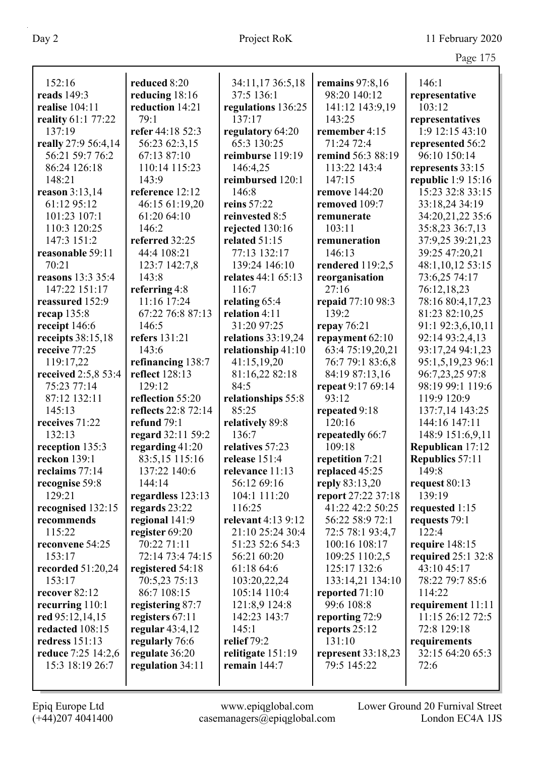152:16
**reads** 149:3
**realise** 104:11
**reality** 61:1 77:22 137:19
**really** 27:9 56:4,14 56:21 59:7 76:2 86:24 126:18 148:21
**reason** 3:13,14 61:12 95:12 101:23 107:1 110:3 120:25 147:3 151:2
**reasonable** 59:11 70:21
**reasons** 13:3 35:4 147:22 151:17
**reassured** 152:9
**recap** 135:8
**receipt** 146:6
**receipts** 38:15,18
**receive** 77:25 119:17,22
**received** 2:5,8 53:4 75:23 77:14 87:12 132:11 145:13
**receives** 71:22 132:13
**reception** 135:3
**reckon** 139:1
**reclaims** 77:14
**recognise** 59:8 129:21
**recognised** 132:15
**recommends** 115:22
**reconvene** 54:25 153:17
**recorded** 51:20,24 153:17
**recover** 82:12
**recurring** 110:1
**red** 95:12,14,15
**redacted** 108:15
**redress** 151:13
**reduce** 7:25 14:2,6 15:3 18:19 26:7

**reduced** 8:20
**reducing** 18:16
**reduction** 14:21 79:1
**refer** 44:18 52:3 56:23 62:3,15 67:13 87:10 110:14 115:23 143:9
**reference** 12:12 46:15 61:19,20 61:20 64:10 146:2
**referred** 32:25 44:4 108:21 123:7 142:7,8 143:8
**referring** 4:8 11:16 17:24 67:22 76:8 87:13 146:5
**refers** 131:21 143:6
**refinancing** 138:7
**reflect** 128:13 129:12
**reflection** 55:20
**reflects** 22:8 72:14
**refund** 79:1
**regard** 32:11 59:2
**regarding** 41:20 83:5,15 115:16 137:22 140:6 144:14
**regardless** 123:13
**regards** 23:22
**regional** 141:9
**register** 69:20 70:22 71:11 72:14 73:4 74:15
**registered** 54:18 70:5,23 75:13 86:7 108:15
**registering** 87:7
**registers** 67:11
**regular** 43:4,12
**regularly** 76:6
**regulate** 36:20
**regulation** 34:11

34:11,17 36:5,18 37:5 136:1
**regulations** 136:25 137:17
**regulatory** 64:20 65:3 130:25
**reimburse** 119:19 146:4,25
**reimbursed** 120:1 146:8
**reins** 57:22
**reinvested** 8:5
**rejected** 130:16
**related** 51:15 77:13 132:17 139:24 146:10
**relates** 44:1 65:13 116:7
**relating** 65:4
**relation** 4:11 31:20 97:25
**relations** 33:19,24
**relationship** 41:10 41:15,19,20 81:16,22 82:18 84:5
**relationships** 55:8 85:25
**relatively** 89:8 136:7
**relatives** 57:23
**release** 151:4
**relevance** 11:13 56:12 69:16 104:1 111:20 116:25
**relevant** 4:13 9:12 21:10 25:24 30:4 51:23 52:6 54:3 56:21 60:20 61:18 64:6 103:20,22,24 105:14 110:4 121:8,9 124:8 142:23 143:7 145:1
**relief** 79:2
**relitigate** 151:19
**remain** 144:7

**remains** 97:8,16 98:20 140:12 141:12 143:9,19 143:25
**remember** 4:15 71:24 72:4
**remind** 56:3 88:19 113:22 143:4 147:15
**remove** 144:20
**removed** 109:7
**remunerate** 103:11
**remuneration** 146:13
**rendered** 119:2,5
**reorganisation** 27:16
**repaid** 77:10 98:3 139:2
**repay** 76:21
**repayment** 62:10 63:4 75:19,20,21 76:7 79:1 83:6,8 84:19 87:13,16
**repeat** 9:17 69:14 93:12
**repeated** 9:18 120:16
**repeatedly** 66:7 109:18
**repetition** 7:21
**replaced** 45:25
**reply** 83:13,20
**report** 27:22 37:18 41:22 42:2 50:25 56:22 58:9 72:1 72:5 78:1 93:4,7 100:16 108:17 109:25 110:2,5 125:17 132:6 133:14,21 134:10
**reported** 71:10 99:6 108:8
**reporting** 72:9
**reports** 25:12 131:10
**represent** 33:18,23 79:5 145:22

146:1
**representative** 103:12
**representatives** 1:9 12:15 43:10
**represented** 56:2 96:10 150:14
**represents** 33:15
**republic** 1:9 15:16 15:23 32:8 33:15 33:18,24 34:19 34:20,21,22 35:6 35:8,23 36:7,13 37:9,25 39:21,23 39:25 47:20,21 48:1,10,12 53:15 73:6,25 74:17 76:12,18,23 78:16 80:4,17,23 81:23 82:10,25 91:1 92:3,6,10,11 92:14 93:2,4,13 93:17,24 94:1,23 95:1,5,19,23 96:1 96:7,23,25 97:8 98:19 99:1 119:6 119:9 120:9 137:7,14 143:25 144:16 147:11 148:9 151:6,9,11
**Republican** 17:12
**Republics** 57:11 149:8
**request** 80:13 139:19
**requested** 1:15
**requests** 79:1 122:4
**require** 148:15
**required** 25:1 32:8 43:10 45:17 78:22 79:7 85:6 114:22
**requirement** 11:11 11:15 26:12 72:5 72:8 129:18
**requirements** 32:15 64:20 65:3 72:6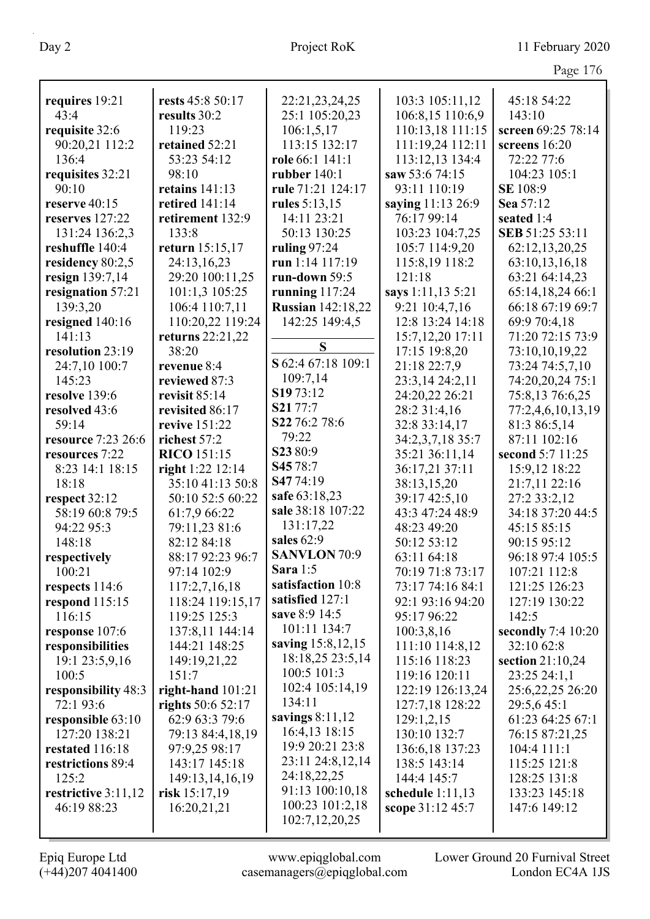**requires** 19:21 43:4
**requisite** 32:6 90:20,21 112:2 136:4
**requisites** 32:21 90:10
**reserve** 40:15
**reserves** 127:22 131:24 136:2,3
**reshuffle** 140:4
**residency** 80:2,5
**resign** 139:7,14
**resignation** 57:21 139:3,20
**resigned** 140:16 141:13
**resolution** 23:19 24:7,10 100:7 145:23
**resolve** 139:6
**resolved** 43:6 59:14
**resource** 7:23 26:6
**resources** 7:22 8:23 14:1 18:15 18:18
**respect** 32:12 58:19 60:8 79:5 94:22 95:3 148:18
**respectively** 100:21
**respects** 114:6
**respond** 115:15 116:15
**response** 107:6
**responsibilities** 19:1 23:5,9,16 100:5
**responsibility** 48:3 72:1 93:6
**responsible** 63:10 127:20 138:21
**restated** 116:18
**restrictions** 89:4 125:2
**restrictive** 3:11,12 46:19 88:23
**rests** 45:8 50:17
**results** 30:2 119:23
**retained** 52:21 53:23 54:12 98:10
**retains** 141:13
**retired** 141:14
**retirement** 132:9 133:8
**return** 15:15,17 24:13,16,23 29:20 100:11,25 101:1,3 105:25 106:4 110:7,11 110:20,22 119:24
**returns** 22:21,22 38:20
**revenue** 8:4
**reviewed** 87:3
**revisit** 85:14
**revisited** 86:17
**revive** 151:22
**richest** 57:2
**RICO** 151:15
**right** 1:22 12:14 35:10 41:13 50:8 50:10 52:5 60:22 61:7,9 66:22 79:11,23 81:6 82:12 84:18 88:17 92:23 96:7 97:14 102:9 117:2,7,16,18 118:24 119:15,17 119:25 125:3 137:8,11 144:14 144:21 148:25 149:19,21,22 151:7
**right-hand** 101:21
**rights** 50:6 52:17 62:9 63:3 79:6 79:13 84:4,18,19 97:9,25 98:17 143:17 145:18 149:13,14,16,19
**risk** 15:17,19 16:20,21,21 22:21,23,24,25 25:1 105:20,23 106:1,5,17 113:15 132:17
**role** 66:1 141:1
**rubber** 140:1
**rule** 71:21 124:17
**rules** 5:13,15 14:11 23:21 50:13 130:25
**ruling** 97:24
**run** 1:14 117:19
**run-down** 59:5
**running** 117:24
**Russian** 142:18,22 142:25 149:4,5

## S

**S** 62:4 67:18 109:1 109:7,14
**S19** 73:12
**S21** 77:7
**S22** 76:2 78:6 79:22
**S23** 80:9
**S45** 78:7
**S47** 74:19
**safe** 63:18,23
**sale** 38:18 107:22 131:17,22
**sales** 62:9
**SANVLON** 70:9
**Sara** 1:5
**satisfaction** 10:8
**satisfied** 127:1
**save** 8:9 14:5 101:11 134:7
**saving** 15:8,12,15 18:18,25 23:5,14 100:5 101:3 102:4 105:14,19 134:11
**savings** 8:11,12 16:4,13 18:15 19:9 20:21 23:8 23:11 24:8,12,14 24:18,22,25 91:13 100:10,18 100:23 101:2,18 102:7,12,20,25 103:3 105:11,12 106:8,15 110:6,9 110:13,18 111:15 111:19,24 112:11 113:12,13 134:4
**saw** 53:6 74:15 93:11 110:19
**saying** 11:13 26:9 76:17 99:14 103:23 104:7,25 105:7 114:9,20 115:8,19 118:2 121:18
**says** 1:11,13 5:21 9:21 10:4,7,16 12:8 13:24 14:18 15:7,12,20 17:11 17:15 19:8,20 21:18 22:7,9 23:3,14 24:2,11 24:20,22 26:21 28:2 31:4,16 32:8 33:14,17 34:2,3,7,18 35:7 35:21 36:11,14 36:17,21 37:11 38:13,15,20 39:17 42:5,10 43:3 47:24 48:9 48:23 49:20 50:12 53:12 63:11 64:18 70:19 71:8 73:17 73:17 74:16 84:1 92:1 93:16 94:20 95:17 96:22 100:3,8,16 111:10 114:8,12 115:16 118:23 119:16 120:11 122:19 126:13,24 127:7,18 128:22 129:1,2,15 130:10 132:7 136:6,18 137:23 138:5 143:14 144:4 145:7
**schedule** 1:11,13
**scope** 31:12 45:7 45:18 54:22 143:10
**screen** 69:25 78:14
**screens** 16:20 72:22 77:6 104:23 105:1
**SE** 108:9
**Sea** 57:12
**seated** 1:4
**SEB** 51:25 53:11 62:12,13,20,25 63:10,13,16,18 63:21 64:14,23 65:14,18,24 66:1 66:18 67:19 69:7 69:9 70:4,18 71:20 72:15 73:9 73:10,10,19,22 73:24 74:5,7,10 74:20,20,24 75:1 75:8,13 76:6,25 77:2,4,6,10,13,19 81:3 86:5,14 87:11 102:16
**second** 5:7 11:25 15:9,12 18:22 21:7,11 22:16 27:2 33:2,12 34:18 37:20 44:5 45:15 85:15 90:15 95:12 96:18 97:4 105:5 107:21 112:8 121:25 126:23 127:19 130:22 142:5
**secondly** 7:4 10:20 32:10 62:8
**section** 21:10,24 23:25 24:1,1 25:6,22,25 26:20 29:5,6 45:1 61:23 64:25 67:1 76:15 87:21,25 104:4 111:1 115:25 121:8 128:25 131:8 133:23 145:18 147:6 149:12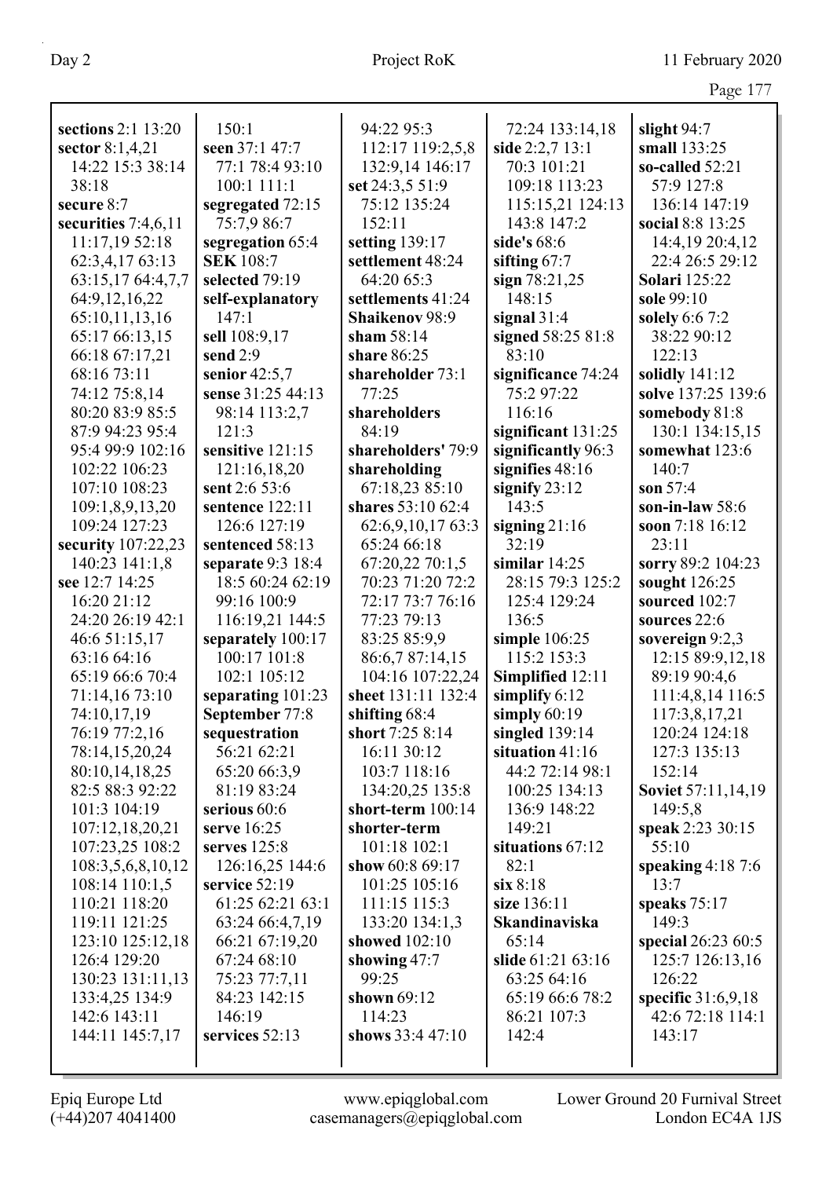**sections** 2:1 13:20 150:1
**sector** 8:1,4,21 14:22 15:3 38:14 38:18
**secure** 8:7
**securities** 7:4,6,11 11:17,19 52:18 62:3,4,17 63:13 63:15,17 64:4,7,7 64:9,12,16,22 65:10,11,13,16 65:17 66:13,15 66:18 67:17,21 68:16 73:11 74:12 75:8,14 80:20 83:9 85:5 87:9 94:23 95:4 95:4 99:9 102:16 102:22 106:23 107:10 108:23 109:1,8,9,13,20 109:24 127:23
**security** 107:22,23 140:23 141:1,8
**see** 12:7 14:25 16:20 21:12 24:20 26:19 42:1 46:6 51:15,17 63:16 64:16 65:19 66:6 70:4 71:14,16 73:10 74:10,17,19 76:19 77:2,16 78:14,15,20,24 80:10,14,18,25 82:5 88:3 92:22 101:3 104:19 107:12,18,20,21 107:23,25 108:2 108:3,5,6,8,10,12 108:14 110:1,5 110:21 118:20 119:11 121:25 123:10 125:12,18 126:4 129:20 130:23 131:11,13 133:4,25 134:9 142:6 143:11 144:11 145:7,17

**seen** 37:1 47:7 77:1 78:4 93:10 100:1 111:1
**segregated** 72:15 75:7,9 86:7
**segregation** 65:4
**SEK** 108:7
**selected** 79:19
**self-explanatory** 147:1
**sell** 108:9,17
**send** 2:9
**senior** 42:5,7
**sense** 31:25 44:13 98:14 113:2,7 121:3
**sensitive** 121:15 121:16,18,20
**sent** 2:6 53:6
**sentence** 122:11 126:6 127:19
**sentenced** 58:13
**separate** 9:3 18:4 18:5 60:24 62:19 99:16 100:9 116:19,21 144:5
**separately** 100:17 100:17 101:8 102:1 105:12
**separating** 101:23
**September** 77:8
**sequestration** 56:21 62:21 65:20 66:3,9 81:19 83:24
**serious** 60:6
**serve** 16:25
**serves** 125:8 126:16,25 144:6
**service** 52:19 61:25 62:21 63:1 63:24 66:4,7,19 66:21 67:19,20 67:24 68:10 75:23 77:7,11 84:23 142:15 146:19
**services** 52:13

94:22 95:3 112:17 119:2,5,8 132:9,14 146:17
**set** 24:3,5 51:9 75:12 135:24 152:11
**setting** 139:17
**settlement** 48:24 64:20 65:3
**settlements** 41:24
**Shaikenov** 98:9
**sham** 58:14
**share** 86:25
**shareholder** 73:1 77:25
**shareholders** 84:19
**shareholders'** 79:9
**shareholding** 67:18,23 85:10
**shares** 53:10 62:4 62:6,9,10,17 63:3 65:24 66:18 67:20,22 70:1,5 70:23 71:20 72:2 72:17 73:7 76:16 77:23 79:13 83:25 85:9,9 86:6,7 87:14,15 104:16 107:22,24
**sheet** 131:11 132:4
**shifting** 68:4
**short** 7:25 8:14 16:11 30:12 103:7 118:16 134:20,25 135:8
**short-term** 100:14
**shorter-term** 101:18 102:1
**show** 60:8 69:17 101:25 105:16 111:15 115:3 133:20 134:1,3
**showed** 102:10
**showing** 47:7 99:25
**shown** 69:12 114:23
**shows** 33:4 47:10

72:24 133:14,18
**side** 2:2,7 13:1 70:3 101:21 109:18 113:23 115:15,21 124:13 143:8 147:2
**side's** 68:6
**sifting** 67:7
**sign** 78:21,25 148:15
**signal** 31:4
**signed** 58:25 81:8 83:10
**significance** 74:24 75:2 97:22 116:16
**significant** 131:25
**significantly** 96:3
**signifies** 48:16
**signify** 23:12 143:5
**signing** 21:16 32:19
**similar** 14:25 28:15 79:3 125:2 125:4 129:24 136:5
**simple** 106:25 115:2 153:3
**Simplified** 12:11
**simplify** 6:12
**simply** 60:19
**singled** 139:14
**situation** 41:16 44:2 72:14 98:1 100:25 134:13 136:9 148:22 149:21
**situations** 67:12 82:1
**six** 8:18
**size** 136:11
**Skandinaviska** 65:14
**slide** 61:21 63:16 63:25 64:16 65:19 66:6 78:2 86:21 107:3 142:4

**slight** 94:7
**small** 133:25
**so-called** 52:21 57:9 127:8 136:14 147:19
**social** 8:8 13:25 14:4,19 20:4,12 22:4 26:5 29:12
**Solari** 125:22
**sole** 99:10
**solely** 6:6 7:2 38:22 90:12 122:13
**solidly** 141:12
**solve** 137:25 139:6
**somebody** 81:8 130:1 134:15,15
**somewhat** 123:6 140:7
**son** 57:4
**son-in-law** 58:6
**soon** 7:18 16:12 23:11
**sorry** 89:2 104:23
**sought** 126:25
**sourced** 102:7
**sources** 22:6
**sovereign** 9:2,3 12:15 89:9,12,18 89:19 90:4,6 111:4,8,14 116:5 117:3,8,17,21 120:24 124:18 127:3 135:13 152:14
**Soviet** 57:11,14,19 149:5,8
**speak** 2:23 30:15 55:10
**speaking** 4:18 7:6 13:7
**speaks** 75:17 149:3
**special** 26:23 60:5 125:7 126:13,16 126:22
**specific** 31:6,9,18 42:6 72:18 114:1 143:17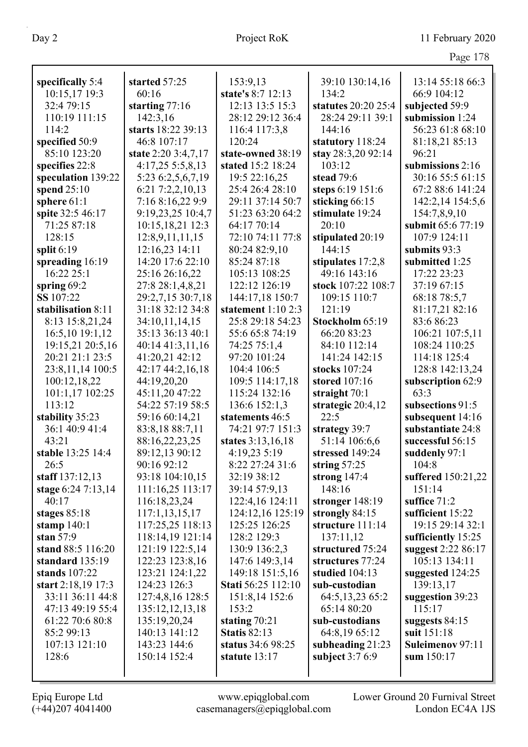**specifically** 5:4 10:15,17 19:3 32:4 79:15 110:19 111:15 114:2
**specified** 50:9 85:10 123:20
**specifies** 22:8
**speculation** 139:22
**spend** 25:10
**sphere** 61:1
**spite** 32:5 46:17 71:25 87:18 128:15
**split** 6:19
**spreading** 16:19 16:22 25:1
**spring** 69:2
**SS** 107:22
**stabilisation** 8:11 8:13 15:8,21,24 16:5,10 19:1,12 19:15,21 20:5,16 20:21 21:1 23:5 23:8,11,14 100:5 100:12,18,22 101:1,17 102:25 113:12
**stability** 35:23 36:1 40:9 41:4 43:21
**stable** 13:25 14:4 26:5
**staff** 137:12,13
**stage** 6:24 7:13,14 40:17
**stages** 85:18
**stamp** 140:1
**stan** 57:9
**stand** 88:5 116:20
**standard** 135:19
**stands** 107:22
**start** 2:18,19 17:3 33:11 36:11 44:8 47:13 49:19 55:4 61:22 70:6 80:8 85:2 99:13 107:13 121:10 128:6
**started** 57:25 60:16
**starting** 77:16 142:3,16
**starts** 18:22 39:13 46:8 107:17
**state** 2:20 3:4,7,17 4:17,25 5:5,8,13 5:23 6:2,5,6,7,19 6:21 7:2,2,10,13 7:16 8:16,22 9:9 9:19,23,25 10:4,7 10:15,18,21 12:3 12:8,9,11,11,15 12:16,23 14:11 14:20 17:6 22:10 25:16 26:16,22 27:8 28:1,4,8,21 29:2,7,15 30:7,18 31:18 32:12 34:8 34:10,11,14,15 35:13 36:13 40:1 40:14 41:3,11,16 41:20,21 42:12 42:17 44:2,16,18 44:19,20,20 45:11,20 47:22 54:22 57:19 58:5 59:16 60:14,21 83:8,18 88:7,11 88:16,22,23,25 89:12,13 90:12 90:16 92:12 93:18 104:10,15 111:16,25 113:17 116:18,23,24 117:1,13,15,17 117:25,25 118:13 118:14,19 121:14 121:19 122:5,14 122:23 123:8,16 123:21 124:1,22 124:23 126:3 127:4,8,16 128:5 135:12,12,13,18 135:19,20,24 140:13 141:12 143:23 144:6 150:14 152:4 153:9,13
**state's** 8:7 12:13 12:13 13:5 15:3 28:12 29:12 36:4 116:4 117:3,8 120:24
**state-owned** 38:19
**stated** 15:2 18:24 19:5 22:16,25 25:4 26:4 28:10 29:11 37:14 50:7 51:23 63:20 64:2 64:17 70:14 72:10 74:11 77:8 80:24 82:9,10 85:24 87:18 105:13 108:25 122:12 126:19 144:17,18 150:7
**statement** 1:10 2:3 25:8 29:18 54:23 55:6 65:8 74:19 74:25 75:1,4 97:20 101:24 104:4 106:5 109:5 114:17,18 115:24 132:16 136:6 152:1,3
**statements** 46:5 74:21 97:7 151:3
**states** 3:13,16,18 4:19,23 5:19 8:22 27:24 31:6 32:19 38:12 39:14 57:9,13 122:4,16 124:11 124:12,16 125:19 125:25 126:25 128:2 129:3 130:9 136:2,3 147:6 149:3,14 149:18 151:5,16
**Stati** 56:25 112:10 151:8,14 152:6 153:2
**stating** 70:21
**Statis** 82:13
**status** 34:6 98:25
**statute** 13:17 39:10 130:14,16 134:2
**statutes** 20:20 25:4 28:24 29:11 39:1 144:16
**statutory** 118:24
**stay** 28:3,20 92:14 103:12
**stead** 79:6
**steps** 6:19 151:6
**sticking** 66:15
**stimulate** 19:24 20:10
**stipulated** 20:19 144:15
**stipulates** 17:2,8 49:16 143:16
**stock** 107:22 108:7 109:15 110:7 121:19
**Stockholm** 65:19 66:20 83:23 84:10 112:14 141:24 142:15
**stocks** 107:24
**stored** 107:16
**straight** 70:1
**strategic** 20:4,12 22:5
**strategy** 39:7 51:14 106:6,6
**stressed** 149:24
**string** 57:25
**strong** 147:4 148:16
**stronger** 148:19
**strongly** 84:15
**structure** 111:14 137:11,12
**structured** 75:24
**structures** 77:24
**studied** 104:13
**sub-custodian** 64:5,13,23 65:2 65:14 80:20
**sub-custodians** 64:8,19 65:12
**subheading** 21:23
**subject** 3:7 6:9 13:14 55:18 66:3 66:9 104:12
**subjected** 59:9
**submission** 1:24 56:23 61:8 68:10 81:18,21 85:13 96:21
**submissions** 2:16 30:16 55:5 61:15 67:2 88:6 141:24 142:2,14 154:5,6 154:7,8,9,10
**submit** 65:6 77:19 107:9 124:11
**submits** 93:3
**submitted** 1:25 17:22 23:23 37:19 67:15 68:18 78:5,7 81:17,21 82:16 83:6 86:23 106:21 107:5,11 108:24 110:25 114:18 125:4 128:8 142:13,24
**subscription** 62:9 63:3
**subsections** 91:5
**subsequent** 14:16
**substantiate** 24:8
**successful** 56:15
**suddenly** 97:1 104:8
**suffered** 150:21,22 151:14
**suffice** 71:2
**sufficient** 15:22 19:15 29:14 32:1
**sufficiently** 15:25
**suggest** 2:22 86:17 105:13 134:11
**suggested** 124:25 139:13,17
**suggestion** 39:23 115:17
**suggests** 84:15
**suit** 151:18
**Suleimenov** 97:11
**sum** 150:17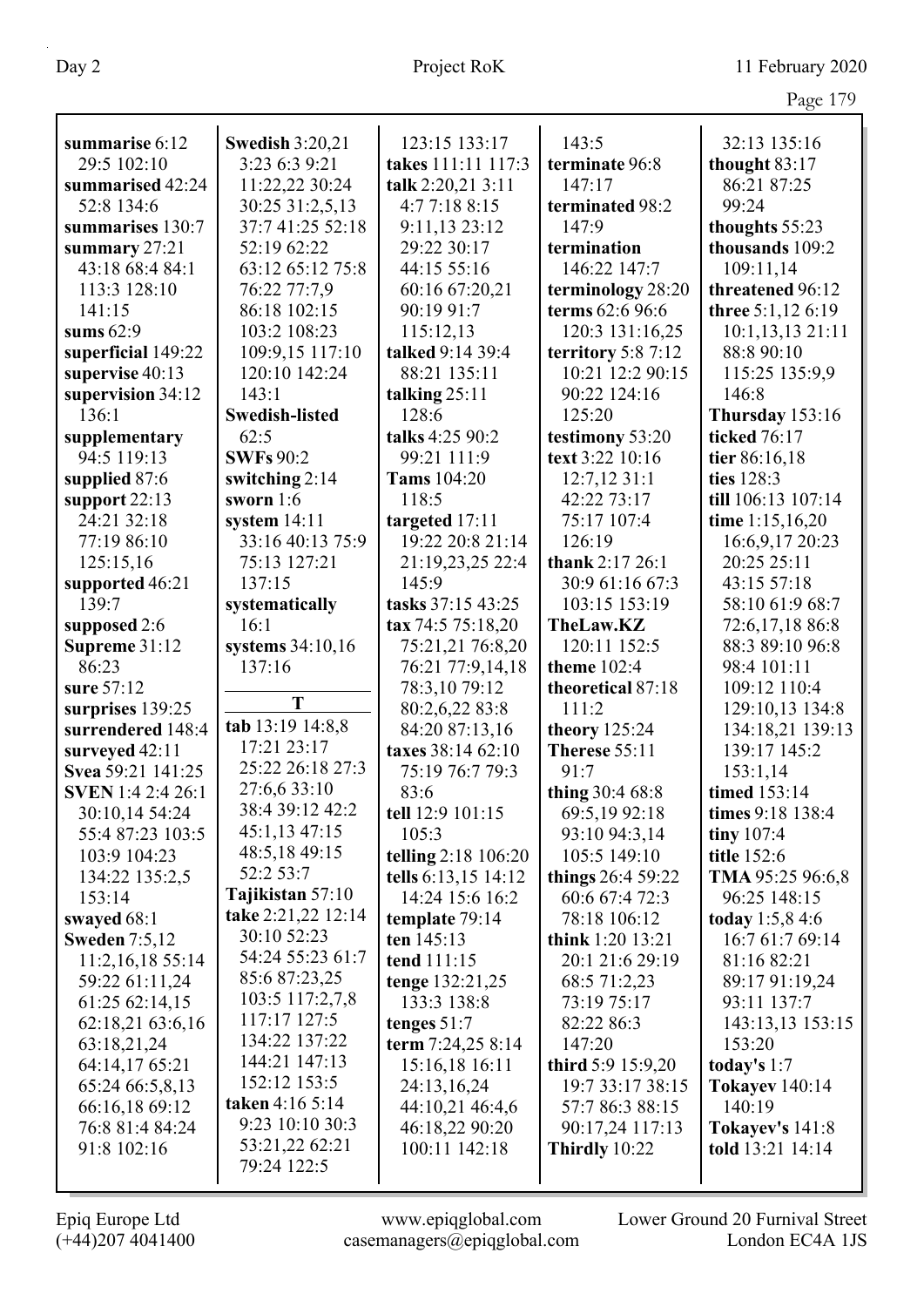**summarise** 6:12 29:5 102:10
**summarised** 42:24 52:8 134:6
**summarises** 130:7
**summary** 27:21 43:18 68:4 84:1 113:3 128:10 141:15
**sums** 62:9
**superficial** 149:22
**supervise** 40:13
**supervision** 34:12 136:1
**supplementary** 94:5 119:13
**supplied** 87:6
**support** 22:13 24:21 32:18 77:19 86:10 125:15,16
**supported** 46:21 139:7
**supposed** 2:6
**Supreme** 31:12 86:23
**sure** 57:12
**surprises** 139:25
**surrendered** 148:4
**surveyed** 42:11
**Svea** 59:21 141:25
**SVEN** 1:4 2:4 26:1 30:10,14 54:24 55:4 87:23 103:5 103:9 104:23 134:22 135:2,5 153:14
**swayed** 68:1
**Sweden** 7:5,12 11:2,16,18 55:14 59:22 61:11,24 61:25 62:14,15 62:18,21 63:6,16 63:18,21,24 64:14,17 65:21 65:24 66:5,8,13 66:16,18 69:12 76:8 81:4 84:24 91:8 102:16
**Swedish** 3:20,21 3:23 6:3 9:21 11:22,22 30:24 30:25 31:2,5,13 37:7 41:25 52:18 52:19 62:22 63:12 65:12 75:8 76:22 77:7,9 86:18 102:15 103:2 108:23 109:9,15 117:10 120:10 142:24 143:1
**Swedish-listed** 62:5
**SWFs** 90:2
**switching** 2:14
**sworn** 1:6
**system** 14:11 33:16 40:13 75:9 75:13 127:21 137:15
**systematically** 16:1
**systems** 34:10,16 137:16

## T

**tab** 13:19 14:8,8 17:21 23:17 25:22 26:18 27:3 27:6,6 33:10 38:4 39:12 42:2 45:1,13 47:15 48:5,18 49:15 52:2 53:7
**Tajikistan** 57:10
**take** 2:21,22 12:14 30:10 52:23 54:24 55:23 61:7 85:6 87:23,25 103:5 117:2,7,8 117:17 127:5 134:22 137:22 144:21 147:13 152:12 153:5
**taken** 4:16 5:14 9:23 10:10 30:3 53:21,22 62:21 79:24 122:5 123:15 133:17
**takes** 111:11 117:3
**talk** 2:20,21 3:11 4:7 7:18 8:15 9:11,13 23:12 29:22 30:17 44:15 55:16 60:16 67:20,21 90:19 91:7 115:12,13
**talked** 9:14 39:4 88:21 135:11
**talking** 25:11 128:6
**talks** 4:25 90:2 99:21 111:9
**Tams** 104:20 118:5
**targeted** 17:11 19:22 20:8 21:14 21:19,23,25 22:4 145:9
**tasks** 37:15 43:25
**tax** 74:5 75:18,20 75:21,21 76:8,20 76:21 77:9,14,18 78:3,10 79:12 80:2,6,22 83:8 84:20 87:13,16
**taxes** 38:14 62:10 75:19 76:7 79:3 83:6
**tell** 12:9 101:15 105:3
**telling** 2:18 106:20
**tells** 6:13,15 14:12 14:24 15:6 16:2
**template** 79:14
**ten** 145:13
**tend** 111:15
**tenge** 132:21,25 133:3 138:8
**tenges** 51:7
**term** 7:24,25 8:14 15:16,18 16:11 24:13,16,24 44:10,21 46:4,6 46:18,22 90:20 100:11 142:18 143:5
**terminate** 96:8 147:17
**terminated** 98:2 147:9
**termination** 146:22 147:7
**terminology** 28:20
**terms** 62:6 96:6 120:3 131:16,25
**territory** 5:8 7:12 10:21 12:2 90:15 90:22 124:16 125:20
**testimony** 53:20
**text** 3:22 10:16 12:7,12 31:1 42:22 73:17 75:17 107:4 126:19
**thank** 2:17 26:1 30:9 61:16 67:3 103:15 153:19
**TheLaw.KZ** 120:11 152:5
**theme** 102:4
**theoretical** 87:18 111:2
**theory** 125:24
**Therese** 55:11 91:7
**thing** 30:4 68:8 69:5,19 92:18 93:10 94:3,14 105:5 149:10
**things** 26:4 59:22 60:6 67:4 72:3 78:18 106:12
**think** 1:20 13:21 20:1 21:6 29:19 68:5 71:2,23 73:19 75:17 82:22 86:3 147:20
**third** 5:9 15:9,20 19:7 33:17 38:15 57:7 86:3 88:15 90:17,24 117:13
**Thirdly** 10:22 32:13 135:16
**thought** 83:17 86:21 87:25 99:24
**thoughts** 55:23
**thousands** 109:2 109:11,14
**threatened** 96:12
**three** 5:1,12 6:19 10:1,13,13 21:11 88:8 90:10 115:25 135:9,9 146:8
**Thursday** 153:16
**ticked** 76:17
**tier** 86:16,18
**ties** 128:3
**till** 106:13 107:14
**time** 1:15,16,20 16:6,9,17 20:23 20:25 25:11 43:15 57:18 58:10 61:9 68:7 72:6,17,18 86:8 88:3 89:10 96:8 98:4 101:11 109:12 110:4 129:10,13 134:8 134:18,21 139:13 139:17 145:2 153:1,14
**timed** 153:14
**times** 9:18 138:4
**tiny** 107:4
**title** 152:6
**TMA** 95:25 96:6,8 96:25 148:15
**today** 1:5,8 4:6 16:7 61:7 69:14 81:16 82:21 89:17 91:19,24 93:11 137:7 143:13,13 153:15 153:20
**today's** 1:7
**Tokayev** 140:14 140:19
**Tokayev's** 141:8
**told** 13:21 14:14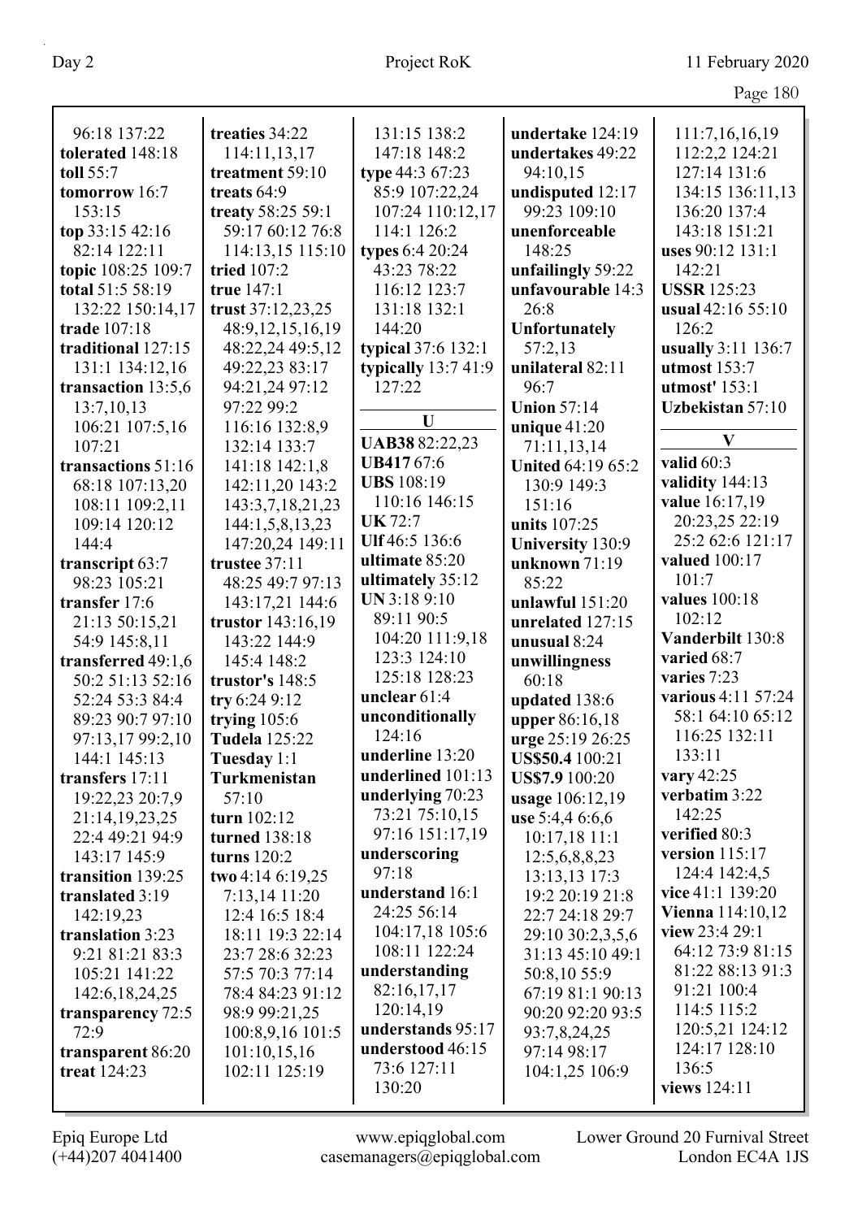96:18 137:22
**tolerated** 148:18
**toll** 55:7
**tomorrow** 16:7
153:15
**top** 33:15 42:16
82:14 122:11
**topic** 108:25 109:7
**total** 51:5 58:19
132:22 150:14,17
**trade** 107:18
**traditional** 127:15
131:1 134:12,16
**transaction** 13:5,6
13:7,10,13
106:21 107:5,16
107:21
**transactions** 51:16
68:18 107:13,20
108:11 109:2,11
109:14 120:12
144:4
**transcript** 63:7
98:23 105:21
**transfer** 17:6
21:13 50:15,21
54:9 145:8,11
**transferred** 49:1,6
50:2 51:13 52:16
52:24 53:3 84:4
89:23 90:7 97:10
97:13,17 99:2,10
144:1 145:13
**transfers** 17:11
19:22,23 20:7,9
21:14,19,23,25
22:4 49:21 94:9
143:17 145:9
**transition** 139:25
**translated** 3:19
142:19,23
**translation** 3:23
9:21 81:21 83:3
105:21 141:22
142:6,18,24,25
**transparency** 72:5
72:9
**transparent** 86:20
**treat** 124:23

**treaties** 34:22
114:11,13,17
**treatment** 59:10
**treats** 64:9
**treaty** 58:25 59:1
59:17 60:12 76:8
114:13,15 115:10
**tried** 107:2
**true** 147:1
**trust** 37:12,23,25
48:9,12,15,16,19
48:22,24 49:5,12
49:22,23 83:17
94:21,24 97:12
97:22 99:2
116:16 132:8,9
132:14 133:7
141:18 142:1,8
142:11,20 143:2
143:3,7,18,21,23
144:1,5,8,13,23
147:20,24 149:11
**trustee** 37:11
48:25 49:7 97:13
143:17,21 144:6
**trustor** 143:16,19
143:22 144:9
145:4 148:2
**trustor's** 148:5
**try** 6:24 9:12
**trying** 105:6
**Tudela** 125:22
**Tuesday** 1:1
**Turkmenistan**
57:10
**turn** 102:12
**turned** 138:18
**turns** 120:2
**two** 4:14 6:19,25
7:13,14 11:20
12:4 16:5 18:4
18:11 19:3 22:14
23:7 28:6 32:23
57:5 70:3 77:14
78:4 84:23 91:12
98:9 99:21,25
100:8,9,16 101:5
101:10,15,16
102:11 125:19

131:15 138:2
147:18 148:2
**type** 44:3 67:23
85:9 107:22,24
107:24 110:12,17
114:1 126:2
**types** 6:4 20:24
43:23 78:22
116:12 123:7
131:18 132:1
144:20
**typical** 37:6 132:1
**typically** 13:7 41:9
127:22

**U**

**UAB38** 82:22,23
**UB417** 67:6
**UBS** 108:19
110:16 146:15
**UK** 72:7
**Ulf** 46:5 136:6
**ultimate** 85:20
**ultimately** 35:12
**UN** 3:18 9:10
89:11 90:5
104:20 111:9,18
123:3 124:10
125:18 128:23
**unclear** 61:4
**unconditionally**
124:16
**underline** 13:20
**underlined** 101:13
**underlying** 70:23
73:21 75:10,15
97:16 151:17,19
**underscoring**
97:18
**understand** 16:1
24:25 56:14
104:17,18 105:6
108:11 122:24
**understanding**
82:16,17,17
120:14,19
**understands** 95:17
**understood** 46:15
73:6 127:11
130:20

**undertake** 124:19
**undertakes** 49:22
94:10,15
**undisputed** 12:17
99:23 109:10
**unenforceable**
148:25
**unfailingly** 59:22
**unfavourable** 14:3
26:8
**Unfortunately**
57:2,13
**unilateral** 82:11
96:7
**Union** 57:14
**unique** 41:20
71:11,13,14
**United** 64:19 65:2
130:9 149:3
151:16
**units** 107:25
**University** 130:9
**unknown** 71:19
85:22
**unlawful** 151:20
**unrelated** 127:15
**unusual** 8:24
**unwillingness**
60:18
**updated** 138:6
**upper** 86:16,18
**urge** 25:19 26:25
**US$50.4** 100:21
**US$7.9** 100:20
**usage** 106:12,19
**use** 5:4,4 6:6,6
10:17,18 11:1
12:5,6,8,8,23
13:13,13 17:3
19:2 20:19 21:8
22:7 24:18 29:7
29:10 30:2,3,5,6
31:13 45:10 49:1
50:8,10 55:9
67:19 81:1 90:13
90:20 92:20 93:5
93:7,8,24,25
97:14 98:17
104:1,25 106:9

111:7,16,16,19
112:2,2 124:21
127:14 131:6
134:15 136:11,13
136:20 137:4
143:18 151:21
**uses** 90:12 131:1
142:21
**USSR** 125:23
**usual** 42:16 55:10
126:2
**usually** 3:11 136:7
**utmost** 153:7
**utmost'** 153:1
**Uzbekistan** 57:10

**V**

**valid** 60:3
**validity** 144:13
**value** 16:17,19
20:23,25 22:19
25:2 62:6 121:17
**valued** 100:17
101:7
**values** 100:18
102:12
**Vanderbilt** 130:8
**varied** 68:7
**varies** 7:23
**various** 4:11 57:24
58:1 64:10 65:12
116:25 132:11
133:11
**vary** 42:25
**verbatim** 3:22
142:25
**verified** 80:3
**version** 115:17
124:4 142:4,5
**vice** 41:1 139:20
**Vienna** 114:10,12
**view** 23:4 29:1
64:12 73:9 81:15
81:22 88:13 91:3
91:21 100:4
114:5 115:2
120:5,21 124:12
124:17 128:10
136:5
**views** 124:11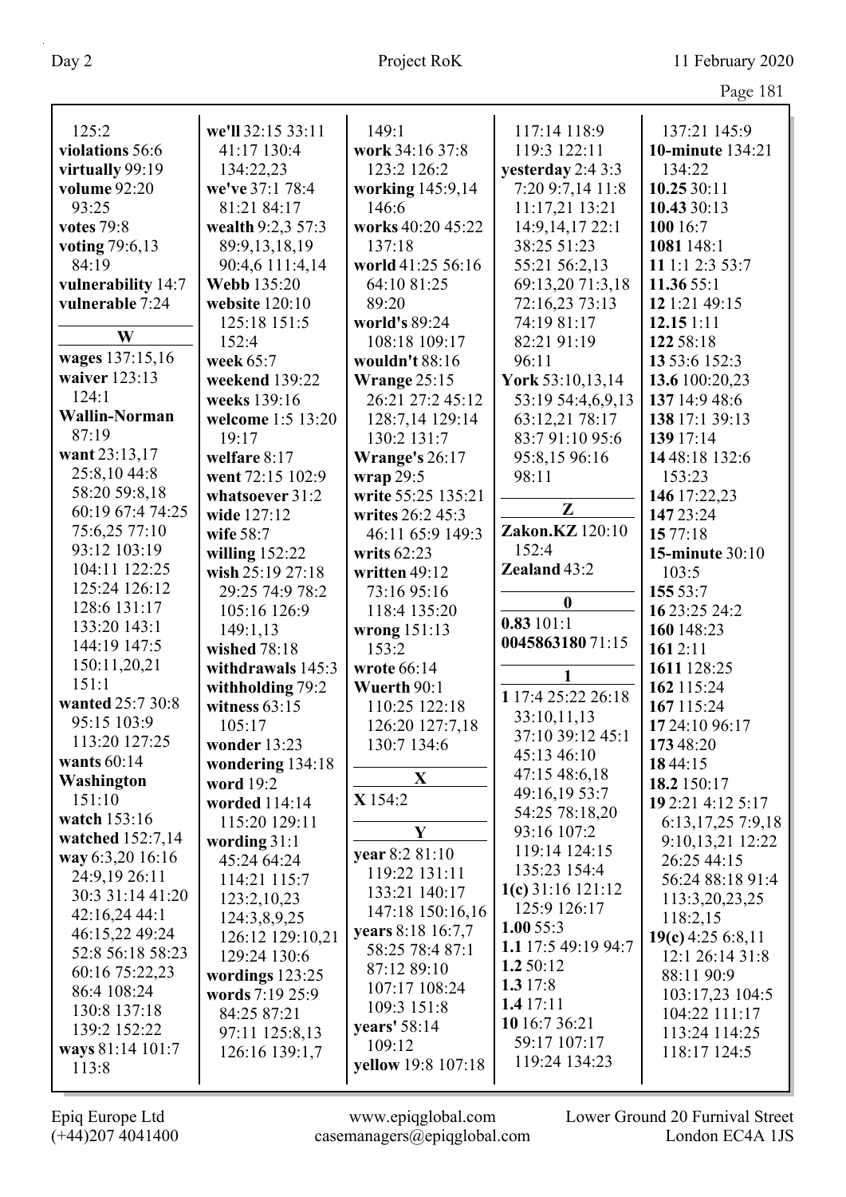125:2
**violations** 56:6
**virtually** 99:19
**volume** 92:20
93:25
**votes** 79:8
**voting** 79:6,13
84:19
**vulnerability** 14:7
**vulnerable** 7:24

**W**

**wages** 137:15,16
**waiver** 123:13
124:1
**Wallin-Norman**
87:19
**want** 23:13,17
25:8,10 44:8
58:20 59:8,18
60:19 67:4 74:25
75:6,25 77:10
93:12 103:19
104:11 122:25
125:24 126:12
128:6 131:17
133:20 143:1
144:19 147:5
150:11,20,21
151:1
**wanted** 25:7 30:8
95:15 103:9
113:20 127:25
**wants** 60:14
**Washington**
151:10
**watch** 153:16
**watched** 152:7,14
**way** 6:3,20 16:16
24:9,19 26:11
30:3 31:14 41:20
42:16,24 44:1
46:15,22 49:24
52:8 56:18 58:23
60:16 75:22,23
86:4 108:24
130:8 137:18
139:2 152:22
**ways** 81:14 101:7
113:8

**we'll** 32:15 33:11
41:17 130:4
134:22,23
**we've** 37:1 78:4
81:21 84:17
**wealth** 9:2,3 57:3
89:9,13,18,19
90:4,6 111:4,14
**Webb** 135:20
**website** 120:10
125:18 151:5
152:4
**week** 65:7
**weekend** 139:22
**weeks** 139:16
**welcome** 1:5 13:20
19:17
**welfare** 8:17
**went** 72:15 102:9
**whatsoever** 31:2
**wide** 127:12
**wife** 58:7
**willing** 152:22
**wish** 25:19 27:18
29:25 74:9 78:2
105:16 126:9
149:1,13
**wished** 78:18
**withdrawals** 145:3
**withholding** 79:2
**witness** 63:15
105:17
**wonder** 13:23
**wondering** 134:18
**word** 19:2
**worded** 114:14
115:20 129:11
**wording** 31:1
45:24 64:24
114:21 115:7
123:2,10,23
124:3,8,9,25
126:12 129:10,21
129:24 130:6
**wordings** 123:25
**words** 7:19 25:9
84:25 87:21
97:11 125:8,13
126:16 139:1,7

149:1
**work** 34:16 37:8
123:2 126:2
**working** 145:9,14
146:6
**works** 40:20 45:22
137:18
**world** 41:25 56:16
64:10 81:25
89:20
**world's** 89:24
108:18 109:17
**wouldn't** 88:16
**Wrange** 25:15
26:21 27:2 45:12
128:7,14 129:14
130:2 131:7
**Wrange's** 26:17
**wrap** 29:5
**write** 55:25 135:21
**writes** 26:2 45:3
46:11 65:9 149:3
**writs** 62:23
**written** 49:12
73:16 95:16
118:4 135:20
**wrong** 151:13
153:2
**wrote** 66:14
**Wuerth** 90:1
110:25 122:18
126:20 127:7,18
130:7 134:6

**X**

**X** 154:2

**Y**

**year** 8:2 81:10
119:22 131:11
133:21 140:17
147:18 150:16,16
**years** 8:18 16:7,7
58:25 78:4 87:1
87:12 89:10
107:17 108:24
109:3 151:8
**years'** 58:14
109:12
**yellow** 19:8 107:18

117:14 118:9
119:3 122:11
**yesterday** 2:4 3:3
7:20 9:7,14 11:8
11:17,21 13:21
14:9,14,17 22:1
38:25 51:23
55:21 56:2,13
69:13,20 71:3,18
72:16,23 73:13
74:19 81:17
82:21 91:19
96:11
**York** 53:10,13,14
53:19 54:4,6,9,13
63:12,21 78:17
83:7 91:10 95:6
95:8,15 96:16
98:11

**Z**

**Zakon.KZ** 120:10
152:4
**Zealand** 43:2

**0**

**0.83** 101:1
**0045863180** 71:15

**1**

**1** 17:4 25:22 26:18
33:10,11,13
37:10 39:12 45:1
45:13 46:10
47:15 48:6,18
49:16,19 53:7
54:25 78:18,20
93:16 107:2
119:14 124:15
135:23 154:4
**1(c)** 31:16 121:12
125:9 126:17
**1.00** 55:3
**1.1** 17:5 49:19 94:7
**1.2** 50:12
**1.3** 17:8
**1.4** 17:11
**10** 16:7 36:21
59:17 107:17
119:24 134:23

137:21 145:9
**10-minute** 134:21
134:22
**10.25** 30:11
**10.43** 30:13
**100** 16:7
**1081** 148:1
**11** 1:1 2:3 53:7
**11.36** 55:1
**12** 1:21 49:15
**12.15** 1:11
**122** 58:18
**13** 53:6 152:3
**13.6** 100:20,23
**137** 14:9 48:6
**138** 17:1 39:13
**139** 17:14
**14** 48:18 132:6
153:23
**146** 17:22,23
**147** 23:24
**15** 77:18
**15-minute** 30:10
103:5
**155** 53:7
**16** 23:25 24:2
**160** 148:23
**161** 2:11
**1611** 128:25
**162** 115:24
**167** 115:24
**17** 24:10 96:17
**173** 48:20
**18** 44:15
**18.2** 150:17
**19** 2:21 4:12 5:17
6:13,17,25 7:9,18
9:10,13,21 12:22
26:25 44:15
56:24 88:18 91:4
113:3,20,23,25
118:2,15
**19(c)** 4:25 6:8,11
12:1 26:14 31:8
88:11 90:9
103:17,23 104:5
104:22 111:17
113:24 114:25
118:17 124:5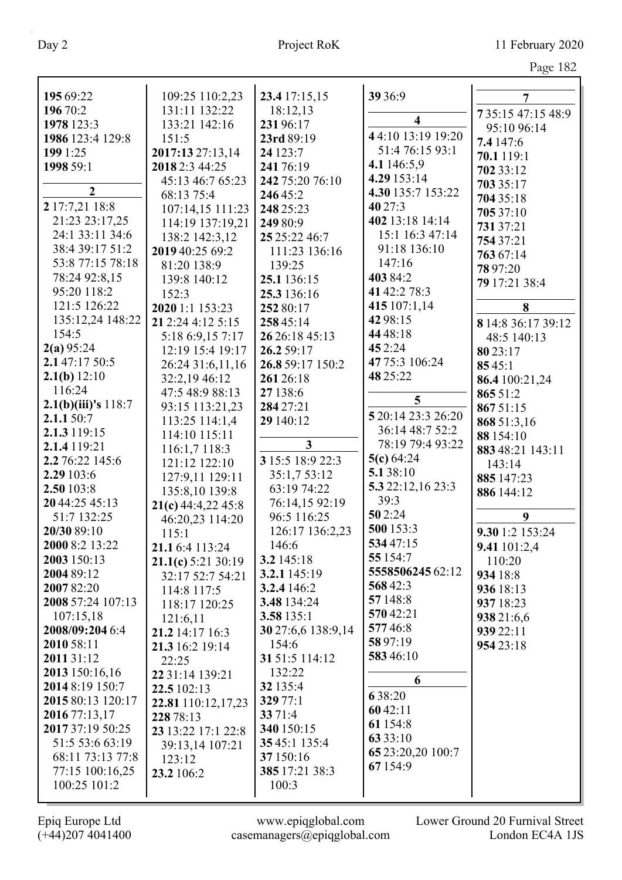**195** 69:22
**196** 70:2
**1978** 123:3
**1986** 123:4 129:8
**199** 1:25
**1998** 59:1

**2**

**2** 17:7,21 18:8 21:23 23:17,25 24:1 33:11 34:6 38:4 39:17 51:2 53:8 77:15 78:18 78:24 92:8,15 95:20 118:2 121:5 126:22 135:12,24 148:22 154:5
**2(a)** 95:24
**2.1** 47:17 50:5
**2.1(b)** 12:10 116:24
**2.1(b)(iii)'s** 118:7
**2.1.1** 50:7
**2.1.3** 119:15
**2.1.4** 119:21
**2.2** 76:22 145:6
**2.29** 103:6
**2.50** 103:8
**20** 44:25 45:13 51:7 132:25
**20/30** 89:10
**2000** 8:2 13:22
**2003** 150:13
**2004** 89:12
**2007** 82:20
**2008** 57:24 107:13 107:15,18
**2008/09:204** 6:4
**2010** 58:11
**2011** 31:12
**2013** 150:16,16
**2014** 8:19 150:7
**2015** 80:13 120:17
**2016** 77:13,17
**2017** 37:19 50:25 51:5 53:6 63:19 68:11 73:13 77:8 77:15 100:16,25 100:25 101:2 109:25 110:2,23 131:11 132:22 133:21 142:16 151:5
**2017:13** 27:13,14
**2018** 2:3 44:25 45:13 46:7 65:23 68:13 75:4 107:14,15 111:23 114:19 137:19,21 138:2 142:3,12
**2019** 40:25 69:2 81:20 138:9 139:8 140:12 152:3
**2020** 1:1 153:23
**21** 2:24 4:12 5:15 5:18 6:9,15 7:17 12:19 15:4 19:17 26:24 31:6,11,16 32:2,19 46:12 47:5 48:9 88:13 93:15 113:21,23 113:25 114:1,4 114:10 115:11 116:1,7 118:3 121:12 122:10 127:9,11 129:11 135:8,10 139:8
**21(c)** 44:4,22 45:8 46:20,23 114:20 115:1
**21.1** 6:4 113:24
**21.1(c)** 5:21 30:19 32:17 52:7 54:21 114:8 117:5 118:17 120:25 121:6,11
**21.2** 14:17 16:3
**21.3** 16:2 19:14 22:25
**22** 31:14 139:21
**22.5** 102:13
**22.81** 110:12,17,23
**228** 78:13
**23** 13:22 17:1 22:8 39:13,14 107:21 123:12
**23.2** 106:2
**23.4** 17:15,15 18:12,13
**231** 96:17
**23rd** 89:19
**24** 123:7
**241** 76:19
**242** 75:20 76:10
**246** 45:2
**248** 25:23
**249** 80:9
**25** 25:22 46:7 111:23 136:16 139:25
**25.1** 136:15
**25.3** 136:16
**252** 80:17
**258** 45:14
**26** 26:18 45:13
**26.2** 59:17
**26.8** 59:17 150:2
**261** 26:18
**27** 138:6
**284** 27:21
**29** 140:12

**3**

**3** 15:5 18:9 22:3 35:1,7 53:12 63:19 74:22 76:14,15 92:19 96:5 116:25 126:17 136:2,23 146:6
**3.2** 145:18
**3.2.1** 145:19
**3.2.4** 146:2
**3.48** 134:24
**3.58** 135:1
**30** 27:6,6 138:9,14 154:6
**31** 51:5 114:12 132:22
**32** 135:4
**329** 77:1
**33** 71:4
**340** 150:15
**35** 45:1 135:4
**37** 150:16
**385** 17:21 38:3 100:3
**39** 36:9

**4**

**4** 4:10 13:19 19:20 51:4 76:15 93:1
**4.1** 146:5,9
**4.29** 153:14
**4.30** 135:7 153:22
**40** 27:3
**402** 13:18 14:14 15:1 16:3 47:14 91:18 136:10 147:16
**403** 84:2
**41** 42:2 78:3
**415** 107:1,14
**42** 98:15
**44** 48:18
**45** 2:24
**47** 75:3 106:24
**48** 25:22

**5**

**5** 20:14 23:3 26:20 36:14 48:7 52:2 78:19 79:4 93:22
**5(c)** 64:24
**5.1** 38:10
**5.3** 22:12,16 23:3 39:3
**50** 2:24
**500** 153:3
**534** 47:15
**55** 154:7
**5558506245** 62:12
**568** 42:3
**57** 148:8
**570** 42:21
**577** 46:8
**58** 97:19
**583** 46:10

**6**

**6** 38:20
**60** 42:11
**61** 154:8
**63** 33:10
**65** 23:20,20 100:7
**67** 154:9

**7**

**7** 35:15 47:15 48:9 95:10 96:14
**7.4** 147:6
**70.1** 119:1
**702** 33:12
**703** 35:17
**704** 35:18
**705** 37:10
**731** 37:21
**754** 37:21
**763** 67:14
**78** 97:20
**79** 17:21 38:4

**8**

**8** 14:8 36:17 39:12 48:5 140:13
**80** 23:17
**85** 45:1
**86.4** 100:21,24
**865** 51:2
**867** 51:15
**868** 51:3,16
**88** 154:10
**883** 48:21 143:11 143:14
**885** 147:23
**886** 144:12

**9**

**9.30** 1:2 153:24
**9.41** 101:2,4 110:20
**934** 18:8
**936** 18:13
**937** 18:23
**938** 21:6,6
**939** 22:11
**954** 23:18